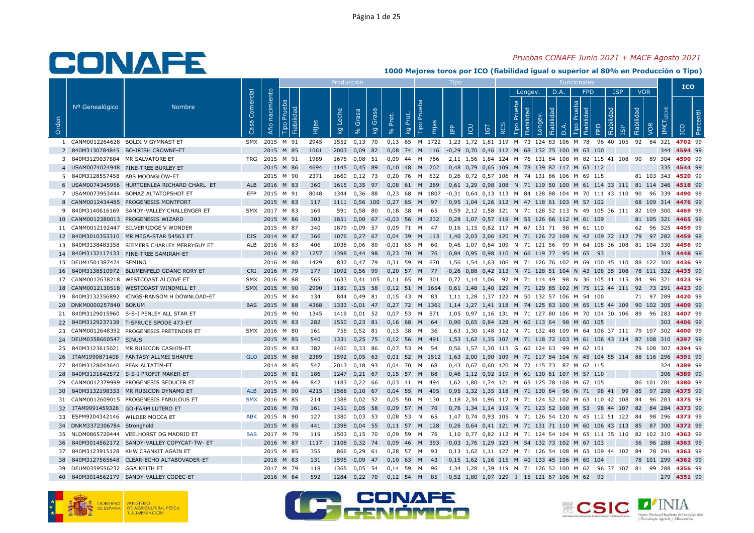## CONAFE

*Pruebas CONAFE Junio 2021 + MACE Agosto 2021*

**1000 Mejores toros por ICO (fiabilidad igual o superior al 80% en Producción o Tipo)**

| Orden | Nº Genealógico | Nombre | Casa Comercial | Año nacimiento | Producción | | | | | | | | Tipo | | | | | Funcionales | | | | | | | | | | | | | | ICO | |
|---|---|---|---|---|---|---|---|---|---|---|---|---|---|---|---|---|---|---|---|---|---|---|---|---|---|---|---|---|---|---|---|---|---|
| | | | | | | | | | | | | | | | | | | | Longev. | | | D.A. | | FPD | | | ISP | | VOR | | | | |
| | | | | | Tipo Prueba | Fiabilidad | Hijas | kg Leche | % Grasa | kg Grasa | % Prot. | kg Prot. | Tipo Prueba | Hijas | IPP | ICU | IGT | RCS | Tipo Prueba | Fiabilidad | Longev. | Fiabilidad | D.A. | Tipo Prueba | Fiabilidad | FPD | Fiabilidad | ISP | Fiabilidad | VOR | IMCT LECHE | ICO | Percentil |
| 1 | CANM0012264628 | BOLDI V GYMNAST ET | SMX | 2015 | M | 91 | 2945 | 1552 | 0,13 | 70 | 0,13 | 65 | M | 1722 | 1,23 | 1,72 | 1,81 | 119 | M | 73 | 124 | 83 | 106 | M | 78 | 96 | 40 | 105 | 92 | 84 | 321 | 4702 | 99 |
| 2 | 840M3130784845 | BO-IRISH CROWNE-ET | | 2015 | M | 85 | 1061 | 2003 | 0,09 | 82 | 0,08 | 74 | M | 116 | -0,29 | 0,70 | 0,46 | 112 | M | 68 | 132 | 75 | 100 | M | 63 | 100 | | | | | 344 | 4594 | 99 |
| 3 | 840M3129037884 | MR SALVATORE ET | TRG | 2015 | M | 91 | 1989 | 1676 | -0,08 | 51 | -0,09 | 44 | M | 766 | 2,11 | 1,56 | 1,84 | 124 | M | 76 | 131 | 84 | 108 | M | 82 | 115 | 41 | 108 | 90 | 89 | 304 | 4590 | 99 |
| 4 | USAM0074024948 | PINE-TREE BURLEY ET | | 2015 | M | 86 | 4694 | 1145 | 0,45 | 89 | 0,10 | 48 | M | 202 | 0,48 | 0,79 | 0,65 | 109 | M | 78 | 139 | 82 | 117 | M | 63 | 112 | | | | | 335 | 4544 | 99 |
| 5 | 840M3128557458 | ABS MOONGLOW-ET | | 2015 | M | 90 | 2371 | 1660 | 0,12 | 73 | 0,20 | 76 | M | 632 | 0,26 | 0,72 | 0,57 | 106 | M | 74 | 131 | 86 | 106 | M | 69 | 115 | | | 81 | 103 | 343 | 4520 | 99 |
| 6 | USAM0074345956 | HURTGENLEA RICHARD CHARL ET | ALB | 2016 | M | 83 | 360 | 1615 | 0,35 | 97 | 0,08 | 61 | M | 269 | 0,61 | 1,29 | 0,98 | 108 | N | 71 | 119 | 50 | 100 | M | 61 | 114 | 33 | 111 | 81 | 114 | 346 | 4518 | 99 |
| 7 | USAM0073953444 | BOMAZ ALTATOPSHOT ET | EFP | 2015 | M | 91 | 8048 | 1344 | 0,36 | 88 | 0,23 | 68 | M | 1807 | -0,31 | 0,64 | 0,13 | 113 | M | 84 | 128 | 88 | 104 | M | 70 | 111 | 43 | 110 | 90 | 96 | 339 | 4490 | 99 |
| 8 | CANM0012434485 | PROGENESIS MONTFORT | | 2015 | M | 83 | 117 | 1111 | 0,56 | 100 | 0,27 | 65 | M | 97 | 0,95 | 1,04 | 1,26 | 112 | M | 47 | 118 | 61 | 103 | M | 57 | 102 | | | 68 | 109 | 314 | 4476 | 99 |
| 9 | 840M3140616169 | SANDY-VALLEY CHALLENGER ET | SMX | 2017 | M | 83 | 169 | 591 | 0,58 | 80 | 0,18 | 38 | M | 65 | 0,59 | 2,12 | 1,58 | 121 | N | 71 | 128 | 52 | 113 | N | 49 | 105 | 36 | 111 | 82 | 109 | 300 | 4469 | 99 |
| 10 | CANM0012380013 | PROGENESIS WIZARD | | 2015 | M | 86 | 303 | 1851 | 0,00 | 67 | -0,03 | 56 | M | 232 | 0,28 | 1,07 | 0,57 | 119 | M | 55 | 126 | 66 | 112 | M | 61 | 109 | | | 81 | 105 | 321 | 4465 | 99 |
| 11 | CANM0012192447 | SILVERRIDGE V WONDER | | 2015 | M | 87 | 340 | 1879 | -0,09 | 57 | 0,09 | 71 | M | 47 | 0,16 | 1,15 | 0,82 | 117 | M | 67 | 131 | 71 | 98 | M | 61 | 110 | | | 62 | 96 | 325 | 4459 | 99 |
| 12 | 840M3010353310 | MR MEGA-STAR 54563 ET | DIS | 2014 | M | 87 | 366 | 1076 | 0,27 | 67 | 0,04 | 39 | M | 113 | 1,40 | 2,03 | 2,06 | 120 | M | 71 | 126 | 72 | 109 | N | 42 | 109 | 72 | 112 | 79 | 97 | 282 | 4459 | 99 |
| 13 | 840M3138483358 | SIEMERS CHARLEY MERRYGUY ET | ALB | 2016 | M | 83 | 406 | 2038 | 0,06 | 80 | -0,01 | 65 | M | 60 | 0,46 | 1,07 | 0,84 | 109 | N | 71 | 121 | 56 | 99 | M | 64 | 108 | 36 | 108 | 81 | 104 | 330 | 4456 | 99 |
| 14 | 840M3132117133 | PINE-TREE SAMIRAH-ET | | 2016 | M | 87 | 1257 | 1398 | 0,44 | 98 | 0,23 | 70 | M | 76 | 0,84 | 0,95 | 0,98 | 110 | M | 66 | 119 | 77 | 95 | M | 65 | 93 | | | | | 319 | 4448 | 99 |
| 15 | DEUM1501387474 | SEMINO | | 2016 | M | 88 | 1429 | 837 | 0,47 | 79 | 0,31 | 59 | M | 670 | 1,56 | 1,54 | 1,63 | 106 | M | 71 | 126 | 76 | 102 | M | 69 | 100 | 45 | 110 | 88 | 122 | 300 | 4436 | 99 |
| 16 | 840M3138510972 | BLUMENFELD GDANC RORY ET | CRI | 2016 | M | 79 | 177 | 1092 | 0,56 | 99 | 0,20 | 57 | M | 77 | -0,26 | 0,88 | 0,42 | 113 | N | 71 | 128 | 51 | 104 | N | 43 | 108 | 35 | 108 | 78 | 111 | 332 | 4435 | 99 |
| 17 | CANM0012638218 | WESTCOAST ALCOVE ET | SMX | 2016 | M | 88 | 565 | 1633 | 0,41 | 105 | 0,11 | 65 | M | 301 | 0,72 | 1,14 | 1,06 | 97 | M | 71 | 114 | 49 | 98 | N | 36 | 105 | 41 | 115 | 84 | 96 | 321 | 4423 | 99 |
| 18 | CANM0012130518 | WESTCOAST WINDMILL ET | SMX | 2015 | M | 90 | 2990 | 1181 | 0,15 | 58 | 0,12 | 51 | M | 1654 | 0,61 | 1,48 | 1,40 | 129 | M | 71 | 129 | 85 | 102 | M | 75 | 112 | 44 | 111 | 92 | 73 | 291 | 4423 | 99 |
| 19 | 840M3132356892 | KINGS-RANSOM H DOWNLOAD-ET | | 2015 | M | 84 | 134 | 844 | 0,49 | 81 | 0,15 | 43 | M | 83 | 1,11 | 1,28 | 1,37 | 122 | M | 50 | 132 | 57 | 106 | M | 54 | 100 | | | 71 | 97 | 289 | 4420 | 99 |
| 20 | DNKM0000257840 | BONUM | BAS | 2015 | M | 88 | 4368 | 1333 | -0,01 | 47 | 0,27 | 72 | M | 1361 | 1,14 | 1,27 | 1,41 | 118 | M | 74 | 125 | 83 | 100 | M | 65 | 115 | 44 | 109 | 90 | 102 | 305 | 4409 | 99 |
| 21 | 840M3129015960 | S-S-I PENLEY ALL STAR ET | | 2015 | M | 90 | 1345 | 1419 | 0,01 | 52 | 0,07 | 53 | M | 571 | 1,05 | 0,97 | 1,16 | 131 | M | 71 | 127 | 80 | 106 | M | 70 | 104 | 30 | 106 | 89 | 96 | 283 | 4407 | 99 |
| 22 | 840M3129237138 | T-SPRUCE SPODE 473-ET | | 2015 | M | 83 | 282 | 1550 | 0,23 | 81 | 0,16 | 68 | M | 64 | 0,90 | 0,65 | 0,84 | 128 | M | 60 | 113 | 64 | 98 | M | 60 | 105 | | | | | 303 | 4406 | 99 |
| 23 | CANM0012648392 | PROGENESIS PRETENDER ET | SMX | 2016 | M | 80 | 161 | 756 | 0,52 | 81 | 0,13 | 38 | M | 36 | 1,63 | 1,30 | 1,48 | 112 | N | 71 | 132 | 48 | 109 | M | 64 | 106 | 37 | 111 | 79 | 107 | 302 | 4400 | 99 |
| 24 | DEUM0358660547 | SINUS | | 2015 | M | 85 | 540 | 1331 | 0,25 | 75 | 0,12 | 56 | M | 491 | 1,53 | 1,62 | 1,35 | 107 | M | 71 | 118 | 72 | 103 | M | 61 | 106 | 43 | 114 | 87 | 108 | 310 | 4397 | 99 |
| 25 | 840M3123615021 | MR RUBICON CASHIN-ET | | 2015 | M | 83 | 382 | 1400 | 0,33 | 86 | 0,07 | 53 | M | 54 | 0,56 | 1,57 | 1,30 | 115 | G | 60 | 124 | 63 | 99 | M | 62 | 101 | | | 79 | 108 | 307 | 4394 | 99 |
| 26 | ITAM1990871408 | FANTASY ALLMEI SHARPE | GLO | 2015 | M | 88 | 2389 | 1592 | 0,05 | 63 | 0,01 | 52 | M | 1512 | 1,63 | 2,00 | 1,90 | 109 | M | 71 | 117 | 84 | 104 | N | 45 | 104 | 55 | 114 | 88 | 116 | 296 | 4391 | 99 |
| 27 | 840M3128043640 | PEAK ALTATIM-ET | | 2014 | M | 85 | 547 | 2013 | 0,18 | 93 | 0,04 | 70 | M | 68 | 0,43 | 0,67 | 0,60 | 120 | M | 72 | 115 | 73 | 87 | M | 62 | 115 | | | | | 324 | 4389 | 99 |
| 28 | 840M3131842572 | S-S-I PROFIT MAKER-ET | | 2015 | M | 81 | 186 | 1247 | 0,21 | 67 | 0,15 | 57 | M | 88 | 0,46 | 1,12 | 0,92 | 119 | M | 61 | 130 | 61 | 107 | M | 57 | 110 | | | | | 306 | 4389 | 99 |
| 29 | CANM0012379999 | PROGENESIS SEDUCER ET | | 2015 | M | 89 | 842 | 1183 | 0,22 | 66 | 0,03 | 41 | M | 494 | 1,62 | 1,80 | 1,74 | 121 | M | 65 | 125 | 78 | 108 | M | 67 | 105 | | | 86 | 101 | 281 | 4380 | 99 |
| 30 | 840M3132198333 | MR RUBICON DYNAMO ET | ALB | 2015 | M | 90 | 4215 | 1568 | 0,10 | 67 | 0,04 | 55 | M | 495 | 0,95 | 1,32 | 1,35 | 118 | M | 71 | 130 | 84 | 96 | N | 71 | 98 | 41 | 99 | 85 | 97 | 298 | 4375 | 99 |
| 31 | CANM0012609015 | PROGENESIS FABULOUS ET | SMX | 2016 | M | 85 | 214 | 1388 | 0,02 | 52 | 0,05 | 50 | M | 130 | 1,18 | 2,34 | 1,96 | 117 | M | 71 | 124 | 52 | 102 | M | 63 | 110 | 42 | 108 | 84 | 96 | 283 | 4375 | 99 |
| 32 | ITAM9991459328 | GO-FARM LUTERO ET | | 2016 | M | 78 | 161 | 1451 | 0,05 | 58 | 0,09 | 57 | M | 70 | 0,76 | 1,34 | 1,14 | 119 | N | 71 | 123 | 52 | 108 | M | 53 | 98 | 44 | 107 | 82 | 84 | 284 | 4373 | 99 |
| 33 | ESPM9204342146 | WILDER MOCCA ET | ABK | 2015 | N | 90 | 127 | 1380 | 0,03 | 53 | 0,08 | 53 | N | 65 | 1,47 | 0,74 | 0,93 | 105 | N | 71 | 126 | 54 | 120 | N | 45 | 112 | 51 | 122 | 84 | 98 | 296 | 4373 | 99 |
| 34 | DNKM3372306784 | Stronghold | | 2015 | M | 85 | 441 | 1398 | 0,04 | 55 | 0,11 | 57 | M | 128 | 0,26 | 0,64 | 0,41 | 121 | M | 71 | 131 | 71 | 110 | M | 60 | 106 | 43 | 113 | 85 | 87 | 300 | 4372 | 99 |
| 35 | NLDM0865720444 | VEELHORST DG MADRID ET | BAS | 2017 | M | 79 | 119 | 1503 | 0,15 | 70 | 0,09 | 59 | M | 76 | 1,10 | 0,77 | 0,82 | 112 | M | 71 | 124 | 54 | 104 | M | 65 | 111 | 35 | 110 | 82 | 102 | 310 | 4363 | 99 |
| 36 | 840M3014562172 | SANDY-VALLEY COPYCAT-TW- ET | | 2016 | M | 87 | 1117 | 1108 | 0,32 | 74 | 0,09 | 46 | M | 393 | -0,03 | 1,76 | 1,29 | 123 | M | 54 | 132 | 73 | 102 | M | 67 | 103 | | | 56 | 96 | 288 | 4363 | 99 |
| 37 | 840M3123915128 | KHW CRANKIT AGAIN ET | | 2015 | M | 85 | 355 | 866 | 0,29 | 61 | 0,28 | 57 | M | 93 | 0,13 | 1,62 | 1,11 | 127 | M | 71 | 126 | 54 | 108 | M | 63 | 109 | 44 | 102 | 84 | 78 | 291 | 4363 | 99 |
| 38 | 840M3127565648 | CLEAR-ECHO ALTABOVADER-ET | | 2016 | M | 83 | 131 | 1595 | -0,09 | 47 | 0,10 | 63 | M | 43 | -0,15 | 1,62 | 1,16 | 115 | M | 40 | 133 | 45 | 106 | M | 60 | 104 | | | 78 | 101 | 299 | 4362 | 99 |
| 39 | DEUM0359556232 | GGA KEITH ET | | 2017 | M | 79 | 118 | 1365 | 0,05 | 54 | 0,14 | 59 | M | 96 | 1,34 | 1,28 | 1,39 | 119 | M | 71 | 126 | 52 | 100 | M | 62 | 96 | 37 | 107 | 81 | 99 | 288 | 4356 | 99 |
| 40 | 840M3014562179 | SANDY-VALLEY CODEC-ET | | 2016 | M | 84 | 592 | 1284 | 0,22 | 70 | 0,12 | 54 | M | 85 | -0,52 | 1,80 | 1,07 | 129 | I | 15 | 121 | 67 | 106 | M | 62 | 93 | | | | | 279 | 4351 | 99 |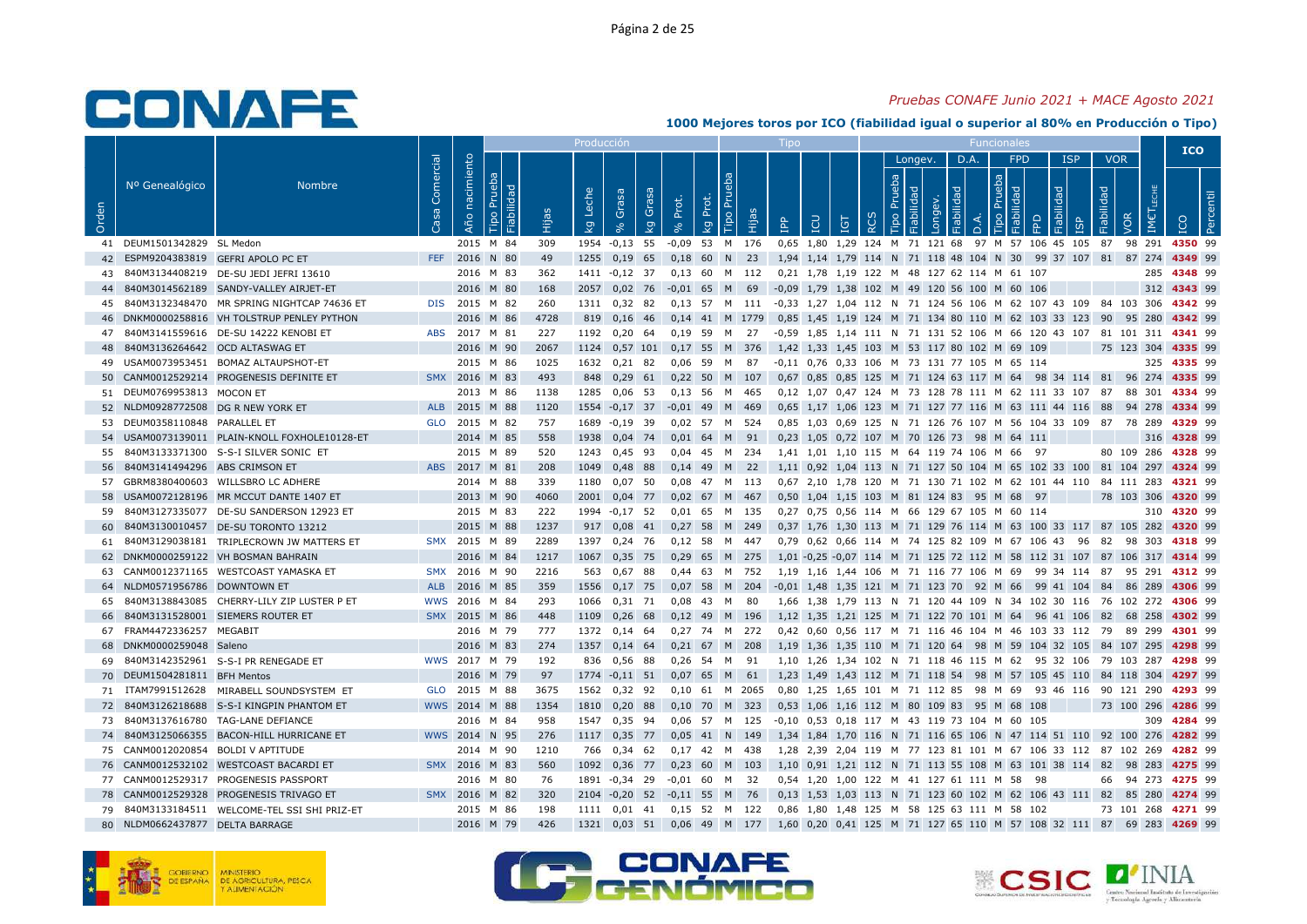*Pruebas CONAFE Junio 2021 + MACE Agosto 2021*

**1000 Mejores toros por ICO (fiabilidad igual o superior al 80% en Producción o Tipo)**

| Orden | Nº Genealógico | Nombre | Casa Comercial | Año nacimiento | Producción: Tipo Prueba | Fiabilidad | Hijas | kg Leche | % Grasa | kg Grasa | % Prot. | kg Prot. | Tipo: Tipo Prueba | Hijas | IPP | ICU | IGT | Funcionales: RCS | Longev.: Tipo Prueba | Fiabilidad | Longev. | D.A.: Fiabilidad | D.A. | FPD: Tipo Prueba | Fiabilidad | FPD | ISP: Fiabilidad | ISP | VOR: Fiabilidad | VOR | IMET LECHE | ICO | Percentil |
|---|---|---|---|---|---|---|---|---|---|---|---|---|---|---|---|---|---|---|---|---|---|---|---|---|---|---|---|---|---|---|---|---|---|
| 41 | DEUM1501342829 | SL Medon | | 2015 | M | 84 | 309 | 1954 | -0,13 | 55 | -0,09 | 53 | M | 176 | 0,65 | 1,80 | 1,29 | 124 | M | 71 | 121 | 68 | 97 | M | 57 | 106 | 45 | 105 | 87 | 98 | 291 | 4350 | 99 |
| 42 | ESPM9204383819 | GEFRI APOLO PC ET | FEF | 2016 | N | 80 | 49 | 1255 | 0,19 | 65 | 0,18 | 60 | N | 23 | 1,94 | 1,14 | 1,79 | 114 | N | 71 | 118 | 48 | 104 | N | 30 | 99 | 37 | 107 | 81 | 87 | 274 | 4349 | 99 |
| 43 | 840M3134408219 | DE-SU JEDI JEFRI 13610 | | 2016 | M | 83 | 362 | 1411 | -0,12 | 37 | 0,13 | 60 | M | 112 | 0,21 | 1,78 | 1,19 | 122 | M | 48 | 127 | 62 | 114 | M | 61 | 107 | | | | | 285 | 4348 | 99 |
| 44 | 840M3014562189 | SANDY-VALLEY AIRJET-ET | | 2016 | M | 80 | 168 | 2057 | 0,02 | 76 | -0,01 | 65 | M | 69 | -0,09 | 1,79 | 1,38 | 102 | M | 49 | 120 | 56 | 100 | M | 60 | 106 | | | | | 312 | 4343 | 99 |
| 45 | 840M3132348470 | MR SPRING NIGHTCAP 74636 ET | DIS | 2015 | M | 82 | 260 | 1311 | 0,32 | 82 | 0,13 | 57 | M | 111 | -0,33 | 1,27 | 1,04 | 112 | N | 71 | 124 | 56 | 106 | M | 62 | 107 | 43 | 109 | 84 | 103 | 306 | 4342 | 99 |
| 46 | DNKM0000258816 | VH TOLSTRUP PENLEY PYTHON | | 2016 | M | 86 | 4728 | 819 | 0,16 | 46 | 0,14 | 41 | M | 1779 | 0,85 | 1,45 | 1,19 | 124 | M | 71 | 134 | 80 | 110 | M | 62 | 103 | 33 | 123 | 90 | 95 | 280 | 4342 | 99 |
| 47 | 840M3141559616 | DE-SU 14222 KENOBI ET | ABS | 2017 | M | 81 | 227 | 1192 | 0,20 | 64 | 0,19 | 59 | M | 27 | -0,59 | 1,85 | 1,14 | 111 | N | 71 | 131 | 52 | 106 | M | 66 | 120 | 43 | 107 | 81 | 101 | 311 | 4341 | 99 |
| 48 | 840M3136264642 | OCD ALTASWAG ET | | 2016 | M | 90 | 2067 | 1124 | 0,57 | 101 | 0,17 | 55 | M | 376 | 1,42 | 1,33 | 1,45 | 103 | M | 53 | 117 | 80 | 102 | M | 69 | 109 | | | 75 | 123 | 304 | 4335 | 99 |
| 49 | USAM0073953451 | BOMAZ ALTAUPSHOT-ET | | 2015 | M | 86 | 1025 | 1632 | 0,21 | 82 | 0,06 | 59 | M | 87 | -0,11 | 0,76 | 0,33 | 106 | M | 73 | 131 | 77 | 105 | M | 65 | 114 | | | | | 325 | 4335 | 99 |
| 50 | CANM0012529214 | PROGENESIS DEFINITE ET | SMX | 2016 | M | 83 | 493 | 848 | 0,29 | 61 | 0,22 | 50 | M | 107 | 0,67 | 0,85 | 0,85 | 125 | M | 71 | 124 | 63 | 117 | M | 64 | 98 | 34 | 114 | 81 | 96 | 274 | 4335 | 99 |
| 51 | DEUM0769953813 | MOCON ET | | 2013 | M | 86 | 1138 | 1285 | 0,06 | 53 | 0,13 | 56 | M | 465 | 0,12 | 1,07 | 0,47 | 124 | M | 73 | 128 | 78 | 111 | M | 62 | 111 | 33 | 107 | 87 | 88 | 301 | 4334 | 99 |
| 52 | NLDM0928772508 | DG R NEW YORK ET | ALB | 2015 | M | 88 | 1120 | 1554 | -0,17 | 37 | -0,01 | 49 | M | 469 | 0,65 | 1,17 | 1,06 | 123 | M | 71 | 127 | 77 | 116 | M | 63 | 111 | 44 | 116 | 88 | 94 | 278 | 4334 | 99 |
| 53 | DEUM0358110848 | PARALLEL ET | GLO | 2015 | M | 82 | 757 | 1689 | -0,19 | 39 | 0,02 | 57 | M | 524 | 0,85 | 1,03 | 0,69 | 125 | N | 71 | 126 | 76 | 107 | M | 56 | 104 | 33 | 109 | 87 | 78 | 289 | 4329 | 99 |
| 54 | USAM0073139011 | PLAIN-KNOLL FOXHOLE10128-ET | | 2014 | M | 85 | 558 | 1938 | 0,04 | 74 | 0,01 | 64 | M | 91 | 0,23 | 1,05 | 0,72 | 107 | M | 70 | 126 | 73 | 98 | M | 64 | 111 | | | | | 316 | 4328 | 99 |
| 55 | 840M3133371300 | S-S-I SILVER SONIC ET | | 2015 | M | 89 | 520 | 1243 | 0,45 | 93 | 0,04 | 45 | M | 234 | 1,41 | 1,01 | 1,10 | 115 | M | 64 | 119 | 74 | 106 | M | 66 | 97 | | | 80 | 109 | 286 | 4328 | 99 |
| 56 | 840M3141494296 | ABS CRIMSON ET | ABS | 2017 | M | 81 | 208 | 1049 | 0,48 | 88 | 0,14 | 49 | M | 22 | 1,11 | 0,92 | 1,04 | 113 | N | 71 | 127 | 50 | 104 | M | 65 | 102 | 33 | 100 | 81 | 104 | 297 | 4324 | 99 |
| 57 | GBRM8380400603 | WILLSBRO LC ADHERE | | 2014 | M | 88 | 339 | 1180 | 0,07 | 50 | 0,08 | 47 | M | 113 | 0,67 | 2,10 | 1,78 | 120 | M | 71 | 130 | 71 | 102 | M | 62 | 101 | 44 | 110 | 84 | 111 | 283 | 4321 | 99 |
| 58 | USAM0072128196 | MR MCCUT DANTE 1407 ET | | 2013 | M | 90 | 4060 | 2001 | 0,04 | 77 | 0,02 | 67 | M | 467 | 0,50 | 1,04 | 1,15 | 103 | M | 81 | 124 | 83 | 95 | M | 68 | 97 | | | 78 | 103 | 306 | 4320 | 99 |
| 59 | 840M3127335077 | DE-SU SANDERSON 12923 ET | | 2015 | M | 83 | 222 | 1994 | -0,17 | 52 | 0,01 | 65 | M | 135 | 0,27 | 0,75 | 0,56 | 114 | M | 66 | 129 | 67 | 105 | M | 60 | 114 | | | | | 310 | 4320 | 99 |
| 60 | 840M3130010457 | DE-SU TORONTO 13212 | | 2015 | M | 88 | 1237 | 917 | 0,08 | 41 | 0,27 | 58 | M | 249 | 0,37 | 1,76 | 1,30 | 113 | M | 71 | 129 | 76 | 114 | M | 63 | 100 | 33 | 117 | 87 | 105 | 282 | 4320 | 99 |
| 61 | 840M3129038181 | TRIPLECROWN JW MATTERS ET | SMX | 2015 | M | 89 | 2289 | 1397 | 0,24 | 76 | 0,12 | 58 | M | 447 | 0,79 | 0,62 | 0,66 | 114 | M | 74 | 125 | 82 | 109 | M | 67 | 106 | 43 | 96 | 82 | 98 | 303 | 4318 | 99 |
| 62 | DNKM0000259122 | VH BOSMAN BAHRAIN | | 2016 | M | 84 | 1217 | 1067 | 0,35 | 75 | 0,29 | 65 | M | 275 | 1,01 | -0,25 | -0,07 | 114 | M | 71 | 125 | 72 | 112 | M | 58 | 112 | 31 | 107 | 87 | 106 | 317 | 4314 | 99 |
| 63 | CANM0012371165 | WESTCOAST YAMASKA ET | SMX | 2016 | M | 90 | 2216 | 563 | 0,67 | 88 | 0,44 | 63 | M | 752 | 1,19 | 1,16 | 1,44 | 106 | M | 71 | 116 | 77 | 106 | M | 69 | 99 | 34 | 114 | 87 | 95 | 291 | 4312 | 99 |
| 64 | NLDM0571956786 | DOWNTOWN ET | ALB | 2016 | M | 85 | 359 | 1556 | 0,17 | 75 | 0,07 | 58 | M | 204 | -0,01 | 1,48 | 1,35 | 121 | M | 71 | 123 | 70 | 92 | M | 66 | 99 | 41 | 104 | 84 | 86 | 289 | 4306 | 99 |
| 65 | 840M3138843085 | CHERRY-LILY ZIP LUSTER P ET | WWS | 2016 | M | 84 | 293 | 1066 | 0,31 | 71 | 0,08 | 43 | M | 80 | 1,66 | 1,38 | 1,79 | 113 | N | 71 | 120 | 44 | 109 | N | 34 | 102 | 30 | 116 | 76 | 102 | 272 | 4306 | 99 |
| 66 | 840M3131528001 | SIEMERS ROUTER ET | SMX | 2015 | M | 86 | 448 | 1109 | 0,26 | 68 | 0,12 | 49 | M | 196 | 1,12 | 1,35 | 1,21 | 125 | M | 71 | 122 | 70 | 101 | M | 64 | 96 | 41 | 106 | 82 | 68 | 258 | 4302 | 99 |
| 67 | FRAM4472336257 | MEGABIT | | 2016 | M | 79 | 777 | 1372 | 0,14 | 64 | 0,27 | 74 | M | 272 | 0,42 | 0,60 | 0,56 | 117 | M | 71 | 116 | 46 | 104 | M | 46 | 103 | 33 | 112 | 79 | 89 | 299 | 4301 | 99 |
| 68 | DNKM0000259048 | Saleno | | 2016 | M | 83 | 274 | 1357 | 0,14 | 64 | 0,21 | 67 | M | 208 | 1,19 | 1,36 | 1,35 | 110 | M | 71 | 120 | 64 | 98 | M | 59 | 104 | 32 | 105 | 84 | 107 | 295 | 4298 | 99 |
| 69 | 840M3142352961 | S-S-I PR RENEGADE ET | WWS | 2017 | M | 79 | 192 | 836 | 0,56 | 88 | 0,26 | 54 | M | 91 | 1,10 | 1,26 | 1,34 | 102 | N | 71 | 118 | 46 | 115 | M | 62 | 95 | 32 | 106 | 79 | 103 | 287 | 4298 | 99 |
| 70 | DEUM1504281811 | BFH Mentos | | 2016 | M | 79 | 97 | 1774 | -0,11 | 51 | 0,07 | 65 | M | 61 | 1,23 | 1,49 | 1,43 | 112 | M | 71 | 118 | 54 | 98 | M | 57 | 105 | 45 | 110 | 84 | 118 | 304 | 4297 | 99 |
| 71 | ITAM7991512628 | MIRABELL SOUNDSYSTEM ET | GLO | 2015 | M | 88 | 3675 | 1562 | 0,32 | 92 | 0,10 | 61 | M | 2065 | 0,80 | 1,25 | 1,65 | 101 | M | 71 | 112 | 85 | 98 | M | 69 | 93 | 46 | 116 | 90 | 121 | 290 | 4293 | 99 |
| 72 | 840M3126218688 | S-S-I KINGPIN PHANTOM ET | WWS | 2014 | M | 88 | 1354 | 1810 | 0,20 | 88 | 0,10 | 70 | M | 323 | 0,53 | 1,06 | 1,16 | 112 | M | 80 | 109 | 83 | 95 | M | 68 | 108 | | | 73 | 100 | 296 | 4286 | 99 |
| 73 | 840M3137616780 | TAG-LANE DEFIANCE | | 2016 | M | 84 | 958 | 1547 | 0,35 | 94 | 0,06 | 57 | M | 125 | -0,10 | 0,53 | 0,18 | 117 | M | 43 | 119 | 73 | 104 | M | 60 | 105 | | | | | 309 | 4284 | 99 |
| 74 | 840M3125066355 | BACON-HILL HURRICANE ET | WWS | 2014 | N | 95 | 276 | 1117 | 0,35 | 77 | 0,05 | 41 | N | 149 | 1,34 | 1,84 | 1,70 | 116 | N | 71 | 116 | 65 | 106 | N | 47 | 114 | 51 | 110 | 92 | 100 | 276 | 4282 | 99 |
| 75 | CANM0012020854 | BOLDI V APTITUDE | | 2014 | M | 90 | 1210 | 766 | 0,34 | 62 | 0,17 | 42 | M | 438 | 1,28 | 2,39 | 2,04 | 119 | M | 77 | 123 | 81 | 101 | M | 67 | 106 | 33 | 112 | 87 | 102 | 269 | 4282 | 99 |
| 76 | CANM0012532102 | WESTCOAST BACARDI ET | SMX | 2016 | M | 83 | 560 | 1092 | 0,36 | 77 | 0,23 | 60 | M | 103 | 1,10 | 0,91 | 1,21 | 112 | M | 71 | 113 | 55 | 108 | M | 63 | 101 | 38 | 114 | 82 | 98 | 283 | 4275 | 99 |
| 77 | CANM0012529317 | PROGENESIS PASSPORT | | 2016 | M | 80 | 76 | 1891 | -0,34 | 29 | -0,01 | 60 | M | 32 | 0,54 | 1,20 | 1,00 | 122 | M | 41 | 127 | 61 | 111 | M | 58 | 98 | | | 66 | 94 | 273 | 4275 | 99 |
| 78 | CANM0012529328 | PROGENESIS TRIVAGO ET | SMX | 2016 | M | 82 | 320 | 2104 | -0,20 | 52 | -0,11 | 55 | M | 76 | 0,13 | 1,53 | 1,03 | 113 | N | 71 | 123 | 60 | 102 | M | 62 | 106 | 43 | 111 | 82 | 85 | 280 | 4274 | 99 |
| 79 | 840M3133184511 | WELCOME-TEL SSI SHI PRIZ-ET | | 2015 | M | 86 | 198 | 1111 | 0,01 | 41 | 0,15 | 52 | M | 122 | 0,86 | 1,80 | 1,48 | 125 | M | 58 | 125 | 63 | 111 | M | 58 | 102 | | | 73 | 101 | 268 | 4271 | 99 |
| 80 | NLDM0662437877 | DELTA BARRAGE | | 2016 | M | 79 | 426 | 1321 | 0,03 | 51 | 0,06 | 49 | M | 177 | 1,60 | 0,20 | 0,41 | 125 | M | 71 | 127 | 65 | 110 | M | 57 | 108 | 32 | 111 | 87 | 69 | 283 | 4269 | 99 |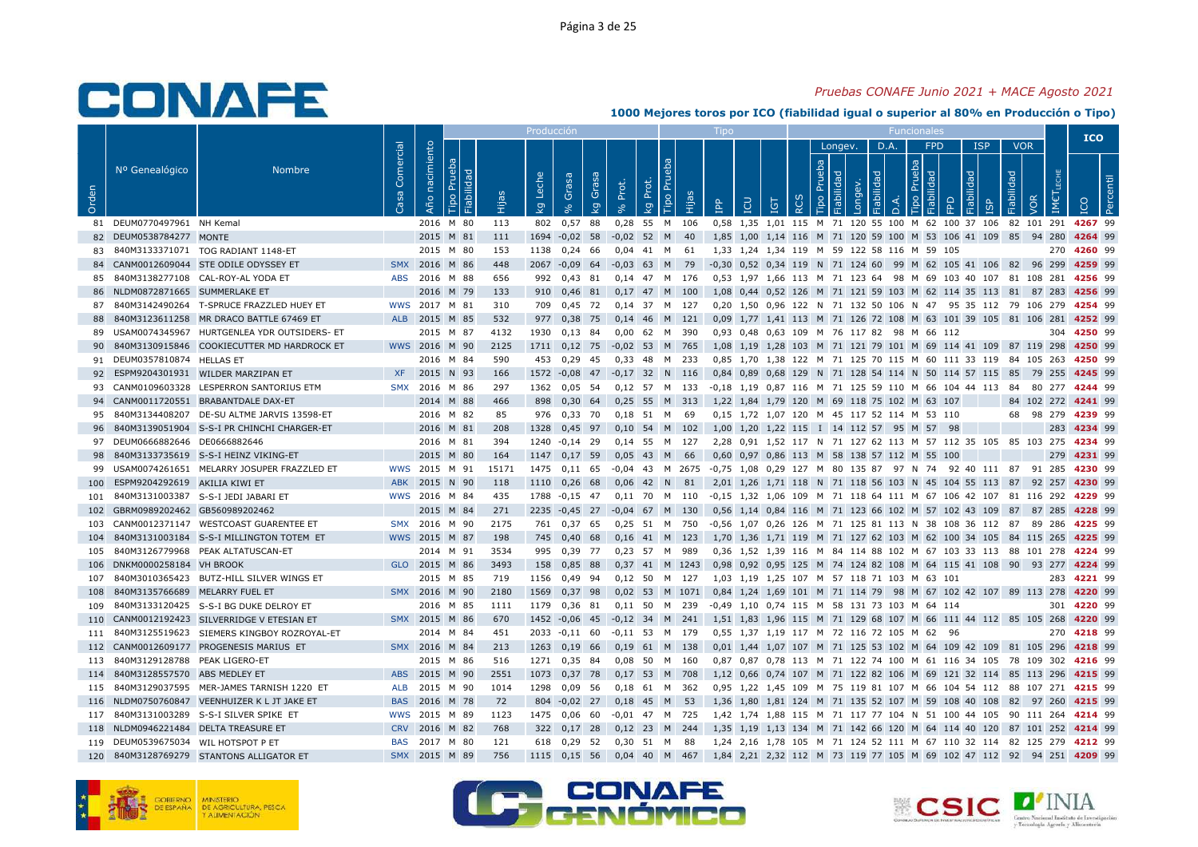# 1000 Mejores toros por ICO (fiabilidad igual o superior al 80% en Producción o Tipo)

| Orden | Nº Genealógico | Nombre | Casa Comercial | Año nacimiento | Tipo Prueba | Fiabilidad | Hijas | kg Leche | % Grasa | kg Grasa | % Prot. | kg Prot. | Tipo Prueba | Hijas | IPP | ICU | IGT | RCS | Longev. Tipo Prueba | Longev. Fiabilidad | Longev. | D.A. Fiabilidad | D.A. | FPD Tipo Prueba | FPD Fiabilidad | FPD | ISP Fiabilidad | ISP | VOR Fiabilidad | VOR | IMCT LECHE | ICO | Percentil |
|---|---|---|---|---|---|---|---|---|---|---|---|---|---|---|---|---|---|---|---|---|---|---|---|---|---|---|---|---|---|---|---|---|---|
| | | | | | Producción | | | | | | | | Tipo | | | | | | Funcionales | | | | | | | | | | | | | ICO | |
| 81 | DEUM0770497961 | NH Kemal | | 2016 | M | 80 | 113 | 802 | 0,57 | 88 | 0,28 | 55 | M | 106 | 0,58 | 1,35 | 1,01 | 115 | M | 71 | 120 | 55 | 100 | M | 62 | 100 | 37 | 106 | 82 | 101 | 291 | 4267 | 99 |
| 82 | DEUM0538784277 | MONTE | | 2015 | M | 81 | 111 | 1694 | -0,02 | 58 | -0,02 | 52 | M | 40 | 1,85 | 1,00 | 1,14 | 116 | M | 71 | 120 | 59 | 100 | M | 53 | 106 | 41 | 109 | 85 | 94 | 280 | 4264 | 99 |
| 83 | 840M3133371071 | TOG RADIANT 1148-ET | | 2015 | M | 80 | 153 | 1138 | 0,24 | 66 | 0,04 | 41 | M | 61 | 1,33 | 1,24 | 1,34 | 119 | M | 59 | 122 | 58 | 116 | M | 59 | 105 | | | | | 270 | 4260 | 99 |
| 84 | CANM0012609044 | STE ODILE ODYSSEY ET | SMX | 2016 | M | 86 | 448 | 2067 | -0,09 | 64 | -0,03 | 63 | M | 79 | -0,30 | 0,52 | 0,34 | 119 | N | 71 | 124 | 60 | 99 | M | 62 | 105 | 41 | 106 | 82 | 96 | 299 | 4259 | 99 |
| 85 | 840M3138277108 | CAL-ROY-AL YODA ET | ABS | 2016 | M | 88 | 656 | 992 | 0,43 | 81 | 0,14 | 47 | M | 176 | 0,53 | 1,97 | 1,66 | 113 | M | 71 | 123 | 64 | 98 | M | 69 | 103 | 40 | 107 | 81 | 108 | 281 | 4256 | 99 |
| 86 | NLDM0872871665 | SUMMERLAKE ET | | 2016 | M | 79 | 133 | 910 | 0,46 | 81 | 0,17 | 47 | M | 100 | 1,08 | 0,44 | 0,52 | 126 | M | 71 | 121 | 59 | 103 | M | 62 | 114 | 35 | 113 | 81 | 87 | 283 | 4256 | 99 |
| 87 | 840M3142490264 | T-SPRUCE FRAZZLED HUEY ET | WWS | 2017 | M | 81 | 310 | 709 | 0,45 | 72 | 0,14 | 37 | M | 127 | 0,20 | 1,50 | 0,96 | 122 | N | 71 | 132 | 50 | 106 | N | 47 | 95 | 35 | 112 | 79 | 106 | 279 | 4254 | 99 |
| 88 | 840M3123611258 | MR DRACO BATTLE 67469 ET | ALB | 2015 | M | 85 | 532 | 977 | 0,38 | 75 | 0,14 | 46 | M | 121 | 0,09 | 1,77 | 1,41 | 113 | M | 71 | 126 | 72 | 108 | M | 63 | 101 | 39 | 105 | 81 | 106 | 281 | 4252 | 99 |
| 89 | USAM0074345967 | HURTGENLEA YDR OUTSIDERS- ET | | 2015 | M | 87 | 4132 | 1930 | 0,13 | 84 | 0,00 | 62 | M | 390 | 0,93 | 0,48 | 0,63 | 109 | M | 76 | 117 | 82 | 98 | M | 66 | 112 | | | | | 304 | 4250 | 99 |
| 90 | 840M3130915846 | COOKIECUTTER MD HARDROCK ET | WWS | 2016 | M | 90 | 2125 | 1711 | 0,12 | 75 | -0,02 | 53 | M | 765 | 1,08 | 1,19 | 1,28 | 103 | M | 71 | 121 | 79 | 101 | M | 69 | 114 | 41 | 109 | 87 | 119 | 298 | 4250 | 99 |
| 91 | DEUM0357810874 | HELLAS ET | | 2016 | M | 84 | 590 | 453 | 0,29 | 45 | 0,33 | 48 | M | 233 | 0,85 | 1,70 | 1,38 | 122 | M | 71 | 125 | 70 | 115 | M | 60 | 111 | 33 | 119 | 84 | 105 | 263 | 4250 | 99 |
| 92 | ESPM9204301931 | WILDER MARZIPAN ET | XF | 2015 | N | 93 | 166 | 1572 | -0,08 | 47 | -0,17 | 32 | N | 116 | 0,84 | 0,89 | 0,68 | 129 | N | 71 | 128 | 54 | 114 | N | 50 | 114 | 57 | 115 | 85 | 79 | 255 | 4245 | 99 |
| 93 | CANM0109603328 | LESPERRON SANTORIUS ETM | SMX | 2016 | M | 86 | 297 | 1362 | 0,05 | 54 | 0,12 | 57 | M | 133 | -0,18 | 1,19 | 0,87 | 116 | M | 71 | 125 | 59 | 110 | M | 66 | 104 | 44 | 113 | 84 | 80 | 277 | 4244 | 99 |
| 94 | CANM0011720551 | BRABANTDALE DAX-ET | | 2014 | M | 88 | 466 | 898 | 0,30 | 64 | 0,25 | 55 | M | 313 | 1,22 | 1,84 | 1,79 | 120 | M | 69 | 118 | 75 | 102 | M | 63 | 107 | | | 84 | 102 | 272 | 4241 | 99 |
| 95 | 840M3134408207 | DE-SU ALTME JARVIS 13598-ET | | 2016 | M | 82 | 85 | 976 | 0,33 | 70 | 0,18 | 51 | M | 69 | 0,15 | 1,72 | 1,07 | 120 | M | 45 | 117 | 52 | 114 | M | 53 | 110 | | | 68 | 98 | 279 | 4239 | 99 |
| 96 | 840M3139051904 | S-S-I PR CHINCHI CHARGER-ET | | 2016 | M | 81 | 208 | 1328 | 0,45 | 97 | 0,10 | 54 | M | 102 | 1,00 | 1,20 | 1,22 | 115 | I | 14 | 112 | 57 | 95 | M | 57 | 98 | | | | | 283 | 4234 | 99 |
| 97 | DEUM0666882646 | DE0666882646 | | 2016 | M | 81 | 394 | 1240 | -0,14 | 29 | 0,14 | 55 | M | 127 | 2,28 | 0,91 | 1,52 | 117 | N | 71 | 127 | 62 | 113 | M | 57 | 112 | 35 | 105 | 85 | 103 | 275 | 4234 | 99 |
| 98 | 840M3133735619 | S-S-I HEINZ VIKING-ET | | 2015 | M | 80 | 164 | 1147 | 0,17 | 59 | 0,05 | 43 | M | 66 | 0,60 | 0,97 | 0,86 | 113 | M | 58 | 138 | 57 | 112 | M | 55 | 100 | | | | | 279 | 4231 | 99 |
| 99 | USAM0074261651 | MELARRY JOSUPER FRAZZLED ET | WWS | 2015 | M | 91 | 15171 | 1475 | 0,11 | 65 | -0,04 | 43 | M | 2675 | -0,75 | 1,08 | 0,29 | 127 | M | 80 | 135 | 87 | 97 | N | 74 | 92 | 40 | 111 | 87 | 91 | 285 | 4230 | 99 |
| 100 | ESPM9204292619 | AKILIA KIWI ET | ABK | 2015 | N | 90 | 118 | 1110 | 0,26 | 68 | 0,06 | 42 | N | 81 | 2,01 | 1,26 | 1,71 | 118 | N | 71 | 118 | 56 | 103 | N | 45 | 104 | 55 | 113 | 87 | 92 | 257 | 4230 | 99 |
| 101 | 840M3131003387 | S-S-I JEDI JABARI ET | WWS | 2016 | M | 84 | 435 | 1788 | -0,15 | 47 | 0,11 | 70 | M | 110 | -0,15 | 1,32 | 1,06 | 109 | M | 71 | 118 | 64 | 111 | M | 67 | 106 | 42 | 107 | 81 | 116 | 292 | 4229 | 99 |
| 102 | GBRM0989202462 | GB560989202462 | | 2015 | M | 84 | 271 | 2235 | -0,45 | 27 | -0,04 | 67 | M | 130 | 0,56 | 1,14 | 0,84 | 116 | M | 71 | 123 | 66 | 102 | M | 57 | 102 | 43 | 109 | 87 | 87 | 285 | 4228 | 99 |
| 103 | CANM0012371147 | WESTCOAST GUARENTEE ET | SMX | 2016 | M | 90 | 2175 | 761 | 0,37 | 65 | 0,25 | 51 | M | 750 | -0,56 | 1,07 | 0,26 | 126 | M | 71 | 125 | 81 | 113 | N | 38 | 108 | 36 | 112 | 87 | 89 | 286 | 4225 | 99 |
| 104 | 840M3131003184 | S-S-I MILLINGTON TOTEM ET | WWS | 2015 | M | 87 | 198 | 745 | 0,40 | 68 | 0,16 | 41 | M | 123 | 1,70 | 1,36 | 1,71 | 119 | M | 71 | 127 | 62 | 103 | M | 62 | 100 | 34 | 105 | 84 | 115 | 265 | 4225 | 99 |
| 105 | 840M3126779968 | PEAK ALTATUSCAN-ET | | 2014 | M | 91 | 3534 | 995 | 0,39 | 77 | 0,23 | 57 | M | 989 | 0,36 | 1,52 | 1,39 | 116 | M | 84 | 114 | 88 | 102 | M | 67 | 103 | 33 | 113 | 88 | 101 | 278 | 4224 | 99 |
| 106 | DNKM0000258184 | VH BROOK | GLO | 2015 | M | 86 | 3493 | 158 | 0,85 | 88 | 0,37 | 41 | M | 1243 | 0,98 | 0,92 | 0,95 | 125 | M | 74 | 124 | 82 | 108 | M | 64 | 115 | 41 | 108 | 90 | 93 | 277 | 4224 | 99 |
| 107 | 840M3010365423 | BUTZ-HILL SILVER WINGS ET | | 2015 | M | 85 | 719 | 1156 | 0,49 | 94 | 0,12 | 50 | M | 127 | 1,03 | 1,19 | 1,25 | 107 | M | 57 | 118 | 71 | 103 | M | 63 | 101 | | | | | 283 | 4221 | 99 |
| 108 | 840M3135766689 | MELARRY FUEL ET | SMX | 2016 | M | 90 | 2180 | 1569 | 0,37 | 98 | 0,02 | 53 | M | 1071 | 0,84 | 1,24 | 1,69 | 101 | M | 71 | 114 | 79 | 98 | M | 67 | 102 | 42 | 107 | 89 | 113 | 278 | 4220 | 99 |
| 109 | 840M3133120425 | S-S-I BG DUKE DELROY ET | | 2016 | M | 85 | 1111 | 1179 | 0,36 | 81 | 0,11 | 50 | M | 239 | -0,49 | 1,10 | 0,74 | 115 | M | 58 | 131 | 73 | 103 | M | 64 | 114 | | | | | 301 | 4220 | 99 |
| 110 | CANM0012192423 | SILVERRIDGE V ETESIAN ET | SMX | 2015 | M | 86 | 670 | 1452 | -0,06 | 45 | -0,12 | 34 | M | 241 | 1,51 | 1,83 | 1,96 | 115 | M | 71 | 129 | 68 | 107 | M | 66 | 111 | 44 | 112 | 85 | 105 | 268 | 4220 | 99 |
| 111 | 840M3125519623 | SIEMERS KINGBOY ROZROYAL-ET | | 2014 | M | 84 | 451 | 2033 | -0,11 | 60 | -0,11 | 53 | M | 179 | 0,55 | 1,37 | 1,19 | 117 | M | 72 | 116 | 72 | 105 | M | 62 | 96 | | | | | 270 | 4218 | 99 |
| 112 | CANM0012609177 | PROGENESIS MARIUS ET | SMX | 2016 | M | 84 | 213 | 1263 | 0,19 | 66 | 0,19 | 61 | M | 138 | 0,01 | 1,44 | 1,07 | 107 | M | 71 | 125 | 53 | 102 | M | 64 | 109 | 42 | 109 | 81 | 105 | 296 | 4218 | 99 |
| 113 | 840M3129128788 | PEAK LIGERO-ET | | 2015 | M | 86 | 516 | 1271 | 0,35 | 84 | 0,08 | 50 | M | 160 | 0,87 | 0,87 | 0,78 | 113 | M | 71 | 122 | 74 | 100 | M | 61 | 116 | 34 | 105 | 78 | 109 | 302 | 4216 | 99 |
| 114 | 840M3128557570 | ABS MEDLEY ET | ABS | 2015 | M | 90 | 2551 | 1073 | 0,37 | 78 | 0,17 | 53 | M | 708 | 1,12 | 0,66 | 0,74 | 107 | M | 71 | 122 | 82 | 106 | M | 69 | 121 | 32 | 114 | 85 | 113 | 296 | 4215 | 99 |
| 115 | 840M3129037595 | MER-JAMES TARNISH 1220 ET | ALB | 2015 | M | 90 | 1014 | 1298 | 0,09 | 56 | 0,18 | 61 | M | 362 | 0,95 | 1,22 | 1,45 | 109 | M | 75 | 119 | 81 | 107 | M | 66 | 104 | 54 | 112 | 88 | 107 | 271 | 4215 | 99 |
| 116 | NLDM0750760847 | VEENHUIZER K L JT JAKE ET | BAS | 2016 | M | 78 | 72 | 804 | -0,02 | 27 | 0,18 | 45 | M | 53 | 1,36 | 1,80 | 1,81 | 124 | M | 71 | 135 | 52 | 107 | M | 59 | 108 | 40 | 108 | 82 | 97 | 260 | 4215 | 99 |
| 117 | 840M3131003289 | S-S-I SILVER SPIKE ET | WWS | 2015 | M | 89 | 1123 | 1475 | 0,06 | 60 | -0,01 | 47 | M | 725 | 1,42 | 1,74 | 1,88 | 115 | M | 71 | 117 | 77 | 104 | N | 51 | 100 | 44 | 105 | 90 | 111 | 264 | 4214 | 99 |
| 118 | NLDM0946221484 | DELTA TREASURE ET | CRV | 2016 | M | 82 | 768 | 322 | 0,17 | 28 | 0,12 | 23 | M | 244 | 1,35 | 1,19 | 1,13 | 134 | M | 71 | 142 | 66 | 120 | M | 64 | 114 | 40 | 120 | 87 | 101 | 252 | 4214 | 99 |
| 119 | DEUM0539675034 | WIL HOTSPOT P ET | BAS | 2017 | M | 80 | 121 | 618 | 0,29 | 52 | 0,30 | 51 | M | 88 | 1,24 | 2,16 | 1,78 | 105 | M | 71 | 124 | 52 | 111 | M | 67 | 110 | 32 | 114 | 82 | 125 | 279 | 4212 | 99 |
| 120 | 840M3128769279 | STANTONS ALLIGATOR ET | SMX | 2015 | M | 89 | 756 | 1115 | 0,15 | 56 | 0,04 | 40 | M | 467 | 1,84 | 2,21 | 2,32 | 112 | M | 73 | 119 | 77 | 105 | M | 69 | 102 | 47 | 112 | 92 | 94 | 251 | 4209 | 99 |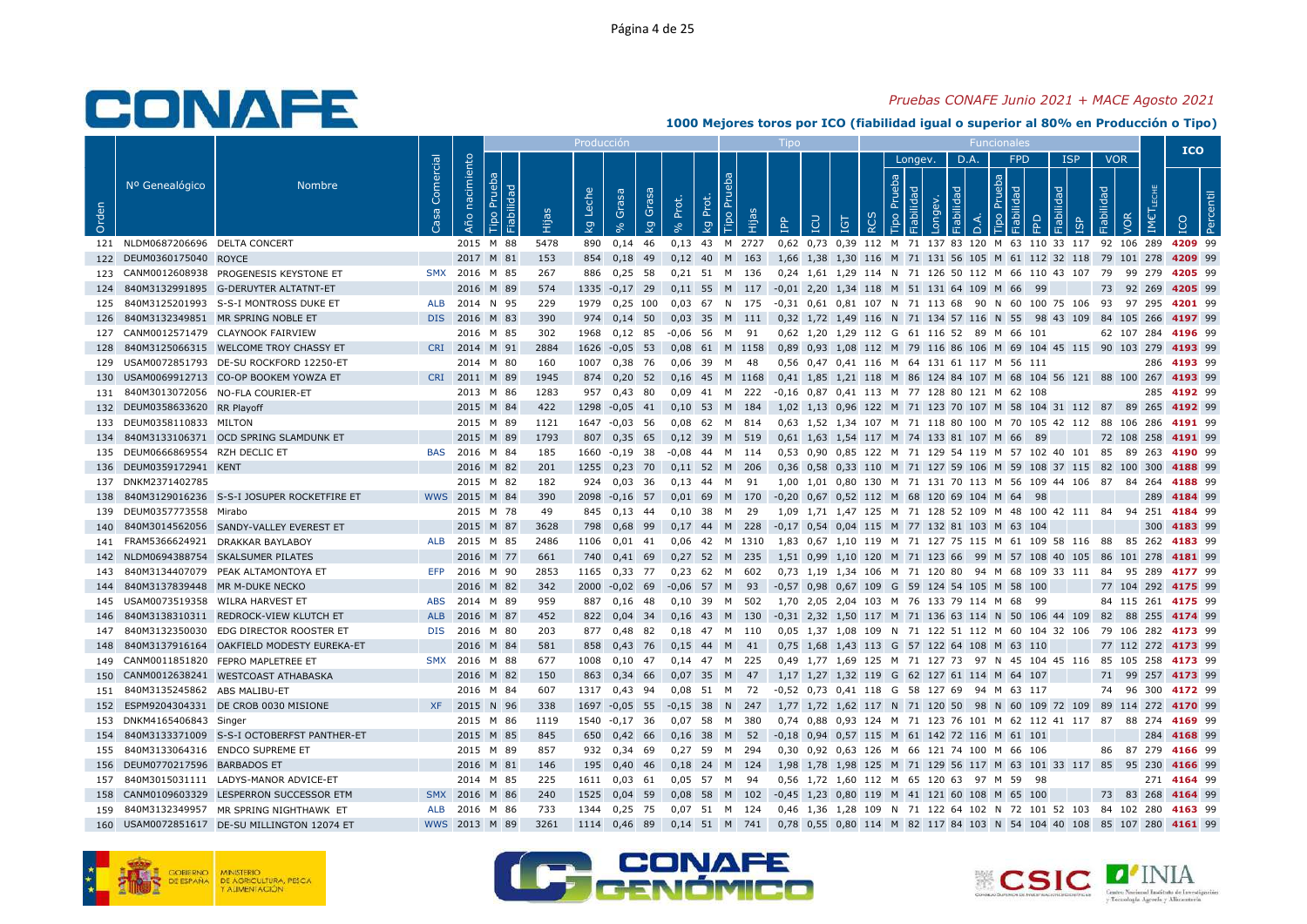## 1000 Mejores toros por ICO (fiabilidad igual o superior al 80% en Producción o Tipo)

*Pruebas CONAFE Junio 2021 + MACE Agosto 2021*

| Orden | Nº Genealógico | Nombre | Casa Comercial | Año nacimiento | Producción: Tipo Prueba | Producción: Fiabilidad | Producción: Hijas | kg Leche | % Grasa | kg Grasa | % Prot. | kg Prot. | Tipo: Tipo Prueba | Tipo: Hijas | IPP | ICU | IGT | RCS | Longev.: Tipo Prueba | Longev.: Fiabilidad | Longev. | D.A.: Fiabilidad | D.A. | FPD: Tipo Prueba | FPD: Fiabilidad | FPD | ISP: Fiabilidad | ISP | VOR: Fiabilidad | VOR | IMET LECHE | ICO | Percentil |
|---|---|---|---|---|---|---|---|---|---|---|---|---|---|---|---|---|---|---|---|---|---|---|---|---|---|---|---|---|---|---|---|---|---|
| 121 | NLDM0687206696 | DELTA CONCERT | | 2015 | M | 88 | 5478 | 890 | 0,14 | 46 | 0,13 | 43 | M | 2727 | 0,62 | 0,73 | 0,39 | 112 | M | 71 | 137 | 83 | 120 | M | 63 | 110 | 33 | 117 | 92 | 106 | 289 | 4209 | 99 |
| 122 | DEUM0360175040 | ROYCE | | 2017 | M | 81 | 153 | 854 | 0,18 | 49 | 0,12 | 40 | M | 163 | 1,66 | 1,38 | 1,30 | 116 | M | 71 | 131 | 56 | 105 | M | 61 | 112 | 32 | 118 | 79 | 101 | 278 | 4209 | 99 |
| 123 | CANM0012608938 | PROGENESIS KEYSTONE ET | SMX | 2016 | M | 85 | 267 | 886 | 0,25 | 58 | 0,21 | 51 | M | 136 | 0,24 | 1,61 | 1,29 | 114 | N | 71 | 126 | 50 | 112 | M | 66 | 110 | 43 | 107 | 79 | 99 | 279 | 4205 | 99 |
| 124 | 840M3132991895 | G-DERUYTER ALTATNT-ET | | 2016 | M | 89 | 574 | 1335 | -0,17 | 29 | 0,11 | 55 | M | 117 | -0,01 | 2,20 | 1,34 | 118 | M | 51 | 131 | 64 | 109 | M | 66 | 99 | | | 73 | 92 | 269 | 4205 | 99 |
| 125 | 840M3125201993 | S-S-I MONTROSS DUKE ET | ALB | 2014 | N | 95 | 229 | 1979 | 0,25 | 100 | 0,03 | 67 | N | 175 | -0,31 | 0,61 | 0,81 | 107 | N | 71 | 113 | 68 | 90 | N | 60 | 100 | 75 | 106 | 93 | 97 | 295 | 4201 | 99 |
| 126 | 840M3132349851 | MR SPRING NOBLE ET | DIS | 2016 | M | 83 | 390 | 974 | 0,14 | 50 | 0,03 | 35 | M | 111 | 0,32 | 1,72 | 1,49 | 116 | N | 71 | 134 | 57 | 116 | N | 55 | 98 | 43 | 109 | 84 | 105 | 266 | 4197 | 99 |
| 127 | CANM0012571479 | CLAYNOOK FAIRVIEW | | 2016 | M | 85 | 302 | 1968 | 0,12 | 85 | -0,06 | 56 | M | 91 | 0,62 | 1,20 | 1,29 | 112 | G | 61 | 116 | 52 | 89 | M | 66 | 101 | | | 62 | 107 | 284 | 4196 | 99 |
| 128 | 840M3125066315 | WELCOME TROY CHASSY ET | CRI | 2014 | M | 91 | 2884 | 1626 | -0,05 | 53 | 0,08 | 61 | M | 1158 | 0,89 | 0,93 | 1,08 | 112 | M | 79 | 116 | 86 | 106 | M | 69 | 104 | 45 | 115 | 90 | 103 | 279 | 4193 | 99 |
| 129 | USAM0072851793 | DE-SU ROCKFORD 12250-ET | | 2014 | M | 80 | 160 | 1007 | 0,38 | 76 | 0,06 | 39 | M | 48 | 0,56 | 0,47 | 0,41 | 116 | M | 64 | 131 | 61 | 117 | M | 56 | 111 | | | | | 286 | 4193 | 99 |
| 130 | USAM0069912713 | CO-OP BOOKEM YOWZA ET | CRI | 2011 | M | 89 | 1945 | 874 | 0,20 | 52 | 0,16 | 45 | M | 1168 | 0,41 | 1,85 | 1,21 | 118 | M | 86 | 124 | 84 | 107 | M | 68 | 104 | 56 | 121 | 88 | 100 | 267 | 4193 | 99 |
| 131 | 840M3013072056 | NO-FLA COURIER-ET | | 2013 | M | 86 | 1283 | 957 | 0,43 | 80 | 0,09 | 41 | M | 222 | -0,16 | 0,87 | 0,41 | 113 | M | 77 | 128 | 80 | 121 | M | 62 | 108 | | | | | 285 | 4192 | 99 |
| 132 | DEUM0358633620 | RR Playoff | | 2015 | M | 84 | 422 | 1298 | -0,05 | 41 | 0,10 | 53 | M | 184 | 1,02 | 1,13 | 0,96 | 122 | M | 71 | 123 | 70 | 107 | M | 58 | 104 | 31 | 112 | 87 | 89 | 265 | 4192 | 99 |
| 133 | DEUM0358110833 | MILTON | | 2015 | M | 89 | 1121 | 1647 | -0,03 | 56 | 0,08 | 62 | M | 814 | 0,63 | 1,52 | 1,34 | 107 | M | 71 | 118 | 80 | 100 | M | 70 | 105 | 42 | 112 | 88 | 106 | 286 | 4191 | 99 |
| 134 | 840M3133106371 | OCD SPRING SLAMDUNK ET | | 2015 | M | 89 | 1793 | 807 | 0,35 | 65 | 0,12 | 39 | M | 519 | 0,61 | 1,63 | 1,54 | 117 | M | 74 | 133 | 81 | 107 | M | 66 | 89 | | | 72 | 108 | 258 | 4191 | 99 |
| 135 | DEUM0666869554 | RZH DECLIC ET | BAS | 2016 | M | 84 | 185 | 1660 | -0,19 | 38 | -0,08 | 44 | M | 114 | 0,53 | 0,90 | 0,85 | 122 | M | 71 | 129 | 54 | 119 | M | 57 | 102 | 40 | 101 | 85 | 89 | 263 | 4190 | 99 |
| 136 | DEUM0359172941 | KENT | | 2016 | M | 82 | 201 | 1255 | 0,23 | 70 | 0,11 | 52 | M | 206 | 0,36 | 0,58 | 0,33 | 110 | M | 71 | 127 | 59 | 106 | M | 59 | 108 | 37 | 115 | 82 | 100 | 300 | 4188 | 99 |
| 137 | DNKM2371402785 | | | 2015 | M | 82 | 182 | 924 | 0,03 | 36 | 0,13 | 44 | M | 91 | 1,00 | 1,01 | 0,80 | 130 | M | 71 | 131 | 70 | 113 | M | 56 | 109 | 44 | 106 | 87 | 84 | 264 | 4188 | 99 |
| 138 | 840M3129016236 | S-S-I JOSUPER ROCKETFIRE ET | WWS | 2015 | M | 84 | 390 | 2098 | -0,16 | 57 | 0,01 | 69 | M | 170 | -0,20 | 0,67 | 0,52 | 112 | M | 68 | 120 | 69 | 104 | M | 64 | 98 | | | | | 289 | 4184 | 99 |
| 139 | DEUM0357773558 | Mirabo | | 2015 | M | 78 | 49 | 845 | 0,13 | 44 | 0,10 | 38 | M | 29 | 1,09 | 1,71 | 1,47 | 125 | M | 71 | 128 | 52 | 109 | M | 48 | 100 | 42 | 111 | 84 | 94 | 251 | 4184 | 99 |
| 140 | 840M3014562056 | SANDY-VALLEY EVEREST ET | | 2015 | M | 87 | 3628 | 798 | 0,68 | 99 | 0,17 | 44 | M | 228 | -0,17 | 0,54 | 0,04 | 115 | M | 77 | 132 | 81 | 103 | M | 63 | 104 | | | | | 300 | 4183 | 99 |
| 141 | FRAM5366624921 | DRAKKAR BAYLABOY | ALB | 2015 | M | 85 | 2486 | 1106 | 0,01 | 41 | 0,06 | 42 | M | 1310 | 1,83 | 0,67 | 1,10 | 119 | M | 71 | 127 | 75 | 115 | M | 61 | 109 | 58 | 116 | 88 | 85 | 262 | 4183 | 99 |
| 142 | NLDM0694388754 | SKALSUMER PILATES | | 2016 | M | 77 | 661 | 740 | 0,41 | 69 | 0,27 | 52 | M | 235 | 1,51 | 0,99 | 1,10 | 120 | M | 71 | 123 | 66 | 99 | M | 57 | 108 | 40 | 105 | 86 | 101 | 278 | 4181 | 99 |
| 143 | 840M3134407079 | PEAK ALTAMONTOYA ET | EFP | 2016 | M | 90 | 2853 | 1165 | 0,33 | 77 | 0,23 | 62 | M | 602 | 0,73 | 1,19 | 1,34 | 106 | M | 71 | 120 | 80 | 94 | M | 68 | 109 | 33 | 111 | 84 | 95 | 289 | 4177 | 99 |
| 144 | 840M3137839448 | MR M-DUKE NECKO | | 2016 | M | 82 | 342 | 2000 | -0,02 | 69 | -0,06 | 57 | M | 93 | -0,57 | 0,98 | 0,67 | 109 | G | 59 | 124 | 54 | 105 | M | 58 | 100 | | | 77 | 104 | 292 | 4175 | 99 |
| 145 | USAM0073519358 | WILRA HARVEST ET | ABS | 2014 | M | 89 | 959 | 887 | 0,16 | 48 | 0,10 | 39 | M | 502 | 1,70 | 2,05 | 2,04 | 103 | M | 76 | 133 | 79 | 114 | M | 68 | 99 | | | 84 | 115 | 261 | 4175 | 99 |
| 146 | 840M3138310311 | REDROCK-VIEW KLUTCH ET | ALB | 2016 | M | 87 | 452 | 822 | 0,04 | 34 | 0,16 | 43 | M | 130 | -0,31 | 2,32 | 1,50 | 117 | M | 71 | 136 | 63 | 114 | N | 50 | 106 | 44 | 109 | 82 | 88 | 255 | 4174 | 99 |
| 147 | 840M3132350030 | EDG DIRECTOR ROOSTER ET | DIS | 2016 | M | 80 | 203 | 877 | 0,48 | 82 | 0,18 | 47 | M | 110 | 0,05 | 1,37 | 1,08 | 109 | N | 71 | 122 | 51 | 112 | M | 60 | 104 | 32 | 106 | 79 | 106 | 282 | 4173 | 99 |
| 148 | 840M3137916164 | OAKFIELD MODESTY EUREKA-ET | | 2016 | M | 84 | 581 | 858 | 0,43 | 76 | 0,15 | 44 | M | 41 | 0,75 | 1,68 | 1,43 | 113 | G | 57 | 122 | 64 | 108 | M | 63 | 110 | | | 77 | 112 | 272 | 4173 | 99 |
| 149 | CANM0011851820 | FEPRO MAPLETREE ET | SMX | 2016 | M | 88 | 677 | 1008 | 0,10 | 47 | 0,14 | 47 | M | 225 | 0,49 | 1,77 | 1,69 | 125 | M | 71 | 127 | 73 | 97 | N | 45 | 104 | 45 | 116 | 85 | 105 | 258 | 4173 | 99 |
| 150 | CANM0012638241 | WESTCOAST ATHABASKA | | 2016 | M | 82 | 150 | 863 | 0,34 | 66 | 0,07 | 35 | M | 47 | 1,17 | 1,27 | 1,32 | 119 | G | 62 | 127 | 61 | 114 | M | 64 | 107 | | | 71 | 99 | 257 | 4173 | 99 |
| 151 | 840M3135245862 | ABS MALIBU-ET | | 2016 | M | 84 | 607 | 1317 | 0,43 | 94 | 0,08 | 51 | M | 72 | -0,52 | 0,73 | 0,41 | 118 | G | 58 | 127 | 69 | 94 | M | 63 | 117 | | | 74 | 96 | 300 | 4172 | 99 |
| 152 | ESPM9204304331 | DE CROB 0030 MISIONE | XF | 2015 | N | 96 | 338 | 1697 | -0,05 | 55 | -0,15 | 38 | N | 247 | 1,77 | 1,72 | 1,62 | 117 | N | 71 | 120 | 50 | 98 | N | 60 | 109 | 72 | 109 | 89 | 114 | 272 | 4170 | 99 |
| 153 | DNKM4165406843 | Singer | | 2015 | M | 86 | 1119 | 1540 | -0,17 | 36 | 0,07 | 58 | M | 380 | 0,74 | 0,88 | 0,93 | 124 | M | 71 | 123 | 76 | 101 | M | 62 | 112 | 41 | 117 | 87 | 88 | 274 | 4169 | 99 |
| 154 | 840M3133371009 | S-S-I OCTOBERFST PANTHER-ET | | 2015 | M | 85 | 845 | 650 | 0,42 | 66 | 0,16 | 38 | M | 52 | -0,18 | 0,94 | 0,57 | 115 | M | 61 | 142 | 72 | 116 | M | 61 | 101 | | | | | 284 | 4168 | 99 |
| 155 | 840M3133064316 | ENDCO SUPREME ET | | 2015 | M | 89 | 857 | 932 | 0,34 | 69 | 0,27 | 59 | M | 294 | 0,30 | 0,92 | 0,63 | 126 | M | 66 | 121 | 74 | 100 | M | 66 | 106 | | | 86 | 87 | 279 | 4166 | 99 |
| 156 | DEUM0770217596 | BARBADOS ET | | 2016 | M | 81 | 146 | 195 | 0,40 | 46 | 0,18 | 24 | M | 124 | 1,98 | 1,78 | 1,98 | 125 | M | 71 | 129 | 56 | 117 | M | 63 | 101 | 33 | 117 | 85 | 95 | 230 | 4166 | 99 |
| 157 | 840M3015031111 | LADYS-MANOR ADVICE-ET | | 2014 | M | 85 | 225 | 1611 | 0,03 | 61 | 0,05 | 57 | M | 94 | 0,56 | 1,72 | 1,60 | 112 | M | 65 | 120 | 63 | 97 | M | 59 | 98 | | | | | 271 | 4164 | 99 |
| 158 | CANM0109603329 | LESPERRON SUCCESSOR ETM | SMX | 2016 | M | 86 | 240 | 1525 | 0,04 | 59 | 0,08 | 58 | M | 102 | -0,45 | 1,23 | 0,80 | 119 | M | 41 | 121 | 60 | 108 | M | 65 | 100 | | | 73 | 83 | 268 | 4164 | 99 |
| 159 | 840M3132349957 | MR SPRING NIGHTHAWK ET | ALB | 2016 | M | 86 | 733 | 1344 | 0,25 | 75 | 0,07 | 51 | M | 124 | 0,46 | 1,36 | 1,28 | 109 | N | 71 | 122 | 64 | 102 | N | 72 | 101 | 52 | 103 | 84 | 102 | 280 | 4163 | 99 |
| 160 | USAM0072851617 | DE-SU MILLINGTON 12074 ET | WWS | 2013 | M | 89 | 3261 | 1114 | 0,46 | 89 | 0,14 | 51 | M | 741 | 0,78 | 0,55 | 0,80 | 114 | M | 82 | 117 | 84 | 103 | N | 54 | 104 | 40 | 108 | 85 | 107 | 280 | 4161 | 99 |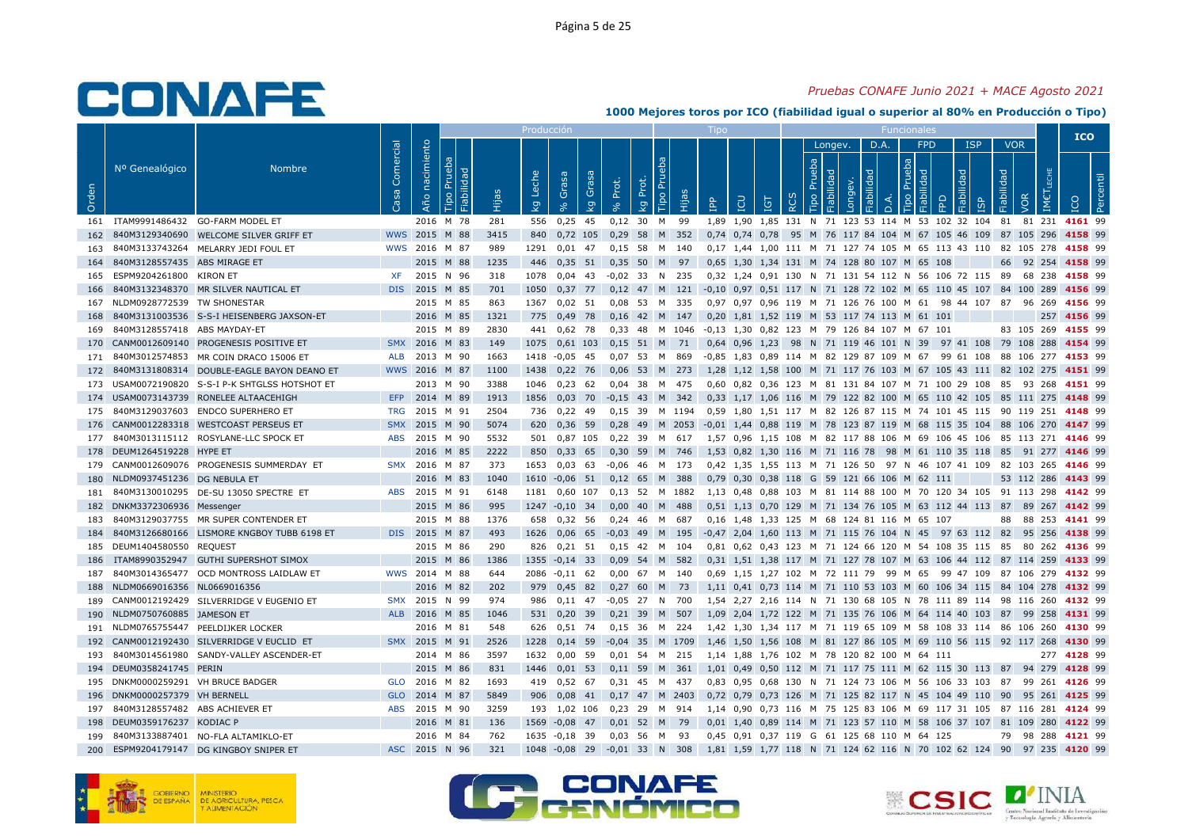*Pruebas CONAFE Junio 2021 + MACE Agosto 2021*

## 1000 Mejores toros por ICO (fiabilidad igual o superior al 80% en Producción o Tipo)

| Orden | Nº Genealógico | Nombre | Casa Comercial | Año nacimiento | Tipo Prueba | Fiabilidad | Hijas | Producción kg Leche | % Grasa | kg Grasa | % Prot. | kg Prot. | Tipo Prueba | Hijas | Tipo IPP | ICU | IGT | RCS | Longev. Tipo Prueba | Fiabilidad | Longev. | D.A. Fiabilidad | D.A. | FPD Tipo Prueba | Fiabilidad | FPD | ISP Fiabilidad | ISP | VOR Fiabilidad | VOR | IMCT LECHE | ICO | Percentil |
|---|---|---|---|---|---|---|---|---|---|---|---|---|---|---|---|---|---|---|---|---|---|---|---|---|---|---|---|---|---|---|---|---|---|
| 161 | ITAM9991486432 | GO-FARM MODEL ET | | 2016 | M | 78 | 281 | 556 | 0,25 | 45 | 0,12 | 30 | M | 99 | 1,89 | 1,90 | 1,85 | 131 | N | 71 | 123 | 53 | 114 | M | 53 | 102 | 32 | 104 | 81 | 81 | 231 | 4161 | 99 |
| 162 | 840M3129340690 | WELCOME SILVER GRIFF ET | WWS | 2015 | M | 88 | 3415 | 840 | 0,72 | 105 | 0,29 | 58 | M | 352 | 0,74 | 0,74 | 0,78 | 95 | M | 76 | 117 | 84 | 104 | M | 67 | 105 | 46 | 109 | 87 | 105 | 296 | 4158 | 99 |
| 163 | 840M3133743264 | MELARRY JEDI FOUL ET | WWS | 2016 | M | 87 | 989 | 1291 | 0,01 | 47 | 0,15 | 58 | M | 140 | 0,17 | 1,44 | 1,00 | 111 | M | 71 | 127 | 74 | 105 | M | 65 | 113 | 43 | 110 | 82 | 105 | 278 | 4158 | 99 |
| 164 | 840M3128557435 | ABS MIRAGE ET | | 2015 | M | 88 | 1235 | 446 | 0,35 | 51 | 0,35 | 50 | M | 97 | 0,65 | 1,30 | 1,34 | 131 | M | 74 | 128 | 80 | 107 | M | 65 | 108 | | | 66 | 92 | 254 | 4158 | 99 |
| 165 | ESPM9204261800 | KIRON ET | XF | 2015 | N | 96 | 318 | 1078 | 0,04 | 43 | -0,02 | 33 | N | 235 | 0,32 | 1,24 | 0,91 | 130 | N | 71 | 131 | 54 | 112 | N | 56 | 106 | 72 | 115 | 89 | 68 | 238 | 4158 | 99 |
| 166 | 840M3132348370 | MR SILVER NAUTICAL ET | DIS | 2015 | M | 85 | 701 | 1050 | 0,37 | 77 | 0,12 | 47 | M | 121 | -0,10 | 0,97 | 0,51 | 117 | N | 71 | 128 | 72 | 102 | M | 65 | 110 | 45 | 107 | 84 | 100 | 289 | 4156 | 99 |
| 167 | NLDM0928772539 | TW SHONESTAR | | 2015 | M | 85 | 863 | 1367 | 0,02 | 51 | 0,08 | 53 | M | 335 | 0,97 | 0,97 | 0,96 | 119 | M | 71 | 126 | 76 | 100 | M | 61 | 98 | 44 | 107 | 87 | 96 | 269 | 4156 | 99 |
| 168 | 840M3131003536 | S-S-I HEISENBERG JAXSON-ET | | 2016 | M | 85 | 1321 | 775 | 0,49 | 78 | 0,16 | 42 | M | 147 | 0,20 | 1,81 | 1,52 | 119 | M | 53 | 117 | 74 | 113 | M | 61 | 101 | | | | | 257 | 4156 | 99 |
| 169 | 840M3128557418 | ABS MAYDAY-ET | | 2015 | M | 89 | 2830 | 441 | 0,62 | 78 | 0,33 | 48 | M | 1046 | -0,13 | 1,30 | 0,82 | 123 | M | 79 | 126 | 84 | 107 | M | 67 | 101 | | | 83 | 105 | 269 | 4155 | 99 |
| 170 | CANM0012609140 | PROGENESIS POSITIVE ET | SMX | 2016 | M | 83 | 149 | 1075 | 0,61 | 103 | 0,15 | 51 | M | 71 | 0,64 | 0,96 | 1,23 | 98 | N | 71 | 119 | 46 | 101 | N | 39 | 97 | 41 | 108 | 79 | 108 | 288 | 4154 | 99 |
| 171 | 840M3012574853 | MR COIN DRACO 15006 ET | ALB | 2013 | M | 90 | 1663 | 1418 | -0,05 | 45 | 0,07 | 53 | M | 869 | -0,85 | 1,83 | 0,89 | 114 | M | 82 | 129 | 87 | 109 | M | 67 | 99 | 61 | 108 | 88 | 106 | 277 | 4153 | 99 |
| 172 | 840M3131808314 | DOUBLE-EAGLE BAYON DEANO ET | WWS | 2016 | M | 87 | 1100 | 1438 | 0,22 | 76 | 0,06 | 53 | M | 273 | 1,28 | 1,12 | 1,58 | 100 | M | 71 | 117 | 76 | 103 | M | 67 | 105 | 43 | 111 | 82 | 102 | 275 | 4151 | 99 |
| 173 | USAM0072190820 | S-S-I P-K SHTGLSS HOTSHOT ET | | 2013 | M | 90 | 3388 | 1046 | 0,23 | 62 | 0,04 | 38 | M | 475 | 0,60 | 0,82 | 0,36 | 123 | M | 81 | 131 | 84 | 107 | M | 71 | 100 | 29 | 108 | 85 | 93 | 268 | 4151 | 99 |
| 174 | USAM0073143739 | RONELEE ALTAACEHIGH | EFP | 2014 | M | 89 | 1913 | 1856 | 0,03 | 70 | -0,15 | 43 | M | 342 | 0,33 | 1,17 | 1,06 | 116 | M | 79 | 122 | 82 | 100 | M | 65 | 110 | 42 | 105 | 85 | 111 | 275 | 4148 | 99 |
| 175 | 840M3129037603 | ENDCO SUPERHERO ET | TRG | 2015 | M | 91 | 2504 | 736 | 0,22 | 49 | 0,15 | 39 | M | 1194 | 0,59 | 1,80 | 1,51 | 117 | M | 82 | 126 | 87 | 115 | M | 74 | 101 | 45 | 115 | 90 | 119 | 251 | 4148 | 99 |
| 176 | CANM0012283318 | WESTCOAST PERSEUS ET | SMX | 2015 | M | 90 | 5074 | 620 | 0,36 | 59 | 0,28 | 49 | M | 2053 | -0,01 | 1,44 | 0,88 | 119 | M | 78 | 123 | 87 | 119 | M | 68 | 115 | 35 | 104 | 88 | 106 | 270 | 4147 | 99 |
| 177 | 840M3013115112 | ROSYLANE-LLC SPOCK ET | ABS | 2015 | M | 90 | 5532 | 501 | 0,87 | 105 | 0,22 | 39 | M | 617 | 1,57 | 0,96 | 1,15 | 108 | M | 82 | 117 | 88 | 106 | M | 69 | 106 | 45 | 106 | 85 | 113 | 271 | 4146 | 99 |
| 178 | DEUM1264519228 | HYPE ET | | 2016 | M | 85 | 2222 | 850 | 0,33 | 65 | 0,30 | 59 | M | 746 | 1,53 | 0,82 | 1,30 | 116 | M | 71 | 116 | 78 | 98 | M | 61 | 110 | 35 | 118 | 85 | 91 | 277 | 4146 | 99 |
| 179 | CANM0012609076 | PROGENESIS SUMMERDAY ET | SMX | 2016 | M | 87 | 373 | 1653 | 0,03 | 63 | -0,06 | 46 | M | 173 | 0,42 | 1,35 | 1,55 | 113 | M | 71 | 126 | 50 | 97 | N | 46 | 107 | 41 | 109 | 82 | 103 | 265 | 4146 | 99 |
| 180 | NLDM0937451236 | DG NEBULA ET | | 2016 | M | 83 | 1040 | 1610 | -0,06 | 51 | 0,12 | 65 | M | 388 | 0,79 | 0,30 | 0,38 | 118 | G | 59 | 121 | 66 | 106 | M | 62 | 111 | | | 53 | 112 | 286 | 4143 | 99 |
| 181 | 840M3130010295 | DE-SU 13050 SPECTRE ET | ABS | 2015 | M | 91 | 6148 | 1181 | 0,60 | 107 | 0,13 | 52 | M | 1882 | 1,13 | 0,48 | 0,88 | 103 | M | 81 | 114 | 88 | 100 | M | 70 | 120 | 34 | 105 | 91 | 113 | 298 | 4142 | 99 |
| 182 | DNKM3372306936 | Messenger | | 2015 | M | 86 | 995 | 1247 | -0,10 | 34 | 0,00 | 40 | M | 488 | 0,51 | 1,13 | 0,70 | 129 | M | 71 | 134 | 76 | 105 | M | 63 | 112 | 44 | 113 | 87 | 89 | 267 | 4142 | 99 |
| 183 | 840M3129037755 | MR SUPER CONTENDER ET | | 2015 | M | 88 | 1376 | 658 | 0,32 | 56 | 0,24 | 46 | M | 687 | 0,16 | 1,48 | 1,33 | 125 | M | 68 | 124 | 81 | 116 | M | 65 | 107 | | | 88 | 88 | 253 | 4141 | 99 |
| 184 | 840M3126680166 | LISMORE KNGBOY TUBB 6198 ET | DIS | 2015 | M | 87 | 493 | 1626 | 0,06 | 65 | -0,03 | 49 | M | 195 | -0,47 | 2,04 | 1,60 | 113 | M | 71 | 115 | 76 | 104 | N | 45 | 97 | 63 | 112 | 82 | 95 | 256 | 4138 | 99 |
| 185 | DEUM1404580550 | REQUEST | | 2015 | M | 86 | 290 | 826 | 0,21 | 51 | 0,15 | 42 | M | 104 | 0,81 | 0,62 | 0,43 | 123 | M | 71 | 124 | 66 | 120 | M | 54 | 108 | 35 | 115 | 85 | 80 | 262 | 4136 | 99 |
| 186 | ITAM8990352947 | GUTHI SUPERSHOT SIMOX | | 2015 | M | 86 | 1386 | 1355 | -0,14 | 33 | 0,09 | 54 | M | 582 | 0,31 | 1,51 | 1,38 | 117 | M | 71 | 127 | 78 | 107 | M | 63 | 106 | 44 | 112 | 87 | 114 | 259 | 4133 | 99 |
| 187 | 840M3014365477 | OCD MONTROSS LAIDLAW ET | WWS | 2014 | M | 88 | 644 | 2086 | -0,11 | 62 | 0,00 | 67 | M | 140 | 0,69 | 1,15 | 1,27 | 102 | M | 72 | 111 | 79 | 99 | M | 65 | 99 | 47 | 109 | 87 | 106 | 279 | 4132 | 99 |
| 188 | NLDM0669016356 | NL0669016356 | | 2016 | M | 82 | 202 | 979 | 0,45 | 82 | 0,27 | 60 | M | 73 | 1,11 | 0,41 | 0,73 | 114 | M | 71 | 110 | 53 | 103 | M | 60 | 106 | 34 | 115 | 84 | 104 | 278 | 4132 | 99 |
| 189 | CANM0012192429 | SILVERRIDGE V EUGENIO ET | SMX | 2015 | N | 99 | 974 | 986 | 0,11 | 47 | -0,05 | 27 | N | 700 | 1,54 | 2,27 | 2,16 | 114 | N | 71 | 130 | 68 | 105 | N | 78 | 111 | 89 | 114 | 98 | 116 | 260 | 4132 | 99 |
| 190 | NLDM0750760885 | JAMESON ET | ALB | 2016 | M | 85 | 1046 | 531 | 0,20 | 39 | 0,21 | 39 | M | 507 | 1,09 | 2,04 | 1,72 | 122 | M | 71 | 135 | 76 | 106 | M | 64 | 114 | 40 | 103 | 87 | 99 | 258 | 4131 | 99 |
| 191 | NLDM0765755447 | PEELDIJKER LOCKER | | 2016 | M | 81 | 548 | 626 | 0,51 | 74 | 0,15 | 36 | M | 224 | 1,42 | 1,30 | 1,34 | 117 | M | 71 | 119 | 65 | 109 | M | 58 | 108 | 33 | 114 | 86 | 106 | 260 | 4130 | 99 |
| 192 | CANM0012192430 | SILVERRIDGE V EUCLID ET | SMX | 2015 | M | 91 | 2526 | 1228 | 0,14 | 59 | -0,04 | 35 | M | 1709 | 1,46 | 1,50 | 1,56 | 108 | M | 81 | 127 | 86 | 105 | M | 69 | 110 | 56 | 115 | 92 | 117 | 268 | 4130 | 99 |
| 193 | 840M3014561980 | SANDY-VALLEY ASCENDER-ET | | 2014 | M | 86 | 3597 | 1632 | 0,00 | 59 | 0,01 | 54 | M | 215 | 1,14 | 1,88 | 1,76 | 102 | M | 78 | 120 | 82 | 100 | M | 64 | 111 | | | | | 277 | 4128 | 99 |
| 194 | DEUM0358241745 | PERIN | | 2015 | M | 86 | 831 | 1446 | 0,01 | 53 | 0,11 | 59 | M | 361 | 1,01 | 0,49 | 0,50 | 112 | M | 71 | 117 | 75 | 111 | M | 62 | 115 | 30 | 113 | 87 | 94 | 279 | 4128 | 99 |
| 195 | DNKM0000259291 | VH BRUCE BADGER | GLO | 2016 | M | 82 | 1693 | 419 | 0,52 | 67 | 0,31 | 45 | M | 437 | 0,83 | 0,95 | 0,68 | 130 | N | 71 | 124 | 73 | 106 | M | 56 | 106 | 33 | 103 | 87 | 99 | 261 | 4126 | 99 |
| 196 | DNKM0000257379 | VH BERNELL | GLO | 2014 | M | 87 | 5849 | 906 | 0,08 | 41 | 0,17 | 47 | M | 2403 | 0,72 | 0,79 | 0,73 | 126 | M | 71 | 125 | 82 | 117 | N | 45 | 104 | 49 | 110 | 90 | 95 | 261 | 4125 | 99 |
| 197 | 840M3128557482 | ABS ACHIEVER ET | ABS | 2015 | M | 90 | 3259 | 193 | 1,02 | 106 | 0,23 | 29 | M | 914 | 1,14 | 0,90 | 0,73 | 116 | M | 75 | 125 | 83 | 106 | M | 69 | 117 | 31 | 105 | 87 | 116 | 281 | 4124 | 99 |
| 198 | DEUM0359176237 | KODIAC P | | 2016 | M | 81 | 136 | 1569 | -0,08 | 47 | 0,01 | 52 | M | 79 | 0,01 | 1,40 | 0,89 | 114 | M | 71 | 123 | 57 | 110 | M | 58 | 106 | 37 | 107 | 81 | 109 | 280 | 4122 | 99 |
| 199 | 840M3133887401 | NO-FLA ALTAMIKLO-ET | | 2016 | M | 84 | 762 | 1635 | -0,18 | 39 | 0,03 | 56 | M | 93 | 0,45 | 0,91 | 0,37 | 119 | G | 61 | 125 | 68 | 110 | M | 64 | 125 | | | 79 | 98 | 288 | 4121 | 99 |
| 200 | ESPM9204179147 | DG KINGBOY SNIPER ET | ASC | 2015 | N | 96 | 321 | 1048 | -0,08 | 29 | -0,01 | 33 | N | 308 | 1,81 | 1,59 | 1,77 | 118 | N | 71 | 124 | 62 | 116 | N | 70 | 102 | 62 | 124 | 90 | 97 | 235 | 4120 | 99 |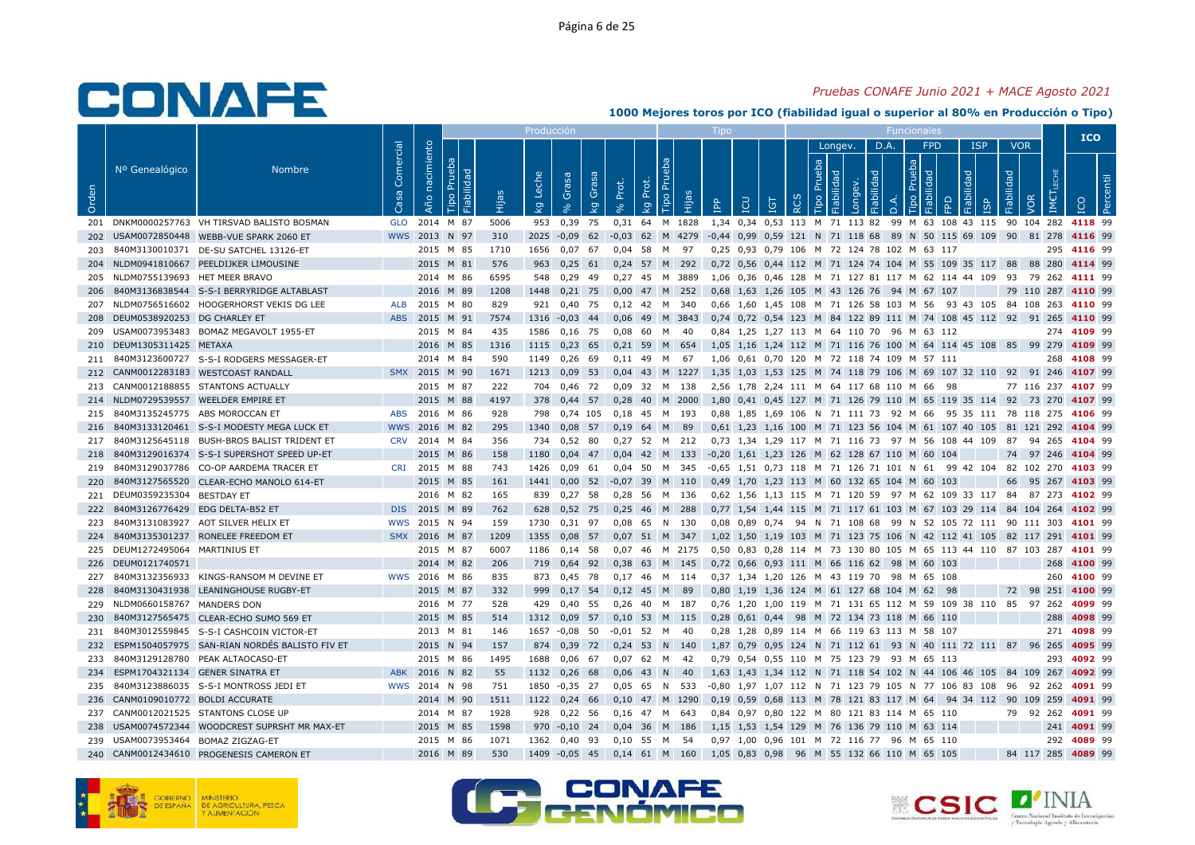*Pruebas CONAFE Junio 2021 + MACE Agosto 2021*

## 1000 Mejores toros por ICO (fiabilidad igual o superior al 80% en Producción o Tipo)

| | | | | | Producción | | | | | | | | Tipo | | | | | | Funcionales | | | | | | | | | | | | | ICO | |
|---|---|---|---|---|---|---|---|---|---|---|---|---|---|---|---|---|---|---|---|---|---|---|---|---|---|---|---|---|---|---|---|---|---|
| | | | | | | | | | | | | | | | | | | | Longev. | | | D.A. | | FPD | | | ISP | | VOR | | | | |
| Orden | Nº Genealógico | Nombre | Casa Comercial | Año nacimiento | Tipo Prueba | Fiabilidad | Hijas | kg Leche | % Grasa | kg Grasa | % Prot. | kg Prot. | Tipo Prueba | Hijas | IPP | ICU | IGT | RCS | Tipo Prueba | Fiabilidad | Longev. | Fiabilidad | D.A. | Tipo Prueba | Fiabilidad | FPD | Fiabilidad | ISP | Fiabilidad | VOR | IMET LECHE | ICO | Percentil |
| 201 | DNKM0000257763 | VH TIRSVAD BALISTO BOSMAN | GLO | 2014 | M | 87 | 5006 | 953 | 0,39 | 75 | 0,31 | 64 | M | 1828 | 1,34 | 0,34 | 0,53 | 113 | M | 71 | 113 | 82 | 99 | M | 63 | 108 | 43 | 115 | 90 | 104 | 282 | 4118 | 99 |
| 202 | USAM0072850448 | WEBB-VUE SPARK 2060 ET | WWS | 2013 | N | 97 | 310 | 2025 | -0,09 | 62 | -0,03 | 62 | M | 4279 | -0,44 | 0,99 | 0,59 | 121 | N | 71 | 118 | 68 | 89 | N | 50 | 115 | 69 | 109 | 90 | 81 | 278 | 4116 | 99 |
| 203 | 840M3130010371 | DE-SU SATCHEL 13126-ET | | 2015 | M | 85 | 1710 | 1656 | 0,07 | 67 | 0,04 | 58 | M | 97 | 0,25 | 0,93 | 0,79 | 106 | M | 72 | 124 | 78 | 102 | M | 63 | 117 | | | | | 295 | 4116 | 99 |
| 204 | NLDM0941810667 | PEELDIJKER LIMOUSINE | | 2015 | M | 81 | 576 | 963 | 0,25 | 61 | 0,24 | 57 | M | 292 | 0,72 | 0,56 | 0,44 | 112 | M | 71 | 124 | 74 | 104 | M | 55 | 109 | 35 | 117 | 88 | 88 | 280 | 4114 | 99 |
| 205 | NLDM0755139693 | HET MEER BRAVO | | 2014 | M | 86 | 6595 | 548 | 0,29 | 49 | 0,27 | 45 | M | 3889 | 1,06 | 0,36 | 0,46 | 128 | M | 71 | 127 | 81 | 117 | M | 62 | 114 | 44 | 109 | 93 | 79 | 262 | 4111 | 99 |
| 206 | 840M3136838544 | S-S-I BERRYRIDGE ALTABLAST | | 2016 | M | 89 | 1208 | 1448 | 0,21 | 75 | 0,00 | 47 | M | 252 | 0,68 | 1,63 | 1,26 | 105 | M | 43 | 126 | 76 | 94 | M | 67 | 107 | | | 79 | 110 | 287 | 4110 | 99 |
| 207 | NLDM0756516602 | HOOGERHORST VEKIS DG LEE | ALB | 2015 | M | 80 | 829 | 921 | 0,40 | 75 | 0,12 | 42 | M | 340 | 0,66 | 1,60 | 1,45 | 108 | M | 71 | 126 | 58 | 103 | M | 56 | 93 | 43 | 105 | 84 | 108 | 263 | 4110 | 99 |
| 208 | DEUM0538920253 | DG CHARLEY ET | ABS | 2015 | M | 91 | 7574 | 1316 | -0,03 | 44 | 0,06 | 49 | M | 3843 | 0,74 | 0,72 | 0,54 | 123 | M | 84 | 122 | 89 | 111 | M | 74 | 108 | 45 | 112 | 92 | 91 | 265 | 4110 | 99 |
| 209 | USAM0073953483 | BOMAZ MEGAVOLT 1955-ET | | 2015 | M | 84 | 435 | 1586 | 0,16 | 75 | 0,08 | 60 | M | 40 | 0,84 | 1,25 | 1,27 | 113 | M | 64 | 110 | 70 | 96 | M | 63 | 112 | | | | | 274 | 4109 | 99 |
| 210 | DEUM1305311425 | METAXA | | 2016 | M | 85 | 1316 | 1115 | 0,23 | 65 | 0,21 | 59 | M | 654 | 1,05 | 1,16 | 1,24 | 112 | M | 71 | 116 | 76 | 100 | M | 64 | 114 | 45 | 108 | 85 | 99 | 279 | 4109 | 99 |
| 211 | 840M3123600727 | S-S-I RODGERS MESSAGER-ET | | 2014 | M | 84 | 590 | 1149 | 0,26 | 69 | 0,11 | 49 | M | 67 | 1,06 | 0,61 | 0,70 | 120 | M | 72 | 118 | 74 | 109 | M | 57 | 111 | | | | | 268 | 4108 | 99 |
| 212 | CANM0012283183 | WESTCOAST RANDALL | SMX | 2015 | M | 90 | 1671 | 1213 | 0,09 | 53 | 0,04 | 43 | M | 1227 | 1,35 | 1,03 | 1,53 | 125 | M | 74 | 118 | 79 | 106 | M | 69 | 107 | 32 | 110 | 92 | 91 | 246 | 4107 | 99 |
| 213 | CANM0012188855 | STANTONS ACTUALLY | | 2015 | M | 87 | 222 | 704 | 0,46 | 72 | 0,09 | 32 | M | 138 | 2,56 | 1,78 | 2,24 | 111 | M | 64 | 117 | 68 | 110 | M | 66 | 98 | | | 77 | 116 | 237 | 4107 | 99 |
| 214 | NLDM0729539557 | WEELDER EMPIRE ET | | 2015 | M | 88 | 4197 | 378 | 0,44 | 57 | 0,28 | 40 | M | 2000 | 1,80 | 0,41 | 0,45 | 127 | M | 71 | 126 | 79 | 110 | M | 65 | 119 | 35 | 114 | 92 | 73 | 270 | 4107 | 99 |
| 215 | 840M3135245775 | ABS MOROCCAN ET | ABS | 2016 | M | 86 | 928 | 798 | 0,74 | 105 | 0,18 | 45 | M | 193 | 0,88 | 1,85 | 1,69 | 106 | N | 71 | 111 | 73 | 92 | M | 66 | 95 | 35 | 111 | 78 | 118 | 275 | 4106 | 99 |
| 216 | 840M3133120461 | S-S-I MODESTY MEGA LUCK ET | WWS | 2016 | M | 82 | 295 | 1340 | 0,08 | 57 | 0,19 | 64 | M | 89 | 0,61 | 1,23 | 1,16 | 100 | M | 71 | 123 | 56 | 104 | M | 61 | 107 | 40 | 105 | 81 | 121 | 292 | 4104 | 99 |
| 217 | 840M3125645118 | BUSH-BROS BALIST TRIDENT ET | CRV | 2014 | M | 84 | 356 | 734 | 0,52 | 80 | 0,27 | 52 | M | 212 | 0,73 | 1,34 | 1,29 | 117 | M | 71 | 116 | 73 | 97 | M | 56 | 108 | 44 | 109 | 87 | 94 | 265 | 4104 | 99 |
| 218 | 840M3129016374 | S-S-I SUPERSHOT SPEED UP-ET | | 2015 | M | 86 | 158 | 1180 | 0,04 | 47 | 0,04 | 42 | M | 133 | -0,20 | 1,61 | 1,23 | 126 | M | 62 | 128 | 67 | 110 | M | 60 | 104 | | | 74 | 97 | 246 | 4104 | 99 |
| 219 | 840M3129037786 | CO-OP AARDEMA TRACER ET | CRI | 2015 | M | 88 | 743 | 1426 | 0,09 | 61 | 0,04 | 50 | M | 345 | -0,65 | 1,51 | 0,73 | 118 | M | 71 | 126 | 71 | 101 | N | 61 | 99 | 42 | 104 | 82 | 102 | 270 | 4103 | 99 |
| 220 | 840M3127565520 | CLEAR-ECHO MANOLO 614-ET | | 2015 | M | 85 | 161 | 1441 | 0,00 | 52 | -0,07 | 39 | M | 110 | 0,49 | 1,70 | 1,23 | 113 | M | 60 | 132 | 65 | 104 | M | 60 | 103 | | | 66 | 95 | 267 | 4103 | 99 |
| 221 | DEUM0359235304 | BESTDAY ET | | 2016 | M | 82 | 165 | 839 | 0,27 | 58 | 0,28 | 56 | M | 136 | 0,62 | 1,56 | 1,13 | 115 | M | 71 | 120 | 59 | 97 | M | 62 | 109 | 33 | 117 | 84 | 87 | 273 | 4102 | 99 |
| 222 | 840M3126776429 | EDG DELTA-B52 ET | DIS | 2015 | M | 89 | 762 | 628 | 0,52 | 75 | 0,25 | 46 | M | 288 | 0,77 | 1,54 | 1,44 | 115 | M | 71 | 117 | 61 | 103 | M | 67 | 103 | 29 | 114 | 84 | 104 | 264 | 4102 | 99 |
| 223 | 840M3131083927 | AOT SILVER HELIX ET | WWS | 2015 | N | 94 | 159 | 1730 | 0,31 | 97 | 0,08 | 65 | N | 130 | 0,08 | 0,89 | 0,74 | 94 | N | 71 | 108 | 68 | 99 | N | 52 | 105 | 72 | 111 | 90 | 111 | 303 | 4101 | 99 |
| 224 | 840M3135301237 | RONELEE FREEDOM ET | SMX | 2016 | M | 87 | 1209 | 1355 | 0,08 | 57 | 0,07 | 51 | M | 347 | 1,02 | 1,50 | 1,19 | 103 | M | 71 | 123 | 75 | 106 | N | 42 | 112 | 41 | 105 | 82 | 117 | 291 | 4101 | 99 |
| 225 | DEUM1272495064 | MARTINIUS ET | | 2015 | M | 87 | 6007 | 1186 | 0,14 | 58 | 0,07 | 46 | M | 2175 | 0,50 | 0,83 | 0,28 | 114 | M | 73 | 130 | 80 | 105 | M | 65 | 113 | 44 | 110 | 87 | 103 | 287 | 4101 | 99 |
| 226 | DEUM0121740571 | | | 2014 | M | 82 | 206 | 719 | 0,64 | 92 | 0,38 | 63 | M | 145 | 0,72 | 0,66 | 0,93 | 111 | M | 66 | 116 | 62 | 98 | M | 60 | 103 | | | | | 268 | 4100 | 99 |
| 227 | 840M3132356933 | KINGS-RANSOM M DEVINE ET | WWS | 2016 | M | 86 | 835 | 873 | 0,45 | 78 | 0,17 | 46 | M | 114 | 0,37 | 1,34 | 1,20 | 126 | M | 43 | 119 | 70 | 98 | M | 65 | 108 | | | | | 260 | 4100 | 99 |
| 228 | 840M3130431938 | LEANINGHOUSE RUGBY-ET | | 2015 | M | 87 | 332 | 999 | 0,17 | 54 | 0,12 | 45 | M | 89 | 0,80 | 1,19 | 1,36 | 124 | M | 61 | 127 | 68 | 104 | M | 62 | 98 | | | 72 | 98 | 251 | 4100 | 99 |
| 229 | NLDM0660158767 | MANDERS DON | | 2016 | M | 77 | 528 | 429 | 0,40 | 55 | 0,26 | 40 | M | 187 | 0,76 | 1,20 | 1,00 | 119 | M | 71 | 131 | 65 | 112 | M | 59 | 109 | 38 | 110 | 85 | 97 | 262 | 4099 | 99 |
| 230 | 840M3127565475 | CLEAR-ECHO SUMO 569 ET | | 2015 | M | 85 | 514 | 1312 | 0,09 | 57 | 0,10 | 53 | M | 115 | 0,28 | 0,61 | 0,44 | 98 | M | 72 | 134 | 73 | 118 | M | 66 | 110 | | | | | 288 | 4098 | 99 |
| 231 | 840M3012559845 | S-S-I CASHCOIN VICTOR-ET | | 2013 | M | 81 | 146 | 1657 | -0,08 | 50 | -0,01 | 52 | M | 40 | 0,28 | 1,28 | 0,89 | 114 | M | 66 | 119 | 63 | 113 | M | 58 | 107 | | | | | 271 | 4098 | 99 |
| 232 | ESPM1504057975 | SAN-RIAN NORDÉS BALISTO FIV ET | | 2015 | N | 94 | 157 | 874 | 0,39 | 72 | 0,24 | 53 | N | 140 | 1,87 | 0,79 | 0,95 | 124 | N | 71 | 112 | 61 | 93 | N | 40 | 111 | 72 | 111 | 87 | 96 | 265 | 4095 | 99 |
| 233 | 840M3129128780 | PEAK ALTAOCASO-ET | | 2015 | M | 86 | 1495 | 1688 | 0,06 | 67 | 0,07 | 62 | M | 42 | 0,79 | 0,54 | 0,55 | 110 | M | 75 | 123 | 79 | 93 | M | 65 | 113 | | | | | 293 | 4092 | 99 |
| 234 | ESPM1704321134 | GENER SINATRA ET | ABK | 2016 | M | 82 | 55 | 1132 | 0,26 | 68 | 0,06 | 43 | N | 40 | 1,63 | 1,43 | 1,34 | 112 | N | 71 | 118 | 54 | 102 | N | 44 | 106 | 46 | 105 | 84 | 109 | 267 | 4092 | 99 |
| 235 | 840M3123886035 | S-S-I MONTROSS JEDI ET | WWS | 2014 | N | 98 | 751 | 1850 | -0,35 | 27 | 0,05 | 65 | N | 533 | -0,80 | 1,97 | 1,07 | 112 | N | 71 | 123 | 79 | 105 | N | 77 | 106 | 83 | 108 | 96 | 92 | 262 | 4091 | 99 |
| 236 | CANM0109010772 | BOLDI ACCURATE | | 2014 | M | 90 | 1511 | 1122 | 0,24 | 66 | 0,10 | 47 | M | 1290 | 0,19 | 0,59 | 0,68 | 113 | M | 78 | 121 | 83 | 117 | M | 64 | 94 | 34 | 112 | 90 | 109 | 259 | 4091 | 99 |
| 237 | CANM0012021525 | STANTONS CLOSE UP | | 2014 | M | 87 | 1928 | 928 | 0,22 | 56 | 0,16 | 47 | M | 643 | 0,84 | 0,97 | 0,80 | 122 | M | 80 | 121 | 83 | 114 | M | 65 | 110 | | | 79 | 92 | 262 | 4091 | 99 |
| 238 | USAM0074572344 | WOODCREST SUPRSHT MR MAX-ET | | 2015 | M | 85 | 1598 | 970 | -0,10 | 24 | 0,04 | 36 | M | 186 | 1,15 | 1,53 | 1,54 | 129 | M | 76 | 136 | 79 | 110 | M | 63 | 114 | | | | | 241 | 4091 | 99 |
| 239 | USAM0073953464 | BOMAZ ZIGZAG-ET | | 2015 | M | 86 | 1071 | 1362 | 0,40 | 93 | 0,10 | 55 | M | 54 | 0,97 | 1,00 | 0,96 | 101 | M | 72 | 116 | 77 | 96 | M | 65 | 110 | | | | | 292 | 4089 | 99 |
| 240 | CANM0012434610 | PROGENESIS CAMERON ET | | 2016 | M | 89 | 530 | 1409 | -0,05 | 45 | 0,14 | 61 | M | 160 | 1,05 | 0,83 | 0,98 | 96 | M | 55 | 132 | 66 | 110 | M | 65 | 105 | | | 84 | 117 | 285 | 4089 | 99 |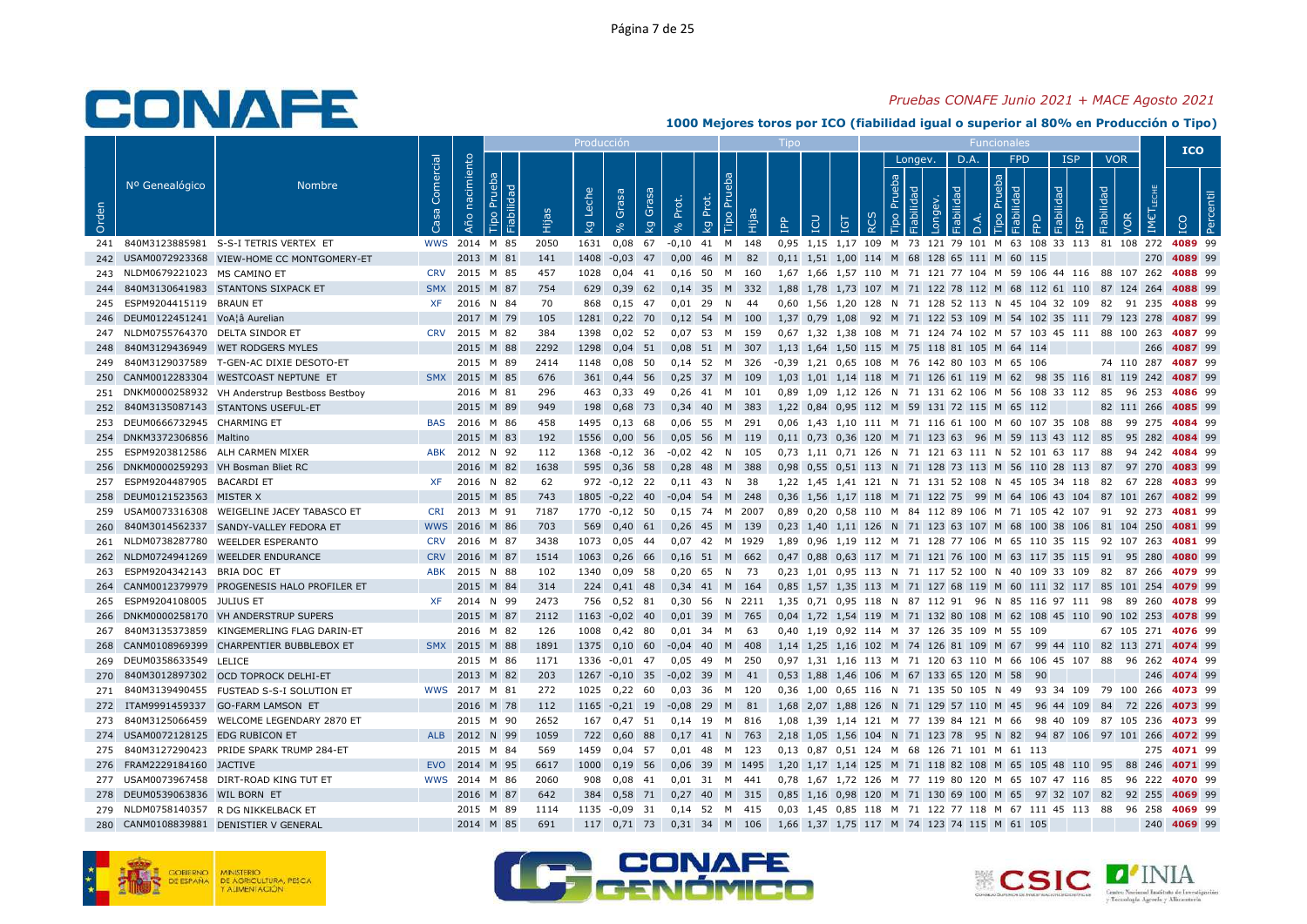# CONAFE

*Pruebas CONAFE Junio 2021 + MACE Agosto 2021*

## 1000 Mejores toros por ICO (fiabilidad igual o superior al 80% en Producción o Tipo)

| | | | | | Producción | | | | | | | | Tipo | | | | | | Funcionales | | | | | | | | | | | | | ICO | |
|---|---|---|---|---|---|---|---|---|---|---|---|---|---|---|---|---|---|---|---|---|---|---|---|---|---|---|---|---|---|---|---|---|---|
| | | | | | | | | | | | | | | | | | | | Longev. | | | D.A. | | FPD | | | ISP | | VOR | | | | |
| Orden | Nº Genealógico | Nombre | Casa Comercial | Año nacimiento | Tipo Prueba | Fiabilidad | Hijas | kg Leche | % Grasa | kg Grasa | % Prot. | kg Prot. | Tipo Prueba | Hijas | IPP | ICU | IGT | RCS | Tipo Prueba | Fiabilidad | Longev. | Fiabilidad | D.A. | Tipo Prueba | Fiabilidad | FPD | Fiabilidad | ISP | Fiabilidad | VOR | IMET LECHE | ICO | Percentil |
| 241 | 840M3123885981 | S-S-I TETRIS VERTEX ET | WWS | 2014 | M | 85 | 2050 | 1631 | 0,08 | 67 | -0,10 | 41 | M | 148 | 0,95 | 1,15 | 1,17 | 109 | M | 73 | 121 | 79 | 101 | M | 63 | 108 | 33 | 113 | 81 | 108 | 272 | 4089 | 99 |
| 242 | USAM0072923368 | VIEW-HOME CC MONTGOMERY-ET | | 2013 | M | 81 | 141 | 1408 | -0,03 | 47 | 0,00 | 46 | M | 82 | 0,11 | 1,51 | 1,00 | 114 | M | 68 | 128 | 65 | 111 | M | 60 | 115 | | | | | 270 | 4089 | 99 |
| 243 | NLDM0679221023 | MS CAMINO ET | CRV | 2015 | M | 85 | 457 | 1028 | 0,04 | 41 | 0,16 | 50 | M | 160 | 1,67 | 1,66 | 1,57 | 110 | M | 71 | 121 | 77 | 104 | M | 59 | 106 | 44 | 116 | 88 | 107 | 262 | 4088 | 99 |
| 244 | 840M3130641983 | STANTONS SIXPACK ET | SMX | 2015 | M | 87 | 754 | 629 | 0,39 | 62 | 0,14 | 35 | M | 332 | 1,88 | 1,78 | 1,73 | 107 | M | 71 | 122 | 78 | 112 | M | 68 | 112 | 61 | 110 | 87 | 124 | 264 | 4088 | 99 |
| 245 | ESPM9204415119 | BRAUN ET | XF | 2016 | N | 84 | 70 | 868 | 0,15 | 47 | 0,01 | 29 | N | 44 | 0,60 | 1,56 | 1,20 | 128 | N | 71 | 128 | 52 | 113 | N | 45 | 104 | 32 | 109 | 82 | 91 | 235 | 4088 | 99 |
| 246 | DEUM0122451241 | Vo¦â Aurelian | | 2017 | M | 79 | 105 | 1281 | 0,22 | 70 | 0,12 | 54 | M | 100 | 1,37 | 0,79 | 1,08 | 92 | M | 71 | 122 | 53 | 109 | M | 54 | 102 | 35 | 111 | 79 | 123 | 278 | 4087 | 99 |
| 247 | NLDM0755764370 | DELTA SINDOR ET | CRV | 2015 | M | 82 | 384 | 1398 | 0,02 | 52 | 0,07 | 53 | M | 159 | 0,67 | 1,32 | 1,38 | 108 | M | 71 | 124 | 74 | 102 | M | 57 | 103 | 45 | 111 | 88 | 100 | 263 | 4087 | 99 |
| 248 | 840M3129436949 | WET RODGERS MYLES | | 2015 | M | 88 | 2292 | 1298 | 0,04 | 51 | 0,08 | 51 | M | 307 | 1,13 | 1,64 | 1,50 | 115 | M | 75 | 118 | 81 | 105 | M | 64 | 114 | | | | | 266 | 4087 | 99 |
| 249 | 840M3129037589 | T-GEN-AC DIXIE DESOTO-ET | | 2015 | M | 89 | 2414 | 1148 | 0,08 | 50 | 0,14 | 52 | M | 326 | -0,39 | 1,21 | 0,65 | 108 | M | 76 | 142 | 80 | 103 | M | 65 | 106 | | | 74 | 110 | 287 | 4087 | 99 |
| 250 | CANM0012283304 | WESTCOAST NEPTUNE ET | SMX | 2015 | M | 85 | 676 | 361 | 0,44 | 56 | 0,25 | 37 | M | 109 | 1,03 | 1,01 | 1,14 | 118 | M | 71 | 126 | 61 | 119 | M | 62 | 98 | 35 | 116 | 81 | 119 | 242 | 4087 | 99 |
| 251 | DNKM0000258932 | VH Anderstrup Bestboss Bestboy | | 2016 | M | 81 | 296 | 463 | 0,33 | 49 | 0,26 | 41 | M | 101 | 0,89 | 1,09 | 1,12 | 126 | N | 71 | 131 | 62 | 106 | M | 56 | 108 | 33 | 112 | 85 | 96 | 253 | 4086 | 99 |
| 252 | 840M3135087143 | STANTONS USEFUL-ET | | 2015 | M | 89 | 949 | 198 | 0,68 | 73 | 0,34 | 40 | M | 383 | 1,22 | 0,84 | 0,95 | 112 | M | 59 | 131 | 72 | 115 | M | 65 | 112 | | | 82 | 111 | 266 | 4085 | 99 |
| 253 | DEUM0666732945 | CHARMING ET | BAS | 2016 | M | 86 | 458 | 1495 | 0,13 | 68 | 0,06 | 55 | M | 291 | 0,06 | 1,43 | 1,10 | 111 | M | 71 | 116 | 61 | 100 | M | 60 | 107 | 35 | 108 | 88 | 99 | 275 | 4084 | 99 |
| 254 | DNKM3372306856 | Maltino | | 2015 | M | 83 | 192 | 1556 | 0,00 | 56 | 0,05 | 56 | M | 119 | 0,11 | 0,73 | 0,36 | 120 | M | 71 | 123 | 63 | 96 | M | 59 | 113 | 43 | 112 | 85 | 95 | 282 | 4084 | 99 |
| 255 | ESPM9203812586 | ALH CARMEN MIXER | ABK | 2012 | N | 92 | 112 | 1368 | -0,12 | 36 | -0,02 | 42 | N | 105 | 0,73 | 1,11 | 0,71 | 126 | N | 71 | 121 | 63 | 111 | N | 52 | 101 | 63 | 117 | 88 | 94 | 242 | 4084 | 99 |
| 256 | DNKM0000259293 | VH Bosman Bliet RC | | 2016 | M | 82 | 1638 | 595 | 0,36 | 58 | 0,28 | 48 | M | 388 | 0,98 | 0,55 | 0,51 | 113 | N | 71 | 128 | 73 | 113 | M | 56 | 110 | 28 | 113 | 87 | 97 | 270 | 4083 | 99 |
| 257 | ESPM9204487905 | BACARDI ET | XF | 2016 | N | 82 | 62 | 972 | -0,12 | 22 | 0,11 | 43 | N | 38 | 1,22 | 1,45 | 1,41 | 121 | N | 71 | 131 | 52 | 108 | N | 45 | 105 | 34 | 118 | 82 | 67 | 228 | 4083 | 99 |
| 258 | DEUM0121523563 | MISTER X | | 2015 | M | 85 | 743 | 1805 | -0,22 | 40 | -0,04 | 54 | M | 248 | 0,36 | 1,56 | 1,17 | 118 | M | 71 | 122 | 75 | 99 | M | 64 | 106 | 43 | 104 | 87 | 101 | 267 | 4082 | 99 |
| 259 | USAM0073316308 | WEIGELINE JACEY TABASCO ET | CRI | 2013 | M | 91 | 7187 | 1770 | -0,12 | 50 | 0,15 | 74 | M | 2007 | 0,89 | 0,20 | 0,58 | 110 | M | 84 | 112 | 89 | 106 | M | 71 | 105 | 42 | 107 | 91 | 92 | 273 | 4081 | 99 |
| 260 | 840M3014562337 | SANDY-VALLEY FEDORA ET | WWS | 2016 | M | 86 | 703 | 569 | 0,40 | 61 | 0,26 | 45 | M | 139 | 0,23 | 1,40 | 1,11 | 126 | N | 71 | 123 | 63 | 107 | M | 68 | 100 | 38 | 106 | 81 | 104 | 250 | 4081 | 99 |
| 261 | NLDM0738287780 | WEELDER ESPERANTO | CRV | 2016 | M | 87 | 3438 | 1073 | 0,05 | 44 | 0,07 | 42 | M | 1929 | 1,89 | 0,96 | 1,19 | 112 | M | 71 | 128 | 77 | 106 | M | 65 | 110 | 35 | 115 | 92 | 107 | 263 | 4081 | 99 |
| 262 | NLDM0724941269 | WEELDER ENDURANCE | CRV | 2016 | M | 87 | 1514 | 1063 | 0,26 | 66 | 0,16 | 51 | M | 662 | 0,47 | 0,88 | 0,63 | 117 | M | 71 | 121 | 76 | 100 | M | 63 | 117 | 35 | 115 | 91 | 95 | 280 | 4080 | 99 |
| 263 | ESPM9204342143 | BRIA DOC ET | ABK | 2015 | N | 88 | 102 | 1340 | 0,09 | 58 | 0,20 | 65 | N | 73 | 0,23 | 1,01 | 0,95 | 113 | N | 71 | 117 | 52 | 100 | N | 40 | 109 | 33 | 109 | 82 | 87 | 266 | 4079 | 99 |
| 264 | CANM0012379979 | PROGENESIS HALO PROFILER ET | | 2015 | M | 84 | 314 | 224 | 0,41 | 48 | 0,34 | 41 | M | 164 | 0,85 | 1,57 | 1,35 | 113 | M | 71 | 127 | 68 | 119 | M | 60 | 111 | 32 | 117 | 85 | 101 | 254 | 4079 | 99 |
| 265 | ESPM9204108005 | JULIUS ET | XF | 2014 | N | 99 | 2473 | 756 | 0,52 | 81 | 0,30 | 56 | N | 2211 | 1,35 | 0,71 | 0,95 | 118 | N | 87 | 112 | 91 | 96 | N | 85 | 116 | 97 | 111 | 98 | 89 | 260 | 4078 | 99 |
| 266 | DNKM0000258170 | VH ANDERSTRUP SUPERS | | 2015 | M | 87 | 2112 | 1163 | -0,02 | 41 | 0,01 | 39 | M | 765 | 0,04 | 1,72 | 1,54 | 119 | M | 71 | 132 | 80 | 108 | M | 62 | 108 | 45 | 110 | 90 | 102 | 253 | 4078 | 99 |
| 267 | 840M3135373859 | KINGEMERLING FLAG DARIN-ET | | 2016 | M | 82 | 126 | 1008 | 0,42 | 80 | 0,01 | 34 | M | 63 | 0,40 | 1,19 | 0,92 | 114 | M | 37 | 126 | 35 | 109 | M | 55 | 109 | | | 67 | 105 | 271 | 4076 | 99 |
| 268 | CANM0108969399 | CHARPENTIER BUBBLEBOX ET | SMX | 2015 | M | 88 | 1891 | 1375 | 0,10 | 60 | -0,04 | 40 | M | 408 | 1,14 | 1,25 | 1,16 | 102 | M | 74 | 126 | 81 | 109 | M | 67 | 99 | 44 | 110 | 82 | 113 | 271 | 4074 | 99 |
| 269 | DEUM0358633549 | LELICE | | 2015 | M | 86 | 1171 | 1336 | -0,01 | 47 | 0,05 | 49 | M | 250 | 0,97 | 1,31 | 1,16 | 113 | M | 71 | 120 | 63 | 110 | M | 66 | 106 | 45 | 107 | 88 | 96 | 262 | 4074 | 99 |
| 270 | 840M3012897302 | OCD TOPROCK DELHI-ET | | 2013 | M | 82 | 203 | 1267 | -0,10 | 35 | -0,02 | 39 | M | 41 | 0,53 | 1,88 | 1,46 | 106 | M | 67 | 133 | 65 | 120 | M | 58 | 90 | | | | | 246 | 4074 | 99 |
| 271 | 840M3139490455 | FUSTEAD S-S-I SOLUTION ET | WWS | 2017 | M | 81 | 272 | 1025 | 0,22 | 60 | 0,03 | 36 | M | 120 | 0,36 | 1,00 | 0,65 | 116 | N | 71 | 135 | 50 | 105 | N | 49 | 93 | 34 | 109 | 79 | 100 | 266 | 4073 | 99 |
| 272 | ITAM9991459337 | GO-FARM LAMSON ET | | 2016 | M | 78 | 112 | 1165 | -0,21 | 19 | -0,08 | 29 | M | 81 | 1,68 | 2,07 | 1,88 | 126 | N | 71 | 129 | 57 | 110 | M | 45 | 96 | 44 | 109 | 84 | 72 | 226 | 4073 | 99 |
| 273 | 840M3125066459 | WELCOME LEGENDARY 2870 ET | | 2015 | M | 90 | 2652 | 167 | 0,47 | 51 | 0,14 | 19 | M | 816 | 1,08 | 1,39 | 1,14 | 121 | M | 77 | 139 | 84 | 121 | M | 66 | 98 | 40 | 109 | 87 | 105 | 236 | 4073 | 99 |
| 274 | USAM0072128125 | EDG RUBICON ET | ALB | 2012 | N | 99 | 1059 | 722 | 0,60 | 88 | 0,17 | 41 | N | 763 | 2,18 | 1,05 | 1,56 | 104 | N | 71 | 123 | 78 | 95 | N | 82 | 94 | 87 | 106 | 97 | 101 | 266 | 4072 | 99 |
| 275 | 840M3127290423 | PRIDE SPARK TRUMP 284-ET | | 2015 | M | 84 | 569 | 1459 | 0,04 | 57 | 0,01 | 48 | M | 123 | 0,13 | 0,87 | 0,51 | 124 | M | 68 | 126 | 71 | 101 | M | 61 | 113 | | | | | 275 | 4071 | 99 |
| 276 | FRAM2229184160 | JACTIVE | EVO | 2014 | M | 95 | 6617 | 1000 | 0,19 | 56 | 0,06 | 39 | M | 1495 | 1,20 | 1,17 | 1,14 | 125 | M | 71 | 118 | 82 | 108 | M | 65 | 105 | 48 | 110 | 95 | 88 | 246 | 4071 | 99 |
| 277 | USAM0073967458 | DIRT-ROAD KING TUT ET | WWS | 2014 | M | 86 | 2060 | 908 | 0,08 | 41 | 0,01 | 31 | M | 441 | 0,78 | 1,67 | 1,72 | 126 | M | 77 | 119 | 80 | 120 | M | 65 | 107 | 47 | 116 | 85 | 96 | 222 | 4070 | 99 |
| 278 | DEUM0539063836 | WIL BORN ET | | 2016 | M | 87 | 642 | 384 | 0,58 | 71 | 0,27 | 40 | M | 315 | 0,85 | 1,16 | 0,98 | 120 | M | 71 | 130 | 69 | 100 | M | 65 | 97 | 32 | 107 | 82 | 92 | 255 | 4069 | 99 |
| 279 | NLDM0758140357 | R DG NIKKELBACK ET | | 2015 | M | 89 | 1114 | 1135 | -0,09 | 31 | 0,14 | 52 | M | 415 | 0,03 | 1,45 | 0,85 | 118 | M | 71 | 122 | 77 | 118 | M | 67 | 111 | 45 | 113 | 88 | 96 | 258 | 4069 | 99 |
| 280 | CANM0108839881 | DENISTIER V GENERAL | | 2014 | M | 85 | 691 | 117 | 0,71 | 73 | 0,31 | 34 | M | 106 | 1,66 | 1,37 | 1,75 | 117 | M | 74 | 123 | 74 | 115 | M | 61 | 105 | | | | | 240 | 4069 | 99 |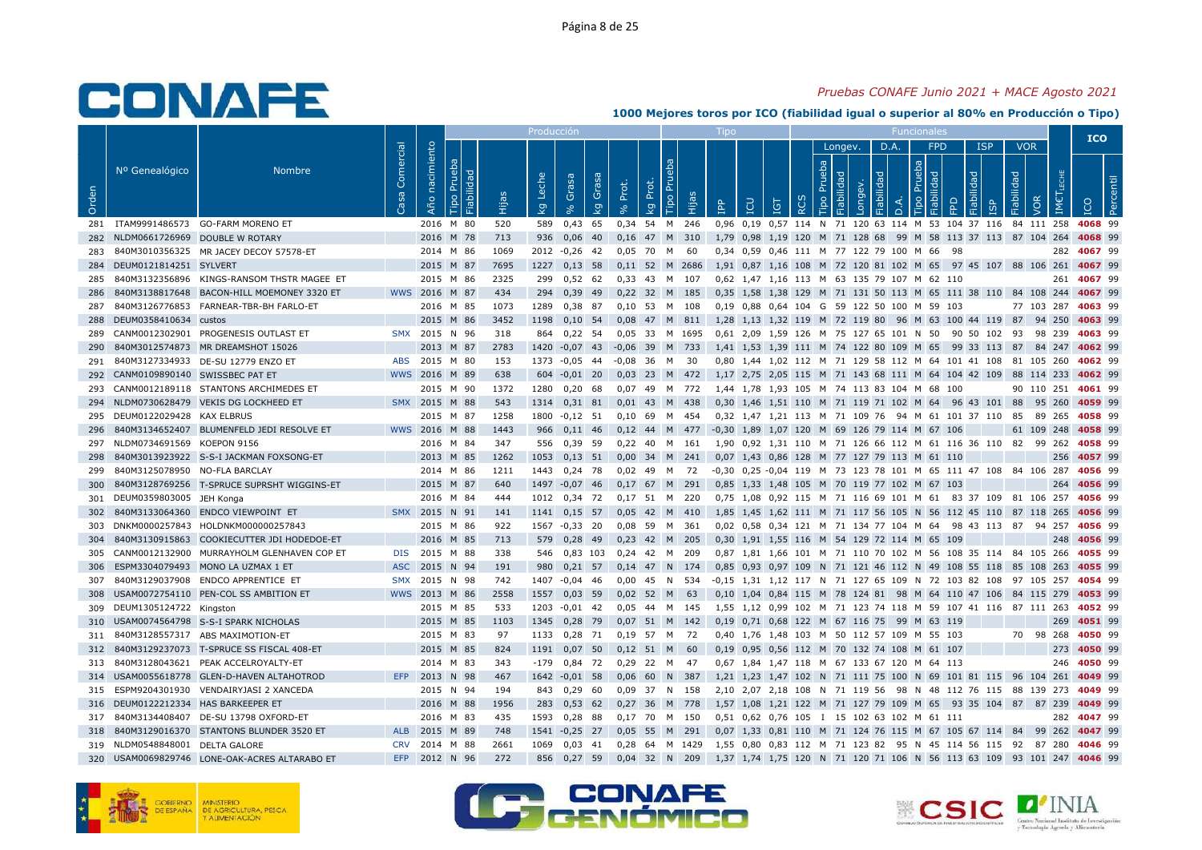*Pruebas CONAFE Junio 2021 + MACE Agosto 2021*

**1000 Mejores toros por ICO (fiabilidad igual o superior al 80% en Producción o Tipo)**

| | | | | Producción | | | | | | | | | Tipo | | | | | Funcionales | | | | | | | | | | | | | | ICO | |
|---|---|---|---|---|---|---|---|---|---|---|---|---|---|---|---|---|---|---|---|---|---|---|---|---|---|---|---|---|---|---|---|---|---|
| | | | | | | | | | | | | | | | | | | | Longev. | | | D.A. | | FPD | | | ISP | | VOR | | | | |
| Orden | Nº Genealógico | Nombre | Casa Comercial | Año nacimiento | Tipo Prueba | Fiabilidad | Hijas | kg Leche | % Grasa | kg Grasa | % Prot. | kg Prot. | Tipo Prueba | Hijas | IPP | ICU | IGT | RCS | Tipo Prueba | Fiabilidad | Longev. | Fiabilidad | D.A. | Tipo Prueba | Fiabilidad | FPD | Fiabilidad | ISP | Fiabilidad | VOR | IMET LECHE | ICO | Percentil |
| 281 | ITAM9991486573 | GO-FARM MORENO ET | | 2016 | M | 80 | 520 | 589 | 0,43 | 65 | 0,34 | 54 | M | 246 | 0,96 | 0,19 | 0,57 | 114 | N | 71 | 120 | 63 | 114 | M | 53 | 104 | 37 | 116 | 84 | 111 | 258 | 4068 | 99 |
| 282 | NLDM0661726969 | DOUBLE W ROTARY | | 2016 | M | 78 | 713 | 936 | 0,06 | 40 | 0,16 | 47 | M | 310 | 1,79 | 0,98 | 1,19 | 120 | M | 71 | 128 | 68 | 99 | M | 58 | 113 | 37 | 113 | 87 | 104 | 264 | 4068 | 99 |
| 283 | 840M3010356325 | MR JACEY DECOY 57578-ET | | 2014 | M | 86 | 1069 | 2012 | -0,26 | 42 | 0,05 | 70 | M | 60 | 0,34 | 0,59 | 0,46 | 111 | M | 77 | 122 | 79 | 100 | M | 66 | 98 | | | | | 282 | 4067 | 99 |
| 284 | DEUM0121814251 | SYLVERT | | 2015 | M | 87 | 7695 | 1227 | 0,13 | 58 | 0,11 | 52 | M | 2686 | 1,91 | 0,87 | 1,16 | 108 | M | 72 | 120 | 81 | 102 | M | 65 | 97 | 45 | 107 | 88 | 106 | 261 | 4067 | 99 |
| 285 | 840M3132356896 | KINGS-RANSOM THSTR MAGEE ET | | 2015 | M | 86 | 2325 | 299 | 0,52 | 62 | 0,33 | 43 | M | 107 | 0,62 | 1,47 | 1,16 | 113 | M | 63 | 135 | 79 | 107 | M | 62 | 110 | | | | | 261 | 4067 | 99 |
| 286 | 840M3138817648 | BACON-HILL MOEMONEY 3320 ET | WWS | 2016 | M | 87 | 434 | 294 | 0,39 | 49 | 0,22 | 32 | M | 185 | 0,35 | 1,58 | 1,38 | 129 | M | 71 | 131 | 50 | 113 | M | 65 | 111 | 38 | 110 | 84 | 108 | 244 | 4067 | 99 |
| 287 | 840M3126776853 | FARNEAR-TBR-BH FARLO-ET | | 2016 | M | 85 | 1073 | 1289 | 0,38 | 87 | 0,10 | 53 | M | 108 | 0,19 | 0,88 | 0,64 | 104 | G | 59 | 122 | 50 | 100 | M | 59 | 103 | | | 77 | 103 | 287 | 4063 | 99 |
| 288 | DEUM0358410634 | custos | | 2015 | M | 86 | 3452 | 1198 | 0,10 | 54 | 0,08 | 47 | M | 811 | 1,28 | 1,13 | 1,32 | 119 | M | 72 | 119 | 80 | 96 | M | 63 | 100 | 44 | 119 | 87 | 94 | 250 | 4063 | 99 |
| 289 | CANM0012302901 | PROGENESIS OUTLAST ET | SMX | 2015 | N | 96 | 318 | 864 | 0,22 | 54 | 0,05 | 33 | M | 1695 | 0,61 | 2,09 | 1,59 | 126 | M | 75 | 127 | 65 | 101 | N | 50 | 90 | 50 | 102 | 93 | 98 | 239 | 4063 | 99 |
| 290 | 840M3012574873 | MR DREAMSHOT 15026 | | 2013 | M | 87 | 2783 | 1420 | -0,07 | 43 | -0,06 | 39 | M | 733 | 1,41 | 1,53 | 1,39 | 111 | M | 74 | 122 | 80 | 109 | M | 65 | 99 | 33 | 113 | 87 | 84 | 247 | 4062 | 99 |
| 291 | 840M3127334933 | DE-SU 12779 ENZO ET | ABS | 2015 | M | 80 | 153 | 1373 | -0,05 | 44 | -0,08 | 36 | M | 30 | 0,80 | 1,44 | 1,02 | 112 | M | 71 | 125 | 58 | 112 | M | 64 | 101 | 41 | 108 | 81 | 105 | 260 | 4062 | 99 |
| 292 | CANM0109890140 | SWISSBEC PAT ET | WWS | 2016 | M | 89 | 638 | 604 | -0,01 | 20 | 0,03 | 23 | M | 472 | 1,17 | 2,75 | 2,05 | 115 | M | 71 | 143 | 68 | 111 | M | 64 | 104 | 42 | 109 | 88 | 114 | 233 | 4062 | 99 |
| 293 | CANM0012189118 | STANTONS ARCHIMEDES ET | | 2015 | M | 90 | 1372 | 1280 | 0,20 | 68 | 0,07 | 49 | M | 772 | 1,44 | 1,78 | 1,93 | 105 | M | 74 | 113 | 83 | 104 | M | 68 | 100 | | | 90 | 110 | 251 | 4061 | 99 |
| 294 | NLDM0730628479 | VEKIS DG LOCKHEED ET | SMX | 2015 | M | 88 | 543 | 1314 | 0,31 | 81 | 0,01 | 43 | M | 438 | 0,30 | 1,46 | 1,51 | 110 | M | 71 | 119 | 71 | 102 | M | 64 | 96 | 43 | 101 | 88 | 95 | 260 | 4059 | 99 |
| 295 | DEUM0122029428 | KAX ELBRUS | | 2015 | M | 87 | 1258 | 1800 | -0,12 | 51 | 0,10 | 69 | M | 454 | 0,32 | 1,47 | 1,21 | 113 | M | 71 | 109 | 76 | 94 | M | 61 | 101 | 37 | 110 | 85 | 89 | 265 | 4058 | 99 |
| 296 | 840M3134652407 | BLUMENFELD JEDI RESOLVE ET | WWS | 2016 | M | 88 | 1443 | 966 | 0,11 | 46 | 0,12 | 44 | M | 477 | -0,30 | 1,89 | 1,07 | 120 | M | 69 | 126 | 79 | 114 | M | 67 | 106 | | | 61 | 109 | 248 | 4058 | 99 |
| 297 | NLDM0734691569 | KOEPON 9156 | | 2016 | M | 84 | 347 | 556 | 0,39 | 59 | 0,22 | 40 | M | 161 | 1,90 | 0,92 | 1,31 | 110 | M | 71 | 126 | 66 | 112 | M | 61 | 116 | 36 | 110 | 82 | 99 | 262 | 4058 | 99 |
| 298 | 840M3013923922 | S-S-I JACKMAN FOXSONG-ET | | 2013 | M | 85 | 1262 | 1053 | 0,13 | 51 | 0,00 | 34 | M | 241 | 0,07 | 1,43 | 0,86 | 128 | M | 77 | 127 | 79 | 113 | M | 61 | 110 | | | | | 256 | 4057 | 99 |
| 299 | 840M3125078950 | NO-FLA BARCLAY | | 2014 | M | 86 | 1211 | 1443 | 0,24 | 78 | 0,02 | 49 | M | 72 | -0,30 | 0,25 | -0,04 | 119 | M | 73 | 123 | 78 | 101 | M | 65 | 111 | 47 | 108 | 84 | 106 | 287 | 4056 | 99 |
| 300 | 840M3128769256 | T-SPRUCE SUPRSHT WIGGINS-ET | | 2015 | M | 87 | 640 | 1497 | -0,07 | 46 | 0,17 | 67 | M | 291 | 0,85 | 1,33 | 1,48 | 105 | M | 70 | 119 | 77 | 102 | M | 67 | 103 | | | | | 264 | 4056 | 99 |
| 301 | DEUM0359803005 | JEH Konga | | 2016 | M | 84 | 444 | 1012 | 0,34 | 72 | 0,17 | 51 | M | 220 | 0,75 | 1,08 | 0,92 | 115 | M | 71 | 116 | 69 | 101 | M | 61 | 83 | 37 | 109 | 81 | 106 | 257 | 4056 | 99 |
| 302 | 840M3133064360 | ENDCO VIEWPOINT ET | SMX | 2015 | N | 91 | 141 | 1141 | 0,15 | 57 | 0,05 | 42 | M | 410 | 1,85 | 1,45 | 1,62 | 111 | M | 71 | 117 | 56 | 105 | N | 56 | 112 | 45 | 110 | 87 | 118 | 265 | 4056 | 99 |
| 303 | DNKM0000257843 | HOLDNKM000000257843 | | 2015 | M | 86 | 922 | 1567 | -0,33 | 20 | 0,08 | 59 | M | 361 | 0,02 | 0,58 | 0,34 | 121 | M | 71 | 134 | 77 | 104 | M | 64 | 98 | 43 | 113 | 87 | 94 | 257 | 4056 | 99 |
| 304 | 840M3130915863 | COOKIECUTTER JDI HODEDOE-ET | | 2016 | M | 85 | 713 | 579 | 0,28 | 49 | 0,23 | 42 | M | 205 | 0,30 | 1,91 | 1,55 | 116 | M | 54 | 129 | 72 | 114 | M | 65 | 109 | | | | | 248 | 4056 | 99 |
| 305 | CANM0012132900 | MURRAYHOLM GLENHAVEN COP ET | DIS | 2015 | M | 88 | 338 | 546 | 0,83 | 103 | 0,24 | 42 | M | 209 | 0,87 | 1,81 | 1,66 | 101 | M | 71 | 110 | 70 | 102 | M | 56 | 108 | 35 | 114 | 84 | 105 | 266 | 4055 | 99 |
| 306 | ESPM3304079493 | MONO LA UZMAX 1 ET | ASC | 2015 | N | 94 | 191 | 980 | 0,21 | 57 | 0,14 | 47 | N | 174 | 0,85 | 0,93 | 0,97 | 109 | N | 71 | 121 | 46 | 112 | N | 49 | 108 | 55 | 118 | 85 | 108 | 263 | 4055 | 99 |
| 307 | 840M3129037908 | ENDCO APPRENTICE ET | SMX | 2015 | N | 98 | 742 | 1407 | -0,04 | 46 | 0,00 | 45 | N | 534 | -0,15 | 1,31 | 1,12 | 117 | N | 71 | 127 | 65 | 109 | N | 72 | 103 | 82 | 108 | 97 | 105 | 257 | 4054 | 99 |
| 308 | USAM0072754110 | PEN-COL SS AMBITION ET | WWS | 2013 | M | 86 | 2558 | 1557 | 0,03 | 59 | 0,02 | 52 | M | 63 | 0,10 | 1,04 | 0,84 | 115 | M | 78 | 124 | 81 | 98 | M | 64 | 110 | 47 | 106 | 84 | 115 | 279 | 4053 | 99 |
| 309 | DEUM1305124722 | Kingston | | 2015 | M | 85 | 533 | 1203 | -0,01 | 42 | 0,05 | 44 | M | 145 | 1,55 | 1,12 | 0,99 | 102 | M | 71 | 123 | 74 | 118 | M | 59 | 107 | 41 | 116 | 87 | 111 | 263 | 4052 | 99 |
| 310 | USAM0074564798 | S-S-I SPARK NICHOLAS | | 2015 | M | 85 | 1103 | 1345 | 0,28 | 79 | 0,07 | 51 | M | 142 | 0,19 | 0,71 | 0,68 | 122 | M | 67 | 116 | 75 | 99 | M | 63 | 119 | | | | | 269 | 4051 | 99 |
| 311 | 840M3128557317 | ABS MAXIMOTION-ET | | 2015 | M | 83 | 97 | 1133 | 0,28 | 71 | 0,19 | 57 | M | 72 | 0,40 | 1,76 | 1,48 | 103 | M | 50 | 112 | 57 | 109 | M | 55 | 103 | | | 70 | 98 | 268 | 4050 | 99 |
| 312 | 840M3129237073 | T-SPRUCE SS FISCAL 408-ET | | 2015 | M | 85 | 824 | 1191 | 0,07 | 50 | 0,12 | 51 | M | 60 | 0,19 | 0,95 | 0,56 | 112 | M | 70 | 132 | 74 | 108 | M | 61 | 107 | | | | | 273 | 4050 | 99 |
| 313 | 840M3128043621 | PEAK ACCELROYALTY-ET | | 2014 | M | 83 | 343 | -179 | 0,84 | 72 | 0,29 | 22 | M | 47 | 0,67 | 1,84 | 1,47 | 118 | M | 67 | 133 | 67 | 120 | M | 64 | 113 | | | | | 246 | 4050 | 99 |
| 314 | USAM0055618778 | GLEN-D-HAVEN ALTAHOTROD | EFP | 2013 | N | 98 | 467 | 1642 | -0,01 | 58 | 0,06 | 60 | N | 387 | 1,21 | 1,23 | 1,47 | 102 | N | 71 | 111 | 75 | 100 | N | 69 | 101 | 81 | 115 | 96 | 104 | 261 | 4049 | 99 |
| 315 | ESPM9204301930 | VENDAIRYJASI 2 XANCEDA | | 2015 | N | 94 | 194 | 843 | 0,29 | 60 | 0,09 | 37 | N | 158 | 2,10 | 2,07 | 2,18 | 108 | N | 71 | 119 | 56 | 98 | N | 48 | 112 | 76 | 115 | 88 | 139 | 273 | 4049 | 99 |
| 316 | DEUM0122212334 | HAS BARKEEPER ET | | 2016 | M | 88 | 1956 | 283 | 0,53 | 62 | 0,27 | 36 | M | 778 | 1,57 | 1,08 | 1,21 | 122 | M | 71 | 127 | 79 | 109 | M | 65 | 93 | 35 | 104 | 87 | 87 | 239 | 4049 | 99 |
| 317 | 840M3134408407 | DE-SU 13798 OXFORD-ET | | 2016 | M | 83 | 435 | 1593 | 0,28 | 88 | 0,17 | 70 | M | 150 | 0,51 | 0,62 | 0,76 | 105 | I | 15 | 102 | 63 | 102 | M | 61 | 111 | | | | | 282 | 4047 | 99 |
| 318 | 840M3129016370 | STANTONS BLUNDER 3520 ET | ALB | 2015 | M | 89 | 748 | 1541 | -0,25 | 27 | 0,05 | 55 | M | 291 | 0,07 | 1,33 | 0,81 | 110 | M | 71 | 124 | 76 | 115 | M | 67 | 105 | 67 | 114 | 84 | 99 | 262 | 4047 | 99 |
| 319 | NLDM0548848001 | DELTA GALORE | CRV | 2014 | M | 88 | 2661 | 1069 | 0,03 | 41 | 0,28 | 64 | M | 1429 | 1,55 | 0,80 | 0,83 | 112 | M | 71 | 123 | 82 | 95 | N | 45 | 114 | 56 | 115 | 92 | 87 | 280 | 4046 | 99 |
| 320 | USAM0069829746 | LONE-OAK-ACRES ALTARABO ET | EFP | 2012 | N | 96 | 272 | 856 | 0,27 | 59 | 0,04 | 32 | N | 209 | 1,37 | 1,74 | 1,75 | 120 | N | 71 | 120 | 71 | 106 | N | 56 | 113 | 63 | 109 | 93 | 101 | 247 | 4046 | 99 |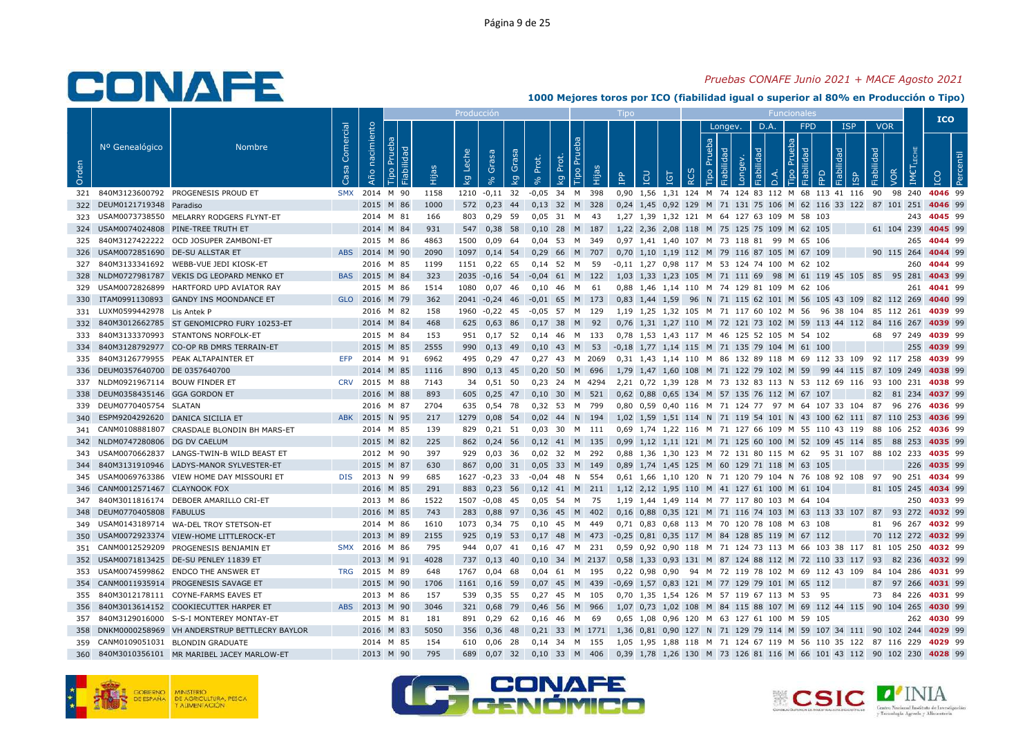# CONAFE

*Pruebas CONAFE Junio 2021 + MACE Agosto 2021*

**1000 Mejores toros por ICO (fiabilidad igual o superior al 80% en Producción o Tipo)**

| | | | | | Producción | | | | | | | | Tipo | | | | | Funcionales | | | | | | | | | | | | | | ICO | |
|---|---|---|---|---|---|---|---|---|---|---|---|---|---|---|---|---|---|---|---|---|---|---|---|---|---|---|---|---|---|---|---|---|---|
| | | | | | | | | | | | | | | | | | | | Longev. | | | D.A. | | FPD | | | ISP | | VOR | | | | |
| Orden | Nº Genealógico | Nombre | Casa Comercial | Año nacimiento | Tipo Prueba | Fiabilidad | Hijas | kg Leche | % Grasa | kg Grasa | % Prot. | kg Prot. | Tipo Prueba | Hijas | IPP | ICU | IGT | RCS | Tipo Prueba | Fiabilidad | Longev. | Fiabilidad | D.A. | Tipo Prueba | Fiabilidad | FPD | Fiabilidad | ISP | Fiabilidad | VOR | IMCT LECHE | ICO | Percentil |
| 321 | 840M3123600792 | PROGENESIS PROUD ET | SMX | 2014 | M | 90 | 1158 | 1210 | -0,11 | 32 | -0,05 | 34 | M | 398 | 0,90 | 1,56 | 1,31 | 124 | M | 74 | 124 | 83 | 112 | M | 68 | 113 | 41 | 116 | 90 | 98 | 240 | 4046 | 99 |
| 322 | DEUM0121719348 | Paradiso | | 2015 | M | 86 | 1000 | 572 | 0,23 | 44 | 0,13 | 32 | M | 328 | 0,24 | 1,45 | 0,92 | 129 | M | 71 | 131 | 75 | 106 | M | 62 | 116 | 33 | 122 | 87 | 101 | 251 | 4046 | 99 |
| 323 | USAM0073738550 | MELARRY RODGERS FLYNT-ET | | 2014 | M | 81 | 166 | 803 | 0,29 | 59 | 0,05 | 31 | M | 43 | 1,27 | 1,39 | 1,32 | 121 | M | 64 | 127 | 63 | 109 | M | 58 | 103 | | | | | 243 | 4045 | 99 |
| 324 | USAM0074024808 | PINE-TREE TRUTH ET | | 2014 | M | 84 | 931 | 547 | 0,38 | 58 | 0,10 | 28 | M | 187 | 1,22 | 2,36 | 2,08 | 118 | M | 75 | 125 | 75 | 109 | M | 62 | 105 | | | 61 | 104 | 239 | 4045 | 99 |
| 325 | 840M3127422222 | OCD JOSUPER ZAMBONI-ET | | 2015 | M | 86 | 4863 | 1500 | 0,09 | 64 | 0,04 | 53 | M | 349 | 0,97 | 1,41 | 1,40 | 107 | M | 73 | 118 | 81 | 99 | M | 65 | 106 | | | | | 265 | 4044 | 99 |
| 326 | USAM0072851690 | DE-SU ALLSTAR ET | ABS | 2014 | M | 90 | 2090 | 1097 | 0,14 | 54 | 0,29 | 66 | M | 707 | 0,70 | 1,10 | 1,19 | 112 | M | 79 | 116 | 87 | 105 | M | 67 | 109 | | | 90 | 115 | 264 | 4044 | 99 |
| 327 | 840M3133341692 | WEBB-VUE JEDI KIOSK-ET | | 2016 | M | 85 | 1199 | 1151 | 0,22 | 65 | 0,14 | 52 | M | 59 | -0,11 | 1,27 | 0,98 | 117 | M | 53 | 124 | 74 | 100 | M | 62 | 102 | | | | | 260 | 4044 | 99 |
| 328 | NLDM0727981787 | VEKIS DG LEOPARD MENKO ET | BAS | 2015 | M | 84 | 323 | 2035 | -0,16 | 54 | -0,04 | 61 | M | 122 | 1,03 | 1,33 | 1,23 | 105 | M | 71 | 111 | 69 | 98 | M | 61 | 119 | 45 | 105 | 85 | 95 | 281 | 4043 | 99 |
| 329 | USAM0072826899 | HARTFORD UPD AVIATOR RAY | | 2015 | M | 86 | 1514 | 1080 | 0,07 | 46 | 0,10 | 46 | M | 61 | 0,88 | 1,46 | 1,14 | 110 | M | 74 | 129 | 81 | 109 | M | 62 | 106 | | | | | 261 | 4041 | 99 |
| 330 | ITAM0991130893 | GANDY INS MOONDANCE ET | GLO | 2016 | M | 79 | 362 | 2041 | -0,24 | 46 | -0,01 | 65 | M | 173 | 0,83 | 1,44 | 1,59 | 96 | N | 71 | 115 | 62 | 101 | M | 56 | 105 | 43 | 109 | 82 | 112 | 269 | 4040 | 99 |
| 331 | LUXM0599442978 | Lis Antek P | | 2016 | M | 82 | 158 | 1960 | -0,22 | 45 | -0,05 | 57 | M | 129 | 1,19 | 1,25 | 1,32 | 105 | M | 71 | 117 | 60 | 102 | M | 56 | 96 | 38 | 104 | 85 | 112 | 261 | 4039 | 99 |
| 332 | 840M3012662785 | ST GENOMICPRO FURY 10253-ET | | 2014 | M | 84 | 468 | 625 | 0,63 | 86 | 0,17 | 38 | M | 92 | 0,76 | 1,31 | 1,27 | 110 | M | 72 | 121 | 73 | 102 | M | 59 | 113 | 44 | 112 | 84 | 116 | 267 | 4039 | 99 |
| 333 | 840M3133370993 | STANTONS NORFOLK-ET | | 2015 | M | 84 | 153 | 951 | 0,17 | 52 | 0,14 | 46 | M | 133 | 0,78 | 1,53 | 1,43 | 117 | M | 46 | 125 | 52 | 105 | M | 54 | 102 | | | 68 | 97 | 249 | 4039 | 99 |
| 334 | 840M3128792977 | CO-OP RB DMRS TERRAIN-ET | | 2015 | M | 85 | 2555 | 990 | 0,13 | 49 | 0,10 | 43 | M | 53 | -0,18 | 1,77 | 1,14 | 115 | M | 71 | 135 | 79 | 104 | M | 61 | 100 | | | | | 255 | 4039 | 99 |
| 335 | 840M3126779955 | PEAK ALTAPAINTER ET | EFP | 2014 | M | 91 | 6962 | 495 | 0,29 | 47 | 0,27 | 43 | M | 2069 | 0,31 | 1,43 | 1,14 | 110 | M | 86 | 132 | 89 | 118 | M | 69 | 112 | 33 | 109 | 92 | 117 | 258 | 4039 | 99 |
| 336 | DEUM0357640700 | DE 0357640700 | | 2014 | M | 85 | 1116 | 890 | 0,13 | 45 | 0,20 | 50 | M | 696 | 1,79 | 1,47 | 1,60 | 108 | M | 71 | 122 | 79 | 102 | M | 59 | 99 | 44 | 115 | 87 | 109 | 249 | 4038 | 99 |
| 337 | NLDM0921967114 | BOUW FINDER ET | CRV | 2015 | M | 88 | 7143 | 34 | 0,51 | 50 | 0,23 | 24 | M | 4294 | 2,21 | 0,72 | 1,39 | 128 | M | 73 | 132 | 83 | 113 | N | 53 | 112 | 69 | 116 | 93 | 100 | 231 | 4038 | 99 |
| 338 | DEUM0358435146 | GGA GORDON ET | | 2016 | M | 88 | 893 | 605 | 0,25 | 47 | 0,10 | 30 | M | 521 | 0,62 | 0,88 | 0,65 | 134 | M | 57 | 135 | 76 | 112 | M | 67 | 107 | | | 82 | 81 | 234 | 4037 | 99 |
| 339 | DEUM0770405754 | SLATAN | | 2016 | M | 87 | 2704 | 635 | 0,54 | 78 | 0,32 | 53 | M | 799 | 0,80 | 0,59 | 0,40 | 116 | M | 71 | 124 | 77 | 97 | M | 64 | 107 | 33 | 104 | 87 | 96 | 276 | 4036 | 99 |
| 340 | ESPM9204292620 | DANICA SICILIA ET | ABK | 2015 | N | 95 | 217 | 1279 | 0,08 | 54 | 0,02 | 44 | N | 194 | 1,02 | 1,59 | 1,51 | 114 | N | 71 | 119 | 54 | 101 | N | 43 | 100 | 62 | 111 | 87 | 110 | 253 | 4036 | 99 |
| 341 | CANM0108881807 | CRASDALE BLONDIN BH MARS-ET | | 2014 | M | 85 | 139 | 829 | 0,21 | 51 | 0,03 | 30 | M | 111 | 0,69 | 1,74 | 1,22 | 116 | M | 71 | 127 | 66 | 109 | M | 55 | 110 | 43 | 119 | 88 | 106 | 252 | 4036 | 99 |
| 342 | NLDM0747280806 | DG DV CAELUM | | 2015 | M | 82 | 225 | 862 | 0,24 | 56 | 0,12 | 41 | M | 135 | 0,99 | 1,12 | 1,11 | 121 | M | 71 | 125 | 60 | 100 | M | 52 | 109 | 45 | 114 | 85 | 88 | 253 | 4035 | 99 |
| 343 | USAM0070662837 | LANGS-TWIN-B WILD BEAST ET | | 2012 | M | 90 | 397 | 929 | 0,03 | 36 | 0,02 | 32 | M | 292 | 0,88 | 1,36 | 1,30 | 123 | M | 72 | 131 | 80 | 115 | M | 62 | 95 | 31 | 107 | 88 | 102 | 233 | 4035 | 99 |
| 344 | 840M3131910946 | LADYS-MANOR SYLVESTER-ET | | 2015 | M | 87 | 630 | 867 | 0,00 | 31 | 0,05 | 33 | M | 149 | 0,89 | 1,74 | 1,45 | 125 | M | 60 | 129 | 71 | 118 | M | 63 | 105 | | | | | 226 | 4035 | 99 |
| 345 | USAM0069763386 | VIEW HOME DAY MISSOURI ET | DIS | 2013 | N | 99 | 685 | 1627 | -0,23 | 33 | -0,04 | 48 | N | 554 | 0,61 | 1,66 | 1,10 | 120 | N | 71 | 120 | 79 | 104 | N | 76 | 108 | 92 | 108 | 97 | 90 | 251 | 4034 | 99 |
| 346 | CANM0012571467 | CLAYNOOK FOX | | 2016 | M | 85 | 291 | 883 | 0,23 | 56 | 0,12 | 41 | M | 211 | 1,12 | 2,12 | 1,95 | 110 | M | 41 | 127 | 61 | 100 | M | 61 | 104 | | | 81 | 105 | 245 | 4034 | 99 |
| 347 | 840M3011816174 | DEBOER AMARILLO CRI-ET | | 2013 | M | 86 | 1522 | 1507 | -0,08 | 45 | 0,05 | 54 | M | 75 | 1,19 | 1,44 | 1,49 | 114 | M | 77 | 117 | 80 | 103 | M | 64 | 104 | | | | | 250 | 4033 | 99 |
| 348 | DEUM0770405808 | FABULUS | | 2016 | M | 85 | 743 | 283 | 0,88 | 97 | 0,36 | 45 | M | 402 | 0,16 | 0,88 | 0,35 | 121 | M | 71 | 116 | 74 | 103 | M | 63 | 113 | 33 | 107 | 87 | 93 | 272 | 4032 | 99 |
| 349 | USAM0143189714 | WA-DEL TROY STETSON-ET | | 2014 | M | 86 | 1610 | 1073 | 0,34 | 75 | 0,10 | 45 | M | 449 | 0,71 | 0,83 | 0,68 | 113 | M | 70 | 120 | 78 | 108 | M | 63 | 108 | | | 81 | 96 | 267 | 4032 | 99 |
| 350 | USAM0072923374 | VIEW-HOME LITTLEROCK-ET | | 2013 | M | 89 | 2155 | 925 | 0,19 | 53 | 0,17 | 48 | M | 473 | -0,25 | 0,81 | 0,35 | 117 | M | 84 | 128 | 85 | 119 | M | 67 | 112 | | | 70 | 112 | 272 | 4032 | 99 |
| 351 | CANM0012529209 | PROGENESIS BENJAMIN ET | SMX | 2016 | M | 86 | 795 | 944 | 0,07 | 41 | 0,16 | 47 | M | 231 | 0,59 | 0,92 | 0,90 | 118 | M | 71 | 124 | 73 | 113 | M | 66 | 103 | 38 | 117 | 81 | 105 | 250 | 4032 | 99 |
| 352 | USAM0071813425 | DE-SU PENLEY 11839 ET | | 2013 | M | 91 | 4028 | 737 | 0,13 | 40 | 0,10 | 34 | M | 2137 | 0,58 | 1,33 | 0,93 | 131 | M | 87 | 124 | 88 | 112 | M | 72 | 110 | 33 | 117 | 93 | 82 | 236 | 4032 | 99 |
| 353 | USAM0074599862 | ENDCO THE ANSWER ET | TRG | 2015 | M | 89 | 648 | 1767 | 0,04 | 68 | 0,04 | 61 | M | 195 | 0,22 | 0,98 | 0,90 | 94 | M | 72 | 119 | 78 | 102 | M | 69 | 112 | 43 | 109 | 84 | 104 | 286 | 4031 | 99 |
| 354 | CANM0011935914 | PROGENESIS SAVAGE ET | | 2015 | M | 90 | 1706 | 1161 | 0,16 | 59 | 0,07 | 45 | M | 439 | -0,69 | 1,57 | 0,83 | 121 | M | 77 | 129 | 79 | 101 | M | 65 | 112 | | | 87 | 97 | 266 | 4031 | 99 |
| 355 | 840M3012178111 | COYNE-FARMS EAVES ET | | 2013 | M | 86 | 157 | 539 | 0,35 | 55 | 0,27 | 45 | M | 105 | 0,70 | 1,35 | 1,54 | 126 | M | 57 | 119 | 67 | 113 | M | 53 | 95 | | | 73 | 84 | 226 | 4031 | 99 |
| 356 | 840M3013614152 | COOKIECUTTER HARPER ET | ABS | 2013 | M | 90 | 3046 | 321 | 0,68 | 79 | 0,46 | 56 | M | 966 | 1,07 | 0,73 | 1,02 | 108 | M | 84 | 115 | 88 | 107 | M | 69 | 112 | 44 | 115 | 90 | 104 | 265 | 4030 | 99 |
| 357 | 840M3129016000 | S-S-I MONTEREY MONTAY-ET | | 2015 | M | 81 | 181 | 891 | 0,29 | 62 | 0,16 | 46 | M | 69 | 0,65 | 1,08 | 0,96 | 120 | M | 63 | 127 | 61 | 100 | M | 59 | 105 | | | | | 262 | 4030 | 99 |
| 358 | DNKM0000258969 | VH ANDERSTRUP BETTLECRY BAYLOR | | 2016 | M | 83 | 5050 | 356 | 0,36 | 48 | 0,21 | 33 | M | 1771 | 1,36 | 0,81 | 0,90 | 127 | N | 71 | 129 | 79 | 114 | M | 59 | 107 | 34 | 111 | 90 | 102 | 244 | 4029 | 99 |
| 359 | CANM0109051031 | BLONDIN GRADUATE | | 2014 | M | 85 | 154 | 610 | 0,06 | 28 | 0,14 | 34 | M | 155 | 1,05 | 1,95 | 1,88 | 118 | M | 71 | 124 | 67 | 119 | M | 56 | 110 | 35 | 122 | 87 | 116 | 229 | 4029 | 99 |
| 360 | 840M3010356101 | MR MARIBEL JACEY MARLOW-ET | | 2013 | M | 90 | 795 | 689 | 0,07 | 32 | 0,10 | 33 | M | 406 | 0,39 | 1,78 | 1,26 | 130 | M | 73 | 126 | 81 | 116 | M | 66 | 101 | 43 | 112 | 90 | 102 | 230 | 4028 | 99 |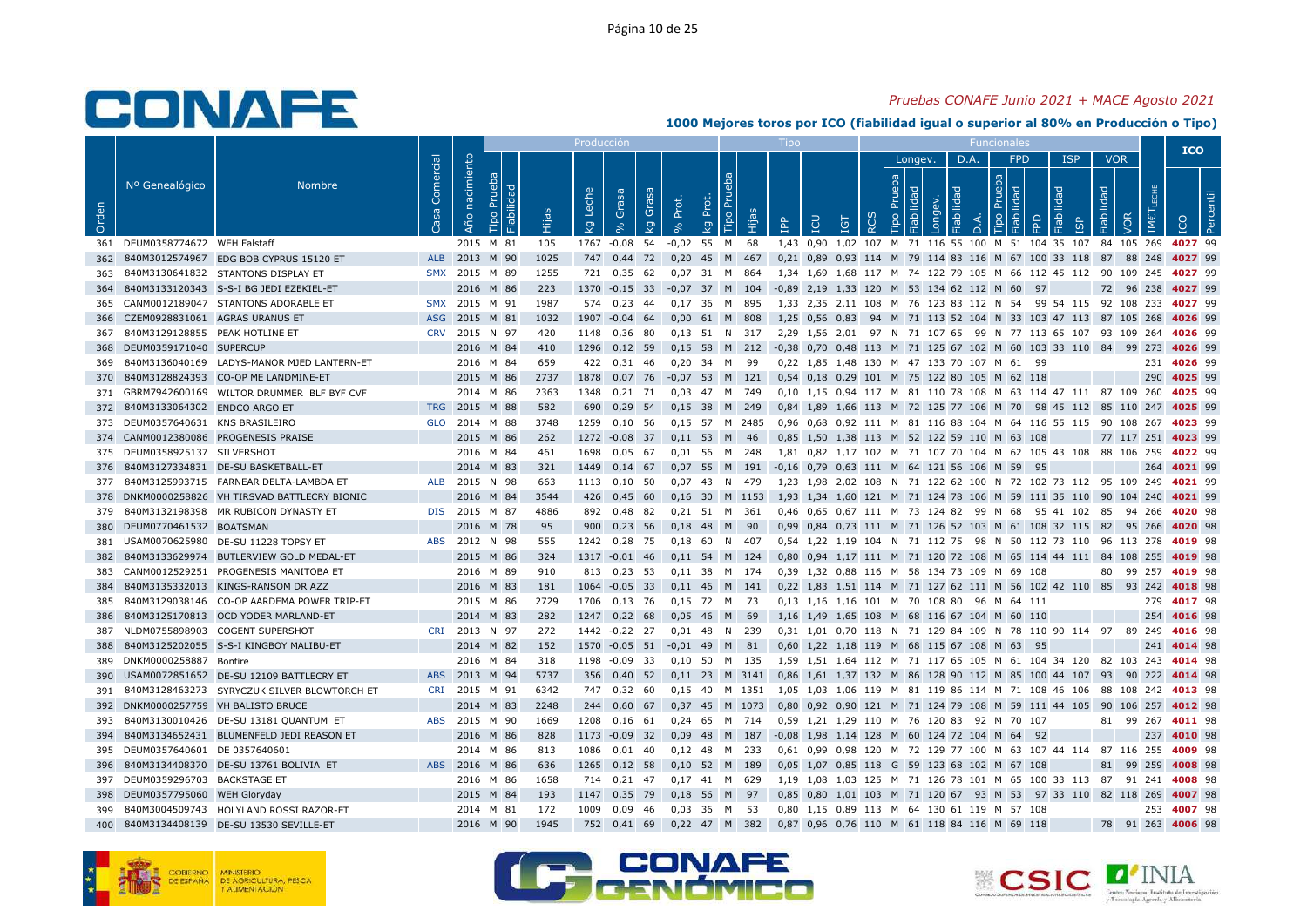*Pruebas CONAFE Junio 2021 + MACE Agosto 2021*

## 1000 Mejores toros por ICO (fiabilidad igual o superior al 80% en Producción o Tipo)

| Orden | Nº Genealógico | Nombre | Casa Comercial | Año nacimiento | Producción | | | | | | | | Tipo | | | | | Funcionales | | | | | | | | | | | | | IMCT Leche | ICO | |
|---|---|---|---|---|---|---|---|---|---|---|---|---|---|---|---|---|---|---|---|---|---|---|---|---|---|---|---|---|---|---|---|---|---|
| | | | | | | | | | | | | | | | | | | | Longev. | | | D.A. | | FPD | | | ISP | | VOR | | | | |
| | | | | | Tipo Prueba | Fiabilidad | Hijas | kg Leche | % Grasa | kg Grasa | % Prot. | kg Prot. | Tipo Prueba | Hijas | IPP | ICU | IGT | RCS | Tipo Prueba | Fiabilidad | Longev. | Fiabilidad | D.A. | Tipo Prueba | Fiabilidad | FPD | Fiabilidad | ISP | Fiabilidad | VOR | | ICO | Percentil |
| 361 | DEUM0358774672 | WEH Falstaff | | 2015 | M | 81 | 105 | 1767 | -0,08 | 54 | -0,02 | 55 | M | 68 | 1,43 | 0,90 | 1,02 | 107 | M | 71 | 116 | 55 | 100 | M | 51 | 104 | 35 | 107 | 84 | 105 | 269 | 4027 | 99 |
| 362 | 840M3012574967 | EDG BOB CYPRUS 15120 ET | ALB | 2013 | M | 90 | 1025 | 747 | 0,44 | 72 | 0,20 | 45 | M | 467 | 0,21 | 0,89 | 0,93 | 114 | M | 79 | 114 | 83 | 116 | M | 67 | 100 | 33 | 118 | 87 | 88 | 248 | 4027 | 99 |
| 363 | 840M3130641832 | STANTONS DISPLAY ET | SMX | 2015 | M | 89 | 1255 | 721 | 0,35 | 62 | 0,07 | 31 | M | 864 | 1,34 | 1,69 | 1,68 | 117 | M | 74 | 122 | 79 | 105 | M | 66 | 112 | 45 | 112 | 90 | 109 | 245 | 4027 | 99 |
| 364 | 840M3133120343 | S-S-I BG JEDI EZEKIEL-ET | | 2016 | M | 86 | 223 | 1370 | -0,15 | 33 | -0,07 | 37 | M | 104 | -0,89 | 2,19 | 1,33 | 120 | M | 53 | 134 | 62 | 112 | M | 60 | 97 | | | 72 | 96 | 238 | 4027 | 99 |
| 365 | CANM0012189047 | STANTONS ADORABLE ET | SMX | 2015 | M | 91 | 1987 | 574 | 0,23 | 44 | 0,17 | 36 | M | 895 | 1,33 | 2,35 | 2,11 | 108 | M | 76 | 123 | 83 | 112 | N | 54 | 99 | 54 | 115 | 92 | 108 | 233 | 4027 | 99 |
| 366 | CZEM0928831061 | AGRAS URANUS ET | ASG | 2015 | M | 81 | 1032 | 1907 | -0,04 | 64 | 0,00 | 61 | M | 808 | 1,25 | 0,56 | 0,83 | 94 | M | 71 | 113 | 52 | 104 | N | 33 | 103 | 47 | 113 | 87 | 105 | 268 | 4026 | 99 |
| 367 | 840M3129128855 | PEAK HOTLINE ET | CRV | 2015 | N | 97 | 420 | 1148 | 0,36 | 80 | 0,13 | 51 | N | 317 | 2,29 | 1,56 | 2,01 | 97 | N | 71 | 107 | 65 | 99 | N | 77 | 113 | 65 | 107 | 93 | 109 | 264 | 4026 | 99 |
| 368 | DEUM0359171040 | SUPERCUP | | 2016 | M | 84 | 410 | 1296 | 0,12 | 59 | 0,15 | 58 | M | 212 | -0,38 | 0,70 | 0,48 | 113 | M | 71 | 125 | 67 | 102 | M | 60 | 103 | 33 | 110 | 84 | 99 | 273 | 4026 | 99 |
| 369 | 840M3136040169 | LADYS-MANOR MJED LANTERN-ET | | 2016 | M | 84 | 659 | 422 | 0,31 | 46 | 0,20 | 34 | M | 99 | 0,22 | 1,85 | 1,48 | 130 | M | 47 | 133 | 70 | 107 | M | 61 | 99 | | | | | 231 | 4026 | 99 |
| 370 | 840M3128824393 | CO-OP ME LANDMINE-ET | | 2015 | M | 86 | 2737 | 1878 | 0,07 | 76 | -0,07 | 53 | M | 121 | 0,54 | 0,18 | 0,29 | 101 | M | 75 | 122 | 80 | 105 | M | 62 | 118 | | | | | 290 | 4025 | 99 |
| 371 | GBRM7942600169 | WILTOR DRUMMER BLF BYF CVF | | 2014 | M | 86 | 2363 | 1348 | 0,21 | 71 | 0,03 | 47 | M | 749 | 0,10 | 1,15 | 0,94 | 117 | M | 81 | 110 | 78 | 108 | M | 63 | 114 | 47 | 111 | 87 | 109 | 260 | 4025 | 99 |
| 372 | 840M3133064302 | ENDCO ARGO ET | TRG | 2015 | M | 88 | 582 | 690 | 0,29 | 54 | 0,15 | 38 | M | 249 | 0,84 | 1,89 | 1,66 | 113 | M | 72 | 125 | 77 | 106 | M | 70 | 98 | 45 | 112 | 85 | 110 | 247 | 4025 | 99 |
| 373 | DEUM0357640631 | KNS BRASILEIRO | GLO | 2014 | M | 88 | 3748 | 1259 | 0,10 | 56 | 0,15 | 57 | M | 2485 | 0,96 | 0,68 | 0,92 | 111 | M | 81 | 116 | 88 | 104 | M | 64 | 116 | 55 | 115 | 90 | 108 | 267 | 4023 | 99 |
| 374 | CANM0012380086 | PROGENESIS PRAISE | | 2015 | M | 86 | 262 | 1272 | -0,08 | 37 | 0,11 | 53 | M | 46 | 0,85 | 1,50 | 1,38 | 113 | M | 52 | 122 | 59 | 110 | M | 63 | 108 | | | 77 | 117 | 251 | 4023 | 99 |
| 375 | DEUM0358925137 | SILVERSHOT | | 2016 | M | 84 | 461 | 1698 | 0,05 | 67 | 0,01 | 56 | M | 248 | 1,81 | 0,82 | 1,17 | 102 | M | 71 | 107 | 70 | 104 | M | 62 | 105 | 43 | 108 | 88 | 106 | 259 | 4022 | 99 |
| 376 | 840M3127334831 | DE-SU BASKETBALL-ET | | 2014 | M | 83 | 321 | 1449 | 0,14 | 67 | 0,07 | 55 | M | 191 | -0,16 | 0,79 | 0,63 | 111 | M | 64 | 121 | 56 | 106 | M | 59 | 95 | | | | | 264 | 4021 | 99 |
| 377 | 840M3125993715 | FARNEAR DELTA-LAMBDA ET | ALB | 2015 | N | 98 | 663 | 1113 | 0,10 | 50 | 0,07 | 43 | N | 479 | 1,23 | 1,98 | 2,02 | 108 | N | 71 | 122 | 62 | 100 | N | 72 | 102 | 73 | 112 | 95 | 109 | 249 | 4021 | 99 |
| 378 | DNKM0000258826 | VH TIRSVAD BATTLECRY BIONIC | | 2016 | M | 84 | 3544 | 426 | 0,45 | 60 | 0,16 | 30 | M | 1153 | 1,93 | 1,34 | 1,60 | 121 | M | 71 | 124 | 78 | 106 | M | 59 | 111 | 35 | 110 | 90 | 104 | 240 | 4021 | 99 |
| 379 | 840M3132198398 | MR RUBICON DYNASTY ET | DIS | 2015 | M | 87 | 4886 | 892 | 0,48 | 82 | 0,21 | 51 | M | 361 | 0,46 | 0,65 | 0,67 | 111 | M | 73 | 124 | 82 | 99 | M | 68 | 95 | 41 | 102 | 85 | 94 | 266 | 4020 | 98 |
| 380 | DEUM0770461532 | BOATSMAN | | 2016 | M | 78 | 95 | 900 | 0,23 | 56 | 0,18 | 48 | M | 90 | 0,99 | 0,84 | 0,73 | 111 | M | 71 | 126 | 52 | 103 | M | 61 | 108 | 32 | 115 | 82 | 95 | 266 | 4020 | 98 |
| 381 | USAM0070625980 | DE-SU 11228 TOPSY ET | ABS | 2012 | N | 98 | 555 | 1242 | 0,28 | 75 | 0,18 | 60 | N | 407 | 0,54 | 1,22 | 1,19 | 104 | N | 71 | 112 | 75 | 98 | N | 50 | 112 | 73 | 110 | 96 | 113 | 278 | 4019 | 98 |
| 382 | 840M3133629974 | BUTLERVIEW GOLD MEDAL-ET | | 2015 | M | 86 | 324 | 1317 | -0,01 | 46 | 0,11 | 54 | M | 124 | 0,80 | 0,94 | 1,17 | 111 | M | 71 | 120 | 72 | 108 | M | 65 | 114 | 44 | 111 | 84 | 108 | 255 | 4019 | 98 |
| 383 | CANM0012529251 | PROGENESIS MANITOBA ET | | 2016 | M | 89 | 910 | 813 | 0,23 | 53 | 0,11 | 38 | M | 174 | 0,39 | 1,32 | 0,88 | 116 | M | 58 | 134 | 73 | 109 | M | 69 | 108 | | | 80 | 99 | 257 | 4019 | 98 |
| 384 | 840M3135332013 | KINGS-RANSOM DR AZZ | | 2016 | M | 83 | 181 | 1064 | -0,05 | 33 | 0,11 | 46 | M | 141 | 0,22 | 1,83 | 1,51 | 114 | M | 71 | 127 | 62 | 111 | M | 56 | 102 | 42 | 110 | 85 | 93 | 242 | 4018 | 98 |
| 385 | 840M3129038146 | CO-OP AARDEMA POWER TRIP-ET | | 2015 | M | 86 | 2729 | 1706 | 0,13 | 76 | 0,15 | 72 | M | 73 | 0,13 | 1,16 | 1,16 | 101 | M | 70 | 108 | 80 | 96 | M | 64 | 111 | | | | | 279 | 4017 | 98 |
| 386 | 840M3125170813 | OCD YODER MARLAND-ET | | 2014 | M | 83 | 282 | 1247 | 0,22 | 68 | 0,05 | 46 | M | 69 | 1,16 | 1,49 | 1,65 | 108 | M | 68 | 116 | 67 | 104 | M | 60 | 110 | | | | | 254 | 4016 | 98 |
| 387 | NLDM0755898903 | COGENT SUPERSHOT | CRI | 2013 | N | 97 | 272 | 1442 | -0,22 | 27 | 0,01 | 48 | N | 239 | 0,31 | 1,01 | 0,70 | 118 | N | 71 | 129 | 84 | 109 | N | 78 | 110 | 90 | 114 | 97 | 89 | 249 | 4016 | 98 |
| 388 | 840M3125202055 | S-S-I KINGBOY MALIBU-ET | | 2014 | M | 82 | 152 | 1570 | -0,05 | 51 | -0,01 | 49 | M | 81 | 0,60 | 1,22 | 1,18 | 119 | M | 68 | 115 | 67 | 108 | M | 63 | 95 | | | | | 241 | 4014 | 98 |
| 389 | DNKM0000258887 | Bonfire | | 2016 | M | 84 | 318 | 1198 | -0,09 | 33 | 0,10 | 50 | M | 135 | 1,59 | 1,51 | 1,64 | 112 | M | 71 | 117 | 65 | 105 | M | 61 | 104 | 34 | 120 | 82 | 103 | 243 | 4014 | 98 |
| 390 | USAM0072851652 | DE-SU 12109 BATTLECRY ET | ABS | 2013 | M | 94 | 5737 | 356 | 0,40 | 52 | 0,11 | 23 | M | 3141 | 0,86 | 1,61 | 1,37 | 132 | M | 86 | 128 | 90 | 112 | M | 85 | 100 | 44 | 107 | 93 | 90 | 222 | 4014 | 98 |
| 391 | 840M3128463273 | SYRYCZUK SILVER BLOWTORCH ET | CRI | 2015 | M | 91 | 6342 | 747 | 0,32 | 60 | 0,15 | 40 | M | 1351 | 1,05 | 1,03 | 1,06 | 119 | M | 81 | 119 | 86 | 114 | M | 71 | 108 | 46 | 106 | 88 | 108 | 242 | 4013 | 98 |
| 392 | DNKM0000257759 | VH BALISTO BRUCE | | 2014 | M | 83 | 2248 | 244 | 0,60 | 67 | 0,37 | 45 | M | 1073 | 0,80 | 0,92 | 0,90 | 121 | M | 71 | 124 | 79 | 108 | M | 59 | 111 | 44 | 105 | 90 | 106 | 257 | 4012 | 98 |
| 393 | 840M3130010426 | DE-SU 13181 QUANTUM ET | ABS | 2015 | M | 90 | 1669 | 1208 | 0,16 | 61 | 0,24 | 65 | M | 714 | 0,59 | 1,21 | 1,29 | 110 | M | 76 | 120 | 83 | 92 | M | 70 | 107 | | | 81 | 99 | 267 | 4011 | 98 |
| 394 | 840M3134652431 | BLUMENFELD JEDI REASON ET | | 2016 | M | 86 | 828 | 1173 | -0,09 | 32 | 0,09 | 48 | M | 187 | -0,08 | 1,98 | 1,14 | 128 | M | 64 | 124 | 72 | 104 | M | 64 | 92 | | | | | 237 | 4010 | 98 |
| 395 | DEUM0357640601 | DE 0357640601 | | 2014 | M | 86 | 813 | 1086 | 0,01 | 40 | 0,12 | 48 | M | 233 | 0,61 | 0,99 | 0,98 | 120 | M | 72 | 129 | 77 | 100 | M | 63 | 107 | 44 | 114 | 87 | 116 | 255 | 4009 | 98 |
| 396 | 840M3134408370 | DE-SU 13761 BOLIVIA ET | ABS | 2016 | M | 86 | 636 | 1265 | 0,12 | 58 | 0,10 | 52 | M | 189 | 0,05 | 1,07 | 0,85 | 118 | G | 59 | 123 | 68 | 102 | M | 67 | 108 | | | 81 | 99 | 259 | 4008 | 98 |
| 397 | DEUM0359296703 | BACKSTAGE ET | | 2016 | M | 86 | 1658 | 714 | 0,21 | 47 | 0,17 | 41 | M | 629 | 1,19 | 1,08 | 1,03 | 125 | M | 71 | 126 | 78 | 101 | M | 65 | 100 | 33 | 113 | 87 | 91 | 241 | 4008 | 98 |
| 398 | DEUM0357795060 | WEH Gloryday | | 2015 | M | 84 | 193 | 1147 | 0,35 | 79 | 0,18 | 56 | M | 97 | 0,85 | 0,80 | 1,01 | 103 | M | 71 | 120 | 67 | 93 | M | 53 | 97 | 33 | 110 | 82 | 118 | 269 | 4007 | 98 |
| 399 | 840M3004509743 | HOLYLAND ROSSI RAZOR-ET | | 2014 | M | 81 | 172 | 1009 | 0,09 | 46 | 0,03 | 36 | M | 53 | 0,80 | 1,15 | 0,89 | 113 | M | 64 | 130 | 61 | 119 | M | 57 | 108 | | | | | 253 | 4007 | 98 |
| 400 | 840M3134408139 | DE-SU 13530 SEVILLE-ET | | 2016 | M | 90 | 1945 | 752 | 0,41 | 69 | 0,22 | 47 | M | 382 | 0,87 | 0,96 | 0,76 | 110 | M | 61 | 118 | 84 | 116 | M | 69 | 118 | | | 78 | 91 | 263 | 4006 | 98 |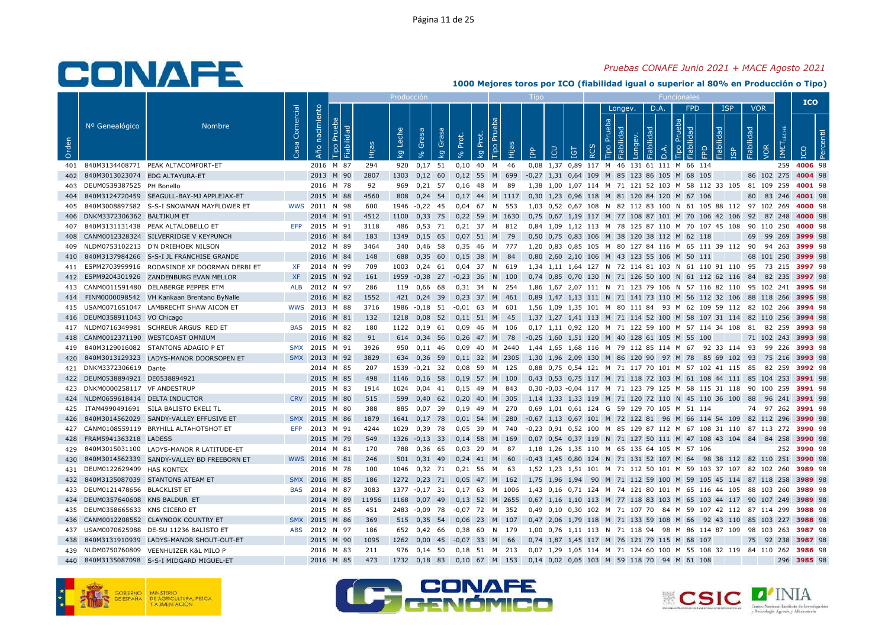*Pruebas CONAFE Junio 2021 + MACE Agosto 2021*

**1000 Mejores toros por ICO (fiabilidad igual o superior al 80% en Producción o Tipo)**

| | | | | | Producción | | | | | | | | Tipo | | | | | | Funcionales | | | | | | | | | | | | | ICO | |
|---|---|---|---|---|---|---|---|---|---|---|---|---|---|---|---|---|---|---|---|---|---|---|---|---|---|---|---|---|---|---|---|---|---|
| | | | | | | | | | | | | | | | | | | | Longev. | | | D.A. | | FPD | | | ISP | | VOR | | | | |
| Orden | Nº Genealógico | Nombre | Casa Comercial | Año nacimiento | Tipo Prueba | Fiabilidad | Hijas | kg Leche | % Grasa | kg Grasa | % Prot. | kg Prot. | Tipo Prueba | Hijas | IPP | ICU | IGT | RCS | Tipo Prueba | Fiabilidad | Longev. | Fiabilidad | D.A. | Tipo Prueba | Fiabilidad | FPD | Fiabilidad | ISP | Fiabilidad | VOR | IMCT LECHE | ICO | Percentil |
| 401 | 840M3134408771 | PEAK ALTACOMFORT-ET | | 2016 | M | 87 | 294 | 920 | 0,17 | 51 | 0,10 | 40 | M | 46 | 0,08 | 1,37 | 0,89 | 117 | M | 46 | 131 | 61 | 111 | M | 66 | 114 | | | | | 259 | 4006 | 98 |
| 402 | 840M3013023074 | EDG ALTAYURA-ET | | 2013 | M | 90 | 2807 | 1303 | 0,12 | 60 | 0,12 | 55 | M | 699 | -0,27 | 1,31 | 0,64 | 109 | M | 85 | 123 | 86 | 105 | M | 68 | 105 | | | 86 | 102 | 275 | 4004 | 98 |
| 403 | DEUM0539387525 | PH Bonello | | 2016 | M | 78 | 92 | 969 | 0,21 | 57 | 0,16 | 48 | M | 89 | 1,38 | 1,00 | 1,07 | 114 | M | 71 | 121 | 52 | 103 | M | 58 | 112 | 33 | 105 | 81 | 109 | 259 | 4001 | 98 |
| 404 | 840M3124720459 | SEAGULL-BAY-MJ APPLEJAX-ET | | 2015 | M | 88 | 4560 | 808 | 0,24 | 54 | 0,17 | 44 | M | 1117 | 0,30 | 1,23 | 0,96 | 118 | M | 81 | 120 | 84 | 120 | M | 67 | 106 | | | 80 | 83 | 246 | 4001 | 98 |
| 405 | 840M3008897582 | S-S-I SNOWMAN MAYFLOWER ET | WWS | 2011 | N | 98 | 600 | 1946 | -0,22 | 45 | 0,04 | 67 | N | 553 | 1,03 | 0,52 | 0,67 | 108 | N | 82 | 112 | 83 | 100 | N | 61 | 105 | 88 | 112 | 97 | 102 | 269 | 4000 | 98 |
| 406 | DNKM3372306362 | BALTIKUM ET | | 2014 | M | 91 | 4512 | 1100 | 0,33 | 75 | 0,22 | 59 | M | 1630 | 0,75 | 0,67 | 1,19 | 117 | M | 77 | 108 | 87 | 101 | M | 70 | 106 | 42 | 106 | 92 | 87 | 248 | 4000 | 98 |
| 407 | 840M3131131438 | PEAK ALTALOBELLO ET | EFP | 2015 | M | 91 | 3118 | 486 | 0,53 | 71 | 0,21 | 37 | M | 812 | 0,84 | 1,09 | 1,12 | 113 | M | 78 | 125 | 87 | 110 | M | 70 | 107 | 45 | 108 | 90 | 110 | 250 | 4000 | 98 |
| 408 | CANM0012328324 | SILVERRIDGE V KEYPUNCH | | 2016 | M | 84 | 183 | 1349 | 0,15 | 65 | 0,07 | 51 | M | 79 | 0,50 | 0,75 | 0,83 | 106 | M | 38 | 120 | 38 | 112 | M | 62 | 118 | | | 69 | 99 | 259 | 3999 | 98 |
| 409 | NLDM0753102213 | D'N DRIEHOEK NILSON | | 2012 | M | 89 | 3464 | 340 | 0,46 | 58 | 0,35 | 46 | M | 777 | 1,20 | 0,83 | 0,85 | 105 | M | 80 | 127 | 84 | 116 | M | 65 | 111 | 39 | 112 | 90 | 94 | 263 | 3999 | 98 |
| 410 | 840M3137984266 | S-S-I JL FRANCHISE GRANDE | | 2016 | M | 84 | 148 | 688 | 0,35 | 60 | 0,15 | 38 | M | 84 | 0,80 | 2,60 | 2,10 | 106 | M | 43 | 123 | 55 | 106 | M | 50 | 111 | | | 68 | 101 | 250 | 3999 | 98 |
| 411 | ESPM2703999916 | RODASINDE XF DOORMAN DERBI ET | XF | 2014 | N | 99 | 709 | 1003 | 0,24 | 61 | 0,04 | 37 | N | 619 | 1,34 | 1,11 | 1,64 | 127 | N | 72 | 114 | 81 | 103 | N | 61 | 110 | 91 | 110 | 95 | 172 | 215 | 3997 | 98 |
| 412 | ESPM9204301926 | ZANDENBURG EVAN MELLOR | XF | 2015 | N | 92 | 161 | 1959 | -0,38 | 27 | -0,23 | 36 | N | 100 | 0,74 | 0,85 | 0,70 | 130 | N | 71 | 126 | 50 | 100 | N | 61 | 112 | 62 | 116 | 84 | 82 | 235 | 3997 | 98 |
| 413 | CANM0011591480 | DELABERGE PEPPER ETM | ALB | 2012 | N | 97 | 286 | 119 | 0,66 | 68 | 0,31 | 34 | N | 254 | 1,86 | 1,67 | 2,07 | 111 | N | 71 | 123 | 79 | 106 | N | 57 | 116 | 82 | 110 | 95 | 102 | 241 | 3995 | 98 |
| 414 | FINM0000098542 | VH Kankaan Brentano ByNalle | | 2016 | M | 82 | 1552 | 421 | 0,24 | 39 | 0,23 | 37 | M | 461 | 0,89 | 1,47 | 1,13 | 111 | N | 71 | 141 | 73 | 110 | M | 56 | 112 | 32 | 106 | 88 | 118 | 266 | 3995 | 98 |
| 415 | USAM0071651047 | LAMBRECHT SHAW AICON ET | WWS | 2013 | M | 88 | 3716 | 1986 | -0,18 | 51 | -0,01 | 63 | M | 601 | 1,56 | 1,09 | 1,35 | 101 | M | 80 | 111 | 84 | 93 | M | 62 | 109 | 59 | 112 | 82 | 102 | 266 | 3994 | 98 |
| 416 | DEUM0358911043 | VO Chicago | | 2016 | M | 81 | 132 | 1218 | 0,08 | 52 | 0,11 | 51 | M | 45 | 1,37 | 1,27 | 1,41 | 113 | M | 71 | 114 | 52 | 100 | M | 58 | 107 | 31 | 114 | 82 | 110 | 256 | 3994 | 98 |
| 417 | NLDM0716349981 | SCHREUR ARGUS RED ET | BAS | 2015 | M | 82 | 180 | 1122 | 0,19 | 61 | 0,09 | 46 | M | 106 | 0,17 | 1,11 | 0,92 | 120 | M | 71 | 122 | 59 | 100 | M | 57 | 114 | 34 | 108 | 81 | 82 | 259 | 3993 | 98 |
| 418 | CANM0012371190 | WESTCOAST OMNIUM | | 2016 | M | 82 | 91 | 614 | 0,34 | 56 | 0,26 | 47 | M | 78 | -0,25 | 1,60 | 1,51 | 120 | M | 40 | 128 | 61 | 105 | M | 55 | 100 | | | 71 | 102 | 243 | 3993 | 98 |
| 419 | 840M3129016082 | STANTONS ADAGIO P ET | SMX | 2015 | M | 91 | 3926 | 950 | 0,11 | 46 | 0,09 | 40 | M | 2440 | 1,44 | 1,65 | 1,68 | 116 | M | 79 | 112 | 85 | 114 | M | 67 | 92 | 33 | 114 | 93 | 99 | 226 | 3993 | 98 |
| 420 | 840M3013129323 | LADYS-MANOR DOORSOPEN ET | SMX | 2013 | M | 92 | 3829 | 634 | 0,36 | 59 | 0,11 | 32 | M | 2305 | 1,30 | 1,96 | 2,09 | 130 | M | 86 | 120 | 90 | 97 | M | 78 | 85 | 69 | 102 | 93 | 75 | 216 | 3993 | 98 |
| 421 | DNKM3372306619 | Dante | | 2014 | M | 85 | 207 | 1539 | -0,21 | 32 | 0,08 | 59 | M | 125 | 0,88 | 0,75 | 0,54 | 121 | M | 71 | 117 | 70 | 101 | M | 57 | 102 | 41 | 115 | 85 | 82 | 259 | 3992 | 98 |
| 422 | DEUM0538894921 | DE0538894921 | | 2015 | M | 85 | 498 | 1146 | 0,16 | 58 | 0,19 | 57 | M | 100 | 0,43 | 0,53 | 0,75 | 117 | M | 71 | 118 | 72 | 103 | M | 61 | 108 | 44 | 111 | 85 | 104 | 253 | 3991 | 98 |
| 423 | DNKM0000258117 | VF ANDESTRUP | | 2015 | M | 83 | 1914 | 1024 | 0,04 | 41 | 0,15 | 49 | M | 843 | 0,30 | -0,03 | -0,04 | 117 | M | 71 | 123 | 79 | 125 | M | 58 | 115 | 31 | 118 | 90 | 100 | 259 | 3991 | 98 |
| 424 | NLDM0659618414 | DELTA INDUCTOR | CRV | 2015 | M | 80 | 515 | 599 | 0,40 | 62 | 0,20 | 40 | M | 305 | 1,14 | 1,33 | 1,33 | 119 | M | 71 | 120 | 72 | 110 | N | 45 | 110 | 36 | 100 | 88 | 96 | 241 | 3991 | 98 |
| 425 | ITAM4990491691 | SILA BALISTO EKELI TL | | 2015 | M | 80 | 388 | 885 | 0,07 | 39 | 0,19 | 49 | M | 270 | 0,69 | 1,01 | 0,61 | 124 | G | 59 | 129 | 70 | 105 | M | 51 | 114 | | | 74 | 97 | 262 | 3991 | 98 |
| 426 | 840M3014562029 | SANDY-VALLEY EFFUSIVE ET | SMX | 2015 | M | 86 | 1879 | 1641 | 0,17 | 78 | 0,01 | 54 | M | 280 | -0,67 | 1,13 | 0,67 | 101 | M | 72 | 122 | 81 | 96 | M | 66 | 114 | 54 | 109 | 82 | 112 | 296 | 3990 | 98 |
| 427 | CANM0108559119 | BRYHILL ALTAHOTSHOT ET | EFP | 2013 | M | 91 | 4244 | 1029 | 0,39 | 78 | 0,05 | 39 | M | 740 | -0,23 | 0,91 | 0,52 | 100 | M | 85 | 129 | 87 | 112 | M | 67 | 108 | 31 | 110 | 87 | 113 | 272 | 3990 | 98 |
| 428 | FRAM5941363218 | LADESS | | 2015 | M | 79 | 549 | 1326 | -0,13 | 33 | 0,14 | 58 | M | 169 | 0,07 | 0,54 | 0,37 | 119 | N | 71 | 127 | 50 | 111 | M | 47 | 108 | 43 | 104 | 84 | 84 | 258 | 3990 | 98 |
| 429 | 840M3015031100 | LADYS-MANOR R LATITUDE-ET | | 2014 | M | 81 | 170 | 788 | 0,36 | 65 | 0,03 | 29 | M | 87 | 1,18 | 1,26 | 1,35 | 110 | M | 65 | 135 | 64 | 105 | M | 57 | 106 | | | | | 252 | 3990 | 98 |
| 430 | 840M3014562339 | SANDY-VALLEY BD FREEBORN ET | WWS | 2016 | M | 81 | 246 | 501 | 0,31 | 49 | 0,24 | 41 | M | 60 | -0,43 | 1,45 | 0,80 | 124 | N | 71 | 131 | 52 | 107 | M | 64 | 98 | 38 | 112 | 82 | 110 | 251 | 3990 | 98 |
| 431 | DEUM0122629409 | HAS KONTEX | | 2016 | M | 78 | 100 | 1046 | 0,32 | 71 | 0,21 | 56 | M | 63 | 1,52 | 1,23 | 1,51 | 101 | M | 71 | 112 | 50 | 101 | M | 59 | 103 | 37 | 107 | 82 | 102 | 260 | 3989 | 98 |
| 432 | 840M3135087039 | STANTONS ATEAM ET | SMX | 2016 | M | 85 | 186 | 1272 | 0,23 | 71 | 0,05 | 47 | M | 162 | 1,75 | 1,96 | 1,94 | 90 | M | 71 | 112 | 59 | 100 | M | 59 | 105 | 45 | 114 | 87 | 118 | 258 | 3989 | 98 |
| 433 | DEUM0121478656 | BLACKLIST ET | BAS | 2014 | M | 87 | 3083 | 1377 | -0,17 | 31 | 0,17 | 63 | M | 1006 | 1,43 | 0,16 | 0,71 | 124 | M | 74 | 121 | 80 | 101 | M | 65 | 116 | 44 | 105 | 88 | 103 | 260 | 3989 | 98 |
| 434 | DEUM0357640608 | KNS BALDUR ET | | 2014 | M | 89 | 11956 | 1168 | 0,07 | 49 | 0,13 | 52 | M | 2655 | 0,67 | 1,16 | 1,10 | 113 | M | 77 | 118 | 83 | 103 | M | 65 | 103 | 44 | 117 | 90 | 107 | 249 | 3989 | 98 |
| 435 | DEUM0358665633 | KNS CICERO ET | | 2015 | M | 85 | 451 | 2483 | -0,09 | 78 | -0,07 | 72 | M | 352 | 0,49 | 0,10 | 0,30 | 102 | M | 71 | 107 | 70 | 84 | M | 59 | 107 | 42 | 112 | 87 | 114 | 299 | 3988 | 98 |
| 436 | CANM0012208552 | CLAYNOOK COUNTRY ET | SMX | 2015 | M | 86 | 369 | 515 | 0,35 | 54 | 0,06 | 23 | M | 107 | 0,47 | 2,06 | 1,79 | 118 | M | 71 | 133 | 59 | 108 | M | 66 | 92 | 43 | 110 | 85 | 103 | 227 | 3988 | 98 |
| 437 | USAM0070625988 | DE-SU 11236 BALISTO ET | ABS | 2012 | N | 97 | 186 | 652 | 0,42 | 66 | 0,38 | 60 | N | 179 | 1,00 | 0,76 | 1,11 | 113 | N | 71 | 118 | 94 | 98 | M | 86 | 114 | 87 | 109 | 98 | 103 | 263 | 3987 | 98 |
| 438 | 840M3131910939 | LADYS-MANOR SHOUT-OUT-ET | | 2015 | M | 90 | 1095 | 1262 | 0,00 | 45 | -0,07 | 33 | M | 66 | 0,74 | 1,87 | 1,45 | 117 | M | 76 | 121 | 79 | 115 | M | 68 | 107 | | | 75 | 92 | 238 | 3987 | 98 |
| 439 | NLDM0750760809 | VEENHUIZER K&L MILO P | | 2016 | M | 83 | 211 | 976 | 0,14 | 50 | 0,18 | 51 | M | 213 | 0,07 | 1,29 | 1,05 | 114 | M | 71 | 124 | 60 | 100 | M | 55 | 108 | 32 | 119 | 84 | 110 | 262 | 3986 | 98 |
| 440 | 840M3135087098 | S-S-I MIDGARD MIGUEL-ET | | 2016 | M | 85 | 473 | 1732 | 0,18 | 83 | 0,10 | 67 | M | 153 | 0,14 | 0,02 | 0,05 | 103 | M | 59 | 118 | 70 | 94 | M | 61 | 108 | | | | | 296 | 3985 | 98 |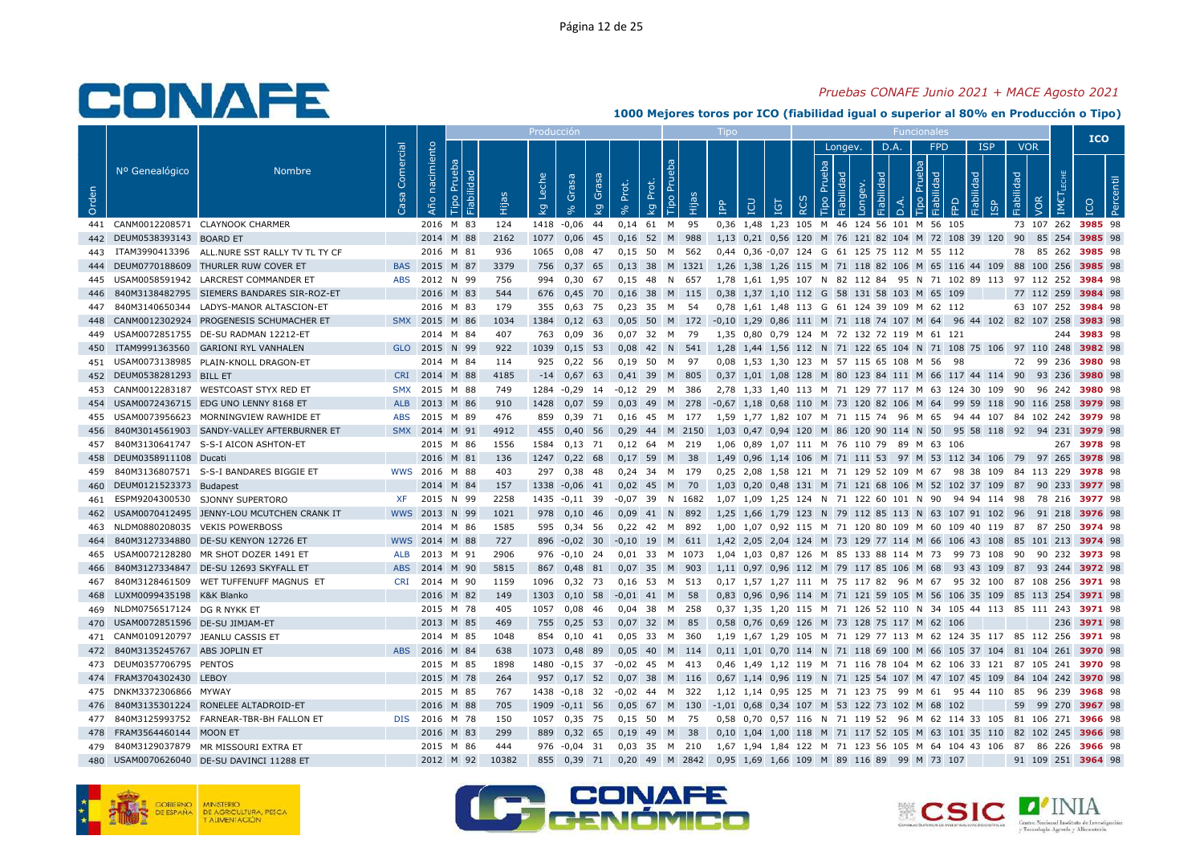*Pruebas CONAFE Junio 2021 + MACE Agosto 2021*

## 1000 Mejores toros por ICO (fiabilidad igual o superior al 80% en Producción o Tipo)

| Orden | Nº Genealógico | Nombre | Casa Comercial | Año nacimiento | Producción | | | | | | | | Tipo | | | | | Funcionales | | | | | | | | | | | | | | ICO | |
|---|---|---|---|---|---|---|---|---|---|---|---|---|---|---|---|---|---|---|---|---|---|---|---|---|---|---|---|---|---|---|---|---|---|
| | | | | | | | | | | | | | | | | | | | Longev. | | | D.A. | | FPD | | | ISP | | VOR | | | | |
| | | | | | Tipo Prueba | Fiabilidad | Hijas | kg Leche | % Grasa | kg Grasa | % Prot. | kg Prot. | Tipo Prueba | Hijas | IPP | ICU | IGT | RCS | Tipo Prueba | Fiabilidad | Longev. | Fiabilidad | D.A. | Tipo Prueba | Fiabilidad | FPD | Fiabilidad | ISP | Fiabilidad | VOR | IMET LECHE | ICO | Percentil |
| 441 | CANM0012208571 | CLAYNOOK CHARMER | | 2016 | M | 83 | 124 | 1418 | -0,06 | 44 | 0,14 | 61 | M | 95 | 0,36 | 1,48 | 1,23 | 105 | M | 46 | 124 | 56 | 101 | M | 56 | 105 | | | 73 | 107 | 262 | 3985 | 98 |
| 442 | DEUM0538393143 | BOARD ET | | 2014 | M | 88 | 2162 | 1077 | 0,06 | 45 | 0,16 | 52 | M | 988 | 1,13 | 0,21 | 0,56 | 120 | M | 76 | 121 | 82 | 104 | M | 72 | 108 | 39 | 120 | 90 | 85 | 254 | 3985 | 98 |
| 443 | ITAM3990413396 | ALL.NURE SST RALLY TV TL TY CF | | 2016 | M | 81 | 936 | 1065 | 0,08 | 47 | 0,15 | 50 | M | 562 | 0,44 | 0,36 | -0,07 | 124 | G | 61 | 125 | 75 | 112 | M | 55 | 112 | | | 78 | 85 | 262 | 3985 | 98 |
| 444 | DEUM0770188609 | THURLER RUW COVER ET | BAS | 2015 | M | 87 | 3379 | 756 | 0,37 | 65 | 0,13 | 38 | M | 1321 | 1,26 | 1,38 | 1,26 | 115 | M | 71 | 118 | 82 | 106 | M | 65 | 116 | 44 | 109 | 88 | 100 | 256 | 3985 | 98 |
| 445 | USAM0058591942 | LARCREST COMMANDER ET | ABS | 2012 | N | 99 | 756 | 994 | 0,30 | 67 | 0,15 | 48 | N | 657 | 1,78 | 1,61 | 1,95 | 107 | N | 82 | 112 | 84 | 95 | N | 71 | 102 | 89 | 113 | 97 | 112 | 252 | 3984 | 98 |
| 446 | 840M3138482795 | SIEMERS BANDARES SIR-ROZ-ET | | 2016 | M | 83 | 544 | 676 | 0,45 | 70 | 0,16 | 38 | M | 115 | 0,38 | 1,37 | 1,10 | 112 | G | 58 | 131 | 58 | 103 | M | 65 | 109 | | | 77 | 112 | 259 | 3984 | 98 |
| 447 | 840M3140650344 | LADYS-MANOR ALTASCION-ET | | 2016 | M | 83 | 179 | 355 | 0,63 | 75 | 0,23 | 35 | M | 54 | 0,78 | 1,61 | 1,48 | 113 | G | 61 | 124 | 39 | 109 | M | 62 | 112 | | | 63 | 107 | 252 | 3984 | 98 |
| 448 | CANM0012302924 | PROGENESIS SCHUMACHER ET | SMX | 2015 | M | 86 | 1034 | 1384 | 0,12 | 63 | 0,05 | 50 | M | 172 | -0,10 | 1,29 | 0,86 | 111 | M | 71 | 118 | 74 | 107 | M | 64 | 96 | 44 | 102 | 82 | 107 | 258 | 3983 | 98 |
| 449 | USAM0072851755 | DE-SU RADMAN 12212-ET | | 2014 | M | 84 | 407 | 763 | 0,09 | 36 | 0,07 | 32 | M | 79 | 1,35 | 0,80 | 0,79 | 124 | M | 72 | 132 | 72 | 119 | M | 61 | 121 | | | | | 244 | 3983 | 98 |
| 450 | ITAM9991363560 | GARIONI RYL VANHALEN | GLO | 2015 | N | 99 | 922 | 1039 | 0,15 | 53 | 0,08 | 42 | N | 541 | 1,28 | 1,44 | 1,56 | 112 | N | 71 | 122 | 65 | 104 | N | 71 | 108 | 75 | 106 | 97 | 110 | 248 | 3982 | 98 |
| 451 | USAM0073138985 | PLAIN-KNOLL DRAGON-ET | | 2014 | M | 84 | 114 | 925 | 0,22 | 56 | 0,19 | 50 | M | 97 | 0,08 | 1,53 | 1,30 | 123 | M | 57 | 115 | 65 | 108 | M | 56 | 98 | | | 72 | 99 | 236 | 3980 | 98 |
| 452 | DEUM0538281293 | BILL ET | CRI | 2014 | M | 88 | 4185 | -14 | 0,67 | 63 | 0,41 | 39 | M | 805 | 0,37 | 1,01 | 1,08 | 128 | M | 80 | 123 | 84 | 111 | M | 66 | 117 | 44 | 114 | 90 | 93 | 236 | 3980 | 98 |
| 453 | CANM0012283187 | WESTCOAST STYX RED ET | SMX | 2015 | M | 88 | 749 | 1284 | -0,29 | 14 | -0,12 | 29 | M | 386 | 2,78 | 1,33 | 1,40 | 113 | M | 71 | 129 | 77 | 117 | M | 63 | 124 | 30 | 109 | 90 | 96 | 242 | 3980 | 98 |
| 454 | USAM0072436715 | EDG UNO LENNY 8168 ET | ALB | 2013 | M | 86 | 910 | 1428 | 0,07 | 59 | 0,03 | 49 | M | 278 | -0,67 | 1,18 | 0,68 | 110 | M | 73 | 120 | 82 | 106 | M | 64 | 99 | 59 | 118 | 90 | 116 | 258 | 3979 | 98 |
| 455 | USAM0073956623 | MORNINGVIEW RAWHIDE ET | ABS | 2015 | M | 89 | 476 | 859 | 0,39 | 71 | 0,16 | 45 | M | 177 | 1,59 | 1,77 | 1,82 | 107 | M | 71 | 115 | 74 | 96 | M | 65 | 94 | 44 | 107 | 84 | 102 | 242 | 3979 | 98 |
| 456 | 840M3014561903 | SANDY-VALLEY AFTERBURNER ET | SMX | 2014 | M | 91 | 4912 | 455 | 0,40 | 56 | 0,29 | 44 | M | 2150 | 1,03 | 0,47 | 0,94 | 120 | M | 86 | 120 | 90 | 114 | N | 50 | 95 | 58 | 118 | 92 | 94 | 231 | 3979 | 98 |
| 457 | 840M3130641747 | S-S-I AICON ASHTON-ET | | 2015 | M | 86 | 1556 | 1584 | 0,13 | 71 | 0,12 | 64 | M | 219 | 1,06 | 0,89 | 1,07 | 111 | M | 76 | 110 | 79 | 89 | M | 63 | 106 | | | | | 267 | 3978 | 98 |
| 458 | DEUM0358911108 | Ducati | | 2016 | M | 81 | 136 | 1247 | 0,22 | 68 | 0,17 | 59 | M | 38 | 1,49 | 0,96 | 1,14 | 106 | M | 71 | 111 | 53 | 97 | M | 53 | 112 | 34 | 106 | 79 | 97 | 265 | 3978 | 98 |
| 459 | 840M3136807571 | S-S-I BANDARES BIGGIE ET | WWS | 2016 | M | 88 | 403 | 297 | 0,38 | 48 | 0,24 | 34 | M | 179 | 0,25 | 2,08 | 1,58 | 121 | M | 71 | 129 | 52 | 109 | M | 67 | 98 | 38 | 109 | 84 | 113 | 229 | 3978 | 98 |
| 460 | DEUM0121523373 | Budapest | | 2014 | M | 84 | 157 | 1338 | -0,06 | 41 | 0,02 | 45 | M | 70 | 1,03 | 0,20 | 0,48 | 131 | M | 71 | 121 | 68 | 106 | M | 52 | 102 | 37 | 109 | 87 | 90 | 233 | 3977 | 98 |
| 461 | ESPM9204300530 | SJONNY SUPERTORO | XF | 2015 | N | 99 | 2258 | 1435 | -0,11 | 39 | -0,07 | 39 | N | 1682 | 1,07 | 1,09 | 1,25 | 124 | N | 71 | 122 | 60 | 101 | N | 90 | 94 | 94 | 114 | 98 | 78 | 216 | 3977 | 98 |
| 462 | USAM0070412495 | JENNY-LOU MCUTCHEN CRANK IT | WWS | 2013 | N | 99 | 1021 | 978 | 0,10 | 46 | 0,09 | 41 | N | 892 | 1,25 | 1,66 | 1,79 | 123 | N | 79 | 112 | 85 | 113 | N | 63 | 107 | 91 | 102 | 96 | 91 | 218 | 3976 | 98 |
| 463 | NLDM0880208035 | VEKIS POWERBOSS | | 2014 | M | 86 | 1585 | 595 | 0,34 | 56 | 0,22 | 42 | M | 892 | 1,00 | 1,07 | 0,92 | 115 | M | 71 | 120 | 80 | 109 | M | 60 | 109 | 40 | 119 | 87 | 87 | 250 | 3974 | 98 |
| 464 | 840M3127334880 | DE-SU KENYON 12726 ET | WWS | 2014 | M | 88 | 727 | 896 | -0,02 | 30 | -0,10 | 19 | M | 611 | 1,42 | 2,05 | 2,04 | 124 | M | 73 | 129 | 77 | 114 | M | 66 | 106 | 43 | 108 | 85 | 101 | 213 | 3974 | 98 |
| 465 | USAM0072128280 | MR SHOT DOZER 1491 ET | ALB | 2013 | M | 91 | 2906 | 976 | -0,10 | 24 | 0,01 | 33 | M | 1073 | 1,04 | 1,03 | 0,87 | 126 | M | 85 | 133 | 88 | 114 | M | 73 | 99 | 73 | 108 | 90 | 90 | 232 | 3973 | 98 |
| 466 | 840M3127334847 | DE-SU 12693 SKYFALL ET | ABS | 2014 | M | 90 | 5815 | 867 | 0,48 | 81 | 0,07 | 35 | M | 903 | 1,11 | 0,97 | 0,96 | 112 | M | 79 | 117 | 85 | 106 | M | 68 | 93 | 43 | 109 | 87 | 93 | 244 | 3972 | 98 |
| 467 | 840M3128461509 | WET TUFFENUFF MAGNUS ET | CRI | 2014 | M | 90 | 1159 | 1096 | 0,32 | 73 | 0,16 | 53 | M | 513 | 0,17 | 1,57 | 1,27 | 111 | M | 75 | 117 | 82 | 96 | M | 67 | 95 | 32 | 100 | 87 | 108 | 256 | 3971 | 98 |
| 468 | LUXM0099435198 | K&K Blanko | | 2016 | M | 82 | 149 | 1303 | 0,10 | 58 | -0,01 | 41 | M | 58 | 0,83 | 0,96 | 0,96 | 114 | M | 71 | 121 | 59 | 105 | M | 56 | 106 | 35 | 109 | 85 | 113 | 254 | 3971 | 98 |
| 469 | NLDM0756517124 | DG R NYKK ET | | 2015 | M | 78 | 405 | 1057 | 0,08 | 46 | 0,04 | 38 | M | 258 | 0,37 | 1,35 | 1,20 | 115 | M | 71 | 126 | 52 | 110 | N | 34 | 105 | 44 | 113 | 85 | 111 | 243 | 3971 | 98 |
| 470 | USAM0072851596 | DE-SU JIMJAM-ET | | 2013 | M | 85 | 469 | 755 | 0,25 | 53 | 0,07 | 32 | M | 85 | 0,58 | 0,76 | 0,69 | 126 | M | 73 | 128 | 75 | 117 | M | 62 | 106 | | | | | 236 | 3971 | 98 |
| 471 | CANM0109120797 | JEANLU CASSIS ET | | 2014 | M | 85 | 1048 | 854 | 0,10 | 41 | 0,05 | 33 | M | 360 | 1,19 | 1,67 | 1,29 | 105 | M | 71 | 129 | 77 | 113 | M | 62 | 124 | 35 | 117 | 85 | 112 | 256 | 3971 | 98 |
| 472 | 840M3135245767 | ABS JOPLIN ET | ABS | 2016 | M | 84 | 638 | 1073 | 0,48 | 89 | 0,05 | 40 | M | 114 | 0,11 | 1,01 | 0,70 | 114 | N | 71 | 118 | 69 | 100 | M | 66 | 105 | 37 | 104 | 81 | 104 | 261 | 3970 | 98 |
| 473 | DEUM0357706795 | PENTOS | | 2015 | M | 85 | 1898 | 1480 | -0,15 | 37 | -0,02 | 45 | M | 413 | 0,46 | 1,49 | 1,12 | 119 | M | 71 | 116 | 78 | 104 | M | 62 | 106 | 33 | 121 | 87 | 105 | 241 | 3970 | 98 |
| 474 | FRAM3704302430 | LEBOY | | 2015 | M | 78 | 264 | 957 | 0,17 | 52 | 0,07 | 38 | M | 116 | 0,67 | 1,14 | 0,96 | 119 | N | 71 | 125 | 54 | 107 | M | 47 | 107 | 45 | 109 | 84 | 104 | 242 | 3970 | 98 |
| 475 | DNKM3372306866 | MYWAY | | 2015 | M | 85 | 767 | 1438 | -0,18 | 32 | -0,02 | 44 | M | 322 | 1,12 | 1,14 | 0,95 | 125 | M | 71 | 123 | 75 | 99 | M | 61 | 95 | 44 | 110 | 85 | 96 | 239 | 3968 | 98 |
| 476 | 840M3135301224 | RONELEE ALTADROID-ET | | 2016 | M | 88 | 705 | 1909 | -0,11 | 56 | 0,05 | 67 | M | 130 | -1,01 | 0,68 | 0,34 | 107 | M | 53 | 122 | 73 | 102 | M | 68 | 102 | | | 59 | 99 | 270 | 3967 | 98 |
| 477 | 840M3125993752 | FARNEAR-TBR-BH FALLON ET | DIS | 2016 | M | 78 | 150 | 1057 | 0,35 | 75 | 0,15 | 50 | M | 75 | 0,58 | 0,70 | 0,57 | 116 | N | 71 | 119 | 52 | 96 | M | 62 | 114 | 33 | 105 | 81 | 106 | 271 | 3966 | 98 |
| 478 | FRAM3564460144 | MOON ET | | 2016 | M | 83 | 299 | 889 | 0,32 | 65 | 0,19 | 49 | M | 38 | 0,10 | 1,04 | 1,00 | 118 | M | 71 | 117 | 52 | 105 | M | 63 | 101 | 35 | 110 | 82 | 102 | 245 | 3966 | 98 |
| 479 | 840M3129037879 | MR MISSOURI EXTRA ET | | 2015 | M | 86 | 444 | 976 | -0,04 | 31 | 0,03 | 35 | M | 210 | 1,67 | 1,94 | 1,84 | 122 | M | 71 | 123 | 56 | 105 | M | 64 | 104 | 43 | 106 | 87 | 86 | 226 | 3966 | 98 |
| 480 | USAM0070626040 | DE-SU DAVINCI 11288 ET | | 2012 | M | 92 | 10382 | 855 | 0,39 | 71 | 0,20 | 49 | M | 2842 | 0,95 | 1,69 | 1,66 | 109 | M | 89 | 116 | 89 | 99 | M | 73 | 107 | | | 91 | 109 | 251 | 3964 | 98 |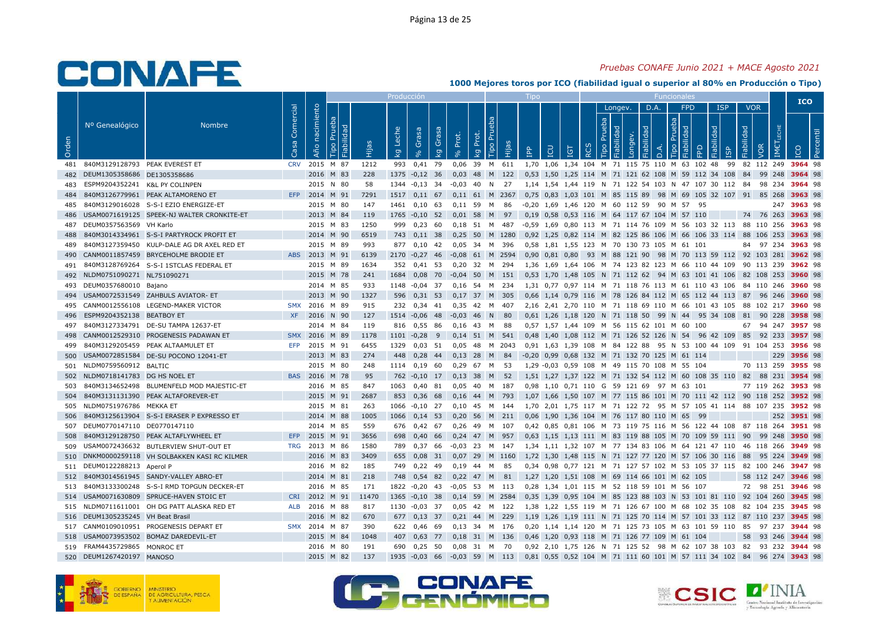*Pruebas CONAFE Junio 2021 + MACE Agosto 2021*

**1000 Mejores toros por ICO (fiabilidad igual o superior al 80% en Producción o Tipo)**

| | | | | | Producción | | | | | | | | | Tipo | | | | | | Funcionales | | | | | | | | | | | | | ICO | |
|---|---|---|---|---|---|---|---|---|---|---|---|---|---|---|---|---|---|---|---|---|---|---|---|---|---|---|---|---|---|---|---|---|---|---|
| | | | | | | | | | | | | | | | | | | | Longev. | | | D.A. | | FPD | | | ISP | | VOR | | | | | |
| Orden | Nº Genealógico | Nombre | Casa Comercial | Año nacimiento | Tipo Prueba | Fiabilidad | Hijas | kg Leche | % Grasa | kg Grasa | % Prot. | kg Prot. | Tipo Prueba | Hijas | IPP | ICU | IGT | RCS | Tipo Prueba | Fiabilidad | Longev. | Fiabilidad | D.A. | Tipo Prueba | Fiabilidad | FPD | Fiabilidad | ISP | Fiabilidad | VOR | IMET LECHE | ICO | Percentil |
| 481 | 840M3129128793 | PEAK EVEREST ET | CRV | 2015 | M | 87 | 1212 | 993 | 0,41 | 79 | 0,06 | 39 | M | 611 | 1,70 | 1,06 | 1,34 | 104 | M | 71 | 115 | 75 | 110 | M | 63 | 102 | 48 | 99 | 82 | 112 | 249 | 3964 | 98 |
| 482 | DEUM1305358686 | DE1305358686 | | 2016 | M | 83 | 228 | 1375 | -0,12 | 36 | 0,03 | 48 | M | 122 | 0,53 | 1,50 | 1,25 | 114 | M | 71 | 121 | 62 | 108 | M | 59 | 112 | 34 | 108 | 84 | 99 | 248 | 3964 | 98 |
| 483 | ESPM9204352241 | K&L PY COLINPEN | | 2015 | N | 80 | 58 | 1344 | -0,13 | 34 | -0,03 | 40 | N | 27 | 1,14 | 1,54 | 1,44 | 119 | N | 71 | 122 | 54 | 103 | N | 47 | 107 | 30 | 112 | 84 | 98 | 234 | 3964 | 98 |
| 484 | 840M3126779961 | PEAK ALTAMORENO ET | EFP | 2014 | M | 91 | 7291 | 1517 | 0,11 | 67 | 0,11 | 61 | M | 2367 | 0,75 | 0,83 | 1,03 | 101 | M | 85 | 115 | 89 | 98 | M | 69 | 105 | 32 | 107 | 91 | 85 | 268 | 3963 | 98 |
| 485 | 840M3129016028 | S-S-I EZIO ENERGIZE-ET | | 2015 | M | 80 | 147 | 1461 | 0,10 | 63 | 0,11 | 59 | M | 86 | -0,20 | 1,69 | 1,46 | 120 | M | 60 | 112 | 59 | 90 | M | 57 | 95 | | | | | 247 | 3963 | 98 |
| 486 | USAM0071619125 | SPEEK-NJ WALTER CRONKITE-ET | | 2013 | M | 84 | 119 | 1765 | -0,10 | 52 | 0,01 | 58 | M | 97 | 0,19 | 0,58 | 0,53 | 116 | M | 64 | 117 | 67 | 104 | M | 57 | 110 | | | 74 | 76 | 263 | 3963 | 98 |
| 487 | DEUM0357563569 | VH Karlo | | 2015 | M | 83 | 1250 | 999 | 0,23 | 60 | 0,18 | 51 | M | 487 | -0,59 | 1,69 | 0,80 | 113 | M | 71 | 114 | 76 | 109 | M | 56 | 103 | 32 | 113 | 88 | 110 | 256 | 3963 | 98 |
| 488 | 840M3014334961 | S-S-I PARTYROCK PROFIT ET | | 2014 | M | 90 | 6519 | 743 | 0,11 | 38 | 0,25 | 50 | M | 1280 | 0,92 | 1,25 | 0,82 | 114 | M | 82 | 125 | 86 | 106 | M | 66 | 106 | 33 | 114 | 88 | 106 | 253 | 3963 | 98 |
| 489 | 840M3127359450 | KULP-DALE AG DR AXEL RED ET | | 2015 | M | 89 | 993 | 877 | 0,10 | 42 | 0,05 | 34 | M | 396 | 0,58 | 1,81 | 1,55 | 123 | M | 70 | 130 | 73 | 105 | M | 61 | 101 | | | 84 | 97 | 234 | 3963 | 98 |
| 490 | CANM0011857459 | BRYCEHOLME BRODIE ET | ABS | 2013 | M | 91 | 6139 | 2170 | -0,27 | 46 | -0,08 | 61 | M | 2594 | 0,90 | 0,81 | 0,80 | 93 | M | 88 | 121 | 90 | 98 | M | 70 | 113 | 59 | 112 | 92 | 103 | 281 | 3962 | 98 |
| 491 | 840M3128769264 | S-S-I 1STCLAS FEDERAL ET | | 2015 | M | 89 | 1634 | 352 | 0,41 | 53 | 0,20 | 32 | M | 294 | 1,36 | 1,69 | 1,64 | 106 | M | 74 | 123 | 82 | 123 | M | 66 | 110 | 44 | 109 | 90 | 113 | 239 | 3962 | 98 |
| 492 | NLDM0751090271 | NL751090271 | | 2015 | M | 78 | 241 | 1684 | 0,08 | 70 | -0,04 | 50 | M | 151 | 0,53 | 1,70 | 1,48 | 105 | N | 71 | 112 | 62 | 94 | M | 63 | 101 | 41 | 106 | 82 | 108 | 253 | 3960 | 98 |
| 493 | DEUM0357680010 | Bajano | | 2014 | M | 85 | 933 | 1148 | -0,04 | 37 | 0,16 | 54 | M | 234 | 1,31 | 0,77 | 0,97 | 114 | M | 71 | 118 | 76 | 113 | M | 61 | 110 | 43 | 106 | 84 | 110 | 246 | 3960 | 98 |
| 494 | USAM0072531549 | ZAHBULS AVIATOR- ET | | 2013 | M | 90 | 1327 | 596 | 0,31 | 53 | 0,17 | 37 | M | 305 | 0,66 | 1,14 | 0,79 | 116 | M | 78 | 126 | 84 | 112 | M | 65 | 112 | 44 | 113 | 87 | 96 | 246 | 3960 | 98 |
| 495 | CANM0012556108 | LEGEND-MAKER VICTOR | SMX | 2016 | M | 89 | 915 | 232 | 0,34 | 41 | 0,35 | 42 | M | 407 | 2,16 | 2,41 | 2,70 | 110 | M | 71 | 118 | 69 | 110 | M | 66 | 101 | 43 | 105 | 88 | 102 | 217 | 3960 | 98 |
| 496 | ESPM9204352138 | BEATBOY ET | XF | 2016 | N | 90 | 127 | 1514 | -0,06 | 48 | -0,03 | 46 | N | 80 | 0,61 | 1,26 | 1,18 | 120 | N | 71 | 118 | 50 | 99 | N | 44 | 95 | 34 | 108 | 81 | 90 | 228 | 3958 | 98 |
| 497 | 840M3127334791 | DE-SU TAMPA 12637-ET | | 2014 | M | 84 | 119 | 816 | 0,55 | 86 | 0,16 | 43 | M | 88 | 0,57 | 1,57 | 1,44 | 109 | M | 56 | 115 | 62 | 101 | M | 60 | 100 | | | 67 | 94 | 247 | 3957 | 98 |
| 498 | CANM0012529310 | PROGENESIS PADAWAN ET | SMX | 2016 | M | 89 | 1178 | 1101 | -0,28 | 9 | 0,14 | 51 | M | 541 | 0,48 | 1,40 | 1,08 | 112 | M | 71 | 126 | 52 | 126 | N | 54 | 96 | 42 | 109 | 85 | 92 | 233 | 3957 | 98 |
| 499 | 840M3129205459 | PEAK ALTAAMULET ET | EFP | 2015 | M | 91 | 6455 | 1329 | 0,03 | 51 | 0,05 | 48 | M | 2043 | 0,91 | 1,63 | 1,39 | 108 | M | 84 | 122 | 88 | 95 | N | 53 | 100 | 44 | 109 | 91 | 104 | 253 | 3956 | 98 |
| 500 | USAM0072851584 | DE-SU POCONO 12041-ET | | 2013 | M | 83 | 274 | 448 | 0,28 | 44 | 0,13 | 28 | M | 84 | -0,20 | 0,99 | 0,68 | 132 | M | 71 | 132 | 70 | 125 | M | 61 | 114 | | | | | 229 | 3956 | 98 |
| 501 | NLDM0759560912 | BALTIC | | 2015 | M | 80 | 248 | 1114 | 0,19 | 60 | 0,29 | 67 | M | 53 | 1,29 | -0,03 | 0,59 | 108 | M | 49 | 115 | 70 | 108 | M | 55 | 104 | | | 70 | 113 | 259 | 3955 | 98 |
| 502 | NLDM0718141783 | DG HS NOEL ET | BAS | 2016 | M | 78 | 95 | 762 | -0,10 | 17 | 0,13 | 38 | M | 52 | 1,51 | 1,27 | 1,37 | 122 | M | 71 | 132 | 54 | 112 | M | 60 | 108 | 35 | 110 | 82 | 88 | 231 | 3954 | 98 |
| 503 | 840M3134652498 | BLUMENFELD MOD MAJESTIC-ET | | 2016 | M | 85 | 847 | 1063 | 0,40 | 81 | 0,05 | 40 | M | 187 | 0,98 | 1,10 | 0,71 | 110 | G | 59 | 121 | 69 | 97 | M | 63 | 101 | | | 77 | 119 | 262 | 3953 | 98 |
| 504 | 840M3131131390 | PEAK ALTAFOREVER-ET | | 2015 | M | 91 | 2687 | 853 | 0,36 | 68 | 0,16 | 44 | M | 793 | 1,07 | 1,66 | 1,50 | 107 | M | 77 | 115 | 86 | 101 | M | 70 | 111 | 42 | 112 | 90 | 118 | 252 | 3952 | 98 |
| 505 | NLDM0751976786 | MEKKA ET | | 2015 | M | 81 | 263 | 1066 | -0,10 | 27 | 0,10 | 45 | M | 144 | 1,70 | 2,01 | 1,75 | 117 | M | 71 | 122 | 72 | 95 | M | 57 | 105 | 41 | 114 | 88 | 107 | 235 | 3952 | 98 |
| 506 | 840M3125613904 | S-S-I ERASER P EXPRESSO ET | | 2014 | M | 88 | 1005 | 1066 | 0,14 | 53 | 0,20 | 56 | M | 211 | 0,06 | 1,90 | 1,36 | 104 | M | 76 | 117 | 80 | 110 | M | 65 | 99 | | | | | 252 | 3951 | 98 |
| 507 | DEUM0770147110 | DE0770147110 | | 2014 | M | 85 | 559 | 676 | 0,42 | 67 | 0,26 | 49 | M | 107 | 0,42 | 0,85 | 0,81 | 106 | M | 73 | 119 | 75 | 116 | M | 56 | 122 | 44 | 108 | 87 | 118 | 264 | 3951 | 98 |
| 508 | 840M3129128750 | PEAK ALTAFLYWHEEL ET | EFP | 2015 | M | 91 | 3656 | 698 | 0,40 | 66 | 0,24 | 47 | M | 957 | 0,63 | 1,15 | 1,13 | 111 | M | 83 | 119 | 88 | 105 | M | 70 | 109 | 59 | 111 | 90 | 99 | 248 | 3950 | 98 |
| 509 | USAM0072436632 | BUTLERVIEW SHUT-OUT ET | TRG | 2013 | M | 86 | 1580 | 789 | 0,37 | 66 | -0,03 | 23 | M | 147 | 1,34 | 1,11 | 1,32 | 107 | M | 77 | 134 | 83 | 106 | M | 64 | 121 | 47 | 110 | 46 | 118 | 266 | 3949 | 98 |
| 510 | DNKM0000259118 | VH SOLBAKKEN KASI RC KILMER | | 2016 | M | 83 | 3409 | 655 | 0,08 | 31 | 0,07 | 29 | M | 1160 | 1,72 | 1,30 | 1,48 | 115 | N | 71 | 127 | 77 | 120 | M | 57 | 106 | 30 | 116 | 88 | 95 | 224 | 3949 | 98 |
| 511 | DEUM0122288213 | Aperol P | | 2016 | M | 82 | 185 | 749 | 0,22 | 49 | 0,19 | 44 | M | 85 | 0,34 | 0,98 | 0,77 | 121 | M | 71 | 127 | 57 | 102 | M | 53 | 105 | 37 | 115 | 82 | 100 | 246 | 3947 | 98 |
| 512 | 840M3014561945 | SANDY-VALLEY ABRO-ET | | 2014 | M | 81 | 218 | 748 | 0,54 | 82 | 0,22 | 47 | M | 81 | 1,27 | 1,20 | 1,51 | 108 | M | 69 | 114 | 66 | 101 | M | 62 | 105 | | | 58 | 112 | 247 | 3946 | 98 |
| 513 | 840M3133300248 | S-S-I RMD TOPGUN DECKER-ET | | 2016 | M | 85 | 171 | 1822 | -0,20 | 43 | -0,05 | 53 | M | 113 | 0,28 | 1,34 | 1,01 | 115 | M | 52 | 118 | 59 | 101 | M | 56 | 107 | | | 72 | 98 | 251 | 3946 | 98 |
| 514 | USAM0071630809 | SPRUCE-HAVEN STOIC ET | CRI | 2012 | M | 91 | 11470 | 1365 | -0,10 | 38 | 0,14 | 59 | M | 2584 | 0,35 | 1,39 | 0,95 | 104 | M | 85 | 123 | 88 | 103 | N | 53 | 101 | 81 | 110 | 92 | 104 | 260 | 3945 | 98 |
| 515 | NLDM0711611001 | OH DG PATT ALASKA RED ET | ALB | 2016 | M | 88 | 817 | 1130 | -0,03 | 37 | 0,05 | 42 | M | 122 | 1,38 | 1,22 | 1,55 | 119 | M | 71 | 126 | 67 | 100 | M | 68 | 102 | 35 | 108 | 82 | 104 | 235 | 3945 | 98 |
| 516 | DEUM1305235245 | VH Beat Brasil | | 2016 | M | 82 | 670 | 677 | 0,13 | 37 | 0,21 | 44 | M | 229 | 1,19 | 1,26 | 1,19 | 111 | N | 71 | 125 | 70 | 114 | M | 57 | 101 | 33 | 112 | 87 | 110 | 237 | 3945 | 98 |
| 517 | CANM0109010951 | PROGENESIS DEPART ET | SMX | 2014 | M | 87 | 390 | 622 | 0,46 | 69 | 0,13 | 34 | M | 176 | 0,20 | 1,14 | 1,14 | 120 | M | 71 | 125 | 73 | 105 | M | 63 | 101 | 59 | 110 | 85 | 97 | 237 | 3944 | 98 |
| 518 | USAM0073953502 | BOMAZ DAREDEVIL-ET | | 2015 | M | 84 | 1048 | 407 | 0,63 | 77 | 0,18 | 31 | M | 136 | 0,46 | 1,20 | 0,93 | 118 | M | 71 | 126 | 77 | 109 | M | 61 | 104 | | | 58 | 93 | 246 | 3944 | 98 |
| 519 | FRAM4435729865 | MONROC ET | | 2016 | M | 80 | 191 | 690 | 0,25 | 50 | 0,08 | 31 | M | 70 | 0,92 | 2,10 | 1,75 | 126 | N | 71 | 125 | 52 | 98 | M | 62 | 107 | 38 | 103 | 82 | 93 | 232 | 3944 | 98 |
| 520 | DEUM1267420197 | MANOSO | | 2015 | M | 82 | 137 | 1935 | -0,03 | 66 | -0,03 | 59 | M | 113 | 0,81 | 0,55 | 0,52 | 104 | M | 71 | 111 | 60 | 101 | M | 57 | 111 | 34 | 102 | 84 | 96 | 274 | 3943 | 98 |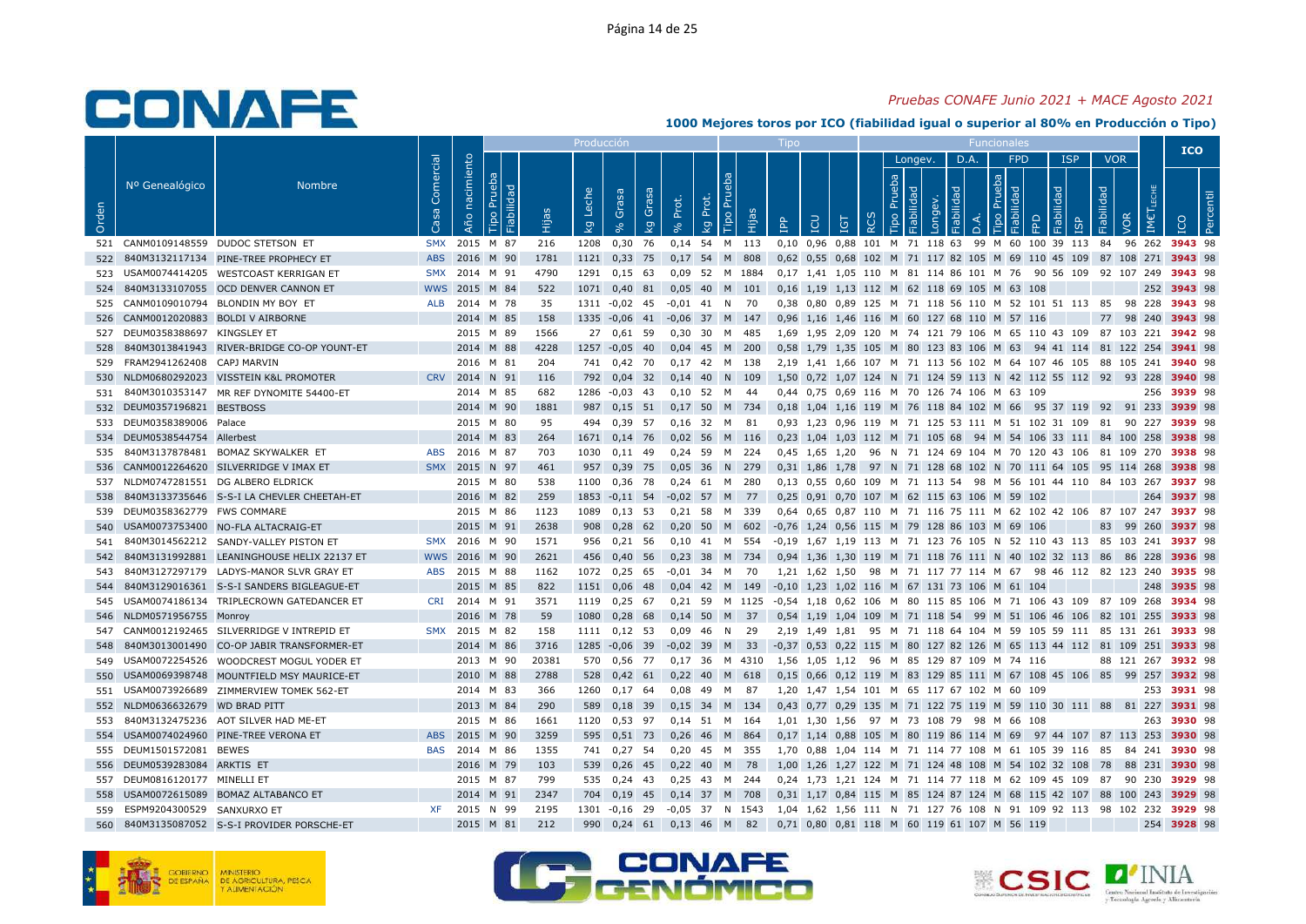*Pruebas CONAFE Junio 2021 + MACE Agosto 2021*

## 1000 Mejores toros por ICO (fiabilidad igual o superior al 80% en Producción o Tipo)

| Orden | Nº Genealógico | Nombre | Casa Comercial | Año nacimiento | Tipo Prueba | Fiabilidad | Hijas | kg Leche | % Grasa | kg Grasa | % Prot. | kg Prot. | Tipo Prueba | Hijas | IPP | ICU | IGT | RCS | Tipo Prueba | Fiabilidad | Longev. | Fiabilidad | D.A. | Tipo Prueba | Fiabilidad | FPD | Fiabilidad | ISP | Fiabilidad | VOR | IMCT LECHE | ICO | Percentil |
|---|---|---|---|---|---|---|---|---|---|---|---|---|---|---|---|---|---|---|---|---|---|---|---|---|---|---|---|---|---|---|---|---|---|
| | | | | | Producción | | | | | | | | Tipo | | | | | | Funcionales | | | | | | | | | | | | | ICO | |
| | | | | | | | | | | | | | | | | | | | Longev. | | | D.A. | | FPD | | | ISP | | VOR | | | | |
| 521 | CANM0109148559 | DUDOC STETSON ET | SMX | 2015 | M | 87 | 216 | 1208 | 0,30 | 76 | 0,14 | 54 | M | 113 | 0,10 | 0,96 | 0,88 | 101 | M | 71 | 118 | 63 | 99 | M | 60 | 100 | 39 | 113 | 84 | 96 | 262 | 3943 | 98 |
| 522 | 840M3132117134 | PINE-TREE PROPHECY ET | ABS | 2016 | M | 90 | 1781 | 1121 | 0,33 | 75 | 0,17 | 54 | M | 808 | 0,62 | 0,55 | 0,68 | 102 | M | 71 | 117 | 82 | 105 | M | 69 | 110 | 45 | 109 | 87 | 108 | 271 | 3943 | 98 |
| 523 | USAM0074414205 | WESTCOAST KERRIGAN ET | SMX | 2014 | M | 91 | 4790 | 1291 | 0,15 | 63 | 0,09 | 52 | M | 1884 | 0,17 | 1,41 | 1,05 | 110 | M | 81 | 114 | 86 | 101 | M | 76 | 90 | 56 | 109 | 92 | 107 | 249 | 3943 | 98 |
| 524 | 840M3133107055 | OCD DENVER CANNON ET | WWS | 2015 | M | 84 | 522 | 1071 | 0,40 | 81 | 0,05 | 40 | M | 101 | 0,16 | 1,19 | 1,13 | 112 | M | 62 | 118 | 69 | 105 | M | 63 | 108 | | | | | 252 | 3943 | 98 |
| 525 | CANM0109010794 | BLONDIN MY BOY ET | ALB | 2014 | M | 78 | 35 | 1311 | -0,02 | 45 | -0,01 | 41 | N | 70 | 0,38 | 0,80 | 0,89 | 125 | M | 71 | 118 | 56 | 110 | M | 52 | 101 | 51 | 113 | 85 | 98 | 228 | 3943 | 98 |
| 526 | CANM0012020883 | BOLDI V AIRBORNE | | 2014 | M | 85 | 158 | 1335 | -0,06 | 41 | -0,06 | 37 | M | 147 | 0,96 | 1,16 | 1,46 | 116 | M | 60 | 127 | 68 | 110 | M | 57 | 116 | | | 77 | 98 | 240 | 3943 | 98 |
| 527 | DEUM0358388697 | KINGSLEY ET | | 2015 | M | 89 | 1566 | 27 | 0,61 | 59 | 0,30 | 30 | M | 485 | 1,69 | 1,95 | 2,09 | 120 | M | 74 | 121 | 79 | 106 | M | 65 | 110 | 43 | 109 | 87 | 103 | 221 | 3942 | 98 |
| 528 | 840M3013841943 | RIVER-BRIDGE CO-OP YOUNT-ET | | 2014 | M | 88 | 4228 | 1257 | -0,05 | 40 | 0,04 | 45 | M | 200 | 0,58 | 1,79 | 1,35 | 105 | M | 80 | 123 | 83 | 106 | M | 63 | 94 | 41 | 114 | 81 | 122 | 254 | 3941 | 98 |
| 529 | FRAM2941262408 | CAPJ MARVIN | | 2016 | M | 81 | 204 | 741 | 0,42 | 70 | 0,17 | 42 | M | 138 | 2,19 | 1,41 | 1,66 | 107 | M | 71 | 113 | 56 | 102 | M | 64 | 107 | 46 | 105 | 88 | 105 | 241 | 3940 | 98 |
| 530 | NLDM0680292023 | VISSTEIN K&L PROMOTER | CRV | 2014 | N | 91 | 116 | 792 | 0,04 | 32 | 0,14 | 40 | N | 109 | 1,50 | 0,72 | 1,07 | 124 | N | 71 | 124 | 59 | 113 | N | 42 | 112 | 55 | 112 | 92 | 93 | 228 | 3940 | 98 |
| 531 | 840M3010353147 | MR REF DYNOMITE 54400-ET | | 2014 | M | 85 | 682 | 1286 | -0,03 | 43 | 0,10 | 52 | M | 44 | 0,44 | 0,75 | 0,69 | 116 | M | 70 | 126 | 74 | 106 | M | 63 | 109 | | | | | 256 | 3939 | 98 |
| 532 | DEUM0357196821 | BESTBOSS | | 2014 | M | 90 | 1881 | 987 | 0,15 | 51 | 0,17 | 50 | M | 734 | 0,18 | 1,04 | 1,16 | 119 | M | 76 | 118 | 84 | 102 | M | 66 | 95 | 37 | 119 | 92 | 91 | 233 | 3939 | 98 |
| 533 | DEUM0358389006 | Palace | | 2015 | M | 80 | 95 | 494 | 0,39 | 57 | 0,16 | 32 | M | 81 | 0,16 | 1,23 | 0,96 | 119 | M | 71 | 125 | 53 | 111 | M | 51 | 102 | 31 | 109 | 81 | 90 | 227 | 3939 | 98 |
| 534 | DEUM0538544754 | Allerbest | | 2014 | M | 83 | 264 | 1671 | 0,14 | 76 | 0,02 | 56 | M | 116 | 0,23 | 1,04 | 1,03 | 112 | M | 71 | 105 | 68 | 94 | M | 54 | 106 | 33 | 111 | 84 | 100 | 258 | 3938 | 98 |
| 535 | 840M3137878481 | BOMAZ SKYWALKER ET | ABS | 2016 | M | 87 | 703 | 1030 | 0,11 | 49 | 0,24 | 59 | M | 224 | 0,45 | 1,65 | 1,20 | 96 | N | 71 | 124 | 69 | 104 | M | 70 | 120 | 43 | 106 | 81 | 109 | 270 | 3938 | 98 |
| 536 | CANM0012264620 | SILVERRIDGE V IMAX ET | SMX | 2015 | N | 97 | 461 | 957 | 0,39 | 75 | 0,05 | 36 | N | 279 | 0,31 | 1,86 | 1,78 | 97 | N | 71 | 128 | 68 | 102 | N | 70 | 111 | 64 | 105 | 95 | 114 | 268 | 3938 | 98 |
| 537 | NLDM0747281551 | DG ALBERO ELDRICK | | 2015 | M | 80 | 538 | 1100 | 0,36 | 78 | 0,24 | 61 | M | 280 | 0,13 | 0,55 | 0,60 | 109 | M | 71 | 113 | 54 | 98 | M | 56 | 101 | 44 | 110 | 84 | 103 | 267 | 3937 | 98 |
| 538 | 840M3133735646 | S-S-I LA CHEVLER CHEETAH-ET | | 2016 | M | 82 | 259 | 1853 | -0,11 | 54 | -0,02 | 57 | M | 77 | 0,25 | 0,91 | 0,70 | 107 | M | 62 | 115 | 63 | 106 | M | 59 | 102 | | | | | 264 | 3937 | 98 |
| 539 | DEUM0358362779 | FWS COMMARE | | 2015 | M | 86 | 1123 | 1089 | 0,13 | 53 | 0,21 | 58 | M | 339 | 0,64 | 0,65 | 0,87 | 110 | M | 71 | 116 | 75 | 111 | M | 62 | 102 | 42 | 106 | 87 | 107 | 247 | 3937 | 98 |
| 540 | USAM0073753400 | NO-FLA ALTACRAIG-ET | | 2015 | M | 91 | 2638 | 908 | 0,28 | 62 | 0,20 | 50 | M | 602 | -0,76 | 1,24 | 0,56 | 115 | M | 79 | 128 | 86 | 103 | M | 69 | 106 | | | 83 | 99 | 260 | 3937 | 98 |
| 541 | 840M3014562212 | SANDY-VALLEY PISTON ET | SMX | 2016 | M | 90 | 1571 | 956 | 0,21 | 56 | 0,10 | 41 | M | 554 | -0,19 | 1,67 | 1,19 | 113 | M | 71 | 123 | 76 | 105 | N | 52 | 110 | 43 | 113 | 85 | 103 | 241 | 3937 | 98 |
| 542 | 840M3131992881 | LEANINGHOUSE HELIX 22137 ET | WWS | 2016 | M | 90 | 2621 | 456 | 0,40 | 56 | 0,23 | 38 | M | 734 | 0,94 | 1,36 | 1,30 | 119 | M | 71 | 118 | 76 | 111 | N | 40 | 102 | 32 | 113 | 86 | 86 | 228 | 3936 | 98 |
| 543 | 840M3127297179 | LADYS-MANOR SLVR GRAY ET | ABS | 2015 | M | 88 | 1162 | 1072 | 0,25 | 65 | -0,01 | 34 | M | 70 | 1,21 | 1,62 | 1,50 | 98 | M | 71 | 117 | 77 | 114 | M | 67 | 98 | 46 | 112 | 82 | 123 | 240 | 3935 | 98 |
| 544 | 840M3129016361 | S-S-I SANDERS BIGLEAGUE-ET | | 2015 | M | 85 | 822 | 1151 | 0,06 | 48 | 0,04 | 42 | M | 149 | -0,10 | 1,23 | 1,02 | 116 | M | 67 | 131 | 73 | 106 | M | 61 | 104 | | | | | 248 | 3935 | 98 |
| 545 | USAM0074186134 | TRIPLECROWN GATEDANCER ET | CRI | 2014 | M | 91 | 3571 | 1119 | 0,25 | 67 | 0,21 | 59 | M | 1125 | -0,54 | 1,18 | 0,62 | 106 | M | 80 | 115 | 85 | 106 | M | 71 | 106 | 43 | 109 | 87 | 109 | 268 | 3934 | 98 |
| 546 | NLDM0571956755 | Monroy | | 2016 | M | 78 | 59 | 1080 | 0,28 | 68 | 0,14 | 50 | M | 37 | 0,54 | 1,19 | 1,04 | 109 | M | 71 | 118 | 54 | 99 | M | 51 | 106 | 46 | 106 | 82 | 101 | 255 | 3933 | 98 |
| 547 | CANM0012192465 | SILVERRIDGE V INTREPID ET | SMX | 2015 | M | 82 | 158 | 1111 | 0,12 | 53 | 0,09 | 46 | N | 29 | 2,19 | 1,49 | 1,81 | 95 | M | 71 | 118 | 64 | 104 | M | 59 | 105 | 59 | 111 | 85 | 131 | 261 | 3933 | 98 |
| 548 | 840M3013001490 | CO-OP JABIR TRANSFORMER-ET | | 2014 | M | 86 | 3716 | 1285 | -0,06 | 39 | -0,02 | 39 | M | 33 | -0,37 | 0,53 | 0,22 | 115 | M | 80 | 127 | 82 | 126 | M | 65 | 113 | 44 | 112 | 81 | 109 | 251 | 3933 | 98 |
| 549 | USAM0072254526 | WOODCREST MOGUL YODER ET | | 2013 | M | 90 | 20381 | 570 | 0,56 | 77 | 0,17 | 36 | M | 4310 | 1,56 | 1,05 | 1,12 | 96 | M | 85 | 129 | 87 | 109 | M | 74 | 116 | | | 88 | 121 | 267 | 3932 | 98 |
| 550 | USAM0069398748 | MOUNTFIELD MSY MAURICE-ET | | 2010 | M | 88 | 2788 | 528 | 0,42 | 61 | 0,22 | 40 | M | 618 | 0,15 | 0,66 | 0,12 | 119 | M | 83 | 129 | 85 | 111 | M | 67 | 108 | 45 | 106 | 85 | 99 | 257 | 3932 | 98 |
| 551 | USAM0073926689 | ZIMMERVIEW TOMEK 562-ET | | 2014 | M | 83 | 366 | 1260 | 0,17 | 64 | 0,08 | 49 | M | 87 | 1,20 | 1,47 | 1,54 | 101 | M | 65 | 117 | 67 | 102 | M | 60 | 109 | | | | | 253 | 3931 | 98 |
| 552 | NLDM0636632679 | WD BRAD PITT | | 2013 | M | 84 | 290 | 589 | 0,18 | 39 | 0,15 | 34 | M | 134 | 0,43 | 0,77 | 0,29 | 135 | M | 71 | 122 | 75 | 119 | M | 59 | 110 | 30 | 111 | 88 | 81 | 227 | 3931 | 98 |
| 553 | 840M3132475236 | AOT SILVER HAD ME-ET | | 2015 | M | 86 | 1661 | 1120 | 0,53 | 97 | 0,14 | 51 | M | 164 | 1,01 | 1,30 | 1,56 | 97 | M | 73 | 108 | 79 | 98 | M | 66 | 108 | | | | | 263 | 3930 | 98 |
| 554 | USAM0074024960 | PINE-TREE VERONA ET | ABS | 2015 | M | 90 | 3259 | 595 | 0,51 | 73 | 0,26 | 46 | M | 864 | 0,17 | 1,14 | 0,88 | 105 | M | 80 | 119 | 86 | 114 | M | 69 | 97 | 44 | 107 | 87 | 113 | 253 | 3930 | 98 |
| 555 | DEUM1501572081 | BEWES | BAS | 2014 | M | 86 | 1355 | 741 | 0,27 | 54 | 0,20 | 45 | M | 355 | 1,70 | 0,88 | 1,04 | 114 | M | 71 | 114 | 77 | 108 | M | 61 | 105 | 39 | 116 | 85 | 84 | 241 | 3930 | 98 |
| 556 | DEUM0539283084 | ARKTIS ET | | 2016 | M | 79 | 103 | 539 | 0,26 | 45 | 0,22 | 40 | M | 78 | 1,00 | 1,26 | 1,27 | 122 | M | 71 | 124 | 48 | 108 | M | 54 | 102 | 32 | 108 | 78 | 88 | 231 | 3930 | 98 |
| 557 | DEUM0816120177 | MINELLI ET | | 2015 | M | 87 | 799 | 535 | 0,24 | 43 | 0,25 | 43 | M | 244 | 0,24 | 1,73 | 1,21 | 124 | M | 71 | 114 | 77 | 118 | M | 62 | 109 | 45 | 109 | 87 | 90 | 230 | 3929 | 98 |
| 558 | USAM0072615089 | BOMAZ ALTABANCO ET | | 2014 | M | 91 | 2347 | 704 | 0,19 | 45 | 0,14 | 37 | M | 708 | 0,31 | 1,17 | 0,84 | 115 | M | 85 | 124 | 87 | 124 | M | 68 | 115 | 42 | 107 | 88 | 100 | 243 | 3929 | 98 |
| 559 | ESPM9204300529 | SANXURXO ET | XF | 2015 | N | 99 | 2195 | 1301 | -0,16 | 29 | -0,05 | 37 | N | 1543 | 1,04 | 1,62 | 1,56 | 111 | N | 71 | 127 | 76 | 108 | N | 91 | 109 | 92 | 113 | 98 | 102 | 232 | 3929 | 98 |
| 560 | 840M3135087052 | S-S-I PROVIDER PORSCHE-ET | | 2015 | M | 81 | 212 | 990 | 0,24 | 61 | 0,13 | 46 | M | 82 | 0,71 | 0,80 | 0,81 | 118 | M | 60 | 119 | 61 | 107 | M | 56 | 119 | | | | | 254 | 3928 | 98 |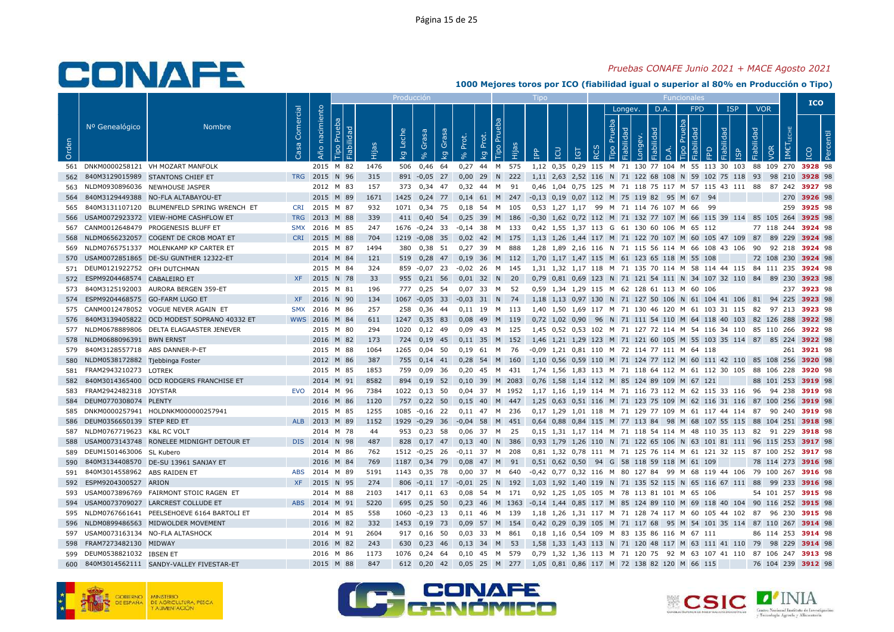# CONAFE

*Pruebas CONAFE Junio 2021 + MACE Agosto 2021*

**1000 Mejores toros por ICO (fiabilidad igual o superior al 80% en Producción o Tipo)**

| Orden | Nº Genealógico | Nombre | Casa Comercial | Año nacimiento | Producción | | | | | | | | Tipo | | | | | Funcionales | | | | | | | | | | | | | | ICO | |
|---|---|---|---|---|---|---|---|---|---|---|---|---|---|---|---|---|---|---|---|---|---|---|---|---|---|---|---|---|---|---|---|---|---|
| | | | | | Tipo Prueba | Fiabilidad | Hijas | kg Leche | % Grasa | kg Grasa | % Prot. | kg Prot. | Tipo Prueba | Hijas | IPP | ICU | IGT | RCS | Longev. | | | D.A. | | FPD | | | ISP | | VOR | | IMCT LECHE | ICO | Percentil |
| | | | | | | | | | | | | | | | | | | | Tipo Prueba | Fiabilidad | Longev. | Fiabilidad | D.A. | Tipo Prueba | Fiabilidad | FPD | Fiabilidad | ISP | Fiabilidad | VOR | | | |
| 561 | DNKM0000258121 | VH MOZART MANFOLK | | 2015 | M | 82 | 1476 | 506 | 0,46 | 64 | 0,27 | 44 | M | 575 | 1,12 | 0,35 | 0,29 | 115 | M | 71 | 130 | 77 | 104 | M | 55 | 113 | 30 | 103 | 88 | 109 | 270 | 3928 | 98 |
| 562 | 840M3129015989 | STANTONS CHIEF ET | TRG | 2015 | N | 96 | 315 | 891 | -0,05 | 27 | 0,00 | 29 | N | 222 | 1,11 | 2,63 | 2,52 | 116 | N | 71 | 122 | 68 | 108 | N | 59 | 102 | 75 | 118 | 93 | 98 | 210 | 3928 | 98 |
| 563 | NLDM0930896036 | NEWHOUSE JASPER | | 2012 | M | 83 | 157 | 373 | 0,34 | 47 | 0,32 | 44 | M | 91 | 0,46 | 1,04 | 0,75 | 125 | M | 71 | 118 | 75 | 117 | M | 57 | 115 | 43 | 111 | 88 | 87 | 242 | 3927 | 98 |
| 564 | 840M3129449388 | NO-FLA ALTABAYOU-ET | | 2015 | M | 89 | 1671 | 1425 | 0,24 | 77 | 0,14 | 61 | M | 247 | -0,13 | 0,19 | 0,07 | 112 | M | 75 | 119 | 82 | 95 | M | 67 | 94 | | | | | 270 | 3926 | 98 |
| 565 | 840M3131107120 | BLUMENFELD SPRING WRENCH ET | CRI | 2015 | M | 87 | 932 | 1071 | 0,34 | 75 | 0,18 | 54 | M | 105 | 0,53 | 1,27 | 1,17 | 99 | M | 71 | 114 | 76 | 107 | M | 66 | 99 | | | | | 259 | 3925 | 98 |
| 566 | USAM0072923372 | VIEW-HOME CASHFLOW ET | TRG | 2013 | M | 88 | 339 | 411 | 0,40 | 54 | 0,25 | 39 | M | 186 | -0,30 | 1,62 | 0,72 | 112 | M | 71 | 132 | 77 | 107 | M | 66 | 115 | 39 | 114 | 85 | 105 | 264 | 3925 | 98 |
| 567 | CANM0012648479 | PROGENESIS BLUFF ET | SMX | 2016 | M | 85 | 247 | 1676 | -0,24 | 33 | -0,14 | 38 | M | 133 | 0,42 | 1,55 | 1,37 | 113 | G | 61 | 130 | 60 | 106 | M | 65 | 112 | | | 77 | 118 | 244 | 3924 | 98 |
| 568 | NLDM0656232057 | COGENT DE CROB MOAT ET | CRI | 2015 | M | 88 | 704 | 1219 | -0,08 | 35 | 0,02 | 42 | M | 175 | 1,13 | 1,26 | 1,44 | 117 | M | 71 | 122 | 70 | 107 | M | 60 | 105 | 47 | 109 | 87 | 89 | 229 | 3924 | 98 |
| 569 | NLDM0765751337 | MOLENKAMP KP CARTER ET | | 2015 | M | 87 | 1494 | 380 | 0,38 | 51 | 0,27 | 39 | M | 888 | 1,28 | 1,89 | 2,16 | 116 | N | 71 | 115 | 56 | 114 | M | 66 | 108 | 43 | 106 | 90 | 92 | 218 | 3924 | 98 |
| 570 | USAM0072851865 | DE-SU GUNTHER 12322-ET | | 2014 | M | 84 | 121 | 519 | 0,28 | 47 | 0,19 | 36 | M | 112 | 1,70 | 1,17 | 1,47 | 115 | M | 61 | 123 | 65 | 118 | M | 55 | 108 | | | 72 | 108 | 230 | 3924 | 98 |
| 571 | DEUM0121922752 | OFH DUTCHMAN | | 2015 | M | 84 | 324 | 859 | -0,07 | 23 | -0,02 | 26 | M | 145 | 1,31 | 1,32 | 1,17 | 118 | M | 71 | 135 | 70 | 114 | M | 58 | 114 | 44 | 115 | 84 | 111 | 235 | 3924 | 98 |
| 572 | ESPM9204468574 | CABALEIRO ET | XF | 2015 | N | 78 | 33 | 955 | 0,21 | 56 | 0,01 | 32 | N | 20 | 0,79 | 0,81 | 0,69 | 123 | N | 71 | 121 | 54 | 111 | N | 34 | 107 | 32 | 110 | 84 | 89 | 230 | 3923 | 98 |
| 573 | 840M3125192003 | AURORA BERGEN 359-ET | | 2015 | M | 81 | 196 | 777 | 0,25 | 54 | 0,07 | 33 | M | 52 | 0,59 | 1,34 | 1,29 | 115 | M | 62 | 128 | 61 | 113 | M | 60 | 106 | | | | | 237 | 3923 | 98 |
| 574 | ESPM9204468575 | GO-FARM LUGO ET | XF | 2016 | N | 90 | 134 | 1067 | -0,05 | 33 | -0,03 | 31 | N | 74 | 1,18 | 1,13 | 0,97 | 130 | N | 71 | 127 | 50 | 106 | N | 61 | 104 | 41 | 106 | 81 | 94 | 225 | 3923 | 98 |
| 575 | CANM0012478052 | VOGUE NEVER AGAIN ET | SMX | 2016 | M | 86 | 257 | 258 | 0,36 | 44 | 0,11 | 19 | M | 113 | 1,40 | 1,50 | 1,69 | 117 | M | 71 | 130 | 46 | 120 | M | 61 | 103 | 31 | 115 | 82 | 97 | 213 | 3923 | 98 |
| 576 | 840M3139405822 | OCD MODEST SOPRANO 40332 ET | WWS | 2016 | M | 84 | 611 | 1247 | 0,35 | 83 | 0,08 | 49 | M | 119 | 0,72 | 1,02 | 0,90 | 96 | N | 71 | 111 | 54 | 110 | M | 64 | 118 | 40 | 103 | 82 | 126 | 288 | 3922 | 98 |
| 577 | NLDM0678889806 | DELTA ELAGAASTER JENEVER | | 2015 | M | 80 | 294 | 1020 | 0,12 | 49 | 0,09 | 43 | M | 125 | 1,45 | 0,52 | 0,53 | 102 | M | 71 | 127 | 72 | 114 | M | 54 | 116 | 34 | 110 | 85 | 110 | 266 | 3922 | 98 |
| 578 | NLDM0688096391 | BWN ERNST | | 2016 | M | 82 | 173 | 724 | 0,19 | 45 | 0,11 | 35 | M | 152 | 1,46 | 1,21 | 1,29 | 123 | M | 71 | 121 | 60 | 105 | M | 55 | 103 | 35 | 114 | 87 | 85 | 224 | 3922 | 98 |
| 579 | 840M3128557718 | ABS DANNER-P-ET | | 2015 | M | 88 | 1064 | 1265 | 0,04 | 50 | 0,19 | 61 | M | 76 | -0,09 | 1,21 | 0,81 | 110 | M | 72 | 114 | 77 | 111 | M | 64 | 118 | | | | | 261 | 3921 | 98 |
| 580 | NLDM0538172882 | Tjebbinga Foster | | 2012 | M | 86 | 387 | 755 | 0,14 | 41 | 0,28 | 54 | M | 160 | 1,10 | 0,56 | 0,59 | 110 | M | 71 | 124 | 77 | 112 | M | 60 | 111 | 42 | 110 | 85 | 108 | 256 | 3920 | 98 |
| 581 | FRAM2943210273 | LOTREK | | 2015 | M | 85 | 1853 | 759 | 0,09 | 36 | 0,20 | 45 | M | 431 | 1,74 | 1,56 | 1,83 | 113 | M | 71 | 118 | 64 | 112 | M | 61 | 112 | 30 | 105 | 88 | 106 | 228 | 3920 | 98 |
| 582 | 840M3014365400 | OCD RODGERS FRANCHISE ET | | 2014 | M | 91 | 8582 | 894 | 0,19 | 52 | 0,10 | 39 | M | 2083 | 0,76 | 1,58 | 1,14 | 112 | M | 85 | 124 | 89 | 109 | M | 67 | 121 | | | 88 | 101 | 253 | 3919 | 98 |
| 583 | FRAM2942482318 | JOYSTAR | EVO | 2014 | M | 96 | 7384 | 1022 | 0,13 | 50 | 0,04 | 37 | M | 1952 | 1,17 | 1,16 | 1,19 | 114 | M | 71 | 116 | 73 | 112 | M | 62 | 115 | 33 | 116 | 96 | 94 | 238 | 3919 | 98 |
| 584 | DEUM0770308074 | PLENTY | | 2016 | M | 86 | 1120 | 757 | 0,22 | 50 | 0,15 | 40 | M | 447 | 1,25 | 0,63 | 0,51 | 116 | M | 71 | 123 | 75 | 109 | M | 62 | 116 | 31 | 116 | 87 | 100 | 256 | 3919 | 98 |
| 585 | DNKM0000257941 | HOLDNKM000000257941 | | 2015 | M | 85 | 1255 | 1085 | -0,16 | 22 | 0,11 | 47 | M | 236 | 0,17 | 1,29 | 1,01 | 118 | M | 71 | 129 | 77 | 109 | M | 61 | 117 | 44 | 114 | 87 | 90 | 240 | 3919 | 98 |
| 586 | DEUM0356650139 | STEP RED ET | ALB | 2013 | M | 89 | 1152 | 1929 | -0,29 | 36 | -0,04 | 58 | M | 451 | 0,64 | 0,88 | 0,84 | 115 | M | 77 | 113 | 84 | 98 | M | 68 | 107 | 55 | 115 | 88 | 104 | 251 | 3918 | 98 |
| 587 | NLDM0767719623 | K&L RC VOLT | | 2014 | M | 78 | 44 | 953 | 0,23 | 58 | 0,06 | 37 | M | 25 | 0,15 | 1,31 | 1,17 | 114 | M | 71 | 118 | 54 | 114 | M | 48 | 110 | 35 | 113 | 82 | 91 | 229 | 3918 | 98 |
| 588 | USAM0073143748 | RONELEE MIDNIGHT DETOUR ET | DIS | 2014 | N | 98 | 487 | 828 | 0,17 | 47 | 0,13 | 40 | N | 386 | 0,93 | 1,79 | 1,26 | 110 | N | 71 | 122 | 65 | 106 | N | 63 | 101 | 81 | 111 | 96 | 115 | 253 | 3917 | 98 |
| 589 | DEUM1501463006 | SL Kubero | | 2014 | M | 86 | 762 | 1512 | -0,25 | 26 | -0,11 | 37 | M | 208 | 0,81 | 1,32 | 0,78 | 111 | M | 71 | 125 | 76 | 114 | M | 61 | 121 | 32 | 115 | 87 | 100 | 252 | 3917 | 98 |
| 590 | 840M3134408570 | DE-SU 13961 SANJAY ET | | 2016 | M | 84 | 769 | 1187 | 0,34 | 79 | 0,08 | 47 | M | 91 | 0,51 | 0,62 | 0,50 | 94 | G | 58 | 118 | 59 | 118 | M | 61 | 109 | | | 78 | 114 | 273 | 3916 | 98 |
| 591 | 840M3014558962 | ABS RAIDEN ET | ABS | 2014 | M | 89 | 5191 | 1143 | 0,35 | 78 | 0,00 | 37 | M | 640 | -0,42 | 0,77 | 0,32 | 116 | M | 80 | 127 | 84 | 99 | M | 68 | 119 | 44 | 106 | 79 | 100 | 267 | 3916 | 98 |
| 592 | ESPM9204300527 | ARION | XF | 2015 | N | 95 | 274 | 806 | -0,11 | 17 | -0,01 | 25 | N | 192 | 1,03 | 1,92 | 1,40 | 119 | N | 71 | 135 | 52 | 115 | N | 65 | 116 | 67 | 111 | 88 | 99 | 233 | 3916 | 98 |
| 593 | USAM0073896769 | FAIRMONT STOIC RAGEN ET | | 2014 | M | 88 | 2103 | 1417 | 0,11 | 63 | 0,08 | 54 | M | 171 | 0,92 | 1,25 | 1,05 | 105 | M | 78 | 113 | 81 | 101 | M | 65 | 106 | | | 54 | 101 | 257 | 3915 | 98 |
| 594 | USAM0073709027 | LARCREST COLLUDE ET | ABS | 2014 | M | 91 | 5220 | 695 | 0,25 | 50 | 0,23 | 46 | M | 1363 | -0,14 | 1,44 | 0,85 | 117 | M | 85 | 124 | 89 | 110 | M | 69 | 118 | 40 | 104 | 90 | 116 | 252 | 3915 | 98 |
| 595 | NLDM0767661641 | PEELSEHOEVE 6164 BARTOLI ET | | 2014 | M | 85 | 558 | 1060 | -0,23 | 13 | 0,11 | 46 | M | 139 | 1,18 | 1,26 | 1,31 | 117 | M | 71 | 128 | 74 | 117 | M | 60 | 105 | 44 | 102 | 87 | 96 | 230 | 3915 | 98 |
| 596 | NLDM0899486563 | MIDWOLDER MOVEMENT | | 2016 | M | 82 | 332 | 1453 | 0,19 | 73 | 0,09 | 57 | M | 154 | 0,42 | 0,29 | 0,39 | 105 | M | 71 | 117 | 68 | 95 | M | 54 | 101 | 35 | 114 | 87 | 110 | 267 | 3914 | 98 |
| 597 | USAM0073163134 | NO-FLA ALTASHOCK | | 2014 | M | 91 | 2604 | 917 | 0,16 | 50 | 0,03 | 33 | M | 861 | 0,18 | 1,16 | 0,54 | 109 | M | 83 | 135 | 86 | 116 | M | 67 | 111 | | | 86 | 114 | 253 | 3914 | 98 |
| 598 | FRAM7273482130 | MIDWAY | | 2016 | M | 82 | 243 | 630 | 0,23 | 46 | 0,13 | 34 | M | 53 | 1,58 | 1,33 | 1,43 | 113 | N | 71 | 120 | 48 | 117 | M | 63 | 111 | 41 | 110 | 79 | 98 | 229 | 3914 | 98 |
| 599 | DEUM0538821032 | IBSEN ET | | 2016 | M | 86 | 1173 | 1076 | 0,24 | 64 | 0,10 | 45 | M | 579 | 0,79 | 1,32 | 1,36 | 113 | M | 71 | 120 | 75 | 92 | M | 63 | 107 | 41 | 110 | 87 | 106 | 247 | 3913 | 98 |
| 600 | 840M3014562111 | SANDY-VALLEY FIVESTAR-ET | | 2015 | M | 88 | 847 | 612 | 0,20 | 42 | 0,05 | 25 | M | 277 | 1,05 | 0,81 | 0,86 | 117 | M | 72 | 138 | 82 | 120 | M | 66 | 115 | | | 76 | 104 | 239 | 3912 | 98 |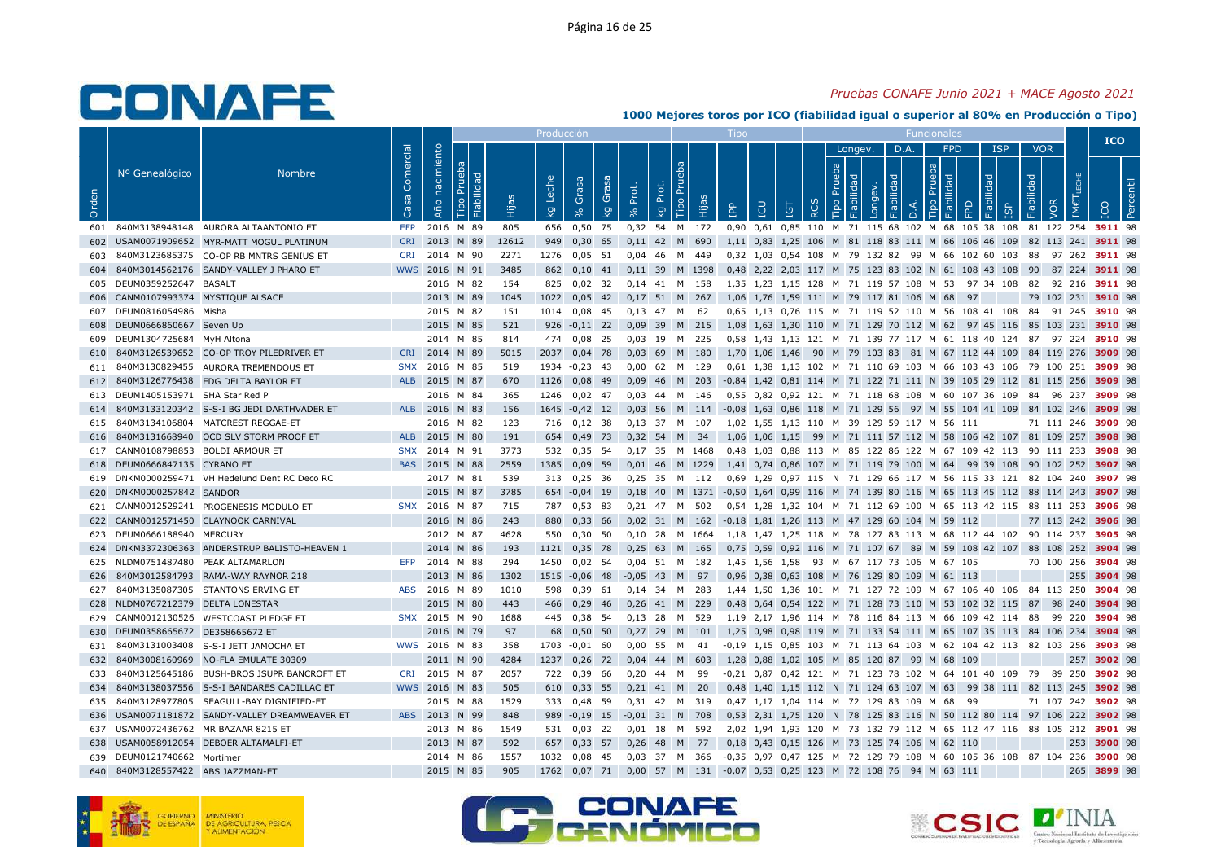# CONAFE

*Pruebas CONAFE Junio 2021 + MACE Agosto 2021*

**1000 Mejores toros por ICO (fiabilidad igual o superior al 80% en Producción o Tipo)**

| | | | | | Producción | | | | | | | | Tipo | | | | | | Funcionales | | | | | | | | | | | | | ICO | |
|---|---|---|---|---|---|---|---|---|---|---|---|---|---|---|---|---|---|---|---|---|---|---|---|---|---|---|---|---|---|---|---|---|---|
| | | | | | | | | | | | | | | | | | | | Longev. | | | D.A. | | FPD | | | ISP | | VOR | | | | |
| Orden | Nº Genealógico | Nombre | Casa Comercial | Año nacimiento | Tipo Prueba | Fiabilidad | Hijas | kg Leche | % Grasa | kg Grasa | % Prot. | kg Prot. | Tipo Prueba | Hijas | IPP | ICU | IGT | RCS | Tipo Prueba | Fiabilidad | Longev. | Fiabilidad | D.A. | Tipo Prueba | Fiabilidad | FPD | Fiabilidad | ISP | Fiabilidad | VOR | IMET LECHE | ICO | Percentil |
| 601 | 840M3138948148 | AURORA ALTAANTONIO ET | EFP | 2016 | M | 89 | 805 | 656 | 0,50 | 75 | 0,32 | 54 | M | 172 | 0,90 | 0,61 | 0,85 | 110 | M | 71 | 115 | 68 | 102 | M | 68 | 105 | 38 | 108 | 81 | 122 | 254 | 3911 | 98 |
| 602 | USAM0071909652 | MYR-MATT MOGUL PLATINUM | CRI | 2013 | M | 89 | 12612 | 949 | 0,30 | 65 | 0,11 | 42 | M | 690 | 1,11 | 0,83 | 1,25 | 106 | M | 81 | 118 | 83 | 111 | M | 66 | 106 | 46 | 109 | 82 | 113 | 241 | 3911 | 98 |
| 603 | 840M3123685375 | CO-OP RB MNTRS GENIUS ET | CRI | 2014 | M | 90 | 2271 | 1276 | 0,05 | 51 | 0,04 | 46 | M | 449 | 0,32 | 1,03 | 0,54 | 108 | M | 79 | 132 | 82 | 99 | M | 66 | 102 | 60 | 103 | 88 | 97 | 262 | 3911 | 98 |
| 604 | 840M3014562176 | SANDY-VALLEY J PHARO ET | WWS | 2016 | M | 91 | 3485 | 862 | 0,10 | 41 | 0,11 | 39 | M | 1398 | 0,48 | 2,22 | 2,03 | 117 | M | 75 | 123 | 83 | 102 | N | 61 | 108 | 43 | 108 | 90 | 87 | 224 | 3911 | 98 |
| 605 | DEUM0359252647 | BASALT | | 2016 | M | 82 | 154 | 825 | 0,02 | 32 | 0,14 | 41 | M | 158 | 1,35 | 1,23 | 1,15 | 128 | M | 71 | 119 | 57 | 108 | M | 53 | 97 | 34 | 108 | 82 | 92 | 216 | 3911 | 98 |
| 606 | CANM0107993374 | MYSTIQUE ALSACE | | 2013 | M | 89 | 1045 | 1022 | 0,05 | 42 | 0,17 | 51 | M | 267 | 1,06 | 1,76 | 1,59 | 111 | M | 79 | 117 | 81 | 106 | M | 68 | 97 | | | 79 | 102 | 231 | 3910 | 98 |
| 607 | DEUM0816054986 | Misha | | 2015 | M | 82 | 151 | 1014 | 0,08 | 45 | 0,13 | 47 | M | 62 | 0,65 | 1,13 | 0,76 | 115 | M | 71 | 119 | 52 | 110 | M | 56 | 108 | 41 | 108 | 84 | 91 | 245 | 3910 | 98 |
| 608 | DEUM0666860667 | Seven Up | | 2015 | M | 85 | 521 | 926 | -0,11 | 22 | 0,09 | 39 | M | 215 | 1,08 | 1,63 | 1,30 | 110 | M | 71 | 129 | 70 | 112 | M | 62 | 97 | 45 | 116 | 85 | 103 | 231 | 3910 | 98 |
| 609 | DEUM1304725684 | MyH Altona | | 2014 | M | 85 | 814 | 474 | 0,08 | 25 | 0,03 | 19 | M | 225 | 0,58 | 1,43 | 1,13 | 121 | M | 71 | 139 | 77 | 117 | M | 61 | 118 | 40 | 124 | 87 | 97 | 224 | 3910 | 98 |
| 610 | 840M3126539652 | CO-OP TROY PILEDRIVER ET | CRI | 2014 | M | 89 | 5015 | 2037 | 0,04 | 78 | 0,03 | 69 | M | 180 | 1,70 | 1,06 | 1,46 | 90 | M | 79 | 103 | 83 | 81 | M | 67 | 112 | 44 | 109 | 84 | 119 | 276 | 3909 | 98 |
| 611 | 840M3130829455 | AURORA TREMENDOUS ET | SMX | 2016 | M | 85 | 519 | 1934 | -0,23 | 43 | 0,00 | 62 | M | 129 | 0,61 | 1,38 | 1,13 | 102 | M | 71 | 110 | 69 | 103 | M | 66 | 103 | 43 | 106 | 79 | 100 | 251 | 3909 | 98 |
| 612 | 840M3126776438 | EDG DELTA BAYLOR ET | ALB | 2015 | M | 87 | 670 | 1126 | 0,08 | 49 | 0,09 | 46 | M | 203 | -0,84 | 1,42 | 0,81 | 114 | M | 71 | 122 | 71 | 111 | N | 39 | 105 | 29 | 112 | 81 | 115 | 256 | 3909 | 98 |
| 613 | DEUM1405153971 | SHA Star Red P | | 2016 | M | 84 | 365 | 1246 | 0,02 | 47 | 0,03 | 44 | M | 146 | 0,55 | 0,82 | 0,92 | 121 | M | 71 | 118 | 68 | 108 | M | 60 | 107 | 36 | 109 | 84 | 96 | 237 | 3909 | 98 |
| 614 | 840M3133120342 | S-S-I BG JEDI DARTHVADER ET | ALB | 2016 | M | 83 | 156 | 1645 | -0,42 | 12 | 0,03 | 56 | M | 114 | -0,08 | 1,63 | 0,86 | 118 | M | 71 | 129 | 56 | 97 | M | 55 | 104 | 41 | 109 | 84 | 102 | 246 | 3909 | 98 |
| 615 | 840M3134106804 | MATCREST REGGAE-ET | | 2016 | M | 82 | 123 | 716 | 0,12 | 38 | 0,13 | 37 | M | 107 | 1,02 | 1,55 | 1,13 | 110 | M | 39 | 129 | 59 | 117 | M | 56 | 111 | | | 71 | 111 | 246 | 3909 | 98 |
| 616 | 840M3131668940 | OCD SLV STORM PROOF ET | ALB | 2015 | M | 80 | 191 | 654 | 0,49 | 73 | 0,32 | 54 | M | 34 | 1,06 | 1,06 | 1,15 | 99 | M | 71 | 111 | 57 | 112 | M | 58 | 106 | 42 | 107 | 81 | 109 | 257 | 3908 | 98 |
| 617 | CANM0108798853 | BOLDI ARMOUR ET | SMX | 2014 | M | 91 | 3773 | 532 | 0,35 | 54 | 0,17 | 35 | M | 1468 | 0,48 | 1,03 | 0,88 | 113 | M | 85 | 122 | 86 | 122 | M | 67 | 109 | 42 | 113 | 90 | 111 | 233 | 3908 | 98 |
| 618 | DEUM0666847135 | CYRANO ET | BAS | 2015 | M | 88 | 2559 | 1385 | 0,09 | 59 | 0,01 | 46 | M | 1229 | 1,41 | 0,74 | 0,86 | 107 | M | 71 | 119 | 79 | 100 | M | 64 | 99 | 39 | 108 | 90 | 102 | 252 | 3907 | 98 |
| 619 | DNKM0000259471 | VH Hedelund Dent RC Deco RC | | 2017 | M | 81 | 539 | 313 | 0,25 | 36 | 0,25 | 35 | M | 112 | 0,69 | 1,29 | 0,97 | 115 | N | 71 | 129 | 66 | 117 | M | 56 | 115 | 33 | 121 | 82 | 104 | 240 | 3907 | 98 |
| 620 | DNKM0000257842 | SANDOR | | 2015 | M | 87 | 3785 | 654 | -0,04 | 19 | 0,18 | 40 | M | 1371 | -0,50 | 1,64 | 0,99 | 116 | M | 74 | 139 | 80 | 116 | M | 65 | 113 | 45 | 112 | 88 | 114 | 243 | 3907 | 98 |
| 621 | CANM0012529241 | PROGENESIS MODULO ET | SMX | 2016 | M | 87 | 715 | 787 | 0,53 | 83 | 0,21 | 47 | M | 502 | 0,54 | 1,28 | 1,32 | 104 | M | 71 | 112 | 69 | 100 | M | 65 | 113 | 42 | 115 | 88 | 111 | 253 | 3906 | 98 |
| 622 | CANM0012571450 | CLAYNOOK CARNIVAL | | 2016 | M | 86 | 243 | 880 | 0,33 | 66 | 0,02 | 31 | M | 162 | -0,18 | 1,81 | 1,26 | 113 | M | 47 | 129 | 60 | 104 | M | 59 | 112 | | | 77 | 113 | 242 | 3906 | 98 |
| 623 | DEUM0666188940 | MERCURY | | 2012 | M | 87 | 4628 | 550 | 0,30 | 50 | 0,10 | 28 | M | 1664 | 1,18 | 1,47 | 1,25 | 118 | M | 78 | 127 | 83 | 113 | M | 68 | 112 | 44 | 102 | 90 | 114 | 237 | 3905 | 98 |
| 624 | DNKM3372306363 | ANDERSTRUP BALISTO-HEAVEN 1 | | 2014 | M | 86 | 193 | 1121 | 0,35 | 78 | 0,25 | 63 | M | 165 | 0,75 | 0,59 | 0,92 | 116 | M | 71 | 107 | 67 | 89 | M | 59 | 108 | 42 | 107 | 88 | 108 | 252 | 3904 | 98 |
| 625 | NLDM0751487480 | PEAK ALTAMARLON | EFP | 2014 | M | 88 | 294 | 1450 | 0,02 | 54 | 0,04 | 51 | M | 182 | 1,45 | 1,56 | 1,58 | 93 | M | 67 | 117 | 73 | 106 | M | 67 | 105 | | | 70 | 100 | 256 | 3904 | 98 |
| 626 | 840M3012584793 | RAMA-WAY RAYNOR 218 | | 2013 | M | 86 | 1302 | 1515 | -0,06 | 48 | -0,05 | 43 | M | 97 | 0,96 | 0,38 | 0,63 | 108 | M | 76 | 129 | 80 | 109 | M | 61 | 113 | | | | | 255 | 3904 | 98 |
| 627 | 840M3135087305 | STANTONS ERVING ET | ABS | 2016 | M | 89 | 1010 | 598 | 0,39 | 61 | 0,14 | 34 | M | 283 | 1,44 | 1,50 | 1,36 | 101 | M | 71 | 127 | 72 | 109 | M | 67 | 106 | 40 | 106 | 84 | 113 | 250 | 3904 | 98 |
| 628 | NLDM0767212379 | DELTA LONESTAR | | 2015 | M | 80 | 443 | 466 | 0,29 | 46 | 0,26 | 41 | M | 229 | 0,48 | 0,64 | 0,54 | 122 | M | 71 | 128 | 73 | 110 | M | 53 | 102 | 32 | 115 | 87 | 98 | 240 | 3904 | 98 |
| 629 | CANM0012130526 | WESTCOAST PLEDGE ET | SMX | 2015 | M | 90 | 1688 | 445 | 0,38 | 54 | 0,13 | 28 | M | 529 | 1,19 | 2,17 | 1,96 | 114 | M | 78 | 116 | 84 | 113 | M | 66 | 109 | 42 | 114 | 88 | 99 | 220 | 3904 | 98 |
| 630 | DEUM0358665672 | DE358665672 ET | | 2016 | M | 79 | 97 | 68 | 0,50 | 50 | 0,27 | 29 | M | 101 | 1,25 | 0,98 | 0,98 | 119 | M | 71 | 133 | 54 | 111 | M | 65 | 107 | 35 | 113 | 84 | 106 | 234 | 3904 | 98 |
| 631 | 840M3131003408 | S-S-I JETT JAMOCHA ET | WWS | 2016 | M | 83 | 358 | 1703 | -0,01 | 60 | 0,00 | 55 | M | 41 | -0,19 | 1,15 | 0,85 | 103 | M | 71 | 113 | 64 | 103 | M | 62 | 104 | 42 | 113 | 82 | 103 | 256 | 3903 | 98 |
| 632 | 840M3008160969 | NO-FLA EMULATE 30309 | | 2011 | M | 90 | 4284 | 1237 | 0,26 | 72 | 0,04 | 44 | M | 603 | 1,28 | 0,88 | 1,02 | 105 | M | 85 | 120 | 87 | 99 | M | 68 | 109 | | | | | 257 | 3902 | 98 |
| 633 | 840M3125645186 | BUSH-BROS JSUPR BANCROFT ET | CRI | 2015 | M | 87 | 2057 | 722 | 0,39 | 66 | 0,20 | 44 | M | 99 | -0,21 | 0,87 | 0,42 | 121 | M | 71 | 123 | 78 | 102 | M | 64 | 101 | 40 | 109 | 79 | 89 | 250 | 3902 | 98 |
| 634 | 840M3138037556 | S-S-I BANDARES CADILLAC ET | WWS | 2016 | M | 83 | 505 | 610 | 0,33 | 55 | 0,21 | 41 | M | 20 | 0,48 | 1,40 | 1,15 | 112 | N | 71 | 124 | 63 | 107 | M | 63 | 99 | 38 | 111 | 82 | 113 | 245 | 3902 | 98 |
| 635 | 840M3128977805 | SEAGULL-BAY DIGNIFIED-ET | | 2015 | M | 88 | 1529 | 333 | 0,48 | 59 | 0,31 | 42 | M | 319 | 0,47 | 1,17 | 1,04 | 114 | M | 72 | 129 | 83 | 109 | M | 68 | 99 | | | 71 | 107 | 242 | 3902 | 98 |
| 636 | USAM0071181872 | SANDY-VALLEY DREAMWEAVER ET | ABS | 2013 | N | 99 | 848 | 989 | -0,19 | 15 | -0,01 | 31 | N | 708 | 0,53 | 2,31 | 1,75 | 120 | N | 78 | 125 | 83 | 116 | N | 50 | 112 | 80 | 114 | 97 | 106 | 222 | 3902 | 98 |
| 637 | USAM0072436762 | MR BAZAAR 8215 ET | | 2013 | M | 86 | 1549 | 531 | 0,03 | 22 | 0,01 | 18 | M | 592 | 2,02 | 1,94 | 1,93 | 120 | M | 73 | 132 | 79 | 112 | M | 65 | 112 | 47 | 116 | 88 | 105 | 212 | 3901 | 98 |
| 638 | USAM0058912054 | DEBOER ALTAMALFI-ET | | 2013 | M | 87 | 592 | 657 | 0,33 | 57 | 0,26 | 48 | M | 77 | 0,18 | 0,43 | 0,15 | 126 | M | 73 | 125 | 74 | 106 | M | 62 | 110 | | | | | 253 | 3900 | 98 |
| 639 | DEUM0121740662 | Mortimer | | 2014 | M | 86 | 1557 | 1032 | 0,08 | 45 | 0,03 | 37 | M | 366 | -0,35 | 0,97 | 0,47 | 125 | M | 72 | 129 | 79 | 108 | M | 60 | 105 | 36 | 108 | 87 | 104 | 236 | 3900 | 98 |
| 640 | 840M3128557422 | ABS JAZZMAN-ET | | 2015 | M | 85 | 905 | 1762 | 0,07 | 71 | 0,00 | 57 | M | 131 | -0,07 | 0,53 | 0,25 | 123 | M | 72 | 108 | 76 | 94 | M | 63 | 111 | | | | | 265 | 3899 | 98 |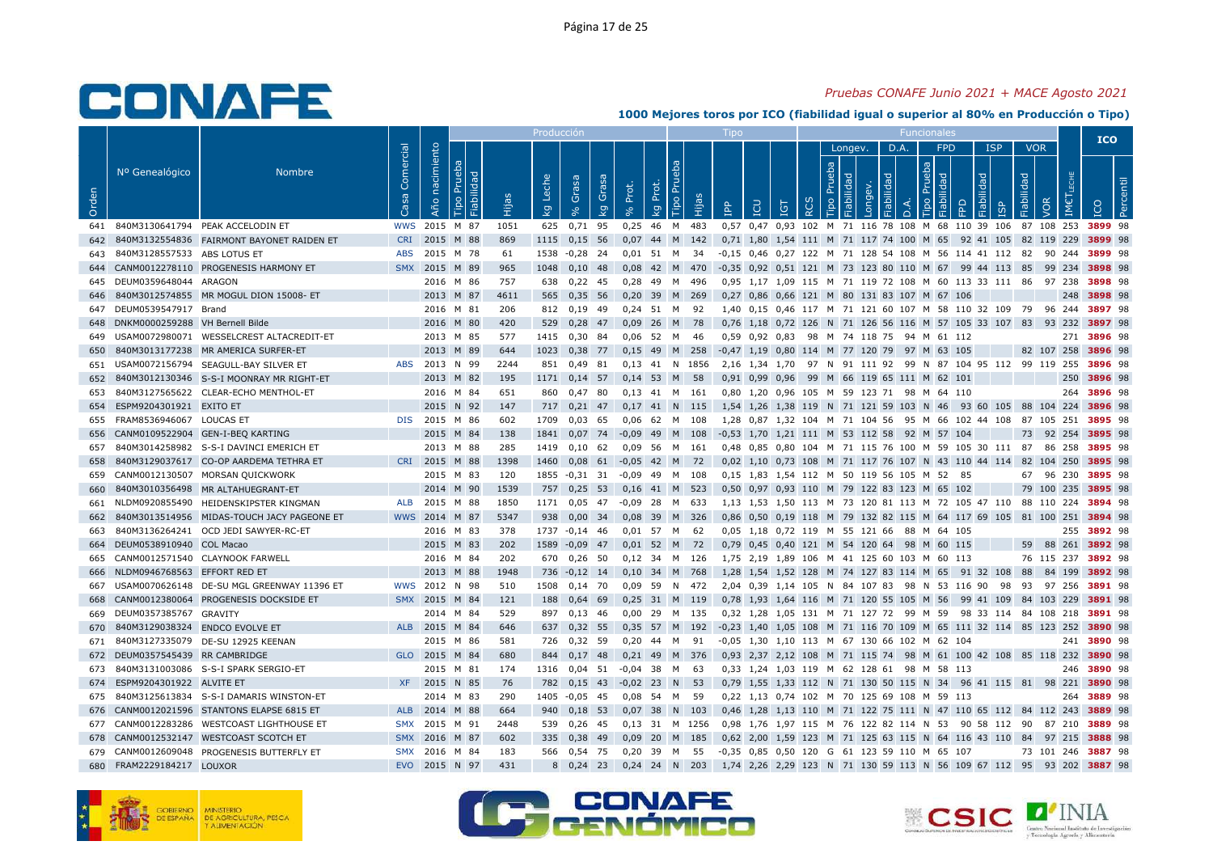# 1000 Mejores toros por ICO (fiabilidad igual o superior al 80% en Producción o Tipo)

*Pruebas CONAFE Junio 2021 + MACE Agosto 2021*

| Orden | Nº Genealógico | Nombre | Casa Comercial | Año nacimiento | Tipo Prueba | Fiabilidad | Hijas | Producción: kg Leche | % Grasa | kg Grasa | % Prot. | kg Prot. | Tipo: Tipo Prueba | Hijas | IPP | ICU | IGT | RCS | Longev.: Tipo Prueba | Fiabilidad | Longev. | D.A.: Fiabilidad | D.A. | FPD: Tipo Prueba | Fiabilidad | FPD | ISP: Fiabilidad | ISP | VOR: Fiabilidad | VOR | IMET LECHE | ICO | Percentil |
|---|---|---|---|---|---|---|---|---|---|---|---|---|---|---|---|---|---|---|---|---|---|---|---|---|---|---|---|---|---|---|---|---|---|
| 641 | 840M3130641794 | PEAK ACCELODIN ET | WWS | 2015 | M | 87 | 1051 | 625 | 0,71 | 95 | 0,25 | 46 | M | 483 | 0,57 | 0,47 | 0,93 | 102 | M | 71 | 116 | 78 | 108 | M | 68 | 110 | 39 | 106 | 87 | 108 | 253 | 3899 | 98 |
| 642 | 840M3132554836 | FAIRMONT BAYONET RAIDEN ET | CRI | 2015 | M | 88 | 869 | 1115 | 0,15 | 56 | 0,07 | 44 | M | 142 | 0,71 | 1,80 | 1,54 | 111 | M | 71 | 117 | 74 | 100 | M | 65 | 92 | 41 | 105 | 82 | 119 | 229 | 3899 | 98 |
| 643 | 840M3128557533 | ABS LOTUS ET | ABS | 2015 | M | 78 | 61 | 1538 | -0,28 | 24 | 0,01 | 51 | M | 34 | -0,15 | 0,46 | 0,27 | 122 | M | 71 | 128 | 54 | 108 | M | 56 | 114 | 41 | 112 | 82 | 90 | 244 | 3899 | 98 |
| 644 | CANM0012278110 | PROGENESIS HARMONY ET | SMX | 2015 | M | 89 | 965 | 1048 | 0,10 | 48 | 0,08 | 42 | M | 470 | -0,35 | 0,92 | 0,51 | 121 | M | 73 | 123 | 80 | 110 | M | 67 | 99 | 44 | 113 | 85 | 99 | 234 | 3898 | 98 |
| 645 | DEUM0359648044 | ARAGON | | 2016 | M | 86 | 757 | 638 | 0,22 | 45 | 0,28 | 49 | M | 496 | 0,95 | 1,17 | 1,09 | 115 | M | 71 | 119 | 72 | 108 | M | 60 | 113 | 33 | 111 | 86 | 97 | 238 | 3898 | 98 |
| 646 | 840M3012574855 | MR MOGUL DION 15008- ET | | 2013 | M | 87 | 4611 | 565 | 0,35 | 56 | 0,20 | 39 | M | 269 | 0,27 | 0,86 | 0,66 | 121 | M | 80 | 131 | 83 | 107 | M | 67 | 106 | | | | | 248 | 3898 | 98 |
| 647 | DEUM0539547917 | Brand | | 2016 | M | 81 | 206 | 812 | 0,19 | 49 | 0,24 | 51 | M | 92 | 1,40 | 0,15 | 0,46 | 117 | M | 71 | 121 | 60 | 107 | M | 58 | 110 | 32 | 109 | 79 | 96 | 244 | 3897 | 98 |
| 648 | DNKM0000259288 | VH Bernell Bilde | | 2016 | M | 80 | 420 | 529 | 0,28 | 47 | 0,09 | 26 | M | 78 | 0,76 | 1,18 | 0,72 | 126 | N | 71 | 126 | 56 | 116 | M | 57 | 105 | 33 | 107 | 83 | 93 | 232 | 3897 | 98 |
| 649 | USAM0072980071 | WESSELCREST ALTACREDIT-ET | | 2013 | M | 85 | 577 | 1415 | 0,30 | 84 | 0,06 | 52 | M | 46 | 0,59 | 0,92 | 0,83 | 98 | M | 74 | 118 | 75 | 94 | M | 61 | 112 | | | | | 271 | 3896 | 98 |
| 650 | 840M3013177238 | MR AMERICA SURFER-ET | | 2013 | M | 89 | 644 | 1023 | 0,38 | 77 | 0,15 | 49 | M | 258 | -0,47 | 1,19 | 0,80 | 114 | M | 77 | 120 | 79 | 97 | M | 63 | 105 | | | 82 | 107 | 258 | 3896 | 98 |
| 651 | USAM0072156794 | SEAGULL-BAY SILVER ET | ABS | 2013 | N | 99 | 2244 | 851 | 0,49 | 81 | 0,13 | 41 | N | 1856 | 2,16 | 1,34 | 1,70 | 97 | N | 91 | 111 | 92 | 99 | N | 87 | 104 | 95 | 112 | 99 | 119 | 255 | 3896 | 98 |
| 652 | 840M3012130346 | S-S-I MOONRAY MR RIGHT-ET | | 2013 | M | 82 | 195 | 1171 | 0,14 | 57 | 0,14 | 53 | M | 58 | 0,91 | 0,99 | 0,96 | 99 | M | 66 | 119 | 65 | 111 | M | 62 | 101 | | | | | 250 | 3896 | 98 |
| 653 | 840M3127565622 | CLEAR-ECHO MENTHOL-ET | | 2016 | M | 84 | 651 | 860 | 0,47 | 80 | 0,13 | 41 | M | 161 | 0,80 | 1,20 | 0,96 | 105 | M | 59 | 123 | 71 | 98 | M | 64 | 110 | | | | | 264 | 3896 | 98 |
| 654 | ESPM9204301921 | EXITO ET | | 2015 | N | 92 | 147 | 717 | 0,21 | 47 | 0,17 | 41 | N | 115 | 1,54 | 1,26 | 1,38 | 119 | N | 71 | 121 | 59 | 103 | N | 46 | 93 | 60 | 105 | 88 | 104 | 224 | 3896 | 98 |
| 655 | FRAM8536946067 | LOUCAS ET | DIS | 2015 | M | 86 | 602 | 1709 | 0,03 | 65 | 0,06 | 62 | M | 108 | 1,28 | 0,87 | 1,32 | 104 | M | 71 | 104 | 56 | 95 | M | 66 | 102 | 44 | 108 | 87 | 105 | 251 | 3895 | 98 |
| 656 | CANM0109522904 | GEN-I-BEQ KARTING | | 2015 | M | 84 | 138 | 1841 | 0,07 | 74 | -0,09 | 49 | M | 108 | -0,53 | 1,70 | 1,21 | 111 | M | 53 | 112 | 58 | 92 | M | 57 | 104 | | | 73 | 92 | 254 | 3895 | 98 |
| 657 | 840M3014258982 | S-S-I DAVINCI EMERICH ET | | 2013 | M | 88 | 285 | 1419 | 0,10 | 62 | 0,09 | 56 | M | 161 | 0,48 | 0,85 | 0,80 | 104 | M | 71 | 115 | 76 | 100 | M | 59 | 105 | 30 | 111 | 87 | 86 | 258 | 3895 | 98 |
| 658 | 840M3129037617 | CO-OP AARDEMA TETHRA ET | CRI | 2015 | M | 88 | 1398 | 1460 | 0,08 | 61 | -0,05 | 42 | M | 72 | 0,02 | 1,10 | 0,73 | 108 | M | 71 | 117 | 76 | 107 | N | 43 | 110 | 44 | 114 | 82 | 104 | 250 | 3895 | 98 |
| 659 | CANM0012130507 | MORSAN QUICKWORK | | 2015 | M | 83 | 120 | 1855 | -0,31 | 31 | -0,09 | 49 | M | 108 | 0,15 | 1,83 | 1,54 | 112 | M | 50 | 119 | 56 | 105 | M | 52 | 85 | | | 67 | 96 | 230 | 3895 | 98 |
| 660 | 840M3010356498 | MR ALTAHUEGRANT-ET | | 2014 | M | 90 | 1539 | 757 | 0,25 | 53 | 0,16 | 41 | M | 523 | 0,50 | 0,97 | 0,93 | 110 | M | 79 | 122 | 83 | 123 | M | 65 | 102 | | | 79 | 100 | 235 | 3895 | 98 |
| 661 | NLDM0920855490 | HEIDENSKIPSTER KINGMAN | ALB | 2015 | M | 88 | 1850 | 1171 | 0,05 | 47 | -0,09 | 28 | M | 633 | 1,13 | 1,53 | 1,50 | 113 | M | 73 | 120 | 81 | 113 | M | 72 | 105 | 47 | 110 | 88 | 110 | 224 | 3894 | 98 |
| 662 | 840M3013514956 | MIDAS-TOUCH JACY PAGEONE ET | WWS | 2014 | M | 87 | 5347 | 938 | 0,00 | 34 | 0,08 | 39 | M | 326 | 0,86 | 0,50 | 0,19 | 118 | M | 79 | 132 | 82 | 115 | M | 64 | 117 | 69 | 105 | 81 | 100 | 251 | 3894 | 98 |
| 663 | 840M3136264241 | OCD JEDI SAWYER-RC-ET | | 2016 | M | 83 | 378 | 1737 | -0,14 | 46 | 0,01 | 57 | M | 62 | 0,05 | 1,18 | 0,72 | 119 | M | 55 | 121 | 66 | 88 | M | 64 | 105 | | | | | 255 | 3892 | 98 |
| 664 | DEUM0538910940 | COL Macao | | 2015 | M | 83 | 202 | 1589 | -0,09 | 47 | 0,01 | 52 | M | 72 | 0,79 | 0,45 | 0,40 | 121 | M | 54 | 120 | 64 | 98 | M | 60 | 115 | | | 59 | 88 | 261 | 3892 | 98 |
| 665 | CANM0012571540 | CLAYNOOK FARWELL | | 2016 | M | 84 | 202 | 670 | 0,26 | 50 | 0,12 | 34 | M | 126 | 1,75 | 2,19 | 1,89 | 106 | M | 41 | 125 | 60 | 103 | M | 60 | 113 | | | 76 | 115 | 237 | 3892 | 98 |
| 666 | NLDM0946768563 | EFFORT RED ET | | 2013 | M | 88 | 1948 | 736 | -0,12 | 14 | 0,10 | 34 | M | 768 | 1,28 | 1,54 | 1,52 | 128 | M | 74 | 127 | 83 | 114 | M | 65 | 91 | 32 | 108 | 88 | 84 | 199 | 3892 | 98 |
| 667 | USAM0070626148 | DE-SU MGL GREENWAY 11396 ET | WWS | 2012 | N | 98 | 510 | 1508 | 0,14 | 70 | 0,09 | 59 | N | 472 | 2,04 | 0,39 | 1,14 | 105 | N | 84 | 107 | 83 | 98 | N | 53 | 116 | 90 | 98 | 93 | 97 | 256 | 3891 | 98 |
| 668 | CANM0012380064 | PROGENESIS DOCKSIDE ET | SMX | 2015 | M | 84 | 121 | 188 | 0,64 | 69 | 0,25 | 31 | M | 119 | 0,78 | 1,93 | 1,64 | 116 | M | 71 | 120 | 55 | 105 | M | 56 | 99 | 41 | 109 | 84 | 103 | 229 | 3891 | 98 |
| 669 | DEUM0357385767 | GRAVITY | | 2014 | M | 84 | 529 | 897 | 0,13 | 46 | 0,00 | 29 | M | 135 | 0,32 | 1,28 | 1,05 | 131 | M | 71 | 127 | 72 | 99 | M | 59 | 98 | 33 | 114 | 84 | 108 | 218 | 3891 | 98 |
| 670 | 840M3129038324 | ENDCO EVOLVE ET | ALB | 2015 | M | 84 | 646 | 637 | 0,32 | 55 | 0,35 | 57 | M | 192 | -0,23 | 1,40 | 1,05 | 108 | M | 71 | 116 | 70 | 109 | M | 65 | 111 | 32 | 114 | 85 | 123 | 252 | 3890 | 98 |
| 671 | 840M3127335079 | DE-SU 12925 KEENAN | | 2015 | M | 86 | 581 | 726 | 0,32 | 59 | 0,20 | 44 | M | 91 | -0,05 | 1,30 | 1,10 | 113 | M | 67 | 130 | 66 | 102 | M | 62 | 104 | | | | | 241 | 3890 | 98 |
| 672 | DEUM0357545439 | RR CAMBRIDGE | GLO | 2015 | M | 84 | 680 | 844 | 0,17 | 48 | 0,21 | 49 | M | 376 | 0,93 | 2,37 | 2,12 | 108 | M | 71 | 115 | 74 | 98 | M | 61 | 100 | 42 | 108 | 85 | 118 | 232 | 3890 | 98 |
| 673 | 840M3131003086 | S-S-I SPARK SERGIO-ET | | 2015 | M | 81 | 174 | 1316 | 0,04 | 51 | -0,04 | 38 | M | 63 | 0,33 | 1,24 | 1,03 | 119 | M | 62 | 128 | 61 | 98 | M | 58 | 113 | | | | | 246 | 3890 | 98 |
| 674 | ESPM9204301922 | ALVITE ET | XF | 2015 | N | 85 | 76 | 782 | 0,15 | 43 | -0,02 | 23 | N | 53 | 0,79 | 1,55 | 1,33 | 112 | N | 71 | 130 | 50 | 115 | N | 34 | 96 | 41 | 115 | 81 | 98 | 221 | 3890 | 98 |
| 675 | 840M3125613834 | S-S-I DAMARIS WINSTON-ET | | 2014 | M | 83 | 290 | 1405 | -0,05 | 45 | 0,08 | 54 | M | 59 | 0,22 | 1,13 | 0,74 | 102 | M | 70 | 125 | 69 | 108 | M | 59 | 113 | | | | | 264 | 3889 | 98 |
| 676 | CANM0012021596 | STANTONS ELAPSE 6815 ET | ALB | 2014 | M | 88 | 664 | 940 | 0,18 | 53 | 0,07 | 38 | M | 103 | 0,46 | 1,28 | 1,13 | 110 | M | 71 | 122 | 75 | 111 | N | 47 | 110 | 65 | 112 | 84 | 112 | 243 | 3889 | 98 |
| 677 | CANM0012283286 | WESTCOAST LIGHTHOUSE ET | SMX | 2015 | M | 91 | 2448 | 539 | 0,26 | 45 | 0,13 | 31 | M | 1256 | 0,98 | 1,76 | 1,97 | 115 | M | 76 | 122 | 82 | 114 | N | 53 | 90 | 58 | 112 | 90 | 87 | 210 | 3889 | 98 |
| 678 | CANM0012532147 | WESTCOAST SCOTCH ET | SMX | 2016 | M | 87 | 602 | 335 | 0,38 | 49 | 0,09 | 20 | M | 185 | 0,62 | 2,00 | 1,59 | 123 | M | 71 | 125 | 63 | 115 | N | 64 | 116 | 43 | 110 | 84 | 97 | 215 | 3888 | 98 |
| 679 | CANM0012609048 | PROGENESIS BUTTERFLY ET | SMX | 2016 | M | 84 | 183 | 566 | 0,54 | 75 | 0,20 | 39 | M | 55 | -0,35 | 0,85 | 0,50 | 120 | G | 61 | 123 | 59 | 110 | M | 65 | 107 | | | 73 | 101 | 246 | 3887 | 98 |
| 680 | FRAM2229184217 | LOUXOR | EVO | 2015 | N | 97 | 431 | 8 | 0,24 | 23 | 0,24 | 24 | N | 203 | 1,74 | 2,26 | 2,29 | 123 | N | 71 | 130 | 59 | 113 | N | 56 | 109 | 67 | 112 | 95 | 93 | 202 | 3887 | 98 |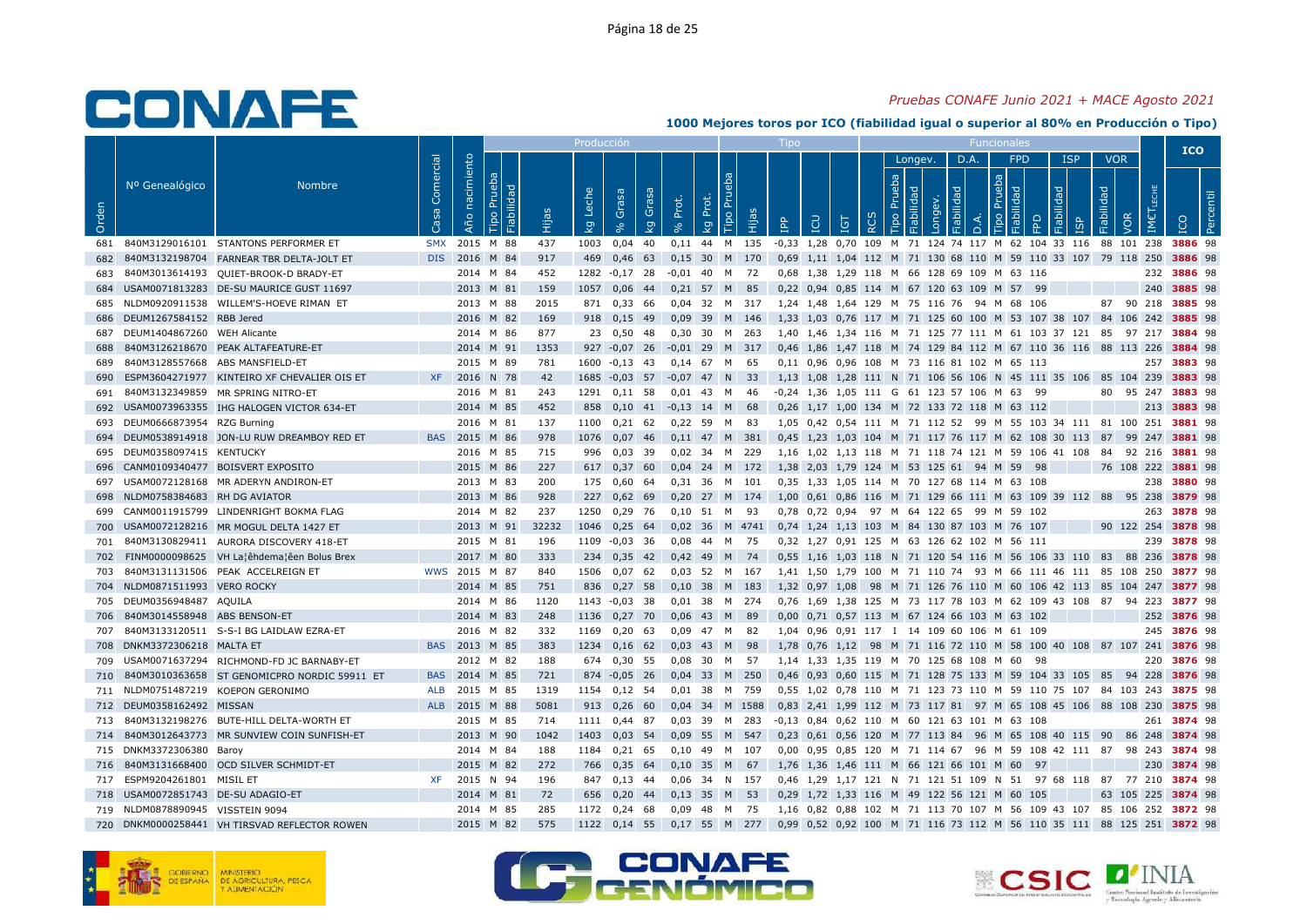*Pruebas CONAFE Junio 2021 + MACE Agosto 2021*

## 1000 Mejores toros por ICO (fiabilidad igual o superior al 80% en Producción o Tipo)

| Orden | Nº Genealógico | Nombre | Casa Comercial | Año nacimiento | Producción: Tipo Prueba | Fiabilidad | Hijas | kg Leche | % Grasa | kg Grasa | % Prot. | kg Prot. | Tipo: Tipo Prueba | Hijas | IPP | ICU | IGT | RCS | Funcionales: Longev. Tipo Prueba | Fiabilidad | Longev. | D.A. Fiabilidad | D.A. | FPD Tipo Prueba | Fiabilidad | FPD | ISP Fiabilidad | ISP | VOR Fiabilidad | VOR | IMETLECHE | ICO | Percentil |
|---|---|---|---|---|---|---|---|---|---|---|---|---|---|---|---|---|---|---|---|---|---|---|---|---|---|---|---|---|---|---|---|---|---|---|
| 681 | 840M3129016101 | STANTONS PERFORMER ET | SMX | 2015 | M | 88 | 437 | 1003 | 0,04 | 40 | 0,11 | 44 | M | 135 | -0,33 | 1,28 | 0,70 | 109 | M | 71 | 124 | 74 | 117 | M | 62 | 104 | 33 | 116 | 88 | 101 | 238 | 3886 | 98 |
| 682 | 840M3132198704 | FARNEAR TBR DELTA-JOLT ET | DIS | 2016 | M | 84 | 917 | 469 | 0,46 | 63 | 0,15 | 30 | M | 170 | 0,69 | 1,11 | 1,04 | 112 | M | 71 | 130 | 68 | 110 | M | 59 | 110 | 33 | 107 | 79 | 118 | 250 | 3886 | 98 |
| 683 | 840M3013614193 | QUIET-BROOK-D BRADY-ET | | 2014 | M | 84 | 452 | 1282 | -0,17 | 28 | -0,01 | 40 | M | 72 | 0,68 | 1,38 | 1,29 | 118 | M | 66 | 128 | 69 | 109 | M | 63 | 116 | | | | | 232 | 3886 | 98 |
| 684 | USAM0071813283 | DE-SU MAURICE GUST 11697 | | 2013 | M | 81 | 159 | 1057 | 0,06 | 44 | 0,21 | 57 | M | 85 | 0,22 | 0,94 | 0,85 | 114 | M | 67 | 120 | 63 | 109 | M | 57 | 99 | | | | | 240 | 3885 | 98 |
| 685 | NLDM0920911538 | WILLEM'S-HOEVE RIMAN ET | | 2013 | M | 88 | 2015 | 871 | 0,33 | 66 | 0,04 | 32 | M | 317 | 1,24 | 1,48 | 1,64 | 129 | M | 75 | 116 | 76 | 94 | M | 68 | 106 | | | 87 | 90 | 218 | 3885 | 98 |
| 686 | DEUM1267584152 | RBB Jered | | 2016 | M | 82 | 169 | 918 | 0,15 | 49 | 0,09 | 39 | M | 146 | 1,33 | 1,03 | 0,76 | 117 | M | 71 | 125 | 60 | 100 | M | 53 | 107 | 38 | 107 | 84 | 106 | 242 | 3885 | 98 |
| 687 | DEUM1404867260 | WEH Alicante | | 2014 | M | 86 | 877 | 23 | 0,50 | 48 | 0,30 | 30 | M | 263 | 1,40 | 1,46 | 1,34 | 116 | M | 71 | 125 | 77 | 111 | M | 61 | 103 | 37 | 121 | 85 | 97 | 217 | 3884 | 98 |
| 688 | 840M3126218670 | PEAK ALTAFEATURE-ET | | 2014 | M | 91 | 1353 | 927 | -0,07 | 26 | -0,01 | 29 | M | 317 | 0,46 | 1,86 | 1,47 | 118 | M | 74 | 129 | 84 | 112 | M | 67 | 110 | 36 | 116 | 88 | 113 | 226 | 3884 | 98 |
| 689 | 840M3128557668 | ABS MANSFIELD-ET | | 2015 | M | 89 | 781 | 1600 | -0,13 | 43 | 0,14 | 67 | M | 65 | 0,11 | 0,96 | 0,96 | 108 | M | 73 | 116 | 81 | 102 | M | 65 | 113 | | | | | 257 | 3883 | 98 |
| 690 | ESPM3604271977 | KINTEIRO XF CHEVALIER OIS ET | XF | 2016 | N | 78 | 42 | 1685 | -0,03 | 57 | -0,07 | 47 | N | 33 | 1,13 | 1,08 | 1,28 | 111 | N | 71 | 106 | 56 | 106 | N | 45 | 111 | 35 | 106 | 85 | 104 | 239 | 3883 | 98 |
| 691 | 840M3132349859 | MR SPRING NITRO-ET | | 2016 | M | 81 | 243 | 1291 | 0,11 | 58 | 0,01 | 43 | M | 46 | -0,24 | 1,36 | 1,05 | 111 | G | 61 | 123 | 57 | 106 | M | 63 | 99 | | | 80 | 95 | 247 | 3883 | 98 |
| 692 | USAM0073963355 | IHG HALOGEN VICTOR 634-ET | | 2014 | M | 85 | 452 | 858 | 0,10 | 41 | -0,13 | 14 | M | 68 | 0,26 | 1,17 | 1,00 | 134 | M | 72 | 133 | 72 | 118 | M | 63 | 112 | | | | | 213 | 3883 | 98 |
| 693 | DEUM0666873954 | RZG Burning | | 2016 | M | 81 | 137 | 1100 | 0,21 | 62 | 0,22 | 59 | M | 83 | 1,05 | 0,42 | 0,54 | 111 | M | 71 | 112 | 52 | 99 | M | 55 | 103 | 34 | 111 | 81 | 100 | 251 | 3881 | 98 |
| 694 | DEUM0538914918 | JON-LU RUW DREAMBOY RED ET | BAS | 2015 | M | 86 | 978 | 1076 | 0,07 | 46 | 0,11 | 47 | M | 381 | 0,45 | 1,23 | 1,03 | 104 | M | 71 | 117 | 76 | 117 | M | 62 | 108 | 30 | 113 | 87 | 99 | 247 | 3881 | 98 |
| 695 | DEUM0358097415 | KENTUCKY | | 2016 | M | 85 | 715 | 996 | 0,03 | 39 | 0,02 | 34 | M | 229 | 1,16 | 1,02 | 1,13 | 118 | M | 71 | 118 | 74 | 121 | M | 59 | 106 | 41 | 108 | 84 | 92 | 216 | 3881 | 98 |
| 696 | CANM0109340477 | BOISVERT EXPOSITO | | 2015 | M | 86 | 227 | 617 | 0,37 | 60 | 0,04 | 24 | M | 172 | 1,38 | 2,03 | 1,79 | 124 | M | 53 | 125 | 61 | 94 | M | 59 | 98 | | | 76 | 108 | 222 | 3881 | 98 |
| 697 | USAM0072128168 | MR ADERYN ANDIRON-ET | | 2013 | M | 83 | 200 | 175 | 0,60 | 64 | 0,31 | 36 | M | 101 | 0,35 | 1,33 | 1,05 | 114 | M | 70 | 127 | 68 | 114 | M | 63 | 108 | | | | | 238 | 3880 | 98 |
| 698 | NLDM0758384683 | RH DG AVIATOR | | 2013 | M | 86 | 928 | 227 | 0,62 | 69 | 0,20 | 27 | M | 174 | 1,00 | 0,61 | 0,86 | 116 | M | 71 | 129 | 66 | 111 | M | 63 | 109 | 39 | 112 | 88 | 95 | 238 | 3879 | 98 |
| 699 | CANM0011915799 | LINDENRIGHT BOKMA FLAG | | 2014 | M | 82 | 237 | 1250 | 0,29 | 76 | 0,10 | 51 | M | 93 | 0,78 | 0,72 | 0,94 | 97 | M | 64 | 122 | 65 | 99 | M | 59 | 102 | | | | | 263 | 3878 | 98 |
| 700 | USAM0072128216 | MR MOGUL DELTA 1427 ET | | 2013 | M | 91 | 32232 | 1046 | 0,25 | 64 | 0,02 | 36 | M | 4741 | 0,74 | 1,24 | 1,13 | 103 | M | 84 | 130 | 87 | 103 | M | 76 | 107 | | | 90 | 122 | 254 | 3878 | 98 |
| 701 | 840M3130829411 | AURORA DISCOVERY 418-ET | | 2015 | M | 81 | 196 | 1109 | -0,03 | 36 | 0,08 | 44 | M | 75 | 0,32 | 1,27 | 0,91 | 125 | M | 63 | 126 | 62 | 102 | M | 56 | 111 | | | | | 239 | 3878 | 98 |
| 702 | FINM0000098625 | VH La¦êhdema¦êen Bolus Brex | | 2017 | M | 80 | 333 | 234 | 0,35 | 42 | 0,42 | 49 | M | 74 | 0,55 | 1,16 | 1,03 | 118 | N | 71 | 120 | 54 | 116 | M | 56 | 106 | 33 | 110 | 83 | 88 | 236 | 3878 | 98 |
| 703 | 840M3131131506 | PEAK ACCELREIGN ET | WWS | 2015 | M | 87 | 840 | 1506 | 0,07 | 62 | 0,03 | 52 | M | 167 | 1,41 | 1,50 | 1,79 | 100 | M | 71 | 110 | 74 | 93 | M | 66 | 111 | 46 | 111 | 85 | 108 | 250 | 3877 | 98 |
| 704 | NLDM0871511993 | VERO ROCKY | | 2014 | M | 85 | 751 | 836 | 0,27 | 58 | 0,10 | 38 | M | 183 | 1,32 | 0,97 | 1,08 | 98 | M | 71 | 126 | 76 | 110 | M | 60 | 106 | 42 | 113 | 85 | 104 | 247 | 3877 | 98 |
| 705 | DEUM0356948487 | AQUILA | | 2014 | M | 86 | 1120 | 1143 | -0,03 | 38 | 0,01 | 38 | M | 274 | 0,76 | 1,69 | 1,38 | 125 | M | 73 | 117 | 78 | 103 | M | 62 | 109 | 43 | 108 | 87 | 94 | 223 | 3877 | 98 |
| 706 | 840M3014558948 | ABS BENSON-ET | | 2014 | M | 83 | 248 | 1136 | 0,27 | 70 | 0,06 | 43 | M | 89 | 0,00 | 0,71 | 0,57 | 113 | M | 67 | 124 | 66 | 103 | M | 63 | 102 | | | | | 252 | 3876 | 98 |
| 707 | 840M3133120511 | S-S-I BG LAIDLAW EZRA-ET | | 2016 | M | 82 | 332 | 1169 | 0,20 | 63 | 0,09 | 47 | M | 82 | 1,04 | 0,96 | 0,91 | 117 | I | 14 | 109 | 60 | 106 | M | 61 | 109 | | | | | 245 | 3876 | 98 |
| 708 | DNKM3372306218 | MALTA ET | BAS | 2013 | M | 85 | 383 | 1234 | 0,16 | 62 | 0,03 | 43 | M | 98 | 1,78 | 0,76 | 1,12 | 98 | M | 71 | 116 | 72 | 110 | M | 58 | 100 | 40 | 108 | 87 | 107 | 241 | 3876 | 98 |
| 709 | USAM0071637294 | RICHMOND-FD JC BARNABY-ET | | 2012 | M | 82 | 188 | 674 | 0,30 | 55 | 0,08 | 30 | M | 57 | 1,14 | 1,33 | 1,35 | 119 | M | 70 | 125 | 68 | 108 | M | 60 | 98 | | | | | 220 | 3876 | 98 |
| 710 | 840M3010363658 | ST GENOMICPRO NORDIC 59911 ET | BAS | 2014 | M | 85 | 721 | 874 | -0,05 | 26 | 0,04 | 33 | M | 250 | 0,46 | 0,93 | 0,60 | 115 | M | 71 | 128 | 75 | 133 | M | 59 | 104 | 33 | 105 | 85 | 94 | 228 | 3876 | 98 |
| 711 | NLDM0751487219 | KOEPON GERONIMO | ALB | 2015 | M | 85 | 1319 | 1154 | 0,12 | 54 | 0,01 | 38 | M | 759 | 0,55 | 1,02 | 0,78 | 110 | M | 71 | 123 | 73 | 110 | M | 59 | 110 | 75 | 107 | 84 | 103 | 243 | 3875 | 98 |
| 712 | DEUM0358162492 | MISSAN | ALB | 2015 | M | 88 | 5081 | 913 | 0,26 | 60 | 0,04 | 34 | M | 1588 | 0,83 | 2,41 | 1,99 | 112 | M | 73 | 117 | 81 | 97 | M | 65 | 108 | 45 | 106 | 88 | 108 | 230 | 3875 | 98 |
| 713 | 840M3132198276 | BUTE-HILL DELTA-WORTH ET | | 2015 | M | 85 | 714 | 1111 | 0,44 | 87 | 0,03 | 39 | M | 283 | -0,13 | 0,84 | 0,62 | 110 | M | 60 | 121 | 63 | 101 | M | 63 | 108 | | | | | 261 | 3874 | 98 |
| 714 | 840M3012643773 | MR SUNVIEW COIN SUNFISH-ET | | 2013 | M | 90 | 1042 | 1403 | 0,03 | 54 | 0,09 | 55 | M | 547 | 0,23 | 0,61 | 0,56 | 120 | M | 77 | 113 | 84 | 96 | M | 65 | 108 | 40 | 115 | 90 | 86 | 248 | 3874 | 98 |
| 715 | DNKM3372306380 | Baroy | | 2014 | M | 84 | 188 | 1184 | 0,21 | 65 | 0,10 | 49 | M | 107 | 0,00 | 0,95 | 0,85 | 120 | M | 71 | 114 | 67 | 96 | M | 59 | 108 | 42 | 111 | 87 | 98 | 243 | 3874 | 98 |
| 716 | 840M3131668400 | OCD SILVER SCHMIDT-ET | | 2015 | M | 82 | 272 | 766 | 0,35 | 64 | 0,10 | 35 | M | 67 | 1,76 | 1,36 | 1,46 | 111 | M | 66 | 121 | 66 | 101 | M | 60 | 97 | | | | | 230 | 3874 | 98 |
| 717 | ESPM9204261801 | MISIL ET | XF | 2015 | N | 94 | 196 | 847 | 0,13 | 44 | 0,06 | 34 | N | 157 | 0,46 | 1,29 | 1,17 | 121 | N | 71 | 121 | 51 | 109 | N | 51 | 97 | 68 | 118 | 87 | 77 | 210 | 3874 | 98 |
| 718 | USAM0072851743 | DE-SU ADAGIO-ET | | 2014 | M | 81 | 72 | 656 | 0,20 | 44 | 0,13 | 35 | M | 53 | 0,29 | 1,72 | 1,33 | 116 | M | 49 | 122 | 56 | 121 | M | 60 | 105 | | | 63 | 105 | 225 | 3874 | 98 |
| 719 | NLDM0878890945 | VISSTEIN 9094 | | 2014 | M | 85 | 285 | 1172 | 0,24 | 68 | 0,09 | 48 | M | 75 | 1,16 | 0,82 | 0,88 | 102 | M | 71 | 113 | 70 | 107 | M | 56 | 109 | 43 | 107 | 85 | 106 | 252 | 3872 | 98 |
| 720 | DNKM0000258441 | VH TIRSVAD REFLECTOR ROWEN | | 2015 | M | 82 | 575 | 1122 | 0,14 | 55 | 0,17 | 55 | M | 277 | 0,99 | 0,52 | 0,92 | 100 | M | 71 | 116 | 73 | 112 | M | 56 | 110 | 35 | 111 | 88 | 125 | 251 | 3872 | 98 |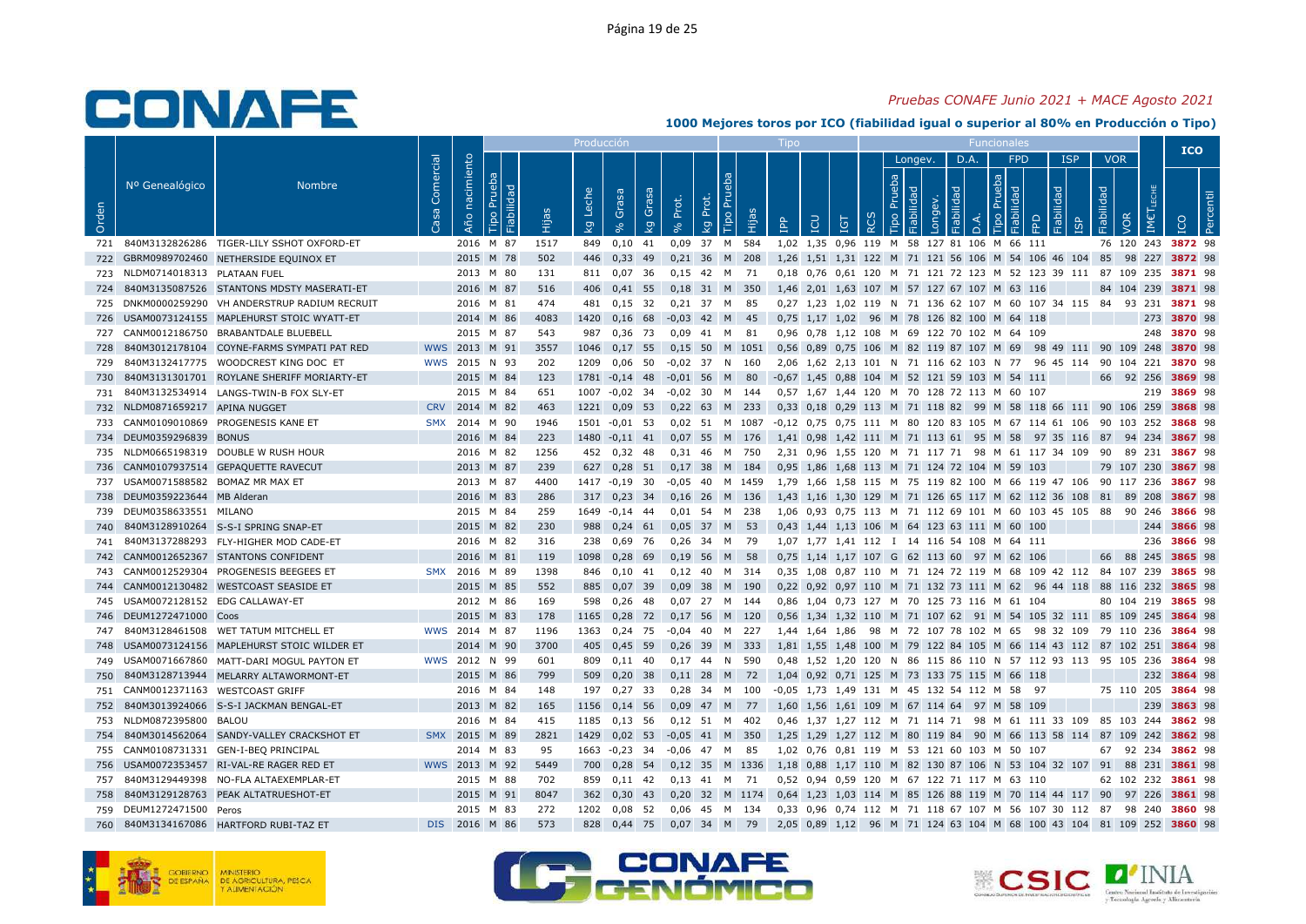# Pruebas CONAFE Junio 2021 + MACE Agosto 2021

## 1000 Mejores toros por ICO (fiabilidad igual o superior al 80% en Producción o Tipo)

| Orden | Nº Genealógico | Nombre | Casa Comercial | Año nacimiento | Producción: Tipo Prueba | Fiabilidad | Hijas | kg Leche | % Grasa | kg Grasa | % Prot. | kg Prot. | Tipo: Tipo Prueba | Hijas | IPP | ICU | IGT | Funcionales: RCS | Longev.: Tipo Prueba | Fiabilidad | Longev. | D.A.: Fiabilidad | D.A. | FPD: Tipo Prueba | Fiabilidad | FPD | ISP: Fiabilidad | ISP | VOR: Fiabilidad | VOR | IMET LECHE | ICO | Percentil |
|---|---|---|---|---|---|---|---|---|---|---|---|---|---|---|---|---|---|---|---|---|---|---|---|---|---|---|---|---|---|---|---|---|---|
| 721 | 840M3132826286 | TIGER-LILY SSHOT OXFORD-ET | | 2016 | M | 87 | 1517 | 849 | 0,10 | 41 | 0,09 | 37 | M | 584 | 1,02 | 1,35 | 0,96 | 119 | M | 58 | 127 | 81 | 106 | M | 66 | 111 | | | 76 | 120 | 243 | 3872 | 98 |
| 722 | GBRM0989702460 | NETHERSIDE EQUINOX ET | | 2015 | M | 78 | 502 | 446 | 0,33 | 49 | 0,21 | 36 | M | 208 | 1,26 | 1,51 | 1,31 | 122 | M | 71 | 121 | 56 | 106 | M | 54 | 106 | 46 | 104 | 85 | 98 | 227 | 3872 | 98 |
| 723 | NLDM0714018313 | PLATAAN FUEL | | 2013 | M | 80 | 131 | 811 | 0,07 | 36 | 0,15 | 42 | M | 71 | 0,18 | 0,76 | 0,61 | 120 | M | 71 | 121 | 72 | 123 | M | 52 | 123 | 39 | 111 | 87 | 109 | 235 | 3871 | 98 |
| 724 | 840M3135087526 | STANTONS MDSTY MASERATI-ET | | 2016 | M | 87 | 516 | 406 | 0,41 | 55 | 0,18 | 31 | M | 350 | 1,46 | 2,01 | 1,63 | 107 | M | 57 | 127 | 67 | 107 | M | 63 | 116 | | | 84 | 104 | 239 | 3871 | 98 |
| 725 | DNKM0000259290 | VH ANDERSTRUP RADIUM RECRUIT | | 2016 | M | 81 | 474 | 481 | 0,15 | 32 | 0,21 | 37 | M | 85 | 0,27 | 1,23 | 1,02 | 119 | N | 71 | 136 | 62 | 107 | M | 60 | 107 | 34 | 115 | 84 | 93 | 231 | 3871 | 98 |
| 726 | USAM0073124155 | MAPLEHURST STOIC WYATT-ET | | 2014 | M | 86 | 4083 | 1420 | 0,16 | 68 | -0,03 | 42 | M | 45 | 0,75 | 1,17 | 1,02 | 96 | M | 78 | 126 | 82 | 100 | M | 64 | 118 | | | | | 273 | 3870 | 98 |
| 727 | CANM0012186750 | BRABANTDALE BLUEBELL | | 2015 | M | 87 | 543 | 987 | 0,36 | 73 | 0,09 | 41 | M | 81 | 0,96 | 0,78 | 1,12 | 108 | M | 69 | 122 | 70 | 102 | M | 64 | 109 | | | | | 248 | 3870 | 98 |
| 728 | 840M3012178104 | COYNE-FARMS SYMPATI PAT RED | WWS | 2013 | M | 91 | 3557 | 1046 | 0,17 | 55 | 0,15 | 50 | M | 1051 | 0,56 | 0,89 | 0,75 | 106 | M | 82 | 119 | 87 | 107 | M | 69 | 98 | 49 | 111 | 90 | 109 | 248 | 3870 | 98 |
| 729 | 840M3132417775 | WOODCREST KING DOC ET | WWS | 2015 | N | 93 | 202 | 1209 | 0,06 | 50 | -0,02 | 37 | N | 160 | 2,06 | 1,62 | 2,13 | 101 | N | 71 | 116 | 62 | 103 | N | 77 | 96 | 45 | 114 | 90 | 104 | 221 | 3870 | 98 |
| 730 | 840M3131301701 | ROYLANE SHERIFF MORIARTY-ET | | 2015 | M | 84 | 123 | 1781 | -0,14 | 48 | -0,01 | 56 | M | 80 | -0,67 | 1,45 | 0,88 | 104 | M | 52 | 121 | 59 | 103 | M | 54 | 111 | | | 66 | 92 | 256 | 3869 | 98 |
| 731 | 840M3132534914 | LANGS-TWIN-B FOX SLY-ET | | 2015 | M | 84 | 651 | 1007 | -0,02 | 34 | -0,02 | 30 | M | 144 | 0,57 | 1,67 | 1,44 | 120 | M | 70 | 128 | 72 | 113 | M | 60 | 107 | | | | | 219 | 3869 | 98 |
| 732 | NLDM0871659217 | APINA NUGGET | CRV | 2014 | M | 82 | 463 | 1221 | 0,09 | 53 | 0,22 | 63 | M | 233 | 0,33 | 0,18 | 0,29 | 113 | M | 71 | 118 | 82 | 99 | M | 58 | 118 | 66 | 111 | 90 | 106 | 259 | 3868 | 98 |
| 733 | CANM0109010869 | PROGENESIS KANE ET | SMX | 2014 | M | 90 | 1946 | 1501 | -0,01 | 53 | 0,02 | 51 | M | 1087 | -0,12 | 0,75 | 0,75 | 111 | M | 80 | 120 | 83 | 105 | M | 67 | 114 | 61 | 106 | 90 | 103 | 252 | 3868 | 98 |
| 734 | DEUM0359296839 | BONUS | | 2016 | M | 84 | 223 | 1480 | -0,11 | 41 | 0,07 | 55 | M | 176 | 1,41 | 0,98 | 1,42 | 111 | M | 71 | 113 | 61 | 95 | M | 58 | 97 | 35 | 116 | 87 | 94 | 234 | 3867 | 98 |
| 735 | NLDM0665198319 | DOUBLE W RUSH HOUR | | 2016 | M | 82 | 1256 | 452 | 0,32 | 48 | 0,31 | 46 | M | 750 | 2,31 | 0,96 | 1,55 | 120 | M | 71 | 117 | 71 | 98 | M | 61 | 117 | 34 | 109 | 90 | 89 | 231 | 3867 | 98 |
| 736 | CANM0107937514 | GEPAQUETTE RAVECUT | | 2013 | M | 87 | 239 | 627 | 0,28 | 51 | 0,17 | 38 | M | 184 | 0,95 | 1,86 | 1,68 | 113 | M | 71 | 124 | 72 | 104 | M | 59 | 103 | | | 79 | 107 | 230 | 3867 | 98 |
| 737 | USAM0071588582 | BOMAZ MR MAX ET | | 2013 | M | 87 | 4400 | 1417 | -0,19 | 30 | -0,05 | 40 | M | 1459 | 1,79 | 1,66 | 1,58 | 115 | M | 75 | 119 | 82 | 100 | M | 66 | 119 | 47 | 106 | 90 | 117 | 236 | 3867 | 98 |
| 738 | DEUM0359223644 | MB Alderan | | 2016 | M | 83 | 286 | 317 | 0,23 | 34 | 0,16 | 26 | M | 136 | 1,43 | 1,16 | 1,30 | 129 | M | 71 | 126 | 65 | 117 | M | 62 | 112 | 36 | 108 | 81 | 89 | 208 | 3867 | 98 |
| 739 | DEUM0358633551 | MILANO | | 2015 | M | 84 | 259 | 1649 | -0,14 | 44 | 0,01 | 54 | M | 238 | 1,06 | 0,93 | 0,75 | 113 | M | 71 | 112 | 69 | 101 | M | 60 | 103 | 45 | 105 | 88 | 90 | 246 | 3866 | 98 |
| 740 | 840M3128910264 | S-S-I SPRING SNAP-ET | | 2015 | M | 82 | 230 | 988 | 0,24 | 61 | 0,05 | 37 | M | 53 | 0,43 | 1,44 | 1,13 | 106 | M | 64 | 123 | 63 | 111 | M | 60 | 100 | | | | | 244 | 3866 | 98 |
| 741 | 840M3137288293 | FLY-HIGHER MOD CADE-ET | | 2016 | M | 82 | 316 | 238 | 0,69 | 76 | 0,26 | 34 | M | 79 | 1,07 | 1,77 | 1,41 | 112 | I | 14 | 116 | 54 | 108 | M | 64 | 111 | | | | | 236 | 3866 | 98 |
| 742 | CANM0012652367 | STANTONS CONFIDENT | | 2016 | M | 81 | 119 | 1098 | 0,28 | 69 | 0,19 | 56 | M | 58 | 0,75 | 1,14 | 1,17 | 107 | G | 62 | 113 | 60 | 97 | M | 62 | 106 | | | 66 | 88 | 245 | 3865 | 98 |
| 743 | CANM0012529304 | PROGENESIS BEEGEES ET | SMX | 2016 | M | 89 | 1398 | 846 | 0,10 | 41 | 0,12 | 40 | M | 314 | 0,35 | 1,08 | 0,87 | 110 | M | 71 | 124 | 72 | 119 | M | 68 | 109 | 42 | 112 | 84 | 107 | 239 | 3865 | 98 |
| 744 | CANM0012130482 | WESTCOAST SEASIDE ET | | 2015 | M | 85 | 552 | 885 | 0,07 | 39 | 0,09 | 38 | M | 190 | 0,22 | 0,92 | 0,97 | 110 | M | 71 | 132 | 73 | 111 | M | 62 | 96 | 44 | 118 | 88 | 116 | 232 | 3865 | 98 |
| 745 | USAM0072128152 | EDG CALLAWAY-ET | | 2012 | M | 86 | 169 | 598 | 0,26 | 48 | 0,07 | 27 | M | 144 | 0,86 | 1,04 | 0,73 | 127 | M | 70 | 125 | 73 | 116 | M | 61 | 104 | | | 80 | 104 | 219 | 3865 | 98 |
| 746 | DEUM1272471000 | Coos | | 2015 | M | 83 | 178 | 1165 | 0,28 | 72 | 0,17 | 56 | M | 120 | 0,56 | 1,34 | 1,32 | 110 | M | 71 | 107 | 62 | 91 | M | 54 | 105 | 32 | 111 | 85 | 109 | 245 | 3864 | 98 |
| 747 | 840M3128461508 | WET TATUM MITCHELL ET | WWS | 2014 | M | 87 | 1196 | 1363 | 0,24 | 75 | -0,04 | 40 | M | 227 | 1,44 | 1,64 | 1,86 | 98 | M | 72 | 107 | 78 | 102 | M | 65 | 98 | 32 | 109 | 79 | 110 | 236 | 3864 | 98 |
| 748 | USAM0073124156 | MAPLEHURST STOIC WILDER ET | | 2014 | M | 90 | 3700 | 405 | 0,45 | 59 | 0,26 | 39 | M | 333 | 1,81 | 1,55 | 1,48 | 100 | M | 79 | 122 | 84 | 105 | M | 66 | 114 | 43 | 112 | 87 | 102 | 251 | 3864 | 98 |
| 749 | USAM0071667860 | MATT-DARI MOGUL PAYTON ET | WWS | 2012 | N | 99 | 601 | 809 | 0,11 | 40 | 0,17 | 44 | N | 590 | 0,48 | 1,52 | 1,20 | 120 | N | 86 | 115 | 86 | 110 | N | 57 | 112 | 93 | 113 | 95 | 105 | 236 | 3864 | 98 |
| 750 | 840M3128713944 | MELARRY ALTAWORMONT-ET | | 2015 | M | 86 | 799 | 509 | 0,20 | 38 | 0,11 | 28 | M | 72 | 1,04 | 0,92 | 0,71 | 125 | M | 73 | 133 | 75 | 115 | M | 66 | 118 | | | | | 232 | 3864 | 98 |
| 751 | CANM0012371163 | WESTCOAST GRIFF | | 2016 | M | 84 | 148 | 197 | 0,27 | 33 | 0,28 | 34 | M | 100 | -0,05 | 1,73 | 1,49 | 131 | M | 45 | 132 | 54 | 112 | M | 58 | 97 | | | 75 | 110 | 205 | 3864 | 98 |
| 752 | 840M3013924066 | S-S-I JACKMAN BENGAL-ET | | 2013 | M | 82 | 165 | 1156 | 0,14 | 56 | 0,09 | 47 | M | 77 | 1,60 | 1,56 | 1,61 | 109 | M | 67 | 114 | 64 | 97 | M | 58 | 109 | | | | | 239 | 3863 | 98 |
| 753 | NLDM0872395800 | BALOU | | 2016 | M | 84 | 415 | 1185 | 0,13 | 56 | 0,12 | 51 | M | 402 | 0,46 | 1,37 | 1,27 | 112 | M | 71 | 114 | 71 | 98 | M | 61 | 111 | 33 | 109 | 85 | 103 | 244 | 3862 | 98 |
| 754 | 840M3014562064 | SANDY-VALLEY CRACKSHOT ET | SMX | 2015 | M | 89 | 2821 | 1429 | 0,02 | 53 | -0,05 | 41 | M | 350 | 1,25 | 1,29 | 1,27 | 112 | M | 80 | 119 | 84 | 90 | M | 66 | 113 | 58 | 114 | 87 | 109 | 242 | 3862 | 98 |
| 755 | CANM0108731331 | GEN-I-BEQ PRINCIPAL | | 2014 | M | 83 | 95 | 1663 | -0,23 | 34 | -0,06 | 47 | M | 85 | 1,02 | 0,76 | 0,81 | 119 | M | 53 | 121 | 60 | 103 | M | 50 | 107 | | | 67 | 92 | 234 | 3862 | 98 |
| 756 | USAM0072353457 | RI-VAL-RE RAGER RED ET | WWS | 2013 | M | 92 | 5449 | 700 | 0,28 | 54 | 0,12 | 35 | M | 1336 | 1,18 | 0,88 | 1,17 | 110 | M | 82 | 130 | 87 | 106 | N | 53 | 104 | 32 | 107 | 91 | 88 | 231 | 3861 | 98 |
| 757 | 840M3129449398 | NO-FLA ALTAEXEMPLAR-ET | | 2015 | M | 88 | 702 | 859 | 0,11 | 42 | 0,13 | 41 | M | 71 | 0,52 | 0,94 | 0,59 | 120 | M | 67 | 122 | 71 | 117 | M | 63 | 110 | | | 62 | 102 | 232 | 3861 | 98 |
| 758 | 840M3129128763 | PEAK ALTATRUESHOT-ET | | 2015 | M | 91 | 8047 | 362 | 0,30 | 43 | 0,20 | 32 | M | 1174 | 0,64 | 1,23 | 1,03 | 114 | M | 85 | 126 | 88 | 119 | M | 70 | 114 | 44 | 117 | 90 | 97 | 226 | 3861 | 98 |
| 759 | DEUM1272471500 | Peros | | 2015 | M | 83 | 272 | 1202 | 0,08 | 52 | 0,06 | 45 | M | 134 | 0,33 | 0,96 | 0,74 | 112 | M | 71 | 118 | 67 | 107 | M | 56 | 107 | 30 | 112 | 87 | 98 | 240 | 3860 | 98 |
| 760 | 840M3134167086 | HARTFORD RUBI-TAZ ET | DIS | 2016 | M | 86 | 573 | 828 | 0,44 | 75 | 0,07 | 34 | M | 79 | 2,05 | 0,89 | 1,12 | 96 | M | 71 | 124 | 63 | 104 | M | 68 | 100 | 43 | 104 | 81 | 109 | 252 | 3860 | 98 |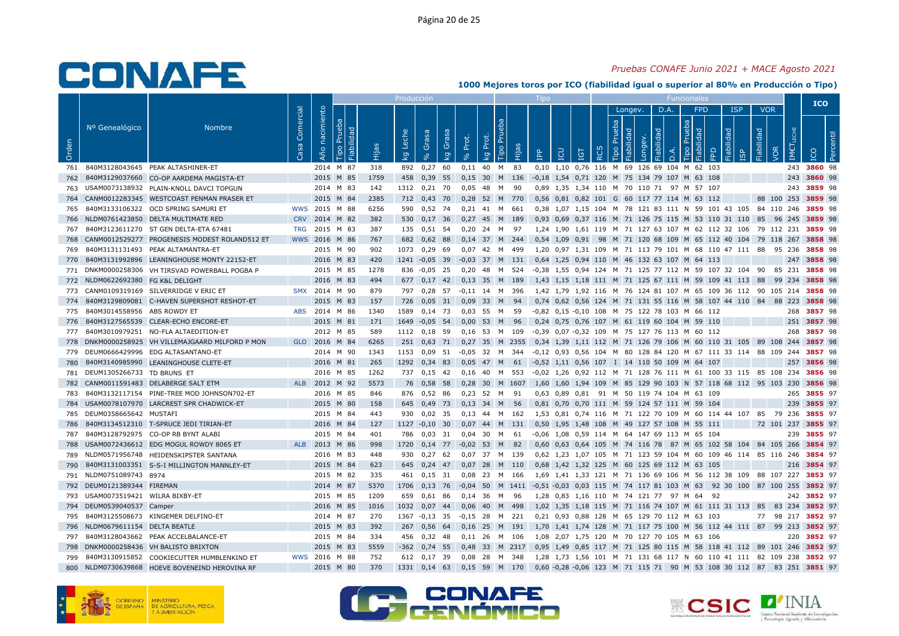*Pruebas CONAFE Junio 2021 + MACE Agosto 2021*

**1000 Mejores toros por ICO (fiabilidad igual o superior al 80% en Producción o Tipo)**

| | | | | | Producción | | | | | | | | Tipo | | | | | Funcionales | Longev. | | | D.A. | | FPD | | | ISP | | VOR | | | ICO | |
|---|---|---|---|---|---|---|---|---|---|---|---|---|---|---|---|---|---|---|---|---|---|---|---|---|---|---|---|---|---|---|---|---|---|
| Orden | Nº Genealógico | Nombre | Casa Comercial | Año nacimiento | Tipo Prueba | Fiabilidad | Hijas | kg Leche | % Grasa | kg Grasa | % Prot. | kg Prot. | Tipo Prueba | Hijas | IPP | ICU | IGT | RCS | Tipo Prueba | Fiabilidad | Longev. | Fiabilidad | D.A. | Tipo Prueba | Fiabilidad | FPD | Fiabilidad | ISP | Fiabilidad | VOR | IMCT LECHE | ICO | Percentil |
| 761 | 840M3128043645 | PEAK ALTASHINER-ET | | 2014 | M | 87 | 318 | 892 | 0,27 | 60 | 0,11 | 40 | M | 83 | 0,10 | 1,10 | 0,76 | 116 | M | 69 | 126 | 69 | 104 | M | 62 | 103 | | | | | 243 | 3860 | 98 |
| 762 | 840M3129037660 | CO-OP AARDEMA MAGISTA-ET | | 2015 | M | 85 | 1759 | 458 | 0,39 | 55 | 0,15 | 30 | M | 136 | -0,18 | 1,54 | 0,71 | 120 | M | 75 | 134 | 79 | 107 | M | 63 | 108 | | | | | 243 | 3860 | 98 |
| 763 | USAM0073138932 | PLAIN-KNOLL DAVCI TOPGUN | | 2014 | M | 83 | 142 | 1312 | 0,21 | 70 | 0,05 | 48 | M | 90 | 0,89 | 1,35 | 1,34 | 110 | M | 70 | 110 | 71 | 97 | M | 57 | 107 | | | | | 243 | 3859 | 98 |
| 764 | CANM0012283345 | WESTCOAST PENMAN PRASER ET | | 2015 | M | 84 | 2385 | 712 | 0,43 | 70 | 0,28 | 52 | M | 770 | 0,56 | 0,81 | 0,82 | 101 | G | 60 | 117 | 77 | 114 | M | 63 | 112 | | | 88 | 100 | 253 | 3859 | 98 |
| 765 | 840M3133106322 | OCD SPRING SAMURI ET | WWS | 2015 | M | 88 | 6256 | 590 | 0,52 | 74 | 0,21 | 41 | M | 661 | 0,38 | 1,07 | 1,15 | 104 | M | 78 | 121 | 83 | 111 | N | 59 | 101 | 43 | 105 | 84 | 110 | 246 | 3859 | 98 |
| 766 | NLDM0761423850 | DELTA MULTIMATE RED | CRV | 2014 | M | 82 | 382 | 530 | 0,17 | 36 | 0,27 | 45 | M | 189 | 0,93 | 0,69 | 0,37 | 116 | M | 71 | 126 | 75 | 115 | M | 53 | 110 | 31 | 110 | 85 | 96 | 245 | 3859 | 98 |
| 767 | 840M3123611270 | ST GEN DELTA-ETA 67481 | TRG | 2015 | M | 83 | 387 | 135 | 0,51 | 54 | 0,20 | 24 | M | 97 | 1,24 | 1,90 | 1,61 | 119 | M | 71 | 127 | 63 | 107 | M | 62 | 112 | 32 | 106 | 79 | 112 | 231 | 3859 | 98 |
| 768 | CANM0012529277 | PROGENESIS MODEST ROLAND512 ET | WWS | 2016 | M | 86 | 767 | 682 | 0,62 | 88 | 0,14 | 37 | M | 244 | 0,54 | 1,09 | 0,91 | 98 | M | 71 | 120 | 68 | 109 | M | 65 | 112 | 40 | 104 | 79 | 118 | 267 | 3858 | 98 |
| 769 | 840M3131131493 | PEAK ALTAMANTRA-ET | | 2015 | M | 90 | 902 | 1073 | 0,29 | 69 | 0,07 | 42 | M | 499 | 1,20 | 0,97 | 1,31 | 109 | M | 71 | 113 | 79 | 101 | M | 68 | 110 | 47 | 111 | 88 | 95 | 236 | 3858 | 98 |
| 770 | 840M3131992896 | LEANINGHOUSE MONTY 22152-ET | | 2016 | M | 83 | 420 | 1241 | -0,05 | 39 | -0,03 | 37 | M | 131 | 0,64 | 1,25 | 0,94 | 110 | M | 46 | 132 | 63 | 107 | M | 64 | 113 | | | | | 247 | 3858 | 98 |
| 771 | DNKM0000258306 | VH TIRSVAD POWERBALL POGBA P | | 2015 | M | 85 | 1278 | 836 | -0,05 | 25 | 0,20 | 48 | M | 524 | -0,38 | 1,55 | 0,94 | 124 | M | 71 | 125 | 77 | 112 | M | 59 | 107 | 32 | 104 | 90 | 85 | 231 | 3858 | 98 |
| 772 | NLDM0622692380 | FG K&L DELIGHT | | 2016 | M | 83 | 494 | 677 | 0,17 | 42 | 0,13 | 35 | M | 189 | 1,43 | 1,15 | 1,18 | 111 | M | 71 | 125 | 67 | 111 | M | 59 | 109 | 41 | 113 | 88 | 99 | 234 | 3858 | 98 |
| 773 | CANM0109319169 | SILVERRIDGE V ERIC ET | SMX | 2014 | M | 90 | 879 | 797 | 0,28 | 57 | -0,11 | 14 | M | 396 | 1,42 | 1,79 | 1,92 | 116 | M | 76 | 124 | 81 | 107 | M | 65 | 109 | 36 | 112 | 90 | 105 | 214 | 3858 | 98 |
| 774 | 840M3129809081 | C-HAVEN SUPERSHOT RESHOT-ET | | 2015 | M | 83 | 157 | 726 | 0,05 | 31 | 0,09 | 33 | M | 94 | 0,74 | 0,62 | 0,56 | 124 | M | 71 | 131 | 55 | 116 | M | 58 | 107 | 44 | 110 | 84 | 88 | 223 | 3858 | 98 |
| 775 | 840M3014558956 | ABS ROWDY ET | ABS | 2014 | M | 86 | 1340 | 1589 | 0,14 | 73 | 0,03 | 55 | M | 59 | -0,82 | 0,15 | -0,10 | 108 | M | 75 | 122 | 78 | 103 | M | 66 | 112 | | | | | 268 | 3857 | 98 |
| 776 | 840M3127565539 | CLEAR-ECHO ENCORE-ET | | 2015 | M | 81 | 171 | 1649 | -0,05 | 54 | 0,00 | 53 | M | 96 | 0,24 | 0,75 | 0,76 | 107 | M | 61 | 119 | 60 | 104 | M | 59 | 110 | | | | | 251 | 3857 | 98 |
| 777 | 840M3010979251 | NO-FLA ALTAEDITION-ET | | 2012 | M | 85 | 589 | 1112 | 0,18 | 59 | 0,16 | 53 | M | 109 | -0,39 | 0,07 | -0,32 | 109 | M | 75 | 127 | 76 | 113 | M | 60 | 112 | | | | | 268 | 3857 | 98 |
| 778 | DNKM0000258925 | VH VILLEMAJGAARD MILFORD P MON | GLO | 2016 | M | 84 | 6265 | 251 | 0,63 | 71 | 0,27 | 35 | M | 2355 | 0,34 | 1,39 | 1,11 | 112 | M | 71 | 126 | 79 | 106 | M | 60 | 110 | 31 | 105 | 89 | 108 | 244 | 3857 | 98 |
| 779 | DEUM0666429996 | EDG ALTASANTANO-ET | | 2014 | M | 90 | 1343 | 1153 | 0,09 | 51 | -0,05 | 32 | M | 344 | -0,12 | 0,93 | 0,56 | 104 | M | 80 | 128 | 84 | 120 | M | 67 | 111 | 33 | 114 | 88 | 109 | 244 | 3857 | 98 |
| 780 | 840M3140985990 | LEANINGHOUSE CLETE-ET | | 2016 | M | 81 | 265 | 1292 | 0,34 | 83 | 0,05 | 47 | M | 61 | -0,52 | 1,11 | 0,56 | 107 | I | 14 | 110 | 50 | 109 | M | 64 | 107 | | | | | 257 | 3856 | 98 |
| 781 | DEUM1305266733 | TD BRUNS ET | | 2016 | M | 85 | 1262 | 737 | 0,15 | 42 | 0,16 | 40 | M | 553 | -0,02 | 1,26 | 0,92 | 112 | M | 71 | 128 | 76 | 111 | M | 61 | 100 | 33 | 115 | 85 | 108 | 234 | 3856 | 98 |
| 782 | CANM0011591483 | DELABERGE SALT ETM | ALB | 2012 | M | 92 | 5573 | 76 | 0,58 | 58 | 0,28 | 30 | M | 1607 | 1,60 | 1,60 | 1,94 | 109 | M | 85 | 129 | 90 | 103 | N | 57 | 118 | 68 | 112 | 95 | 103 | 230 | 3856 | 98 |
| 783 | 840M3132117154 | PINE-TREE MOD JOHNSON702-ET | | 2016 | M | 85 | 846 | 876 | 0,52 | 86 | 0,23 | 52 | M | 91 | 0,63 | 0,89 | 0,81 | 91 | M | 50 | 119 | 74 | 104 | M | 63 | 109 | | | | | 265 | 3855 | 97 |
| 784 | USAM0078107970 | LARCREST SPR CHADWICK-ET | | 2015 | M | 80 | 158 | 645 | 0,49 | 73 | 0,13 | 34 | M | 56 | 0,81 | 0,70 | 0,70 | 111 | M | 59 | 124 | 57 | 111 | M | 59 | 104 | | | | | 239 | 3855 | 97 |
| 785 | DEUM0358665642 | MUSTAFI | | 2015 | M | 84 | 443 | 930 | 0,02 | 35 | 0,13 | 44 | M | 162 | 1,53 | 0,81 | 0,74 | 116 | M | 71 | 122 | 70 | 109 | M | 60 | 114 | 44 | 107 | 85 | 79 | 236 | 3855 | 97 |
| 786 | 840M3134512310 | T-SPRUCE JEDI TIRIAN-ET | | 2016 | M | 84 | 127 | 1127 | -0,10 | 30 | 0,07 | 44 | M | 131 | 0,50 | 1,95 | 1,48 | 108 | M | 49 | 127 | 57 | 108 | M | 55 | 111 | | | 72 | 101 | 237 | 3855 | 97 |
| 787 | 840M3128792975 | CO-OP RB BYNT ALABI | | 2015 | M | 84 | 401 | 786 | 0,03 | 31 | 0,04 | 30 | M | 61 | -0,06 | 1,08 | 0,59 | 114 | M | 64 | 147 | 69 | 113 | M | 65 | 104 | | | | | 239 | 3855 | 97 |
| 788 | USAM0072436612 | EDG MOGUL ROWDY 8065 ET | ALB | 2013 | M | 86 | 998 | 1720 | 0,14 | 77 | -0,02 | 53 | M | 82 | 0,60 | 0,63 | 0,64 | 105 | M | 74 | 116 | 78 | 87 | M | 65 | 102 | 58 | 104 | 84 | 105 | 266 | 3854 | 97 |
| 789 | NLDM0571956748 | HEIDENSKIPSTER SANTANA | | 2016 | M | 83 | 448 | 930 | 0,27 | 62 | 0,07 | 37 | M | 139 | 0,62 | 1,23 | 1,07 | 105 | M | 71 | 123 | 59 | 104 | M | 60 | 109 | 46 | 114 | 85 | 116 | 246 | 3854 | 97 |
| 790 | 840M3131003351 | S-S-I MILLINGTON MANNLEY-ET | | 2015 | M | 84 | 623 | 645 | 0,24 | 47 | 0,07 | 28 | M | 110 | 0,68 | 1,42 | 1,32 | 125 | M | 60 | 125 | 69 | 112 | M | 63 | 105 | | | | | 216 | 3854 | 97 |
| 791 | NLDM0751089743 | 8974 | | 2015 | M | 82 | 335 | 461 | 0,15 | 31 | 0,08 | 23 | M | 166 | 1,69 | 1,41 | 1,33 | 121 | M | 71 | 136 | 69 | 106 | M | 56 | 112 | 38 | 109 | 88 | 107 | 227 | 3853 | 97 |
| 792 | DEUM0121389344 | FIREMAN | | 2014 | M | 87 | 5370 | 1706 | 0,13 | 76 | -0,04 | 50 | M | 1411 | -0,51 | -0,03 | 0,03 | 115 | M | 74 | 117 | 81 | 103 | M | 63 | 92 | 30 | 100 | 87 | 100 | 255 | 3852 | 97 |
| 793 | USAM0073519421 | WILRA BIXBY-ET | | 2015 | M | 85 | 1209 | 659 | 0,61 | 86 | 0,14 | 36 | M | 96 | 1,28 | 0,83 | 1,16 | 110 | M | 74 | 121 | 77 | 97 | M | 64 | 92 | | | | | 242 | 3852 | 97 |
| 794 | DEUM0539040537 | Camper | | 2016 | M | 85 | 1016 | 1032 | 0,07 | 44 | 0,06 | 40 | M | 498 | 1,02 | 1,35 | 1,18 | 115 | M | 71 | 116 | 74 | 107 | M | 61 | 111 | 31 | 113 | 85 | 83 | 234 | 3852 | 97 |
| 795 | 840M3125508673 | KINGEMER DELFINO-ET | | 2014 | M | 87 | 270 | 1367 | -0,13 | 35 | -0,15 | 28 | M | 221 | 0,21 | 0,93 | 0,88 | 128 | M | 65 | 129 | 70 | 112 | M | 63 | 103 | | | 77 | 98 | 217 | 3852 | 97 |
| 796 | NLDM0679611154 | DELTA BEATLE | | 2015 | M | 83 | 392 | 267 | 0,56 | 64 | 0,16 | 25 | M | 191 | 1,70 | 1,41 | 1,74 | 128 | M | 71 | 117 | 75 | 100 | M | 56 | 112 | 44 | 111 | 87 | 99 | 213 | 3852 | 97 |
| 797 | 840M3128043662 | PEAK ACCELBALANCE-ET | | 2015 | M | 84 | 334 | 456 | 0,32 | 48 | 0,11 | 26 | M | 106 | 1,08 | 2,07 | 1,75 | 120 | M | 70 | 127 | 70 | 105 | M | 63 | 106 | | | | | 220 | 3852 | 97 |
| 798 | DNKM0000258436 | VH BALISTO BRIXTON | | 2015 | M | 83 | 5559 | -362 | 0,74 | 55 | 0,48 | 33 | M | 2317 | 0,95 | 1,49 | 0,85 | 117 | M | 71 | 125 | 80 | 115 | M | 58 | 118 | 41 | 112 | 89 | 101 | 246 | 3852 | 97 |
| 799 | 840M3130915852 | COOKIECUTTER HUMBLENKIND ET | WWS | 2016 | M | 88 | 752 | 612 | 0,17 | 39 | 0,08 | 28 | M | 348 | 1,28 | 1,73 | 1,56 | 101 | M | 71 | 131 | 68 | 117 | N | 60 | 110 | 41 | 111 | 82 | 109 | 238 | 3852 | 97 |
| 800 | NLDM0730639868 | HOEVE BOVENEIND HEROVINA RF | | 2015 | M | 80 | 370 | 1331 | 0,14 | 63 | 0,15 | 59 | M | 170 | 0,60 | -0,28 | -0,06 | 123 | M | 71 | 115 | 71 | 90 | M | 53 | 108 | 30 | 112 | 87 | 83 | 251 | 3851 | 97 |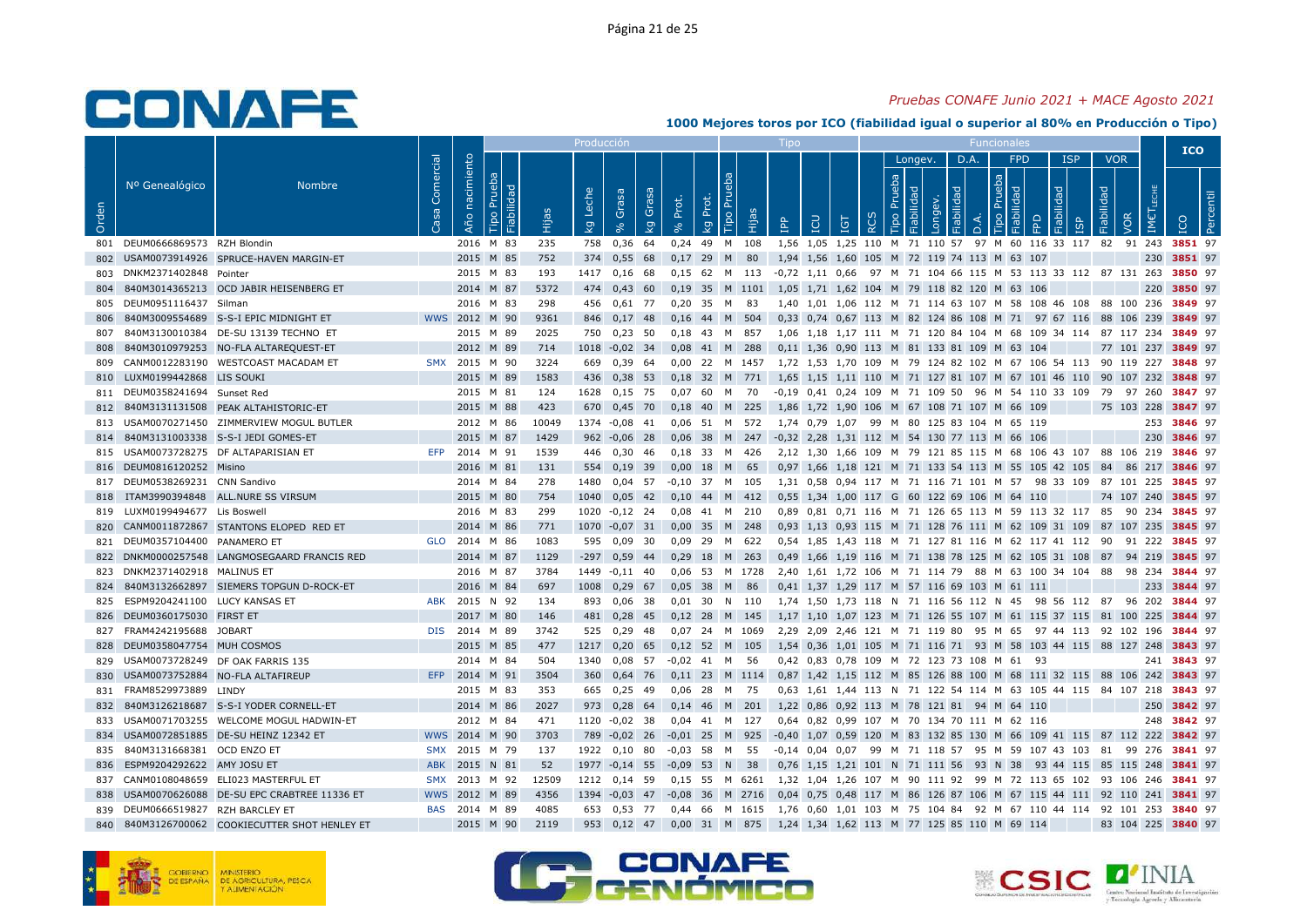# CONAFE

*Pruebas CONAFE Junio 2021 + MACE Agosto 2021*

**1000 Mejores toros por ICO (fiabilidad igual o superior al 80% en Producción o Tipo)**

| | | | | | | | Producción | | | | | | | | Tipo | | | | Funcionales | | | | | | | | | | | | | ICO | |
|---|---|---|---|---|---|---|---|---|---|---|---|---|---|---|---|---|---|---|---|---|---|---|---|---|---|---|---|---|---|---|---|---|---|
| | | | | | | | | | | | | | | | | | | | Longev. | | | D.A. | | FPD | | | ISP | | VOR | | | | |
| Orden | Nº Genealógico | Nombre | Casa Comercial | Año nacimiento | Tipo Prueba | Fiabilidad | Hijas | kg Leche | % Grasa | kg Grasa | % Prot. | kg Prot. | Tipo Prueba | Hijas | IPP | ICU | IGT | RCS | Tipo Prueba | Fiabilidad | Longev. | Fiabilidad | D.A. | Tipo Prueba | Fiabilidad | FPD | Fiabilidad | ISP | Fiabilidad | VOR | IMCT LECHE | ICO | Percentil |
| 801 | DEUM0666869573 | RZH Blondin | | 2016 | M | 83 | 235 | 758 | 0,36 | 64 | 0,24 | 49 | M | 108 | 1,56 | 1,05 | 1,25 | 110 | M | 71 | 110 | 57 | 97 | M | 60 | 116 | 33 | 117 | 82 | 91 | 243 | 3851 | 97 |
| 802 | USAM0073914926 | SPRUCE-HAVEN MARGIN-ET | | 2015 | M | 85 | 752 | 374 | 0,55 | 68 | 0,17 | 29 | M | 80 | 1,94 | 1,56 | 1,60 | 105 | M | 72 | 119 | 74 | 113 | M | 63 | 107 | | | | | 230 | 3851 | 97 |
| 803 | DNKM2371402848 | Pointer | | 2015 | M | 83 | 193 | 1417 | 0,16 | 68 | 0,15 | 62 | M | 113 | -0,72 | 1,11 | 0,66 | 97 | M | 71 | 104 | 66 | 115 | M | 53 | 113 | 33 | 112 | 87 | 131 | 263 | 3850 | 97 |
| 804 | 840M3014365213 | OCD JABIR HEISENBERG ET | | 2014 | M | 87 | 5372 | 474 | 0,43 | 60 | 0,19 | 35 | M | 1101 | 1,05 | 1,71 | 1,62 | 104 | M | 79 | 118 | 82 | 120 | M | 63 | 106 | | | | | 220 | 3850 | 97 |
| 805 | DEUM0951116437 | Silman | | 2016 | M | 83 | 298 | 456 | 0,61 | 77 | 0,20 | 35 | M | 83 | 1,40 | 1,01 | 1,06 | 112 | M | 71 | 114 | 63 | 107 | M | 58 | 108 | 46 | 108 | 88 | 100 | 236 | 3849 | 97 |
| 806 | 840M3009554689 | S-S-I EPIC MIDNIGHT ET | WWS | 2012 | M | 90 | 9361 | 846 | 0,17 | 48 | 0,16 | 44 | M | 504 | 0,33 | 0,74 | 0,67 | 113 | M | 82 | 124 | 86 | 108 | M | 71 | 97 | 67 | 116 | 88 | 106 | 239 | 3849 | 97 |
| 807 | 840M3130010384 | DE-SU 13139 TECHNO ET | | 2015 | M | 89 | 2025 | 750 | 0,23 | 50 | 0,18 | 43 | M | 857 | 1,06 | 1,18 | 1,17 | 111 | M | 71 | 120 | 84 | 104 | M | 68 | 109 | 34 | 114 | 87 | 117 | 234 | 3849 | 97 |
| 808 | 840M3010979253 | NO-FLA ALTAREQUEST-ET | | 2012 | M | 89 | 714 | 1018 | -0,02 | 34 | 0,08 | 41 | M | 288 | 0,11 | 1,36 | 0,90 | 113 | M | 81 | 133 | 81 | 109 | M | 63 | 104 | | | 77 | 101 | 237 | 3849 | 97 |
| 809 | CANM0012283190 | WESTCOAST MACADAM ET | SMX | 2015 | M | 90 | 3224 | 669 | 0,39 | 64 | 0,00 | 22 | M | 1457 | 1,72 | 1,53 | 1,70 | 109 | M | 79 | 124 | 82 | 102 | M | 67 | 106 | 54 | 113 | 90 | 119 | 227 | 3848 | 97 |
| 810 | LUXM0199442868 | LIS SOUKI | | 2015 | M | 89 | 1583 | 436 | 0,38 | 53 | 0,18 | 32 | M | 771 | 1,65 | 1,15 | 1,11 | 110 | M | 71 | 127 | 81 | 107 | M | 67 | 101 | 46 | 110 | 90 | 107 | 232 | 3848 | 97 |
| 811 | DEUM0358241694 | Sunset Red | | 2015 | M | 81 | 124 | 1628 | 0,15 | 75 | 0,07 | 60 | M | 70 | -0,19 | 0,41 | 0,24 | 109 | M | 71 | 109 | 50 | 96 | M | 54 | 110 | 33 | 109 | 79 | 97 | 260 | 3847 | 97 |
| 812 | 840M3131131508 | PEAK ALTAHISTORIC-ET | | 2015 | M | 88 | 423 | 670 | 0,45 | 70 | 0,18 | 40 | M | 225 | 1,86 | 1,72 | 1,90 | 106 | M | 67 | 108 | 71 | 107 | M | 66 | 109 | | | 75 | 103 | 228 | 3847 | 97 |
| 813 | USAM0070271450 | ZIMMERVIEW MOGUL BUTLER | | 2012 | M | 86 | 10049 | 1374 | -0,08 | 41 | 0,06 | 51 | M | 572 | 1,74 | 0,79 | 1,07 | 99 | M | 80 | 125 | 83 | 104 | M | 65 | 119 | | | | | 253 | 3846 | 97 |
| 814 | 840M3131003338 | S-S-I JEDI GOMES-ET | | 2015 | M | 87 | 1429 | 962 | -0,06 | 28 | 0,06 | 38 | M | 247 | -0,32 | 2,28 | 1,31 | 112 | M | 54 | 130 | 77 | 113 | M | 66 | 106 | | | | | 230 | 3846 | 97 |
| 815 | USAM0073728275 | DF ALTAPARISIAN ET | EFP | 2014 | M | 91 | 1539 | 446 | 0,30 | 46 | 0,18 | 33 | M | 426 | 2,12 | 1,30 | 1,66 | 109 | M | 79 | 121 | 85 | 115 | M | 68 | 106 | 43 | 107 | 88 | 106 | 219 | 3846 | 97 |
| 816 | DEUM0816120252 | Misino | | 2016 | M | 81 | 131 | 554 | 0,19 | 39 | 0,00 | 18 | M | 65 | 0,97 | 1,66 | 1,18 | 121 | M | 71 | 133 | 54 | 113 | M | 55 | 105 | 42 | 105 | 84 | 86 | 217 | 3846 | 97 |
| 817 | DEUM0538269231 | CNN Sandivo | | 2014 | M | 84 | 278 | 1480 | 0,04 | 57 | -0,10 | 37 | M | 105 | 1,31 | 0,58 | 0,94 | 117 | M | 71 | 116 | 71 | 101 | M | 57 | 98 | 33 | 109 | 87 | 101 | 225 | 3845 | 97 |
| 818 | ITAM3990394848 | ALL.NURE SS VIRSUM | | 2015 | M | 80 | 754 | 1040 | 0,05 | 42 | 0,10 | 44 | M | 412 | 0,55 | 1,34 | 1,00 | 117 | G | 60 | 122 | 69 | 106 | M | 64 | 110 | | | 74 | 107 | 240 | 3845 | 97 |
| 819 | LUXM0199494677 | Lis Boswell | | 2016 | M | 83 | 299 | 1020 | -0,12 | 24 | 0,08 | 41 | M | 210 | 0,89 | 0,81 | 0,71 | 116 | M | 71 | 126 | 65 | 113 | M | 59 | 113 | 32 | 117 | 85 | 90 | 234 | 3845 | 97 |
| 820 | CANM0011872867 | STANTONS ELOPED RED ET | | 2014 | M | 86 | 771 | 1070 | -0,07 | 31 | 0,00 | 35 | M | 248 | 0,93 | 1,13 | 0,93 | 115 | M | 71 | 128 | 76 | 111 | M | 62 | 109 | 31 | 109 | 87 | 107 | 235 | 3845 | 97 |
| 821 | DEUM0357104400 | PANAMERO ET | GLO | 2014 | M | 86 | 1083 | 595 | 0,09 | 30 | 0,09 | 29 | M | 622 | 0,54 | 1,85 | 1,43 | 118 | M | 71 | 127 | 81 | 116 | M | 62 | 117 | 41 | 112 | 90 | 91 | 222 | 3845 | 97 |
| 822 | DNKM0000257548 | LANGMOSEGAARD FRANCIS RED | | 2014 | M | 87 | 1129 | -297 | 0,59 | 44 | 0,29 | 18 | M | 263 | 0,49 | 1,66 | 1,19 | 116 | M | 71 | 138 | 78 | 125 | M | 62 | 105 | 31 | 108 | 87 | 94 | 219 | 3845 | 97 |
| 823 | DNKM2371402918 | MALINUS ET | | 2016 | M | 87 | 3784 | 1449 | -0,11 | 40 | 0,06 | 53 | M | 1728 | 2,40 | 1,61 | 1,72 | 106 | M | 71 | 114 | 79 | 88 | M | 63 | 100 | 34 | 104 | 88 | 98 | 234 | 3844 | 97 |
| 824 | 840M3132662897 | SIEMERS TOPGUN D-ROCK-ET | | 2016 | M | 84 | 697 | 1008 | 0,29 | 67 | 0,05 | 38 | M | 86 | 0,41 | 1,37 | 1,29 | 117 | M | 57 | 116 | 69 | 103 | M | 61 | 111 | | | | | 233 | 3844 | 97 |
| 825 | ESPM9204241100 | LUCY KANSAS ET | ABK | 2015 | N | 92 | 134 | 893 | 0,06 | 38 | 0,01 | 30 | N | 110 | 1,74 | 1,50 | 1,73 | 118 | N | 71 | 116 | 56 | 112 | N | 45 | 98 | 56 | 112 | 87 | 96 | 202 | 3844 | 97 |
| 826 | DEUM0360175030 | FIRST ET | | 2017 | M | 80 | 146 | 481 | 0,28 | 45 | 0,12 | 28 | M | 145 | 1,17 | 1,10 | 1,07 | 123 | M | 71 | 126 | 55 | 107 | M | 61 | 115 | 37 | 115 | 81 | 100 | 225 | 3844 | 97 |
| 827 | FRAM4242195688 | JOBART | DIS | 2014 | M | 89 | 3742 | 525 | 0,29 | 48 | 0,07 | 24 | M | 1069 | 2,29 | 2,09 | 2,46 | 121 | M | 71 | 119 | 80 | 95 | M | 65 | 97 | 44 | 113 | 92 | 102 | 196 | 3844 | 97 |
| 828 | DEUM0358047754 | MUH COSMOS | | 2015 | M | 85 | 477 | 1217 | 0,20 | 65 | 0,12 | 52 | M | 105 | 1,54 | 0,36 | 1,01 | 105 | M | 71 | 116 | 71 | 93 | M | 58 | 103 | 44 | 115 | 88 | 127 | 248 | 3843 | 97 |
| 829 | USAM0073728249 | DF OAK FARRIS 135 | | 2014 | M | 84 | 504 | 1340 | 0,08 | 57 | -0,02 | 41 | M | 56 | 0,42 | 0,83 | 0,78 | 109 | M | 72 | 123 | 73 | 108 | M | 61 | 93 | | | | | 241 | 3843 | 97 |
| 830 | USAM0073752884 | NO-FLA ALTAFIREUP | EFP | 2014 | M | 91 | 3504 | 360 | 0,64 | 76 | 0,11 | 23 | M | 1114 | 0,87 | 1,42 | 1,15 | 112 | M | 85 | 126 | 88 | 100 | M | 68 | 111 | 32 | 115 | 88 | 106 | 242 | 3843 | 97 |
| 831 | FRAM8529973889 | LINDY | | 2015 | M | 83 | 353 | 665 | 0,25 | 49 | 0,06 | 28 | M | 75 | 0,63 | 1,61 | 1,44 | 113 | N | 71 | 122 | 54 | 114 | M | 63 | 105 | 44 | 115 | 84 | 107 | 218 | 3843 | 97 |
| 832 | 840M3126218687 | S-S-I YODER CORNELL-ET | | 2014 | M | 86 | 2027 | 973 | 0,28 | 64 | 0,14 | 46 | M | 201 | 1,22 | 0,86 | 0,92 | 113 | M | 78 | 121 | 81 | 94 | M | 64 | 110 | | | | | 250 | 3842 | 97 |
| 833 | USAM0071703255 | WELCOME MOGUL HADWIN-ET | | 2012 | M | 84 | 471 | 1120 | -0,02 | 38 | 0,04 | 41 | M | 127 | 0,64 | 0,82 | 0,99 | 107 | M | 70 | 134 | 70 | 111 | M | 62 | 116 | | | | | 248 | 3842 | 97 |
| 834 | USAM0072851885 | DE-SU HEINZ 12342 ET | WWS | 2014 | M | 90 | 3703 | 789 | -0,02 | 26 | -0,01 | 25 | M | 925 | -0,40 | 1,07 | 0,59 | 120 | M | 83 | 132 | 85 | 130 | M | 66 | 109 | 41 | 115 | 87 | 112 | 222 | 3842 | 97 |
| 835 | 840M3131668381 | OCD ENZO ET | SMX | 2015 | M | 79 | 137 | 1922 | 0,10 | 80 | -0,03 | 58 | M | 55 | -0,14 | 0,04 | 0,07 | 99 | M | 71 | 118 | 57 | 95 | M | 59 | 107 | 43 | 103 | 81 | 99 | 276 | 3841 | 97 |
| 836 | ESPM9204292622 | AMY JOSU ET | ABK | 2015 | N | 81 | 52 | 1977 | -0,14 | 55 | -0,09 | 53 | N | 38 | 0,76 | 1,15 | 1,21 | 101 | N | 71 | 111 | 56 | 93 | N | 38 | 93 | 44 | 115 | 85 | 115 | 248 | 3841 | 97 |
| 837 | CANM0108048659 | ELI023 MASTERFUL ET | SMX | 2013 | M | 92 | 12509 | 1212 | 0,14 | 59 | 0,15 | 55 | M | 6261 | 1,32 | 1,04 | 1,26 | 107 | M | 90 | 111 | 92 | 99 | M | 72 | 113 | 65 | 102 | 93 | 106 | 246 | 3841 | 97 |
| 838 | USAM0070626088 | DE-SU EPC CRABTREE 11336 ET | WWS | 2012 | M | 89 | 4356 | 1394 | -0,03 | 47 | -0,08 | 36 | M | 2716 | 0,04 | 0,75 | 0,48 | 117 | M | 86 | 126 | 87 | 106 | M | 67 | 115 | 44 | 111 | 92 | 110 | 241 | 3841 | 97 |
| 839 | DEUM0666519827 | RZH BARCLEY ET | BAS | 2014 | M | 89 | 4085 | 653 | 0,53 | 77 | 0,44 | 66 | M | 1615 | 1,76 | 0,60 | 1,01 | 103 | M | 75 | 104 | 84 | 92 | M | 67 | 110 | 44 | 114 | 92 | 101 | 253 | 3840 | 97 |
| 840 | 840M3126700062 | COOKIECUTTER SHOT HENLEY ET | | 2015 | M | 90 | 2119 | 953 | 0,12 | 47 | 0,00 | 31 | M | 875 | 1,24 | 1,34 | 1,62 | 113 | M | 77 | 125 | 85 | 110 | M | 69 | 114 | | | 83 | 104 | 225 | 3840 | 97 |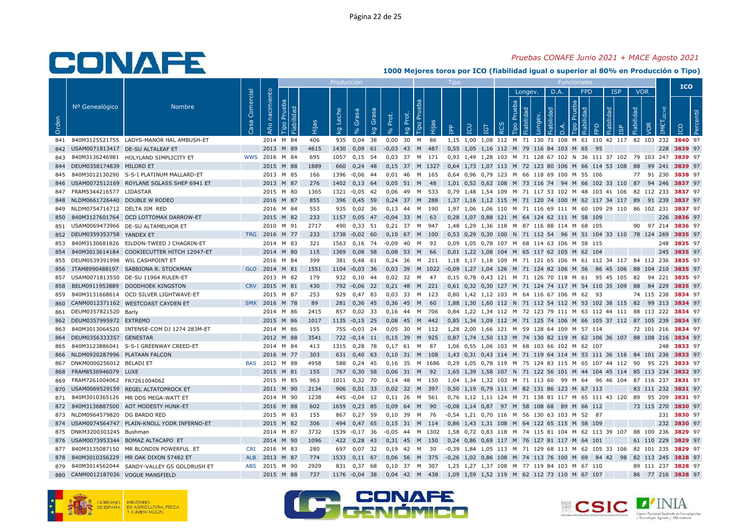*Pruebas CONAFE Junio 2021 + MACE Agosto 2021*

**1000 Mejores toros por ICO (fiabilidad igual o superior al 80% en Producción o Tipo)**

| | | | | | Producción | | | | | | | | | Tipo | | | | | Funcionales | | | | | | | | | | | | | ICO | |
|---|---|---|---|---|---|---|---|---|---|---|---|---|---|---|---|---|---|---|---|---|---|---|---|---|---|---|---|---|---|---|---|---|---|
| | | | | | | | | | | | | | | | | | | | Longev. | | | D.A. | | FPD | | | ISP | | VOR | | | | |
| Orden | Nº Genealógico | Nombre | Casa Comercial | Año nacimiento | Tipo Prueba | Fiabilidad | Hijas | kg Leche | % Grasa | kg Grasa | % Prot. | kg Prot. | Tipo Prueba | Hijas | IPP | ICU | IGT | RCS | Tipo Prueba | Fiabilidad | Longev. | Fiabilidad | D.A. | Tipo Prueba | Fiabilidad | FPD | Fiabilidad | ISP | Fiabilidad | VOR | IMETLECHE | ICO | Percentil |
| 841 | 840M3125521755 | LADYS-MANOR HAL AMBUSH-ET | | 2014 | M | 84 | 406 | 935 | 0,04 | 38 | 0,00 | 30 | M | 86 | 1,15 | 1,00 | 1,08 | 112 | M | 71 | 130 | 71 | 108 | M | 61 | 110 | 42 | 117 | 82 | 103 | 232 | 3840 | 97 |
| 842 | USA0071813417 | DE-SU ALTALEAF ET | | 2013 | M | 89 | 4615 | 1430 | 0,09 | 61 | -0,03 | 43 | M | 487 | 0,55 | 1,05 | 1,16 | 112 | M | 79 | 116 | 84 | 103 | M | 65 | 95 | | | | | 228 | 3839 | 97 |
| 843 | 840M3136246981 | HOLYLAND SIMPLICITY ET | WWS | 2016 | M | 84 | 695 | 1057 | 0,15 | 54 | 0,03 | 37 | M | 171 | 0,93 | 1,49 | 1,28 | 103 | M | 71 | 128 | 67 | 102 | N | 36 | 111 | 37 | 102 | 79 | 103 | 247 | 3839 | 97 |
| 844 | DEUM0358174839 | MILORD ET | | 2015 | M | 88 | 1889 | 660 | 0,24 | 48 | 0,15 | 37 | M | 1327 | 0,64 | 1,73 | 1,07 | 113 | M | 72 | 123 | 80 | 106 | M | 66 | 114 | 53 | 108 | 88 | 99 | 241 | 3839 | 97 |
| 845 | 840M3012130290 | S-S-I PLATINUM MALLARD-ET | | 2013 | M | 85 | 166 | 1396 | -0,06 | 44 | 0,01 | 46 | M | 165 | 0,64 | 0,96 | 0,79 | 123 | M | 66 | 118 | 69 | 100 | M | 55 | 106 | | | 77 | 91 | 230 | 3838 | 97 |
| 846 | USA0072512169 | ROYLANE SGLASS SHEP 6941 ET | | 2013 | M | 87 | 276 | 1402 | 0,13 | 64 | 0,05 | 51 | M | 48 | 1,01 | 0,52 | 0,62 | 108 | M | 73 | 116 | 74 | 94 | M | 66 | 102 | 33 | 110 | 87 | 94 | 246 | 3837 | 97 |
| 847 | FRAM5344216577 | LIDASTAR | | 2015 | M | 80 | 1365 | 1321 | -0,05 | 42 | 0,06 | 49 | M | 533 | 0,79 | 1,48 | 1,54 | 109 | M | 71 | 117 | 53 | 102 | M | 48 | 103 | 41 | 106 | 82 | 112 | 233 | 3837 | 97 |
| 848 | NLDM0661726440 | DOUBLE W RODEO | | 2016 | M | 87 | 855 | 396 | 0,45 | 59 | 0,24 | 37 | M | 288 | 1,37 | 1,16 | 1,12 | 115 | M | 71 | 120 | 74 | 100 | M | 62 | 117 | 34 | 117 | 89 | 91 | 239 | 3837 | 97 |
| 849 | NLDM0754716712 | DELTA JIM RED | | 2016 | M | 84 | 553 | 935 | 0,02 | 36 | 0,13 | 44 | M | 190 | 1,97 | 1,06 | 1,06 | 110 | M | 71 | 116 | 69 | 111 | M | 60 | 109 | 29 | 110 | 86 | 102 | 231 | 3837 | 97 |
| 850 | 840M3127601764 | OCD LOTTOMAX DARROW-ET | | 2015 | M | 82 | 233 | 1157 | 0,05 | 47 | -0,04 | 33 | M | 63 | 0,28 | 1,07 | 0,88 | 121 | M | 64 | 124 | 62 | 111 | M | 58 | 109 | | | | | 226 | 3836 | 97 |
| 851 | USA0069473966 | DE-SU ALTAMELHOR ET | | 2010 | M | 91 | 2717 | 490 | 0,33 | 51 | 0,21 | 37 | M | 947 | 1,48 | 1,29 | 1,36 | 118 | M | 87 | 116 | 88 | 114 | M | 68 | 105 | | | 90 | 97 | 214 | 3836 | 97 |
| 852 | DEUM0359353758 | YANDEX ET | TRG | 2016 | M | 77 | 233 | 1738 | -0,02 | 60 | 0,10 | 67 | M | 100 | 0,53 | 0,29 | 0,30 | 100 | N | 71 | 112 | 54 | 96 | M | 51 | 104 | 33 | 110 | 78 | 124 | 269 | 3835 | 97 |
| 853 | 840M3130681826 | EILDON-TWEED J CHAGRIN-ET | | 2014 | M | 83 | 321 | 1563 | 0,16 | 74 | -0,09 | 40 | M | 93 | 0,09 | 1,05 | 0,78 | 107 | M | 68 | 114 | 63 | 106 | M | 58 | 115 | | | | | 248 | 3835 | 97 |
| 854 | 840M3013614184 | COOKIECUTTER HITCH 12047-ET | | 2014 | M | 80 | 115 | 1369 | 0,08 | 58 | 0,08 | 53 | M | 66 | 0,01 | 1,22 | 1,08 | 104 | M | 65 | 117 | 62 | 105 | M | 62 | 104 | | | | | 245 | 3835 | 97 |
| 855 | DEUM0539391998 | WIL CASHPOINT ET | | 2016 | M | 84 | 399 | 381 | 0,48 | 61 | 0,24 | 36 | M | 211 | 1,18 | 1,17 | 1,18 | 109 | M | 71 | 121 | 65 | 106 | M | 61 | 112 | 34 | 117 | 84 | 112 | 236 | 3835 | 97 |
| 856 | ITAM8990488197 | SABBIONA R. STOCKMAN | GLO | 2014 | M | 81 | 1551 | 1104 | -0,03 | 36 | 0,03 | 39 | M | 1022 | -0,09 | 1,27 | 1,04 | 126 | M | 71 | 124 | 82 | 106 | M | 56 | 86 | 45 | 106 | 88 | 104 | 210 | 3835 | 97 |
| 857 | USA0071813550 | DE-SU 11964 RULER-ET | | 2013 | M | 82 | 179 | 932 | 0,10 | 44 | 0,02 | 32 | M | 47 | 0,15 | 0,78 | 0,43 | 121 | M | 71 | 126 | 70 | 118 | M | 61 | 95 | 45 | 105 | 82 | 94 | 221 | 3835 | 97 |
| 858 | BELM0911953889 | DOODHOEK KINGSTON | CRV | 2015 | M | 81 | 430 | 792 | -0,06 | 22 | 0,21 | 48 | M | 221 | 0,61 | 0,32 | 0,30 | 127 | M | 71 | 124 | 74 | 117 | M | 54 | 110 | 35 | 109 | 88 | 84 | 229 | 3835 | 97 |
| 859 | 840M3131668614 | OCD SILVER LIGHTWAVE-ET | | 2015 | M | 87 | 253 | 929 | 0,47 | 83 | 0,03 | 33 | M | 123 | 0,80 | 1,42 | 1,12 | 103 | M | 64 | 116 | 67 | 106 | M | 62 | 93 | | | 74 | 115 | 238 | 3834 | 97 |
| 860 | CANM0012371162 | WESTCOAST CAYDEN ET | SMX | 2016 | M | 78 | 89 | 281 | 0,36 | 45 | 0,36 | 45 | M | 60 | 1,88 | 1,30 | 1,60 | 112 | N | 71 | 112 | 54 | 112 | M | 53 | 102 | 38 | 115 | 82 | 99 | 213 | 3834 | 97 |
| 861 | DEUM0357821520 | Barly | | 2014 | M | 86 | 2415 | 857 | 0,02 | 33 | 0,16 | 44 | M | 706 | 0,84 | 1,22 | 1,34 | 112 | M | 72 | 123 | 79 | 111 | M | 63 | 112 | 44 | 111 | 88 | 113 | 222 | 3834 | 97 |
| 862 | DEUM0357995972 | EXTREMO | | 2015 | M | 86 | 1017 | 1135 | -0,15 | 25 | 0,08 | 45 | M | 442 | 0,85 | 1,34 | 1,09 | 112 | M | 71 | 125 | 74 | 106 | M | 66 | 105 | 37 | 112 | 87 | 105 | 239 | 3834 | 97 |
| 863 | 840M3013064520 | INTENSE-COM DJ 1274 283M-ET | | 2014 | M | 86 | 155 | 755 | -0,03 | 24 | 0,05 | 30 | M | 112 | 1,28 | 2,00 | 1,66 | 121 | M | 59 | 128 | 64 | 109 | M | 57 | 114 | | | 72 | 101 | 216 | 3834 | 97 |
| 864 | DEUM0356333357 | GENESTAR | | 2012 | M | 88 | 3541 | 722 | -0,14 | 11 | 0,15 | 39 | M | 925 | 0,87 | 1,74 | 1,50 | 113 | M | 74 | 130 | 82 | 119 | M | 62 | 106 | 36 | 107 | 88 | 108 | 216 | 3834 | 97 |
| 865 | 840M3123886041 | S-S-I GREENWAY CREED-ET | | 2014 | M | 84 | 413 | 1315 | 0,28 | 78 | 0,17 | 61 | M | 87 | 1,06 | 0,55 | 1,06 | 103 | M | 68 | 103 | 66 | 102 | M | 62 | 107 | | | | | 248 | 3833 | 97 |
| 866 | NLDM0920287996 | PLATAAN FALCON | | 2016 | M | 77 | 303 | 631 | 0,40 | 63 | 0,10 | 31 | M | 108 | 1,43 | 0,31 | 0,43 | 114 | M | 71 | 119 | 64 | 114 | M | 53 | 111 | 36 | 116 | 84 | 101 | 236 | 3833 | 97 |
| 867 | DNKM0000256012 | BELADI ET | BAS | 2012 | M | 88 | 4958 | 588 | 0,24 | 45 | 0,16 | 35 | M | 1686 | 0,29 | 1,05 | 0,78 | 119 | M | 75 | 124 | 83 | 115 | M | 65 | 107 | 44 | 112 | 90 | 95 | 225 | 3833 | 97 |
| 868 | FRAM8536946079 | LUXE | | 2015 | M | 81 | 155 | 767 | 0,30 | 58 | 0,06 | 31 | M | 92 | 1,65 | 1,39 | 1,58 | 107 | N | 71 | 122 | 56 | 101 | M | 44 | 104 | 45 | 114 | 85 | 113 | 234 | 3832 | 97 |
| 869 | FRAM7261004062 | FR7261004062 | | 2015 | M | 85 | 963 | 1011 | 0,32 | 70 | 0,14 | 48 | M | 150 | 1,04 | 1,34 | 1,32 | 103 | M | 71 | 113 | 60 | 99 | M | 64 | 96 | 46 | 104 | 87 | 116 | 237 | 3831 | 97 |
| 870 | USA0069529159 | REGEL ALTATOPROCK ET | | 2011 | M | 90 | 2134 | 906 | 0,01 | 33 | 0,02 | 32 | M | 397 | 0,50 | 1,19 | 0,79 | 111 | M | 82 | 131 | 86 | 123 | M | 67 | 113 | | | 83 | 111 | 232 | 3831 | 97 |
| 871 | 840M3010365126 | MR DOS MEGA-WATT ET | | 2014 | M | 90 | 1238 | 445 | -0,04 | 12 | 0,11 | 26 | M | 561 | 0,76 | 1,12 | 1,11 | 124 | M | 71 | 138 | 81 | 117 | M | 65 | 111 | 43 | 120 | 89 | 95 | 209 | 3831 | 97 |
| 872 | 840M3136887500 | AOT MODESTY HUNK-ET | | 2016 | M | 88 | 602 | 1659 | 0,23 | 85 | 0,09 | 64 | M | 90 | -0,08 | 1,14 | 0,87 | 97 | M | 58 | 108 | 68 | 89 | M | 66 | 112 | | | 73 | 115 | 270 | 3830 | 97 |
| 873 | NLDM0964579820 | DG BARDO RED | | 2015 | M | 83 | 155 | 867 | 0,27 | 59 | 0,10 | 39 | M | 76 | -0,54 | 1,21 | 0,70 | 116 | M | 56 | 130 | 63 | 103 | M | 52 | 87 | | | | | 231 | 3830 | 97 |
| 874 | USA0074564747 | PLAIN-KNOLL YODR INFERNO-ET | | 2015 | M | 82 | 306 | 494 | 0,47 | 65 | 0,15 | 31 | M | 114 | 0,86 | 1,43 | 1,31 | 108 | M | 64 | 122 | 65 | 115 | M | 58 | 109 | | | | | 232 | 3830 | 97 |
| 875 | DNKM3200303245 | Bushman | | 2014 | M | 87 | 3732 | 1539 | -0,17 | 36 | -0,05 | 44 | M | 1302 | 1,58 | 0,72 | 0,83 | 118 | M | 74 | 115 | 81 | 104 | M | 62 | 113 | 39 | 107 | 88 | 100 | 236 | 3829 | 97 |
| 876 | USA0073953344 | BOMAZ ALTACAPO ET | | 2014 | M | 90 | 1096 | 422 | 0,28 | 43 | 0,31 | 45 | M | 150 | 0,24 | 0,86 | 0,69 | 117 | M | 76 | 127 | 81 | 117 | M | 64 | 101 | | | 61 | 110 | 229 | 3829 | 97 |
| 877 | 840M3135087150 | MR BLONDIN POWERFUL ET | CRI | 2016 | M | 83 | 280 | 697 | 0,07 | 32 | 0,19 | 42 | M | 30 | -0,39 | 1,84 | 1,05 | 113 | M | 71 | 129 | 68 | 113 | M | 62 | 105 | 33 | 106 | 82 | 101 | 235 | 3829 | 97 |
| 878 | 840M3010356229 | MR OAK DIXON 57482 ET | ALB | 2013 | M | 87 | 774 | 1533 | 0,11 | 67 | 0,06 | 56 | M | 375 | -0,26 | 1,02 | 0,86 | 108 | M | 74 | 113 | 76 | 100 | M | 69 | 84 | 42 | 98 | 82 | 113 | 245 | 3828 | 97 |
| 879 | 840M3014562044 | SANDY-VALLEY GS GOLDRUSH ET | ABS | 2015 | M | 90 | 2929 | 831 | 0,37 | 68 | 0,10 | 37 | M | 307 | 1,25 | 1,27 | 1,37 | 108 | M | 77 | 119 | 84 | 103 | M | 67 | 110 | | | 89 | 111 | 237 | 3828 | 97 |
| 880 | CANM0012187036 | VOGUE MANSFIELD | | 2015 | M | 88 | 737 | 1176 | -0,04 | 38 | 0,04 | 42 | M | 438 | 1,09 | 1,59 | 1,52 | 119 | M | 62 | 112 | 73 | 110 | M | 67 | 107 | | | 86 | 77 | 216 | 3828 | 97 |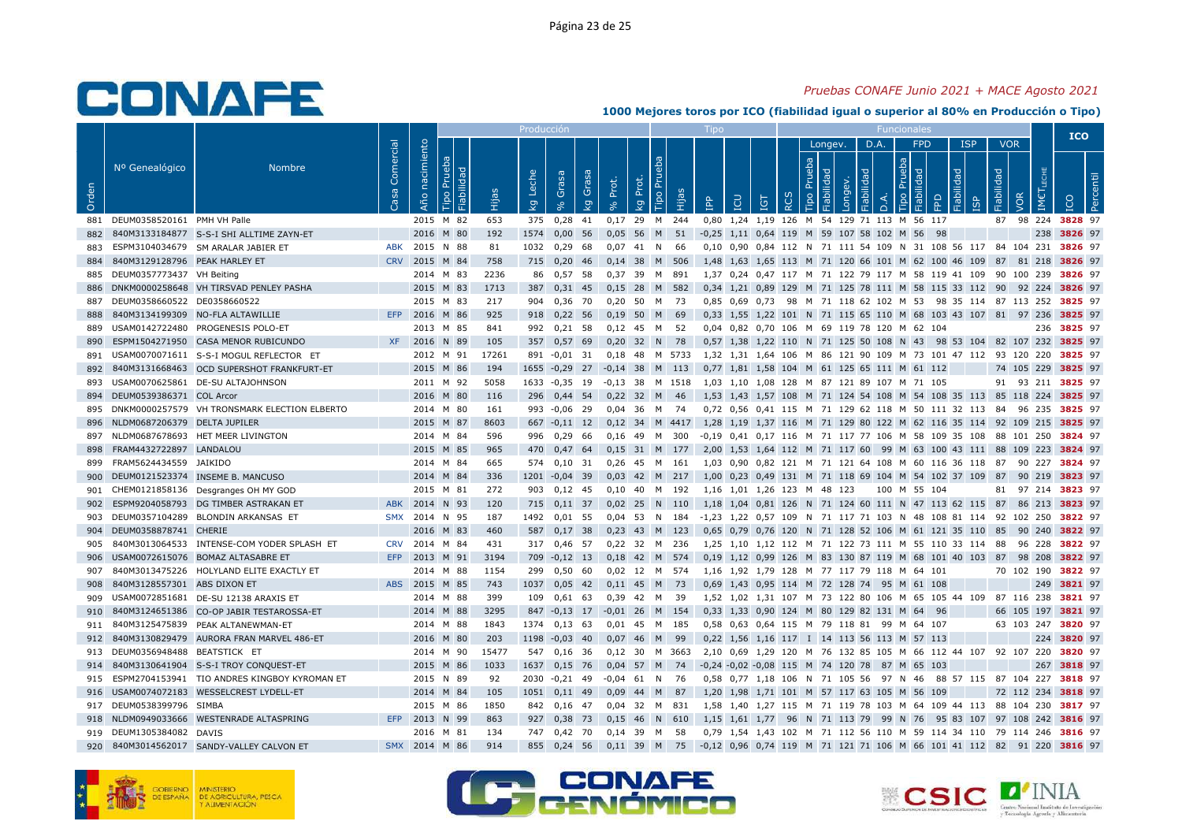*Pruebas CONAFE Junio 2021 + MACE Agosto 2021*

## 1000 Mejores toros por ICO (fiabilidad igual o superior al 80% en Producción o Tipo)

| Orden | Nº Genealógico | Nombre | Casa Comercial | Año nacimiento | Producción Tipo Prueba | Producción Fiabilidad | Hijas | kg Leche | % Grasa | kg Grasa | % Prot. | kg Prot. | Tipo Tipo Prueba | Tipo Hijas | IPP | ICU | IGT | RCS | Longev. Tipo Prueba | Longev. Fiabilidad | Longev. | D.A. Fiabilidad | D.A. | FPD Tipo Prueba | FPD Fiabilidad | FPD | ISP Fiabilidad | ISP | VOR Fiabilidad | VOR | IMETLECHE | ICO | Percentil |
|---|---|---|---|---|---|---|---|---|---|---|---|---|---|---|---|---|---|---|---|---|---|---|---|---|---|---|---|---|---|---|---|---|---|
| 881 | DEUM0358520161 | PMH VH Palle | | 2015 | M | 82 | 653 | 375 | 0,28 | 41 | 0,17 | 29 | M | 244 | 0,80 | 1,24 | 1,19 | 126 | M | 54 | 129 | 71 | 113 | M | 56 | 117 | | | 87 | 98 | 224 | 3828 | 97 |
| 882 | 840M3133184877 | S-S-I SHI ALLTIME ZAYN-ET | | 2016 | M | 80 | 192 | 1574 | 0,00 | 56 | 0,05 | 56 | M | 51 | -0,25 | 1,11 | 0,64 | 119 | M | 59 | 107 | 58 | 102 | M | 56 | 98 | | | | | 238 | 3826 | 97 |
| 883 | ESPM3104034679 | SM ARALAR JABIER ET | ABK | 2015 | N | 88 | 81 | 1032 | 0,29 | 68 | 0,07 | 41 | N | 66 | 0,10 | 0,90 | 0,84 | 112 | N | 71 | 111 | 54 | 109 | N | 31 | 108 | 56 | 117 | 84 | 104 | 231 | 3826 | 97 |
| 884 | 840M3129128796 | PEAK HARLEY ET | CRV | 2015 | M | 84 | 758 | 715 | 0,20 | 46 | 0,14 | 38 | M | 506 | 1,48 | 1,63 | 1,65 | 113 | M | 71 | 120 | 66 | 101 | M | 62 | 100 | 46 | 109 | 87 | 81 | 218 | 3826 | 97 |
| 885 | DEUM0357773437 | VH Beiting | | 2014 | M | 83 | 2236 | 86 | 0,57 | 58 | 0,37 | 39 | M | 891 | 1,37 | 0,24 | 0,47 | 117 | M | 71 | 122 | 79 | 117 | M | 58 | 119 | 41 | 109 | 90 | 100 | 239 | 3826 | 97 |
| 886 | DNKM0000258648 | VH TIRSVAD PENLEY PASHA | | 2015 | M | 83 | 1713 | 387 | 0,31 | 45 | 0,15 | 28 | M | 582 | 0,34 | 1,21 | 0,89 | 129 | M | 71 | 125 | 78 | 111 | M | 58 | 115 | 33 | 112 | 90 | 92 | 224 | 3826 | 97 |
| 887 | DEUM0358660522 | DE0358660522 | | 2015 | M | 83 | 217 | 904 | 0,36 | 70 | 0,20 | 50 | M | 73 | 0,85 | 0,69 | 0,73 | 98 | M | 71 | 118 | 62 | 102 | M | 53 | 98 | 35 | 114 | 87 | 113 | 252 | 3825 | 97 |
| 888 | 840M3134199309 | NO-FLA ALTAWILLIE | EFP | 2016 | M | 86 | 925 | 918 | 0,22 | 56 | 0,19 | 50 | M | 69 | 0,33 | 1,55 | 1,22 | 101 | N | 71 | 115 | 65 | 110 | M | 68 | 103 | 43 | 107 | 81 | 97 | 236 | 3825 | 97 |
| 889 | USAM0142722480 | PROGENESIS POLO-ET | | 2013 | M | 85 | 841 | 992 | 0,21 | 58 | 0,12 | 45 | M | 52 | 0,04 | 0,82 | 0,70 | 106 | M | 69 | 119 | 78 | 120 | M | 62 | 104 | | | | | 236 | 3825 | 97 |
| 890 | ESPM1504271950 | CASA MENOR RUBICUNDO | XF | 2016 | N | 89 | 105 | 357 | 0,57 | 69 | 0,20 | 32 | N | 78 | 0,57 | 1,38 | 1,22 | 110 | N | 71 | 125 | 50 | 108 | N | 43 | 98 | 53 | 104 | 82 | 107 | 232 | 3825 | 97 |
| 891 | USAM0070071611 | S-S-I MOGUL REFLECTOR ET | | 2012 | M | 91 | 17261 | 891 | -0,01 | 31 | 0,18 | 48 | M | 5733 | 1,32 | 1,31 | 1,64 | 106 | M | 86 | 121 | 90 | 109 | M | 73 | 101 | 47 | 112 | 93 | 120 | 220 | 3825 | 97 |
| 892 | 840M3131668463 | OCD SUPERSHOT FRANKFURT-ET | | 2015 | M | 86 | 194 | 1655 | -0,29 | 27 | -0,14 | 38 | M | 113 | 0,77 | 1,81 | 1,58 | 104 | M | 61 | 125 | 65 | 111 | M | 61 | 112 | | | 74 | 105 | 229 | 3825 | 97 |
| 893 | USAM0070625861 | DE-SU ALTAJOHNSON | | 2011 | M | 92 | 5058 | 1633 | -0,35 | 19 | -0,13 | 38 | M | 1518 | 1,03 | 1,10 | 1,08 | 128 | M | 87 | 121 | 89 | 107 | M | 71 | 105 | | | 91 | 93 | 211 | 3825 | 97 |
| 894 | DEUM0539386371 | COL Arcor | | 2016 | M | 80 | 116 | 296 | 0,44 | 54 | 0,22 | 32 | M | 46 | 1,53 | 1,43 | 1,57 | 108 | M | 71 | 124 | 54 | 108 | M | 54 | 108 | 35 | 113 | 85 | 118 | 224 | 3825 | 97 |
| 895 | DNKM0000257579 | VH TRONSMARK ELECTION ELBERTO | | 2014 | M | 80 | 161 | 993 | -0,06 | 29 | 0,04 | 36 | M | 74 | 0,72 | 0,56 | 0,41 | 115 | M | 71 | 129 | 62 | 118 | M | 50 | 111 | 32 | 113 | 84 | 96 | 235 | 3825 | 97 |
| 896 | NLDM0687206379 | DELTA JUPILER | | 2015 | M | 87 | 8603 | 667 | -0,11 | 12 | 0,12 | 34 | M | 4417 | 1,28 | 1,19 | 1,37 | 116 | M | 71 | 129 | 80 | 122 | M | 62 | 116 | 35 | 114 | 92 | 109 | 215 | 3825 | 97 |
| 897 | NLDM0687678693 | HET MEER LIVINGTON | | 2014 | M | 84 | 596 | 996 | 0,29 | 66 | 0,16 | 49 | M | 300 | -0,19 | 0,41 | 0,17 | 116 | M | 71 | 117 | 77 | 106 | M | 58 | 109 | 35 | 108 | 88 | 101 | 250 | 3824 | 97 |
| 898 | FRAM4432722897 | LANDALOU | | 2015 | M | 85 | 965 | 470 | 0,47 | 64 | 0,15 | 31 | M | 177 | 2,00 | 1,53 | 1,64 | 112 | M | 71 | 117 | 60 | 99 | M | 63 | 100 | 43 | 111 | 88 | 109 | 223 | 3824 | 97 |
| 899 | FRAM5624434559 | JAIKIDO | | 2014 | M | 84 | 665 | 574 | 0,10 | 31 | 0,26 | 45 | M | 161 | 1,03 | 0,90 | 0,82 | 121 | M | 71 | 121 | 64 | 108 | M | 60 | 116 | 36 | 118 | 87 | 90 | 227 | 3824 | 97 |
| 900 | DEUM0121523374 | INSEME B. MANCUSO | | 2014 | M | 84 | 336 | 1201 | -0,04 | 39 | 0,03 | 42 | M | 217 | 1,00 | 0,23 | 0,49 | 131 | M | 71 | 118 | 69 | 104 | M | 54 | 102 | 37 | 109 | 87 | 90 | 219 | 3823 | 97 |
| 901 | CHEM0121858136 | Desgranges OH MY GOD | | 2015 | M | 81 | 272 | 903 | 0,12 | 45 | 0,10 | 40 | M | 192 | 1,16 | 1,01 | 1,26 | 123 | M | 48 | 123 | | 100 | M | 55 | 104 | | | 81 | 97 | 214 | 3823 | 97 |
| 902 | ESPM9204058793 | DG TIMBER ASTRAKAN ET | ABK | 2014 | N | 93 | 120 | 715 | 0,11 | 37 | 0,02 | 25 | N | 110 | 1,18 | 1,04 | 0,81 | 126 | N | 71 | 124 | 60 | 111 | N | 47 | 113 | 62 | 115 | 87 | 86 | 213 | 3823 | 97 |
| 903 | DEUM0357104289 | BLONDIN ARKANSAS ET | SMX | 2014 | N | 95 | 187 | 1492 | 0,01 | 55 | 0,04 | 53 | N | 184 | -1,23 | 1,22 | 0,57 | 109 | N | 71 | 117 | 71 | 103 | N | 48 | 108 | 81 | 114 | 92 | 102 | 250 | 3822 | 97 |
| 904 | DEUM0358878741 | CHERIE | | 2016 | M | 83 | 460 | 587 | 0,17 | 38 | 0,23 | 43 | M | 123 | 0,65 | 0,79 | 0,76 | 120 | N | 71 | 128 | 52 | 106 | M | 61 | 121 | 35 | 110 | 85 | 90 | 240 | 3822 | 97 |
| 905 | 840M3013064533 | INTENSE-COM YODER SPLASH ET | CRV | 2014 | M | 84 | 431 | 317 | 0,46 | 57 | 0,22 | 32 | M | 236 | 1,25 | 1,10 | 1,12 | 112 | M | 71 | 122 | 73 | 111 | M | 55 | 110 | 33 | 114 | 88 | 96 | 228 | 3822 | 97 |
| 906 | USAM0072615076 | BOMAZ ALTASABRE ET | EFP | 2013 | M | 91 | 3194 | 709 | -0,12 | 13 | 0,18 | 42 | M | 574 | 0,19 | 1,12 | 0,99 | 126 | M | 83 | 130 | 87 | 119 | M | 68 | 101 | 40 | 103 | 87 | 98 | 208 | 3822 | 97 |
| 907 | 840M3013475226 | HOLYLAND ELITE EXACTLY ET | | 2014 | M | 88 | 1154 | 299 | 0,50 | 60 | 0,02 | 12 | M | 574 | 1,16 | 1,92 | 1,79 | 128 | M | 77 | 117 | 79 | 118 | M | 64 | 101 | | | 70 | 102 | 190 | 3822 | 97 |
| 908 | 840M3128557301 | ABS DIXON ET | ABS | 2015 | M | 85 | 743 | 1037 | 0,05 | 42 | 0,11 | 45 | M | 73 | 0,69 | 1,43 | 0,95 | 114 | M | 72 | 128 | 74 | 95 | M | 61 | 108 | | | | | 249 | 3821 | 97 |
| 909 | USAM0072851681 | DE-SU 12138 ARAXIS ET | | 2014 | M | 88 | 399 | 109 | 0,61 | 63 | 0,39 | 42 | M | 39 | 1,52 | 1,02 | 1,31 | 107 | M | 73 | 122 | 80 | 106 | M | 65 | 105 | 44 | 109 | 87 | 116 | 238 | 3821 | 97 |
| 910 | 840M3124651386 | CO-OP JABIR TESTAROSSA-ET | | 2014 | M | 88 | 3295 | 847 | -0,13 | 17 | -0,01 | 26 | M | 154 | 0,33 | 1,33 | 0,90 | 124 | M | 80 | 129 | 82 | 131 | M | 64 | 96 | | | 66 | 105 | 197 | 3821 | 97 |
| 911 | 840M3125475839 | PEAK ALTANEWMAN-ET | | 2014 | M | 88 | 1843 | 1374 | 0,13 | 63 | 0,01 | 45 | M | 185 | 0,58 | 0,63 | 0,64 | 115 | M | 79 | 118 | 81 | 99 | M | 64 | 107 | | | 63 | 103 | 247 | 3820 | 97 |
| 912 | 840M3130829479 | AURORA FRAN MARVEL 486-ET | | 2016 | M | 80 | 203 | 1198 | -0,03 | 40 | 0,07 | 46 | M | 99 | 0,22 | 1,56 | 1,16 | 117 | I | 14 | 113 | 56 | 113 | M | 57 | 113 | | | | | 224 | 3820 | 97 |
| 913 | DEUM0356948488 | BEATSTICK ET | | 2014 | M | 90 | 15477 | 547 | 0,16 | 36 | 0,12 | 30 | M | 3663 | 2,10 | 0,69 | 1,29 | 120 | M | 76 | 132 | 85 | 105 | M | 66 | 112 | 44 | 107 | 92 | 107 | 220 | 3820 | 97 |
| 914 | 840M3130641904 | S-S-I TROY CONQUEST-ET | | 2015 | M | 86 | 1033 | 1637 | 0,15 | 76 | 0,04 | 57 | M | 74 | -0,24 | -0,02 | -0,08 | 115 | M | 74 | 120 | 78 | 87 | M | 65 | 103 | | | | | 267 | 3818 | 97 |
| 915 | ESPM2704153941 | TIO ANDRES KINGBOY KYROMAN ET | | 2015 | N | 89 | 92 | 2030 | -0,21 | 49 | -0,04 | 61 | N | 76 | 0,58 | 0,77 | 1,18 | 106 | N | 71 | 105 | 56 | 97 | N | 46 | 88 | 57 | 115 | 87 | 104 | 227 | 3818 | 97 |
| 916 | USAM0074072183 | WESSELCREST LYDELL-ET | | 2014 | M | 84 | 105 | 1051 | 0,11 | 49 | 0,09 | 44 | M | 87 | 1,20 | 1,98 | 1,71 | 101 | M | 57 | 117 | 63 | 105 | M | 56 | 109 | | | 72 | 112 | 234 | 3818 | 97 |
| 917 | DEUM0538399796 | SIMBA | | 2015 | M | 86 | 1850 | 842 | 0,16 | 47 | 0,04 | 32 | M | 831 | 1,58 | 1,40 | 1,27 | 115 | M | 71 | 119 | 78 | 103 | M | 64 | 109 | 44 | 113 | 88 | 104 | 230 | 3817 | 97 |
| 918 | NLDM0949033666 | WESTENRADE ALTASPRING | EFP | 2013 | N | 99 | 863 | 927 | 0,38 | 73 | 0,15 | 46 | N | 610 | 1,15 | 1,61 | 1,77 | 96 | N | 71 | 113 | 79 | 99 | N | 76 | 95 | 83 | 107 | 97 | 108 | 242 | 3816 | 97 |
| 919 | DEUM1305384082 | DAVIS | | 2016 | M | 81 | 134 | 747 | 0,42 | 70 | 0,14 | 39 | M | 58 | 0,79 | 1,54 | 1,43 | 102 | M | 71 | 112 | 56 | 110 | M | 59 | 114 | 34 | 110 | 79 | 114 | 246 | 3816 | 97 |
| 920 | 840M3014562017 | SANDY-VALLEY CALVON ET | SMX | 2014 | M | 86 | 914 | 855 | 0,24 | 56 | 0,11 | 39 | M | 75 | -0,12 | 0,96 | 0,74 | 119 | M | 71 | 121 | 71 | 106 | M | 66 | 101 | 41 | 112 | 82 | 91 | 220 | 3816 | 97 |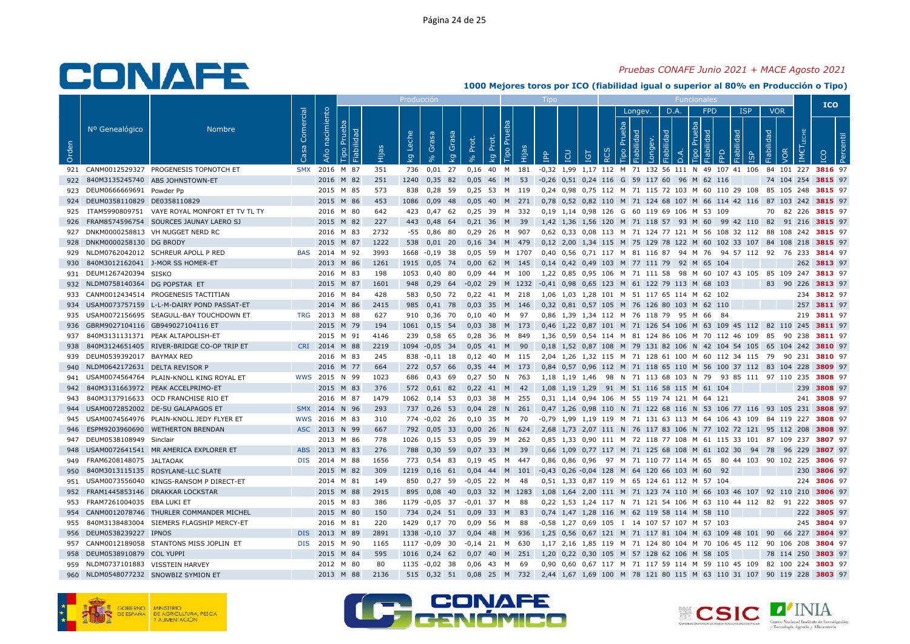# 1000 Mejores toros por ICO (fiabilidad igual o superior al 80% en Producción o Tipo)

*Pruebas CONAFE Junio 2021 + MACE Agosto 2021*

| | | | | | Producción | | | | | | | | Tipo | | | | | | Funcionales | | | | | | | | | | | | | ICO | |
|---|---|---|---|---|---|---|---|---|---|---|---|---|---|---|---|---|---|---|---|---|---|---|---|---|---|---|---|---|---|---|---|---|---|
| | | | | | | | | | | | | | | | | | | | Longev. | | | D.A. | | FPD | | | ISP | | VOR | | | | |
| Orden | Nº Genealógico | Nombre | Casa Comercial | Año nacimiento | Tipo Prueba | Fiabilidad | Hijas | kg Leche | % Grasa | kg Grasa | % Prot. | kg Prot. | Tipo Prueba | Hijas | IPP | ICU | IGT | RCS | Tipo Prueba | Fiabilidad | Longev. | Fiabilidad | D.A. | Tipo Prueba | Fiabilidad | FPD | Fiabilidad | ISP | Fiabilidad | VOR | IMET Leche | ICO | Percentil |
| 921 | CANM0012529327 | PROGENESIS TOPNOTCH ET | SMX | 2016 | M | 87 | 351 | 736 | 0,01 | 27 | 0,16 | 40 | M | 181 | -0,32 | 1,99 | 1,17 | 112 | M | 71 | 132 | 56 | 111 | N | 49 | 107 | 41 | 106 | 84 | 101 | 227 | 3816 | 97 |
| 922 | 840M3135245740 | ABS JOHNSTOWN-ET | | 2016 | M | 82 | 251 | 1240 | 0,35 | 82 | 0,05 | 46 | M | 53 | -0,26 | 0,51 | 0,24 | 116 | G | 59 | 117 | 60 | 96 | M | 62 | 116 | | | 74 | 104 | 254 | 3815 | 97 |
| 923 | DEUM0666669691 | Powder Pp | | 2015 | M | 85 | 573 | 838 | 0,28 | 59 | 0,25 | 53 | M | 119 | 0,24 | 0,98 | 0,75 | 112 | M | 71 | 115 | 72 | 103 | M | 60 | 110 | 29 | 108 | 85 | 105 | 248 | 3815 | 97 |
| 924 | DEUM0358110829 | DE0358110829 | | 2015 | M | 86 | 453 | 1086 | 0,09 | 48 | 0,05 | 40 | M | 271 | 0,78 | 0,52 | 0,82 | 110 | M | 71 | 124 | 68 | 107 | M | 66 | 114 | 42 | 116 | 87 | 103 | 242 | 3815 | 97 |
| 925 | ITAM5990809751 | VAYE ROYAL MONFORT ET TV TL TY | | 2016 | M | 80 | 642 | 423 | 0,47 | 62 | 0,25 | 39 | M | 332 | 0,19 | 1,14 | 0,98 | 126 | G | 60 | 119 | 69 | 106 | M | 53 | 109 | | | 70 | 82 | 226 | 3815 | 97 |
| 926 | FRAM8574596754 | SOURCES JAUNAY LAERO SJ | | 2015 | M | 82 | 227 | 443 | 0,48 | 64 | 0,21 | 36 | M | 39 | 1,42 | 1,36 | 1,56 | 120 | M | 71 | 118 | 57 | 93 | M | 60 | 99 | 42 | 110 | 82 | 91 | 216 | 3815 | 97 |
| 927 | DNKM0000258813 | VH NUGGET NERD RC | | 2016 | M | 83 | 2732 | -55 | 0,86 | 80 | 0,29 | 26 | M | 907 | 0,62 | 0,33 | 0,08 | 113 | M | 71 | 124 | 77 | 121 | M | 56 | 108 | 32 | 112 | 88 | 108 | 242 | 3815 | 97 |
| 928 | DNKM0000258130 | DG BRODY | | 2015 | M | 87 | 1222 | 538 | 0,01 | 20 | 0,16 | 34 | M | 479 | 0,12 | 2,00 | 1,34 | 115 | M | 75 | 129 | 78 | 122 | M | 60 | 102 | 33 | 107 | 84 | 108 | 218 | 3815 | 97 |
| 929 | NLDM0762042012 | SCHREUR APOLL P RED | BAS | 2014 | M | 92 | 3993 | 1668 | -0,19 | 38 | 0,05 | 59 | M | 1707 | 0,40 | 0,56 | 0,71 | 117 | M | 81 | 116 | 87 | 94 | M | 76 | 94 | 57 | 112 | 92 | 76 | 233 | 3814 | 97 |
| 930 | 840M3012162041 | J-MOR SS HOMER-ET | | 2013 | M | 86 | 1261 | 1915 | 0,05 | 74 | 0,00 | 62 | M | 145 | 0,14 | 0,42 | 0,49 | 103 | M | 77 | 111 | 79 | 92 | M | 65 | 104 | | | | | 262 | 3813 | 97 |
| 931 | DEUM1267420394 | SISKO | | 2016 | M | 83 | 198 | 1053 | 0,40 | 80 | 0,09 | 44 | M | 100 | 1,22 | 0,85 | 0,95 | 106 | M | 71 | 118 | 58 | 98 | M | 60 | 107 | 43 | 105 | 85 | 109 | 247 | 3813 | 97 |
| 932 | NLDM0758140364 | DG POPSTAR ET | | 2015 | M | 87 | 1601 | 948 | 0,29 | 64 | -0,02 | 29 | M | 1232 | -0,41 | 0,98 | 0,65 | 123 | M | 61 | 122 | 79 | 113 | M | 68 | 103 | | | 83 | 90 | 226 | 3813 | 97 |
| 933 | CANM0012434514 | PROGENESIS TACTITIAN | | 2016 | M | 84 | 428 | 583 | 0,50 | 72 | 0,22 | 41 | M | 218 | 1,06 | 1,03 | 1,28 | 101 | M | 51 | 117 | 65 | 114 | M | 62 | 102 | | | | | 234 | 3812 | 97 |
| 934 | USAM0073757159 | L-L-M-DAIRY POND PASSAT-ET | | 2014 | M | 86 | 2415 | 985 | 0,41 | 78 | 0,03 | 35 | M | 146 | 0,32 | 0,81 | 0,57 | 105 | M | 76 | 126 | 80 | 103 | M | 62 | 110 | | | | | 257 | 3811 | 97 |
| 935 | USAM0072156695 | SEAGULL-BAY TOUCHDOWN ET | TRG | 2013 | M | 88 | 627 | 910 | 0,36 | 70 | 0,10 | 40 | M | 97 | 0,86 | 1,39 | 1,34 | 112 | M | 76 | 118 | 79 | 95 | M | 66 | 84 | | | | | 219 | 3811 | 97 |
| 936 | GBRM9027104116 | GB949027104116 ET | | 2015 | M | 79 | 194 | 1061 | 0,15 | 54 | 0,03 | 38 | M | 173 | 0,46 | 1,22 | 0,87 | 101 | M | 71 | 126 | 54 | 106 | M | 63 | 109 | 45 | 112 | 82 | 110 | 245 | 3811 | 97 |
| 937 | 840M3131131371 | PEAK ALTAPOLISH-ET | | 2015 | M | 91 | 4146 | 239 | 0,58 | 65 | 0,28 | 36 | M | 849 | 1,36 | 0,59 | 0,54 | 114 | M | 81 | 124 | 86 | 106 | M | 70 | 112 | 46 | 109 | 85 | 90 | 238 | 3811 | 97 |
| 938 | 840M3124651405 | RIVER-BRIDGE CO-OP TRIP ET | CRI | 2014 | M | 88 | 2219 | 1094 | -0,05 | 34 | 0,05 | 41 | M | 90 | 0,18 | 1,52 | 0,87 | 108 | M | 79 | 131 | 82 | 106 | N | 42 | 104 | 54 | 105 | 65 | 104 | 242 | 3810 | 97 |
| 939 | DEUM0539392017 | BAYMAX RED | | 2016 | M | 83 | 245 | 838 | -0,11 | 18 | 0,12 | 40 | M | 115 | 2,04 | 1,26 | 1,32 | 115 | M | 71 | 128 | 61 | 100 | M | 60 | 112 | 34 | 115 | 79 | 90 | 231 | 3810 | 97 |
| 940 | NLDM0642172631 | DELTA REVISOR P | | 2016 | M | 77 | 664 | 272 | 0,57 | 66 | 0,35 | 44 | M | 173 | 0,84 | 0,57 | 0,96 | 112 | M | 71 | 118 | 65 | 110 | M | 56 | 100 | 37 | 112 | 83 | 104 | 228 | 3809 | 97 |
| 941 | USAM0074564764 | PLAIN-KNOLL KING ROYAL ET | WWS | 2015 | N | 99 | 1023 | 686 | 0,43 | 69 | 0,27 | 50 | N | 763 | 1,18 | 1,19 | 1,46 | 98 | N | 71 | 113 | 68 | 103 | N | 79 | 93 | 85 | 111 | 97 | 110 | 235 | 3808 | 97 |
| 942 | 840M3131663972 | PEAK ACCELPRIMO-ET | | 2015 | M | 83 | 376 | 572 | 0,61 | 82 | 0,22 | 41 | M | 42 | 1,08 | 1,19 | 1,29 | 91 | M | 51 | 116 | 58 | 115 | M | 61 | 104 | | | | | 239 | 3808 | 97 |
| 943 | 840M3137916633 | OCD FRANCHISE RIO ET | | 2016 | M | 87 | 1479 | 1062 | 0,14 | 53 | 0,03 | 38 | M | 255 | 0,31 | 1,14 | 0,94 | 106 | M | 55 | 119 | 74 | 121 | M | 64 | 121 | | | | | 241 | 3808 | 97 |
| 944 | USAM0072852002 | DE-SU GALAPAGOS ET | SMX | 2014 | N | 96 | 293 | 737 | 0,26 | 53 | 0,04 | 28 | N | 261 | 0,47 | 1,26 | 0,98 | 110 | N | 71 | 122 | 68 | 116 | N | 53 | 106 | 77 | 116 | 93 | 105 | 231 | 3808 | 97 |
| 945 | USAM0074564976 | PLAIN-KNOLL JEDY FLYER ET | WWS | 2016 | M | 83 | 310 | 774 | -0,02 | 26 | 0,10 | 35 | M | 70 | -0,79 | 1,99 | 1,19 | 119 | M | 71 | 131 | 63 | 113 | M | 64 | 106 | 43 | 109 | 84 | 119 | 227 | 3808 | 97 |
| 946 | ESPM9203960690 | WETHERTON BRENDAN | ASC | 2013 | N | 99 | 667 | 792 | 0,05 | 33 | 0,00 | 26 | N | 624 | 2,68 | 1,73 | 2,07 | 111 | N | 76 | 117 | 83 | 106 | N | 77 | 102 | 72 | 121 | 95 | 112 | 208 | 3808 | 97 |
| 947 | DEUM0538108949 | Sinclair | | 2013 | M | 86 | 778 | 1026 | 0,15 | 53 | 0,05 | 39 | M | 262 | 0,85 | 1,33 | 0,90 | 111 | M | 72 | 118 | 77 | 108 | M | 61 | 115 | 33 | 101 | 87 | 109 | 237 | 3807 | 97 |
| 948 | USAM0072641541 | MR AMERICA EXPLORER ET | ABS | 2013 | M | 83 | 276 | 788 | 0,30 | 59 | 0,07 | 33 | M | 39 | 0,66 | 1,09 | 0,77 | 117 | M | 71 | 125 | 68 | 108 | M | 61 | 102 | 30 | 94 | 78 | 96 | 229 | 3807 | 97 |
| 949 | FRAM6208148075 | JALTAOAK | DIS | 2014 | M | 88 | 1656 | 773 | 0,54 | 83 | 0,19 | 45 | M | 447 | 0,86 | 0,86 | 0,96 | 97 | M | 71 | 110 | 77 | 114 | M | 65 | 80 | 44 | 103 | 90 | 102 | 225 | 3806 | 97 |
| 950 | 840M3013115135 | ROSYLANE-LLC SLATE | | 2015 | M | 82 | 309 | 1219 | 0,16 | 61 | 0,04 | 44 | M | 101 | -0,43 | 0,26 | -0,04 | 128 | M | 64 | 120 | 66 | 103 | M | 60 | 92 | | | | | 230 | 3806 | 97 |
| 951 | USAM0073556040 | KINGS-RANSOM P DIRECT-ET | | 2014 | M | 81 | 149 | 850 | 0,27 | 59 | -0,05 | 22 | M | 48 | 0,51 | 1,33 | 0,87 | 119 | M | 65 | 124 | 61 | 112 | M | 57 | 104 | | | | | 224 | 3806 | 97 |
| 952 | FRAM1445853146 | DRAKKAR LOCKSTAR | | 2015 | M | 88 | 2915 | 895 | 0,08 | 40 | 0,03 | 32 | M | 1283 | 1,08 | 1,64 | 2,00 | 111 | M | 71 | 123 | 74 | 110 | M | 66 | 103 | 46 | 107 | 92 | 110 | 210 | 3806 | 97 |
| 953 | FRAM7261004035 | EBA LUKI ET | | 2015 | M | 83 | 386 | 1179 | -0,05 | 37 | -0,01 | 37 | M | 88 | 0,22 | 1,53 | 1,24 | 117 | N | 71 | 121 | 54 | 106 | M | 63 | 110 | 44 | 112 | 82 | 91 | 222 | 3805 | 97 |
| 954 | CANM0012078746 | THURLER COMMANDER MICHEL | | 2015 | M | 80 | 150 | 734 | 0,24 | 51 | 0,09 | 33 | M | 83 | 0,74 | 1,47 | 1,28 | 116 | M | 62 | 119 | 58 | 114 | M | 58 | 110 | | | | | 222 | 3805 | 97 |
| 955 | 840M3138483004 | SIEMERS FLAGSHIP MERCY-ET | | 2016 | M | 81 | 220 | 1429 | 0,17 | 70 | 0,09 | 56 | M | 88 | -0,58 | 1,27 | 0,69 | 105 | I | 14 | 107 | 57 | 107 | M | 57 | 103 | | | | | 245 | 3804 | 97 |
| 956 | DEUM0538239227 | IPNOS | DIS | 2013 | M | 89 | 2891 | 1338 | -0,10 | 37 | 0,04 | 48 | M | 936 | 1,25 | 0,56 | 0,67 | 121 | M | 71 | 117 | 81 | 104 | M | 63 | 109 | 48 | 101 | 90 | 66 | 227 | 3804 | 97 |
| 957 | CANM0012189058 | STANTONS MISS JOPLIN ET | DIS | 2015 | M | 90 | 1165 | 1117 | -0,09 | 30 | -0,14 | 21 | M | 630 | 1,17 | 2,16 | 1,85 | 119 | M | 71 | 124 | 80 | 104 | M | 70 | 106 | 45 | 112 | 90 | 106 | 208 | 3804 | 97 |
| 958 | DEUM0538910879 | COL YUPPI | | 2015 | M | 84 | 595 | 1016 | 0,24 | 62 | 0,07 | 40 | M | 251 | 1,20 | 0,22 | 0,30 | 105 | M | 57 | 128 | 62 | 106 | M | 58 | 105 | | | 78 | 114 | 250 | 3803 | 97 |
| 959 | NLDM0737101883 | VISSTEIN HARVEY | | 2012 | M | 80 | 80 | 1135 | -0,02 | 38 | 0,06 | 43 | M | 69 | 0,90 | 0,60 | 0,67 | 117 | M | 71 | 117 | 59 | 114 | M | 59 | 110 | 45 | 109 | 82 | 100 | 224 | 3803 | 97 |
| 960 | NLDM0548077232 | SNOWBIZ SYMION ET | | 2013 | M | 88 | 2136 | 515 | 0,32 | 51 | 0,08 | 25 | M | 732 | 2,44 | 1,67 | 1,69 | 100 | M | 78 | 121 | 80 | 115 | M | 63 | 110 | 31 | 107 | 90 | 119 | 228 | 3803 | 97 |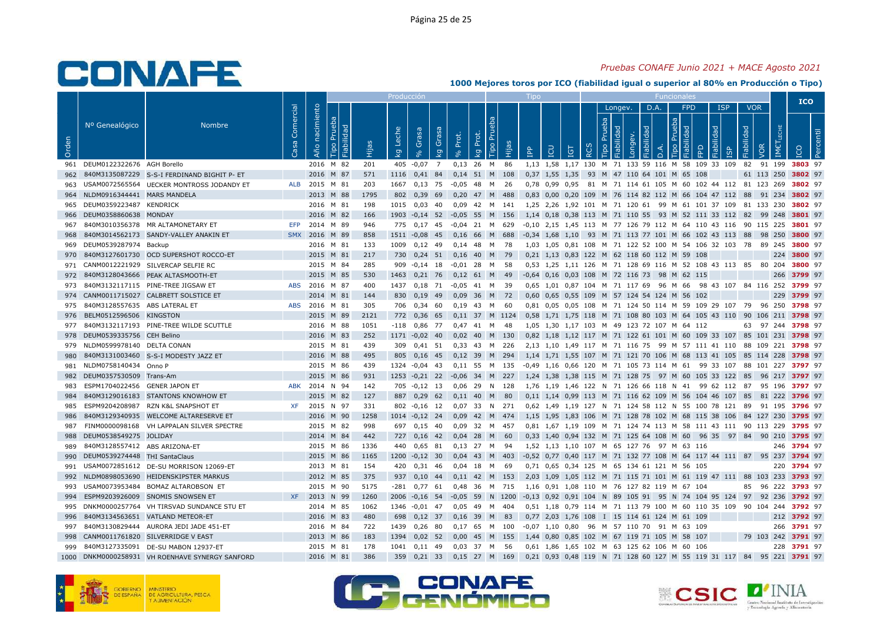# CONAFE

*Pruebas CONAFE Junio 2021 + MACE Agosto 2021*

**1000 Mejores toros por ICO (fiabilidad igual o superior al 80% en Producción o Tipo)**

| | | | | | Producción | | | | | | | | | Tipo | | | | | Funcionales | | | | | | | | | | | | | ICO | |
|---|---|---|---|---|---|---|---|---|---|---|---|---|---|---|---|---|---|---|---|---|---|---|---|---|---|---|---|---|---|---|---|---|---|
| | | | | | | | | | | | | | | | | | | | Longev. | | | D.A. | | FPD | | | ISP | | VOR | | | | |
| Orden | Nº Genealógico | Nombre | Casa Comercial | Año nacimiento | Tipo Prueba | Fiabilidad | Hijas | kg Leche | % Grasa | kg Grasa | % Prot. | kg Prot. | Tipo Prueba | Hijas | IPP | ICU | IGT | RCS | Tipo Prueba | Fiabilidad | Longev. | Fiabilidad | D.A. | Tipo Prueba | Fiabilidad | FPD | Fiabilidad | ISP | Fiabilidad | VOR | IMCT LECHE | ICO | Percentil |
| 961 | DEUM0122322676 | AGH Borello | | 2016 | M | 82 | 201 | 405 | -0,07 | 7 | 0,13 | 26 | M | 86 | 1,13 | 1,58 | 1,17 | 130 | M | 71 | 133 | 59 | 116 | M | 58 | 109 | 33 | 109 | 82 | 91 | 199 | 3803 | 97 |
| 962 | 840M3135087229 | S-S-I FERDINAND BIGHIT P- ET | | 2016 | M | 87 | 571 | 1116 | 0,41 | 84 | 0,14 | 51 | M | 108 | 0,37 | 1,55 | 1,35 | 93 | M | 47 | 110 | 64 | 101 | M | 65 | 108 | | | 61 | 113 | 250 | 3802 | 97 |
| 963 | USAM0072565564 | UECKER MONTROSS JODANDY ET | ALB | 2015 | M | 81 | 203 | 1667 | 0,13 | 75 | -0,05 | 48 | M | 26 | 0,78 | 0,99 | 0,95 | 81 | M | 71 | 114 | 61 | 105 | M | 60 | 102 | 44 | 112 | 81 | 123 | 269 | 3802 | 97 |
| 964 | NLDM0916344441 | MARS MANDELA | | 2013 | M | 88 | 1795 | 802 | 0,39 | 69 | 0,20 | 47 | M | 488 | 0,83 | 0,00 | 0,20 | 109 | M | 76 | 114 | 82 | 112 | M | 66 | 104 | 47 | 112 | 88 | 91 | 234 | 3802 | 97 |
| 965 | DEUM0359223487 | KENDRICK | | 2016 | M | 81 | 198 | 1015 | 0,03 | 40 | 0,09 | 42 | M | 141 | 1,25 | 2,26 | 1,92 | 101 | M | 71 | 120 | 61 | 99 | M | 61 | 101 | 37 | 109 | 81 | 133 | 230 | 3802 | 97 |
| 966 | DEUM0358860638 | MONDAY | | 2016 | M | 82 | 166 | 1903 | -0,14 | 52 | -0,05 | 55 | M | 156 | 1,14 | 0,18 | 0,38 | 113 | M | 71 | 110 | 55 | 93 | M | 52 | 111 | 33 | 112 | 82 | 99 | 248 | 3801 | 97 |
| 967 | 840M3010356378 | MR ALTAMONETARY ET | EFP | 2014 | M | 89 | 946 | 775 | 0,17 | 45 | -0,04 | 21 | M | 629 | -0,10 | 2,15 | 1,45 | 113 | M | 77 | 126 | 79 | 112 | M | 64 | 110 | 43 | 116 | 90 | 115 | 225 | 3801 | 97 |
| 968 | 840M3014562173 | SANDY-VALLEY ANAKIN ET | SMX | 2016 | M | 89 | 858 | 1511 | -0,08 | 45 | 0,16 | 66 | M | 688 | -0,34 | 1,68 | 1,10 | 93 | M | 71 | 113 | 77 | 101 | M | 66 | 102 | 43 | 113 | 88 | 98 | 250 | 3800 | 97 |
| 969 | DEUM0539287974 | Backup | | 2016 | M | 81 | 133 | 1009 | 0,12 | 49 | 0,14 | 48 | M | 78 | 1,03 | 1,05 | 0,81 | 108 | M | 71 | 122 | 52 | 100 | M | 54 | 106 | 32 | 103 | 78 | 89 | 245 | 3800 | 97 |
| 970 | 840M3127601730 | OCD SUPERSHOT ROCCO-ET | | 2015 | M | 81 | 217 | 730 | 0,24 | 51 | 0,16 | 40 | M | 79 | 0,21 | 1,13 | 0,83 | 122 | M | 62 | 118 | 60 | 112 | M | 59 | 108 | | | | | 224 | 3800 | 97 |
| 971 | CANM0012221929 | SILVERCAP SELFIE RC | | 2015 | M | 84 | 285 | 909 | -0,14 | 18 | -0,01 | 28 | M | 58 | 0,53 | 1,25 | 1,11 | 126 | M | 71 | 128 | 69 | 116 | M | 52 | 108 | 43 | 113 | 85 | 80 | 204 | 3800 | 97 |
| 972 | 840M3128043666 | PEAK ALTASMOOTH-ET | | 2015 | M | 85 | 530 | 1463 | 0,21 | 76 | 0,12 | 61 | M | 49 | -0,64 | 0,16 | 0,03 | 108 | M | 72 | 116 | 73 | 98 | M | 62 | 115 | | | | | 266 | 3799 | 97 |
| 973 | 840M3132117115 | PINE-TREE JIGSAW ET | ABS | 2016 | M | 87 | 400 | 1437 | 0,18 | 71 | -0,05 | 41 | M | 39 | 0,65 | 1,01 | 0,87 | 104 | M | 71 | 117 | 69 | 96 | M | 66 | 98 | 43 | 107 | 84 | 116 | 252 | 3799 | 97 |
| 974 | CANM0011715027 | CALBRETT SOLSTICE ET | | 2014 | M | 81 | 144 | 830 | 0,19 | 49 | 0,09 | 36 | M | 72 | 0,60 | 0,65 | 0,55 | 109 | M | 57 | 124 | 54 | 124 | M | 56 | 102 | | | | | 229 | 3799 | 97 |
| 975 | 840M3128557635 | ABS LATERAL ET | ABS | 2016 | M | 81 | 305 | 706 | 0,34 | 60 | 0,19 | 43 | M | 60 | 0,81 | 0,05 | 0,05 | 108 | M | 71 | 124 | 50 | 114 | M | 59 | 109 | 29 | 107 | 79 | 96 | 250 | 3798 | 97 |
| 976 | BELM0512596506 | KINGSTON | | 2015 | M | 89 | 2121 | 772 | 0,36 | 65 | 0,11 | 37 | M | 1124 | 0,58 | 1,71 | 1,75 | 118 | M | 71 | 108 | 80 | 103 | M | 64 | 105 | 43 | 110 | 90 | 106 | 211 | 3798 | 97 |
| 977 | 840M3132117193 | PINE-TREE WILDE SCUTTLE | | 2016 | M | 88 | 1051 | -118 | 0,86 | 77 | 0,47 | 41 | M | 48 | 1,05 | 1,30 | 1,17 | 103 | M | 49 | 123 | 72 | 107 | M | 64 | 112 | | | 63 | 97 | 244 | 3798 | 97 |
| 978 | DEUM0539335756 | CEH Belino | | 2016 | M | 83 | 252 | 1171 | -0,02 | 40 | 0,02 | 40 | M | 130 | 0,82 | 1,18 | 1,12 | 117 | M | 71 | 122 | 61 | 101 | M | 60 | 109 | 33 | 107 | 85 | 101 | 231 | 3798 | 97 |
| 979 | NLDM0599978140 | DELTA CONAN | | 2015 | M | 81 | 439 | 309 | 0,41 | 51 | 0,33 | 43 | M | 226 | 2,13 | 1,10 | 1,49 | 117 | M | 71 | 116 | 75 | 99 | M | 57 | 111 | 41 | 110 | 88 | 109 | 221 | 3798 | 97 |
| 980 | 840M3131003460 | S-S-I MODESTY JAZZ ET | | 2016 | M | 88 | 495 | 805 | 0,16 | 45 | 0,12 | 39 | M | 294 | 1,14 | 1,71 | 1,55 | 107 | M | 71 | 121 | 70 | 106 | M | 68 | 113 | 41 | 105 | 85 | 114 | 228 | 3798 | 97 |
| 981 | NLDM0758140434 | Onno P | | 2015 | M | 86 | 439 | 1324 | -0,04 | 43 | 0,11 | 55 | M | 135 | -0,49 | 1,16 | 0,66 | 120 | M | 71 | 105 | 73 | 114 | M | 61 | 99 | 33 | 107 | 88 | 101 | 227 | 3797 | 97 |
| 982 | DEUM0357530509 | Trans-Am | | 2015 | M | 86 | 931 | 1253 | -0,21 | 22 | -0,06 | 34 | M | 227 | 1,24 | 1,38 | 1,38 | 115 | M | 71 | 128 | 75 | 97 | M | 60 | 105 | 33 | 122 | 85 | 96 | 217 | 3797 | 97 |
| 983 | ESPM1704022456 | GENER JAPON ET | ABK | 2014 | N | 94 | 142 | 705 | -0,12 | 13 | 0,06 | 29 | N | 128 | 1,76 | 1,19 | 1,46 | 122 | N | 71 | 126 | 66 | 118 | N | 41 | 99 | 62 | 112 | 87 | 95 | 196 | 3797 | 97 |
| 984 | 840M3129016183 | STANTONS KNOWHOW ET | | 2015 | M | 82 | 127 | 887 | 0,29 | 62 | 0,11 | 40 | M | 80 | 0,11 | 1,14 | 0,99 | 113 | M | 71 | 116 | 62 | 109 | M | 56 | 104 | 46 | 107 | 85 | 81 | 222 | 3796 | 97 |
| 985 | ESPM9204208987 | RZN K&L SNAPSHOT ET | XF | 2015 | N | 97 | 331 | 802 | -0,16 | 12 | 0,07 | 33 | N | 271 | 0,62 | 1,49 | 1,19 | 127 | N | 71 | 124 | 58 | 112 | N | 55 | 100 | 78 | 121 | 89 | 91 | 195 | 3796 | 97 |
| 986 | 840M3129340935 | WELCOME ALTARESERVE ET | | 2016 | M | 90 | 1258 | 1014 | -0,12 | 24 | 0,09 | 42 | M | 474 | 1,15 | 1,95 | 1,83 | 106 | M | 71 | 128 | 78 | 102 | M | 68 | 115 | 38 | 106 | 84 | 127 | 230 | 3795 | 97 |
| 987 | FINM0000098168 | VH LAPPALAN SILVER SPECTRE | | 2015 | M | 82 | 998 | 697 | 0,15 | 40 | 0,09 | 32 | M | 457 | 0,81 | 1,67 | 1,19 | 109 | M | 71 | 124 | 74 | 113 | M | 58 | 111 | 43 | 111 | 90 | 113 | 229 | 3795 | 97 |
| 988 | DEUM0538549275 | JOLIDAY | | 2014 | M | 84 | 442 | 727 | 0,16 | 42 | 0,04 | 28 | M | 60 | 0,33 | 1,40 | 0,94 | 132 | M | 71 | 125 | 64 | 108 | M | 60 | 96 | 35 | 97 | 84 | 90 | 210 | 3795 | 97 |
| 989 | 840M3128557412 | ABS ARIZONA-ET | | 2015 | M | 86 | 1336 | 440 | 0,65 | 81 | 0,13 | 27 | M | 94 | 1,52 | 1,13 | 1,10 | 107 | M | 65 | 127 | 76 | 97 | M | 63 | 116 | | | | | 246 | 3794 | 97 |
| 990 | DEUM0539274448 | THI SantaClaus | | 2015 | M | 86 | 1165 | 1200 | -0,12 | 30 | 0,04 | 43 | M | 403 | -0,52 | 0,77 | 0,40 | 117 | M | 71 | 132 | 77 | 108 | M | 64 | 117 | 44 | 111 | 87 | 95 | 237 | 3794 | 97 |
| 991 | USAM0072851612 | DE-SU MORRISON 12069-ET | | 2013 | M | 81 | 154 | 420 | 0,31 | 46 | 0,04 | 18 | M | 69 | 0,71 | 0,65 | 0,34 | 125 | M | 65 | 134 | 61 | 121 | M | 56 | 105 | | | | | 220 | 3794 | 97 |
| 992 | NLDM0898053690 | HEIDENSKIPSTER MARKUS | | 2012 | M | 85 | 375 | 937 | 0,10 | 44 | 0,11 | 42 | M | 153 | 2,03 | 1,09 | 1,05 | 112 | M | 71 | 115 | 71 | 101 | M | 61 | 119 | 47 | 111 | 88 | 103 | 233 | 3793 | 97 |
| 993 | USAM0073953484 | BOMAZ ALTAROBSON ET | | 2015 | M | 90 | 5175 | -281 | 0,77 | 61 | 0,48 | 36 | M | 715 | 1,16 | 0,91 | 1,08 | 110 | M | 76 | 127 | 82 | 119 | M | 67 | 104 | | | 85 | 96 | 222 | 3793 | 97 |
| 994 | ESPM9203926009 | SNOMIS SNOWSEN ET | XF | 2013 | N | 99 | 1260 | 2006 | -0,16 | 54 | -0,05 | 59 | N | 1200 | -0,13 | 0,92 | 0,91 | 104 | N | 89 | 105 | 91 | 95 | N | 74 | 104 | 95 | 124 | 97 | 92 | 236 | 3792 | 97 |
| 995 | DNKM0000257764 | VH TIRSVAD SUNDANCE STU ET | | 2014 | M | 85 | 1062 | 1346 | -0,01 | 47 | 0,05 | 49 | M | 404 | 0,51 | 1,18 | 0,79 | 114 | M | 71 | 113 | 79 | 100 | M | 60 | 110 | 35 | 109 | 90 | 104 | 244 | 3792 | 97 |
| 996 | 840M3134563651 | VATLAND METEOR-ET | | 2016 | M | 83 | 480 | 698 | 0,12 | 37 | 0,16 | 39 | M | 83 | 0,77 | 2,03 | 1,76 | 108 | I | 15 | 114 | 61 | 124 | M | 61 | 109 | | | | | 212 | 3792 | 97 |
| 997 | 840M3130829444 | AURORA JEDI JADE 451-ET | | 2016 | M | 84 | 722 | 1439 | 0,26 | 80 | 0,17 | 65 | M | 100 | -0,07 | 1,10 | 0,80 | 96 | M | 57 | 110 | 70 | 91 | M | 63 | 109 | | | | | 266 | 3791 | 97 |
| 998 | CANM0011761820 | SILVERRIDGE V EAST | | 2013 | M | 86 | 183 | 1394 | 0,02 | 52 | 0,00 | 45 | M | 155 | 1,44 | 0,80 | 0,85 | 102 | M | 67 | 119 | 71 | 105 | M | 58 | 107 | | | 79 | 103 | 242 | 3791 | 97 |
| 999 | 840M3127335091 | DE-SU MABON 12937-ET | | 2015 | M | 81 | 178 | 1041 | 0,11 | 49 | 0,03 | 37 | M | 56 | 0,61 | 1,86 | 1,65 | 102 | M | 63 | 125 | 62 | 106 | M | 60 | 106 | | | | | 228 | 3791 | 97 |
| 1000 | DNKM0000258931 | VH ROENHAVE SYNERGY SANFORD | | 2016 | M | 81 | 386 | 359 | 0,21 | 33 | 0,15 | 27 | M | 169 | 0,21 | 0,93 | 0,48 | 119 | N | 71 | 128 | 60 | 127 | M | 55 | 119 | 31 | 117 | 84 | 95 | 221 | 3791 | 97 |